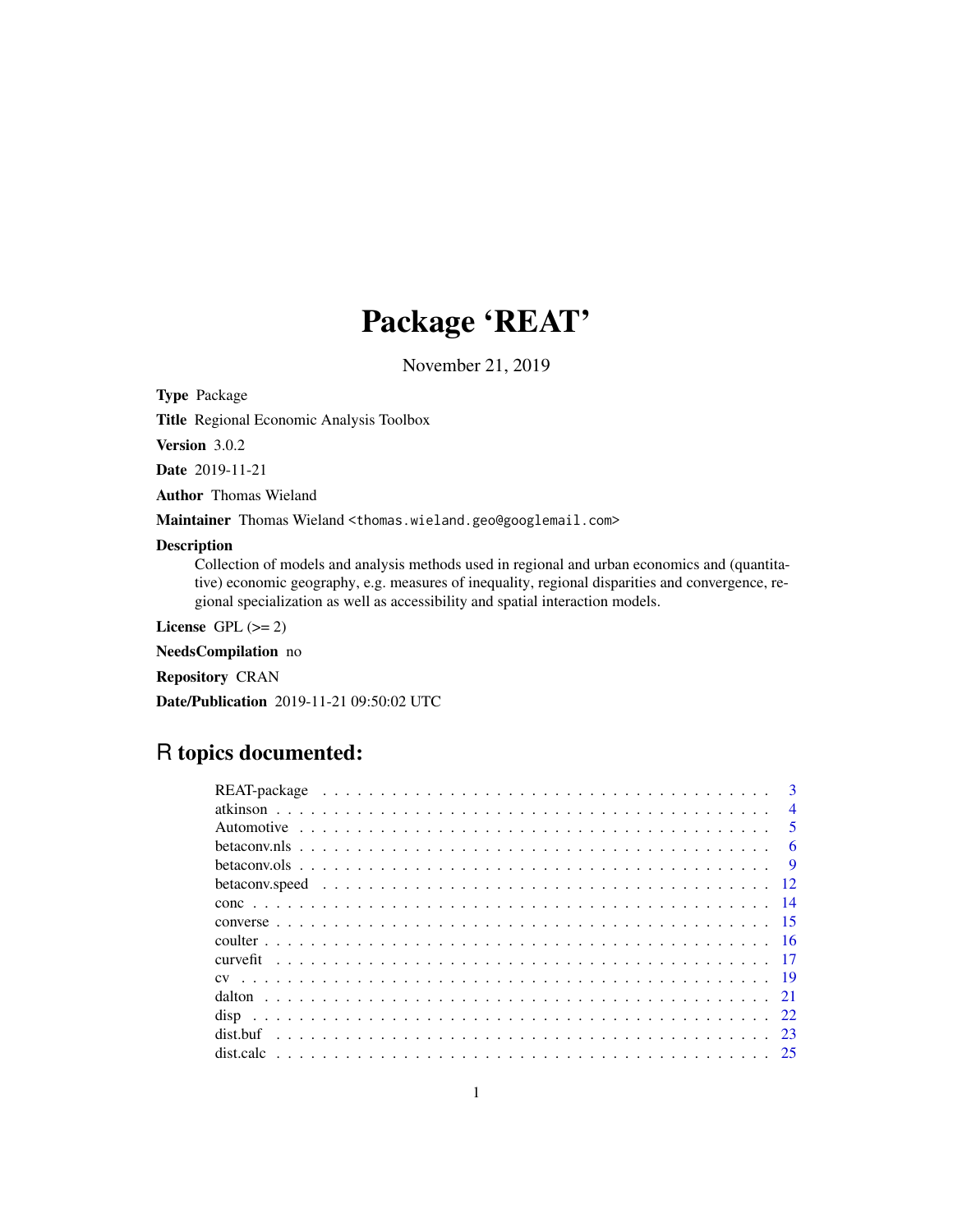# Package 'REAT'

November 21, 2019

**Type** Package

**Title** Regional Economic Analysis Toolbox

**Version** 3.0.2

**Date** 2019-11-21

**Author** Thomas Wieland

**Maintainer** Thomas Wieland <thomas.wieland.geo@googlemail.com>

**Description**
Collection of models and analysis methods used in regional and urban economics and (quantitative) economic geography, e.g. measures of inequality, regional disparities and convergence, regional specialization as well as accessibility and spatial interaction models.

**License** GPL (>= 2)

**NeedsCompilation** no

**Repository** CRAN

**Date/Publication** 2019-11-21 09:50:02 UTC

## R topics documented:

| | |
|---|---|
| REAT-package | 3 |
| atkinson | 4 |
| Automotive | 5 |
| betaconv.nls | 6 |
| betaconv.ols | 9 |
| betaconv.speed | 12 |
| conc | 14 |
| converse | 15 |
| coulter | 16 |
| curvefit | 17 |
| cv | 19 |
| dalton | 21 |
| disp | 22 |
| dist.buf | 23 |
| dist.calc | 25 |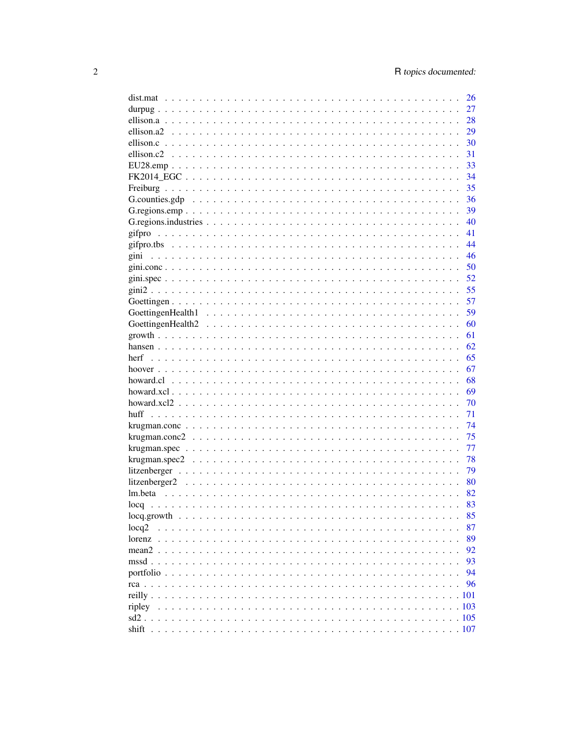dist.mat . . . . . . . . . . . . . . . . . . . . . . . . . . . . . . . . . . . . . . . . . 26
durpug . . . . . . . . . . . . . . . . . . . . . . . . . . . . . . . . . . . . . . . . . . 27
ellison.a . . . . . . . . . . . . . . . . . . . . . . . . . . . . . . . . . . . . . . . . . 28
ellison.a2 . . . . . . . . . . . . . . . . . . . . . . . . . . . . . . . . . . . . . . . . 29
ellison.c . . . . . . . . . . . . . . . . . . . . . . . . . . . . . . . . . . . . . . . . . 30
ellison.c2 . . . . . . . . . . . . . . . . . . . . . . . . . . . . . . . . . . . . . . . . 31
EU28.emp . . . . . . . . . . . . . . . . . . . . . . . . . . . . . . . . . . . . . . . . . 33
FK2014_EGC . . . . . . . . . . . . . . . . . . . . . . . . . . . . . . . . . . . . . . . 34
Freiburg . . . . . . . . . . . . . . . . . . . . . . . . . . . . . . . . . . . . . . . . . 35
G.counties.gdp . . . . . . . . . . . . . . . . . . . . . . . . . . . . . . . . . . . . . 36
G.regions.emp . . . . . . . . . . . . . . . . . . . . . . . . . . . . . . . . . . . . . . 39
G.regions.industries . . . . . . . . . . . . . . . . . . . . . . . . . . . . . . . . . . 40
gifpro . . . . . . . . . . . . . . . . . . . . . . . . . . . . . . . . . . . . . . . . . . 41
gifpro.tbs . . . . . . . . . . . . . . . . . . . . . . . . . . . . . . . . . . . . . . . . 44
gini . . . . . . . . . . . . . . . . . . . . . . . . . . . . . . . . . . . . . . . . . . . 46
gini.conc . . . . . . . . . . . . . . . . . . . . . . . . . . . . . . . . . . . . . . . . . 50
gini.spec . . . . . . . . . . . . . . . . . . . . . . . . . . . . . . . . . . . . . . . . . 52
gini2 . . . . . . . . . . . . . . . . . . . . . . . . . . . . . . . . . . . . . . . . . . . 55
Goettingen . . . . . . . . . . . . . . . . . . . . . . . . . . . . . . . . . . . . . . . . 57
GoettingenHealth1 . . . . . . . . . . . . . . . . . . . . . . . . . . . . . . . . . . . . 59
GoettingenHealth2 . . . . . . . . . . . . . . . . . . . . . . . . . . . . . . . . . . . . 60
growth . . . . . . . . . . . . . . . . . . . . . . . . . . . . . . . . . . . . . . . . . . 61
hansen . . . . . . . . . . . . . . . . . . . . . . . . . . . . . . . . . . . . . . . . . . 62
herf . . . . . . . . . . . . . . . . . . . . . . . . . . . . . . . . . . . . . . . . . . . 65
hoover . . . . . . . . . . . . . . . . . . . . . . . . . . . . . . . . . . . . . . . . . . 67
howard.cl . . . . . . . . . . . . . . . . . . . . . . . . . . . . . . . . . . . . . . . . . 68
howard.xcl . . . . . . . . . . . . . . . . . . . . . . . . . . . . . . . . . . . . . . . . 69
howard.xcl2 . . . . . . . . . . . . . . . . . . . . . . . . . . . . . . . . . . . . . . . 70
huff . . . . . . . . . . . . . . . . . . . . . . . . . . . . . . . . . . . . . . . . . . . 71
krugman.conc . . . . . . . . . . . . . . . . . . . . . . . . . . . . . . . . . . . . . . 74
krugman.conc2 . . . . . . . . . . . . . . . . . . . . . . . . . . . . . . . . . . . . . . 75
krugman.spec . . . . . . . . . . . . . . . . . . . . . . . . . . . . . . . . . . . . . . 77
krugman.spec2 . . . . . . . . . . . . . . . . . . . . . . . . . . . . . . . . . . . . . . 78
litzenberger . . . . . . . . . . . . . . . . . . . . . . . . . . . . . . . . . . . . . . . 79
litzenberger2 . . . . . . . . . . . . . . . . . . . . . . . . . . . . . . . . . . . . . . 80
lm.beta . . . . . . . . . . . . . . . . . . . . . . . . . . . . . . . . . . . . . . . . . . 82
locq . . . . . . . . . . . . . . . . . . . . . . . . . . . . . . . . . . . . . . . . . . . 83
locq.growth . . . . . . . . . . . . . . . . . . . . . . . . . . . . . . . . . . . . . . . . 85
locq2 . . . . . . . . . . . . . . . . . . . . . . . . . . . . . . . . . . . . . . . . . . . 87
lorenz . . . . . . . . . . . . . . . . . . . . . . . . . . . . . . . . . . . . . . . . . . 89
mean2 . . . . . . . . . . . . . . . . . . . . . . . . . . . . . . . . . . . . . . . . . . 92
mssd . . . . . . . . . . . . . . . . . . . . . . . . . . . . . . . . . . . . . . . . . . . 93
portfolio . . . . . . . . . . . . . . . . . . . . . . . . . . . . . . . . . . . . . . . . . 94
rca . . . . . . . . . . . . . . . . . . . . . . . . . . . . . . . . . . . . . . . . . . . . 96
reilly . . . . . . . . . . . . . . . . . . . . . . . . . . . . . . . . . . . . . . . . . . . 101
ripley . . . . . . . . . . . . . . . . . . . . . . . . . . . . . . . . . . . . . . . . . . . 103
sd2 . . . . . . . . . . . . . . . . . . . . . . . . . . . . . . . . . . . . . . . . . . . . 105
shift . . . . . . . . . . . . . . . . . . . . . . . . . . . . . . . . . . . . . . . . . . . 107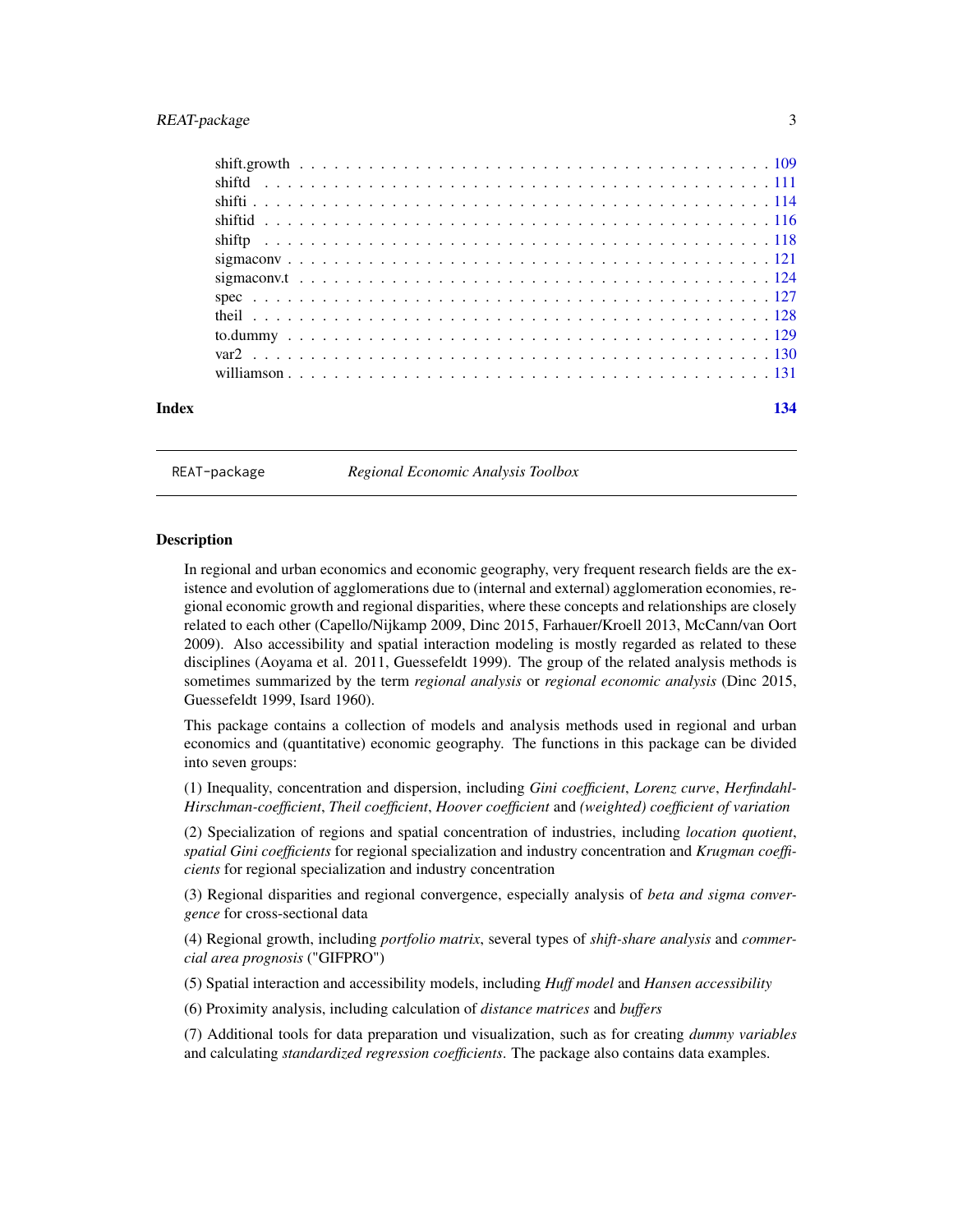shift.growth . . . . . . . . . . . . . . . . . . . . . . . . . . . . . . . . . . . . . . 109
shiftd . . . . . . . . . . . . . . . . . . . . . . . . . . . . . . . . . . . . . . . . 111
shifti . . . . . . . . . . . . . . . . . . . . . . . . . . . . . . . . . . . . . . . . 114
shiftid . . . . . . . . . . . . . . . . . . . . . . . . . . . . . . . . . . . . . . . 116
shiftp . . . . . . . . . . . . . . . . . . . . . . . . . . . . . . . . . . . . . . . . 118
sigmaconv . . . . . . . . . . . . . . . . . . . . . . . . . . . . . . . . . . . . . . 121
sigmaconv.t . . . . . . . . . . . . . . . . . . . . . . . . . . . . . . . . . . . . . 124
spec . . . . . . . . . . . . . . . . . . . . . . . . . . . . . . . . . . . . . . . . . 127
theil . . . . . . . . . . . . . . . . . . . . . . . . . . . . . . . . . . . . . . . . . 128
to.dummy . . . . . . . . . . . . . . . . . . . . . . . . . . . . . . . . . . . . . . . 129
var2 . . . . . . . . . . . . . . . . . . . . . . . . . . . . . . . . . . . . . . . . . 130
williamson . . . . . . . . . . . . . . . . . . . . . . . . . . . . . . . . . . . . . . 131

**Index** 134

---

`REAT-package` *Regional Economic Analysis Toolbox*

---

## Description

In regional and urban economics and economic geography, very frequent research fields are the existence and evolution of agglomerations due to (internal and external) agglomeration economies, regional economic growth and regional disparities, where these concepts and relationships are closely related to each other (Capello/Nijkamp 2009, Dinc 2015, Farhauer/Kroell 2013, McCann/van Oort 2009). Also accessibility and spatial interaction modeling is mostly regarded as related to these disciplines (Aoyama et al. 2011, Guessefeldt 1999). The group of the related analysis methods is sometimes summarized by the term *regional analysis* or *regional economic analysis* (Dinc 2015, Guessefeldt 1999, Isard 1960).

This package contains a collection of models and analysis methods used in regional and urban economics and (quantitative) economic geography. The functions in this package can be divided into seven groups:

(1) Inequality, concentration and dispersion, including *Gini coefficient*, *Lorenz curve*, *Herfindahl-Hirschman-coefficient*, *Theil coefficient*, *Hoover coefficient* and *(weighted) coefficient of variation*

(2) Specialization of regions and spatial concentration of industries, including *location quotient*, *spatial Gini coefficients* for regional specialization and industry concentration and *Krugman coefficients* for regional specialization and industry concentration

(3) Regional disparities and regional convergence, especially analysis of *beta and sigma convergence* for cross-sectional data

(4) Regional growth, including *portfolio matrix*, several types of *shift-share analysis* and *commercial area prognosis* ("GIFPRO")

(5) Spatial interaction and accessibility models, including *Huff model* and *Hansen accessibility*

(6) Proximity analysis, including calculation of *distance matrices* and *buffers*

(7) Additional tools for data preparation und visualization, such as for creating *dummy variables* and calculating *standardized regression coefficients*. The package also contains data examples.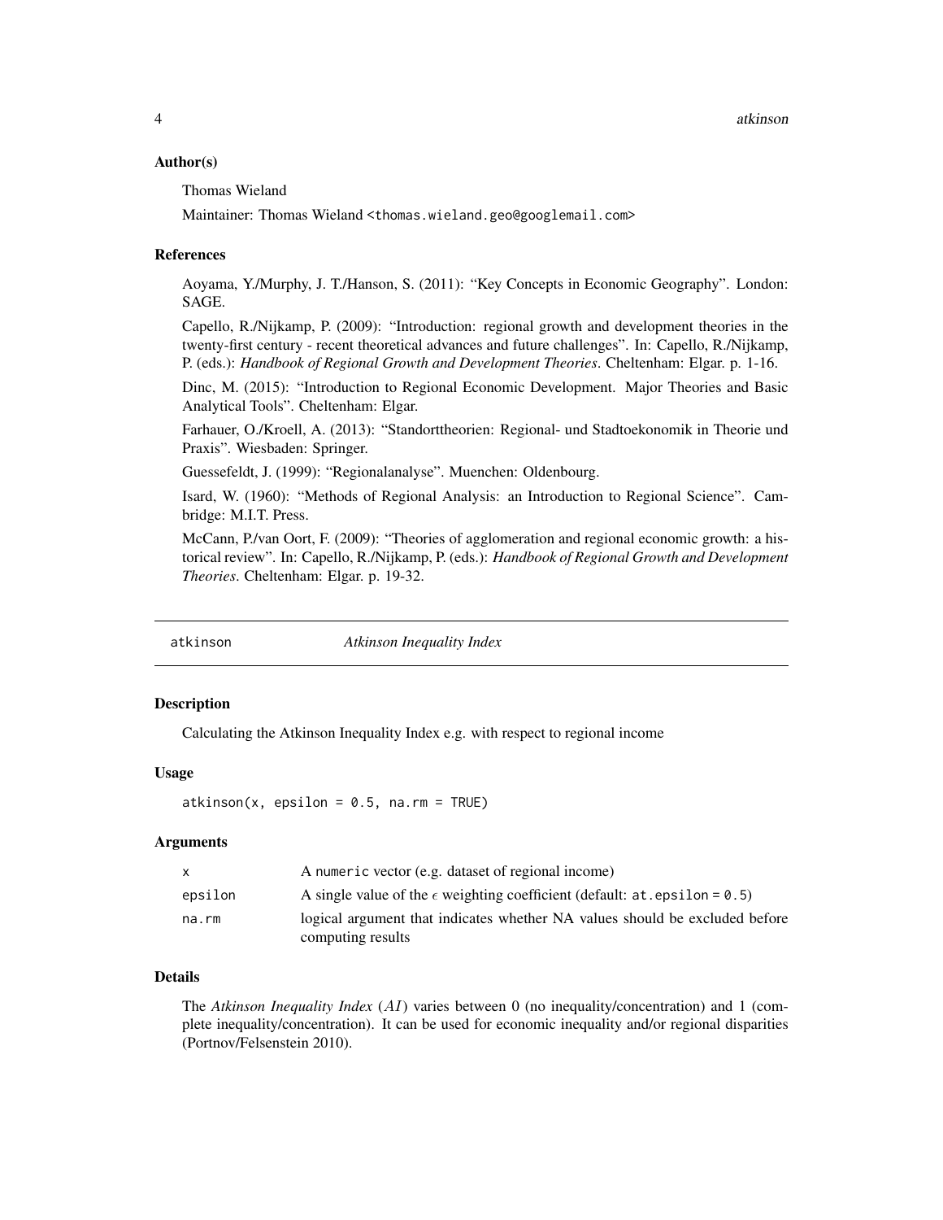### Author(s)

Thomas Wieland

Maintainer: Thomas Wieland <thomas.wieland.geo@googlemail.com>

### References

Aoyama, Y./Murphy, J. T./Hanson, S. (2011): "Key Concepts in Economic Geography". London: SAGE.

Capello, R./Nijkamp, P. (2009): "Introduction: regional growth and development theories in the twenty-first century - recent theoretical advances and future challenges". In: Capello, R./Nijkamp, P. (eds.): *Handbook of Regional Growth and Development Theories*. Cheltenham: Elgar. p. 1-16.

Dinc, M. (2015): "Introduction to Regional Economic Development. Major Theories and Basic Analytical Tools". Cheltenham: Elgar.

Farhauer, O./Kroell, A. (2013): "Standorttheorien: Regional- und Stadtoekonomik in Theorie und Praxis". Wiesbaden: Springer.

Guessefeldt, J. (1999): "Regionalanalyse". Muenchen: Oldenbourg.

Isard, W. (1960): "Methods of Regional Analysis: an Introduction to Regional Science". Cambridge: M.I.T. Press.

McCann, P./van Oort, F. (2009): "Theories of agglomeration and regional economic growth: a historical review". In: Capello, R./Nijkamp, P. (eds.): *Handbook of Regional Growth and Development Theories*. Cheltenham: Elgar. p. 19-32.

---

## atkinson — *Atkinson Inequality Index*

### Description

Calculating the Atkinson Inequality Index e.g. with respect to regional income

### Usage

```
atkinson(x, epsilon = 0.5, na.rm = TRUE)
```

### Arguments

| | |
|---|---|
| x | A `numeric` vector (e.g. dataset of regional income) |
| epsilon | A single value of the $\epsilon$ weighting coefficient (default: `at.epsilon = 0.5`) |
| na.rm | logical argument that indicates whether NA values should be excluded before computing results |

### Details

The *Atkinson Inequality Index* ($AI$) varies between 0 (no inequality/concentration) and 1 (complete inequality/concentration). It can be used for economic inequality and/or regional disparities (Portnov/Felsenstein 2010).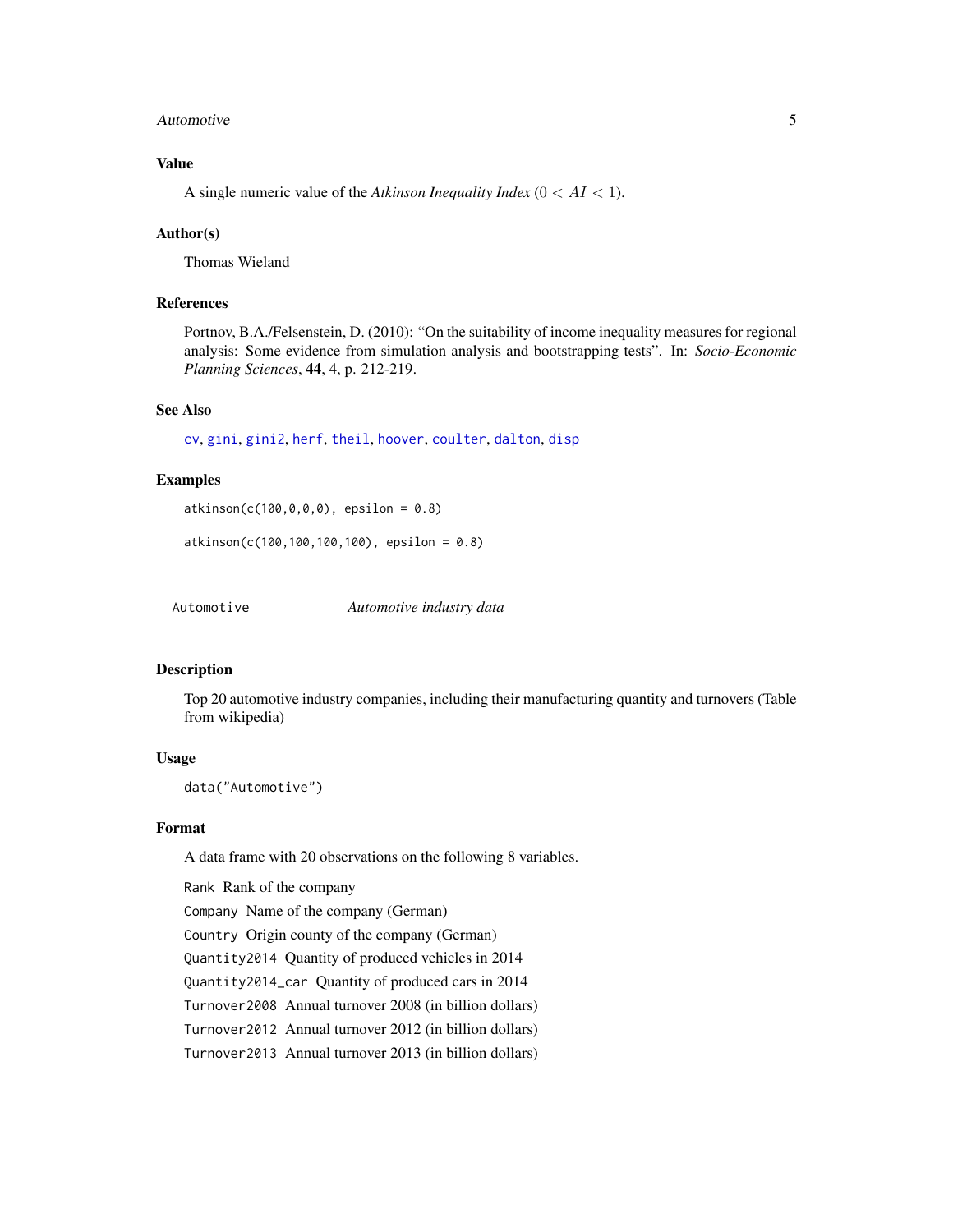### Value

A single numeric value of the *Atkinson Inequality Index* ($0 < AI < 1$).

### Author(s)

Thomas Wieland

### References

Portnov, B.A./Felsenstein, D. (2010): "On the suitability of income inequality measures for regional analysis: Some evidence from simulation analysis and bootstrapping tests". In: *Socio-Economic Planning Sciences*, **44**, 4, p. 212-219.

### See Also

cv, gini, gini2, herf, theil, hoover, coulter, dalton, disp

### Examples

```
atkinson(c(100,0,0,0), epsilon = 0.8)

atkinson(c(100,100,100,100), epsilon = 0.8)
```

---

## Automotive — *Automotive industry data*

---

### Description

Top 20 automotive industry companies, including their manufacturing quantity and turnovers (Table from wikipedia)

### Usage

```
data("Automotive")
```

### Format

A data frame with 20 observations on the following 8 variables.

- `Rank` Rank of the company
- `Company` Name of the company (German)
- `Country` Origin county of the company (German)
- `Quantity2014` Quantity of produced vehicles in 2014
- `Quantity2014_car` Quantity of produced cars in 2014
- `Turnover2008` Annual turnover 2008 (in billion dollars)
- `Turnover2012` Annual turnover 2012 (in billion dollars)
- `Turnover2013` Annual turnover 2013 (in billion dollars)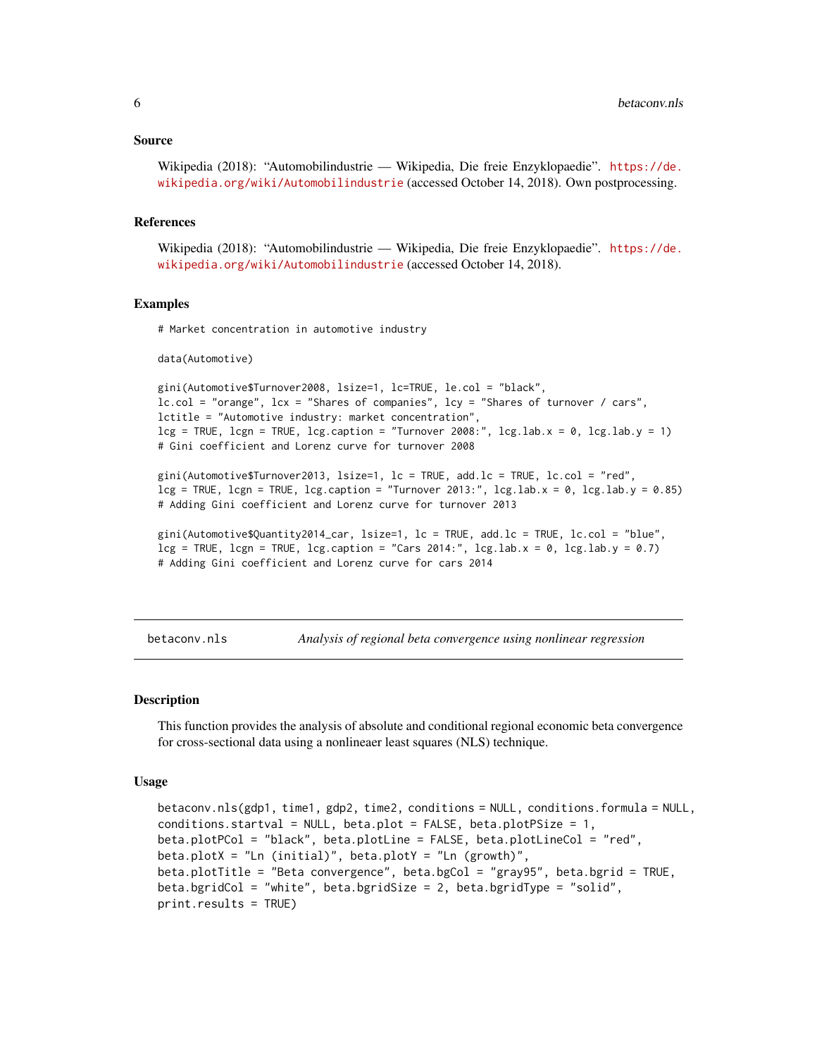## Source

Wikipedia (2018): "Automobilindustrie — Wikipedia, Die freie Enzyklopaedie". https://de.wikipedia.org/wiki/Automobilindustrie (accessed October 14, 2018). Own postprocessing.

## References

Wikipedia (2018): "Automobilindustrie — Wikipedia, Die freie Enzyklopaedie". https://de.wikipedia.org/wiki/Automobilindustrie (accessed October 14, 2018).

## Examples

```
# Market concentration in automotive industry

data(Automotive)

gini(Automotive$Turnover2008, lsize=1, lc=TRUE, le.col = "black",
lc.col = "orange", lcx = "Shares of companies", lcy = "Shares of turnover / cars",
lctitle = "Automotive industry: market concentration",
lcg = TRUE, lcgn = TRUE, lcg.caption = "Turnover 2008:", lcg.lab.x = 0, lcg.lab.y = 1)
# Gini coefficient and Lorenz curve for turnover 2008

gini(Automotive$Turnover2013, lsize=1, lc = TRUE, add.lc = TRUE, lc.col = "red",
lcg = TRUE, lcgn = TRUE, lcg.caption = "Turnover 2013:", lcg.lab.x = 0, lcg.lab.y = 0.85)
# Adding Gini coefficient and Lorenz curve for turnover 2013

gini(Automotive$Quantity2014_car, lsize=1, lc = TRUE, add.lc = TRUE, lc.col = "blue",
lcg = TRUE, lcgn = TRUE, lcg.caption = "Cars 2014:", lcg.lab.x = 0, lcg.lab.y = 0.7)
# Adding Gini coefficient and Lorenz curve for cars 2014
```

---

# betaconv.nls — *Analysis of regional beta convergence using nonlinear regression*

## Description

This function provides the analysis of absolute and conditional regional economic beta convergence for cross-sectional data using a nonlineaer least squares (NLS) technique.

## Usage

```
betaconv.nls(gdp1, time1, gdp2, time2, conditions = NULL, conditions.formula = NULL,
conditions.startval = NULL, beta.plot = FALSE, beta.plotPSize = 1,
beta.plotPCol = "black", beta.plotLine = FALSE, beta.plotLineCol = "red",
beta.plotX = "Ln (initial)", beta.plotY = "Ln (growth)",
beta.plotTitle = "Beta convergence", beta.bgCol = "gray95", beta.bgrid = TRUE,
beta.bgridCol = "white", beta.bgridSize = 2, beta.bgridType = "solid",
print.results = TRUE)
```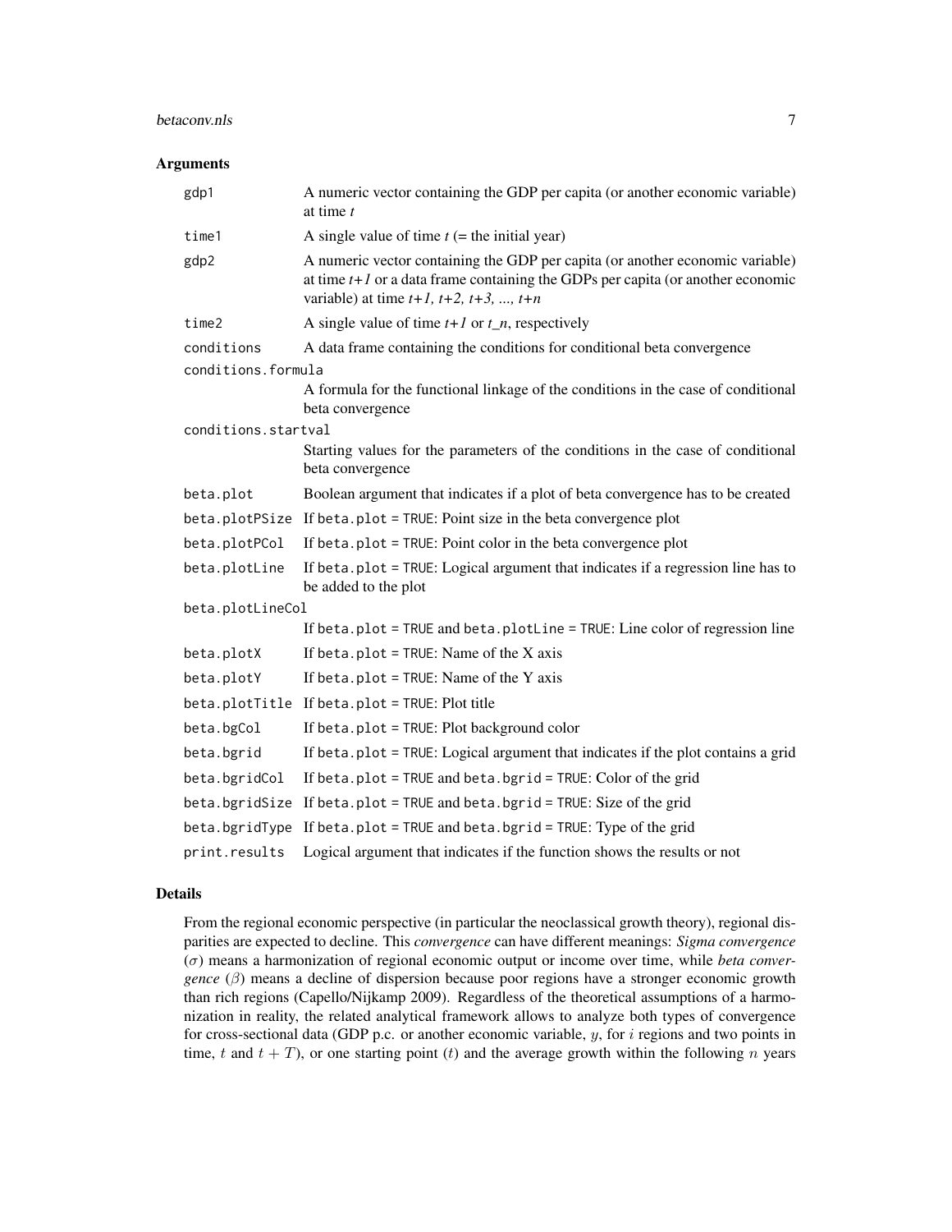## Arguments

| | |
|---|---|
| `gdp1` | A numeric vector containing the GDP per capita (or another economic variable) at time *t* |
| `time1` | A single value of time *t* (= the initial year) |
| `gdp2` | A numeric vector containing the GDP per capita (or another economic variable) at time *t+1* or a data frame containing the GDPs per capita (or another economic variable) at time *t+1, t+2, t+3, ..., t+n* |
| `time2` | A single value of time *t+1* or *t_n*, respectively |
| `conditions` | A data frame containing the conditions for conditional beta convergence |
| `conditions.formula` | A formula for the functional linkage of the conditions in the case of conditional beta convergence |
| `conditions.startval` | Starting values for the parameters of the conditions in the case of conditional beta convergence |
| `beta.plot` | Boolean argument that indicates if a plot of beta convergence has to be created |
| `beta.plotPSize` | If `beta.plot = TRUE`: Point size in the beta convergence plot |
| `beta.plotPCol` | If `beta.plot = TRUE`: Point color in the beta convergence plot |
| `beta.plotLine` | If `beta.plot = TRUE`: Logical argument that indicates if a regression line has to be added to the plot |
| `beta.plotLineCol` | If `beta.plot = TRUE` and `beta.plotLine = TRUE`: Line color of regression line |
| `beta.plotX` | If `beta.plot = TRUE`: Name of the X axis |
| `beta.plotY` | If `beta.plot = TRUE`: Name of the Y axis |
| `beta.plotTitle` | If `beta.plot = TRUE`: Plot title |
| `beta.bgCol` | If `beta.plot = TRUE`: Plot background color |
| `beta.bgrid` | If `beta.plot = TRUE`: Logical argument that indicates if the plot contains a grid |
| `beta.bgridCol` | If `beta.plot = TRUE` and `beta.bgrid = TRUE`: Color of the grid |
| `beta.bgridSize` | If `beta.plot = TRUE` and `beta.bgrid = TRUE`: Size of the grid |
| `beta.bgridType` | If `beta.plot = TRUE` and `beta.bgrid = TRUE`: Type of the grid |
| `print.results` | Logical argument that indicates if the function shows the results or not |

## Details

From the regional economic perspective (in particular the neoclassical growth theory), regional disparities are expected to decline. This *convergence* can have different meanings: *Sigma convergence* ($\sigma$) means a harmonization of regional economic output or income over time, while *beta convergence* ($\beta$) means a decline of dispersion because poor regions have a stronger economic growth than rich regions (Capello/Nijkamp 2009). Regardless of the theoretical assumptions of a harmonization in reality, the related analytical framework allows to analyze both types of convergence for cross-sectional data (GDP p.c. or another economic variable, $y$, for $i$ regions and two points in time, $t$ and $t+T$), or one starting point ($t$) and the average growth within the following $n$ years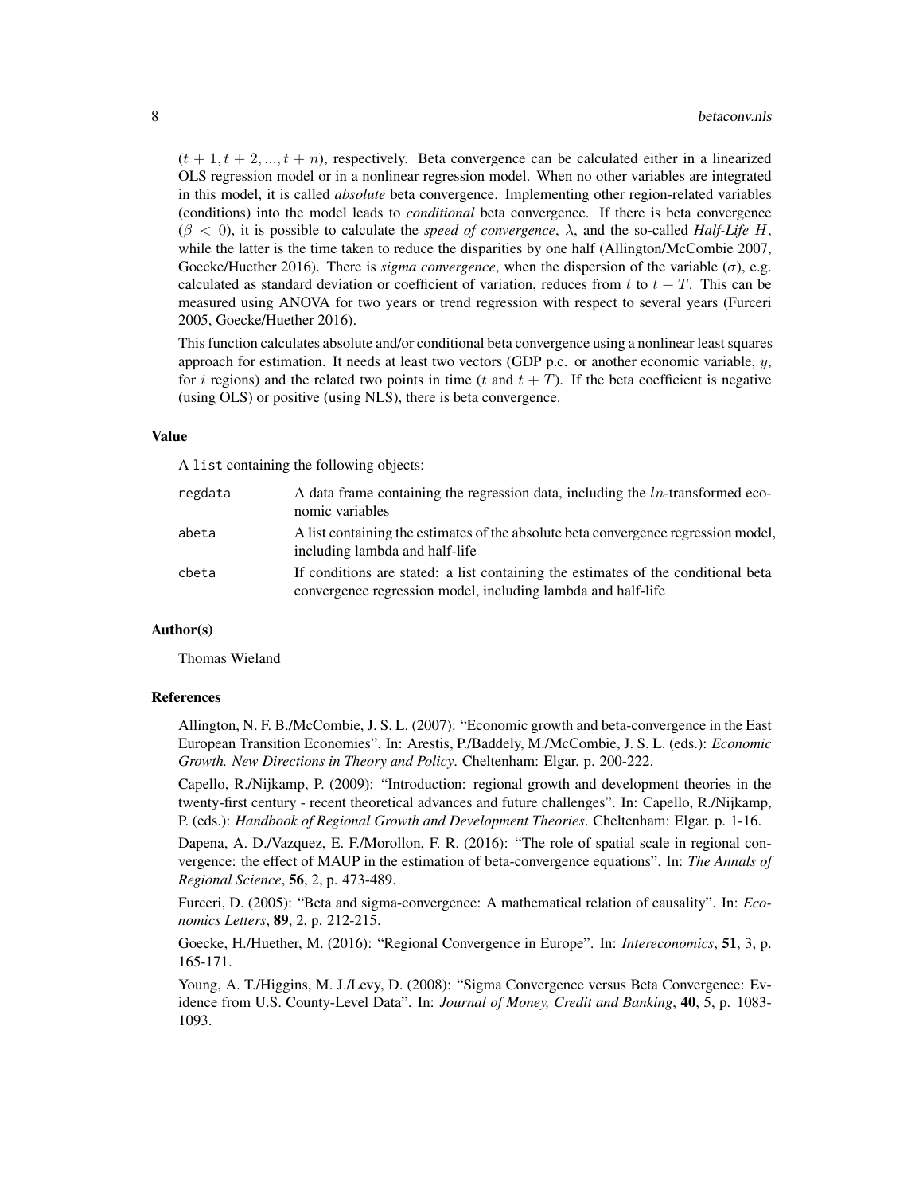$(t+1, t+2, ..., t+n)$, respectively. Beta convergence can be calculated either in a linearized OLS regression model or in a nonlinear regression model. When no other variables are integrated in this model, it is called *absolute* beta convergence. Implementing other region-related variables (conditions) into the model leads to *conditional* beta convergence. If there is beta convergence ($\beta < 0$), it is possible to calculate the *speed of convergence*, $\lambda$, and the so-called *Half-Life* $H$, while the latter is the time taken to reduce the disparities by one half (Allington/McCombie 2007, Goecke/Huether 2016). There is *sigma convergence*, when the dispersion of the variable ($\sigma$), e.g. calculated as standard deviation or coefficient of variation, reduces from $t$ to $t+T$. This can be measured using ANOVA for two years or trend regression with respect to several years (Furceri 2005, Goecke/Huether 2016).

This function calculates absolute and/or conditional beta convergence using a nonlinear least squares approach for estimation. It needs at least two vectors (GDP p.c. or another economic variable, $y$, for $i$ regions) and the related two points in time ($t$ and $t+T$). If the beta coefficient is negative (using OLS) or positive (using NLS), there is beta convergence.

## Value

A list containing the following objects:

| | |
|---|---|
| regdata | A data frame containing the regression data, including the $ln$-transformed economic variables |
| abeta | A list containing the estimates of the absolute beta convergence regression model, including lambda and half-life |
| cbeta | If conditions are stated: a list containing the estimates of the conditional beta convergence regression model, including lambda and half-life |

## Author(s)

Thomas Wieland

## References

Allington, N. F. B./McCombie, J. S. L. (2007): "Economic growth and beta-convergence in the East European Transition Economies". In: Arestis, P./Baddely, M./McCombie, J. S. L. (eds.): *Economic Growth. New Directions in Theory and Policy*. Cheltenham: Elgar. p. 200-222.

Capello, R./Nijkamp, P. (2009): "Introduction: regional growth and development theories in the twenty-first century - recent theoretical advances and future challenges". In: Capello, R./Nijkamp, P. (eds.): *Handbook of Regional Growth and Development Theories*. Cheltenham: Elgar. p. 1-16.

Dapena, A. D./Vazquez, E. F./Morollon, F. R. (2016): "The role of spatial scale in regional convergence: the effect of MAUP in the estimation of beta-convergence equations". In: *The Annals of Regional Science*, **56**, 2, p. 473-489.

Furceri, D. (2005): "Beta and sigma-convergence: A mathematical relation of causality". In: *Economics Letters*, **89**, 2, p. 212-215.

Goecke, H./Huether, M. (2016): "Regional Convergence in Europe". In: *Intereconomics*, **51**, 3, p. 165-171.

Young, A. T./Higgins, M. J./Levy, D. (2008): "Sigma Convergence versus Beta Convergence: Evidence from U.S. County-Level Data". In: *Journal of Money, Credit and Banking*, **40**, 5, p. 1083-1093.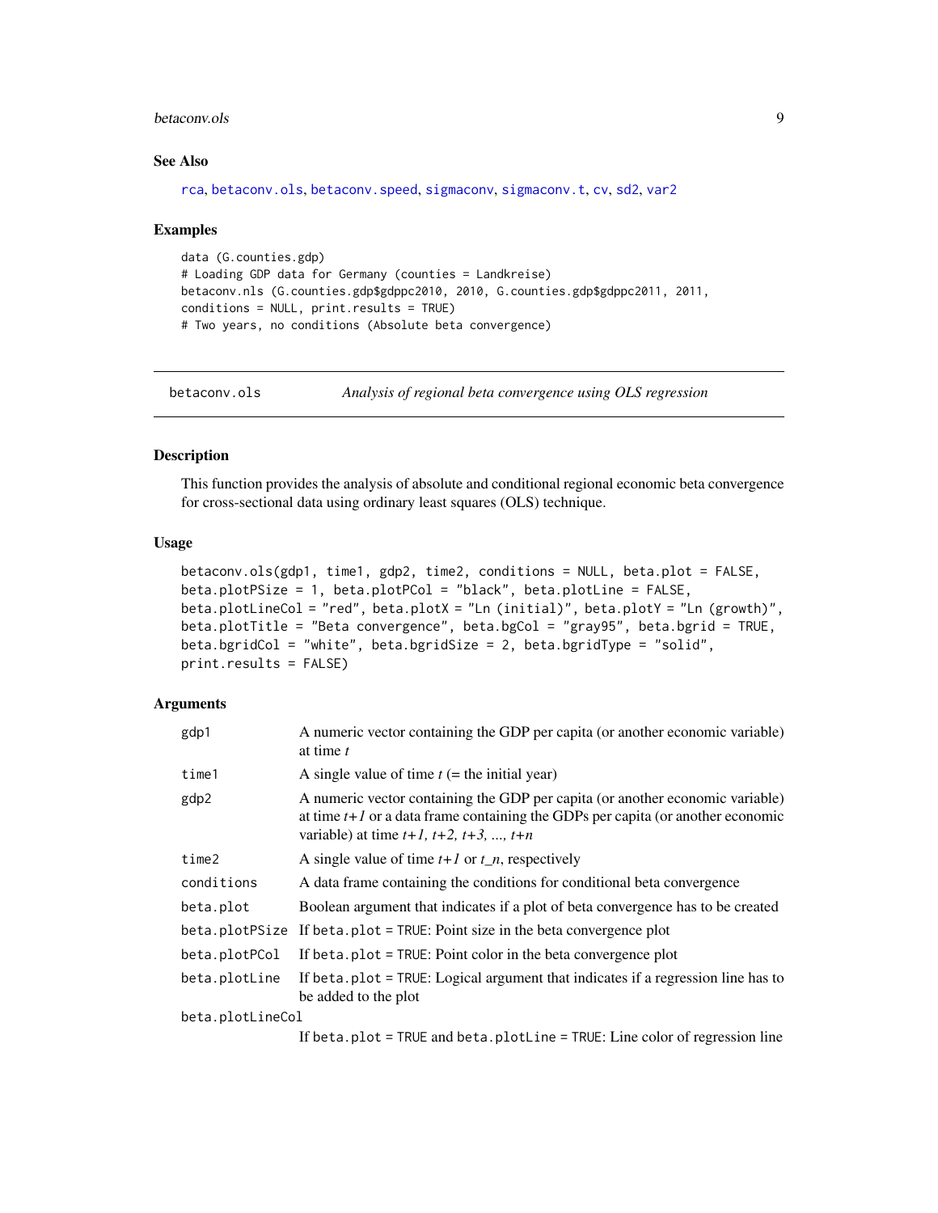### See Also

rca, betaconv.ols, betaconv.speed, sigmaconv, sigmaconv.t, cv, sd2, var2

### Examples

```
data (G.counties.gdp)
# Loading GDP data for Germany (counties = Landkreise)
betaconv.nls (G.counties.gdp$gdppc2010, 2010, G.counties.gdp$gdppc2011, 2011,
conditions = NULL, print.results = TRUE)
# Two years, no conditions (Absolute beta convergence)
```

---

## betaconv.ols — *Analysis of regional beta convergence using OLS regression*

### Description

This function provides the analysis of absolute and conditional regional economic beta convergence for cross-sectional data using ordinary least squares (OLS) technique.

### Usage

```
betaconv.ols(gdp1, time1, gdp2, time2, conditions = NULL, beta.plot = FALSE,
beta.plotPSize = 1, beta.plotPCol = "black", beta.plotLine = FALSE,
beta.plotLineCol = "red", beta.plotX = "Ln (initial)", beta.plotY = "Ln (growth)",
beta.plotTitle = "Beta convergence", beta.bgCol = "gray95", beta.bgrid = TRUE,
beta.bgridCol = "white", beta.bgridSize = 2, beta.bgridType = "solid",
print.results = FALSE)
```

### Arguments

| Argument | Description |
|---|---|
| gdp1 | A numeric vector containing the GDP per capita (or another economic variable) at time *t* |
| time1 | A single value of time *t* (= the initial year) |
| gdp2 | A numeric vector containing the GDP per capita (or another economic variable) at time *t+1* or a data frame containing the GDPs per capita (or another economic variable) at time *t+1, t+2, t+3, ..., t+n* |
| time2 | A single value of time *t+1* or *t_n*, respectively |
| conditions | A data frame containing the conditions for conditional beta convergence |
| beta.plot | Boolean argument that indicates if a plot of beta convergence has to be created |
| beta.plotPSize | If beta.plot = TRUE: Point size in the beta convergence plot |
| beta.plotPCol | If beta.plot = TRUE: Point color in the beta convergence plot |
| beta.plotLine | If beta.plot = TRUE: Logical argument that indicates if a regression line has to be added to the plot |
| beta.plotLineCol | If beta.plot = TRUE and beta.plotLine = TRUE: Line color of regression line |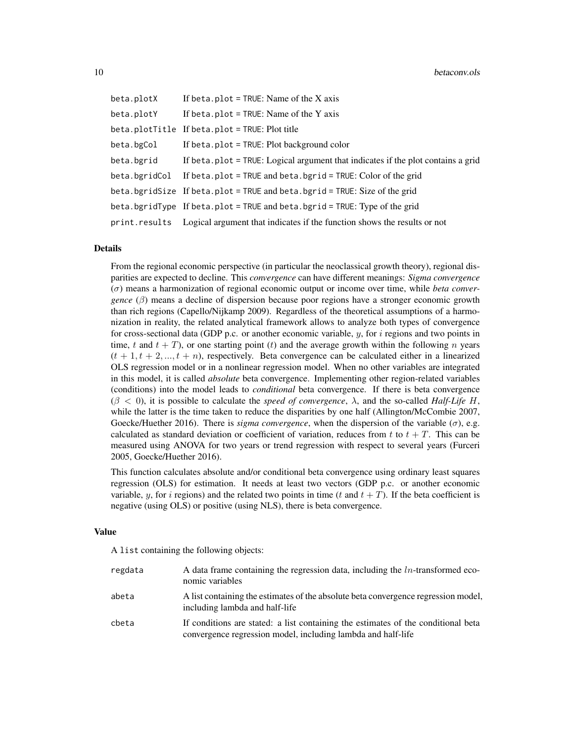| | |
|---|---|
| beta.plotX | If beta.plot = TRUE: Name of the X axis |
| beta.plotY | If beta.plot = TRUE: Name of the Y axis |
| beta.plotTitle | If beta.plot = TRUE: Plot title |
| beta.bgCol | If beta.plot = TRUE: Plot background color |
| beta.bgrid | If beta.plot = TRUE: Logical argument that indicates if the plot contains a grid |
| beta.bgridCol | If beta.plot = TRUE and beta.bgrid = TRUE: Color of the grid |
| beta.bgridSize | If beta.plot = TRUE and beta.bgrid = TRUE: Size of the grid |
| beta.bgridType | If beta.plot = TRUE and beta.bgrid = TRUE: Type of the grid |
| print.results | Logical argument that indicates if the function shows the results or not |

## Details

From the regional economic perspective (in particular the neoclassical growth theory), regional disparities are expected to decline. This *convergence* can have different meanings: ***Sigma convergence*** ($\sigma$) means a harmonization of regional economic output or income over time, while ***beta convergence*** ($\beta$) means a decline of dispersion because poor regions have a stronger economic growth than rich regions (Capello/Nijkamp 2009). Regardless of the theoretical assumptions of a harmonization in reality, the related analytical framework allows to analyze both types of convergence for cross-sectional data (GDP p.c. or another economic variable, $y$, for $i$ regions and two points in time, $t$ and $t+T$), or one starting point ($t$) and the average growth within the following $n$ years ($t+1, t+2, ..., t+n$), respectively. Beta convergence can be calculated either in a linearized OLS regression model or in a nonlinear regression model. When no other variables are integrated in this model, it is called *absolute* beta convergence. Implementing other region-related variables (conditions) into the model leads to *conditional* beta convergence. If there is beta convergence ($\beta < 0$), it is possible to calculate the *speed of convergence*, $\lambda$, and the so-called ***Half-Life*** $H$, while the latter is the time taken to reduce the disparities by one half (Allington/McCombie 2007, Goecke/Huether 2016). There is *sigma convergence*, when the dispersion of the variable ($\sigma$), e.g. calculated as standard deviation or coefficient of variation, reduces from $t$ to $t+T$. This can be measured using ANOVA for two years or trend regression with respect to several years (Furceri 2005, Goecke/Huether 2016).

This function calculates absolute and/or conditional beta convergence using ordinary least squares regression (OLS) for estimation. It needs at least two vectors (GDP p.c. or another economic variable, $y$, for $i$ regions) and the related two points in time ($t$ and $t+T$). If the beta coefficient is negative (using OLS) or positive (using NLS), there is beta convergence.

## Value

A list containing the following objects:

| | |
|---|---|
| regdata | A data frame containing the regression data, including the $ln$-transformed economic variables |
| abeta | A list containing the estimates of the absolute beta convergence regression model, including lambda and half-life |
| cbeta | If conditions are stated: a list containing the estimates of the conditional beta convergence regression model, including lambda and half-life |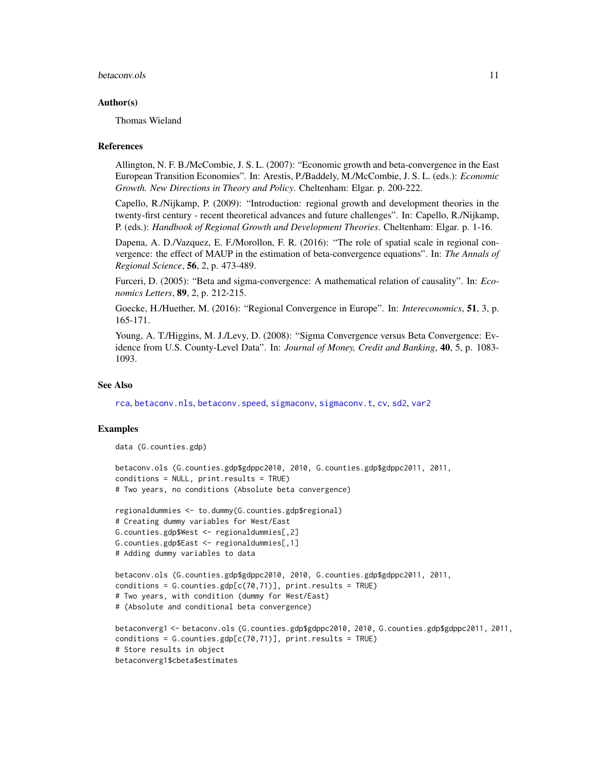## Author(s)

Thomas Wieland

## References

Allington, N. F. B./McCombie, J. S. L. (2007): "Economic growth and beta-convergence in the East European Transition Economies". In: Arestis, P./Baddely, M./McCombie, J. S. L. (eds.): *Economic Growth. New Directions in Theory and Policy*. Cheltenham: Elgar. p. 200-222.

Capello, R./Nijkamp, P. (2009): "Introduction: regional growth and development theories in the twenty-first century - recent theoretical advances and future challenges". In: Capello, R./Nijkamp, P. (eds.): *Handbook of Regional Growth and Development Theories*. Cheltenham: Elgar. p. 1-16.

Dapena, A. D./Vazquez, E. F./Morollon, F. R. (2016): "The role of spatial scale in regional convergence: the effect of MAUP in the estimation of beta-convergence equations". In: *The Annals of Regional Science*, **56**, 2, p. 473-489.

Furceri, D. (2005): "Beta and sigma-convergence: A mathematical relation of causality". In: *Economics Letters*, **89**, 2, p. 212-215.

Goecke, H./Huether, M. (2016): "Regional Convergence in Europe". In: *Intereconomics*, **51**, 3, p. 165-171.

Young, A. T./Higgins, M. J./Levy, D. (2008): "Sigma Convergence versus Beta Convergence: Evidence from U.S. County-Level Data". In: *Journal of Money, Credit and Banking*, **40**, 5, p. 1083-1093.

## See Also

rca, betaconv.nls, betaconv.speed, sigmaconv, sigmaconv.t, cv, sd2, var2

## Examples

```
data (G.counties.gdp)

betaconv.ols (G.counties.gdp$gdppc2010, 2010, G.counties.gdp$gdppc2011, 2011,
conditions = NULL, print.results = TRUE)
# Two years, no conditions (Absolute beta convergence)

regionaldummies <- to.dummy(G.counties.gdp$regional)
# Creating dummy variables for West/East
G.counties.gdp$West <- regionaldummies[,2]
G.counties.gdp$East <- regionaldummies[,1]
# Adding dummy variables to data

betaconv.ols (G.counties.gdp$gdppc2010, 2010, G.counties.gdp$gdppc2011, 2011,
conditions = G.counties.gdp[c(70,71)], print.results = TRUE)
# Two years, with condition (dummy for West/East)
# (Absolute and conditional beta convergence)

betaconverg1 <- betaconv.ols (G.counties.gdp$gdppc2010, 2010, G.counties.gdp$gdppc2011, 2011,
conditions = G.counties.gdp[c(70,71)], print.results = TRUE)
# Store results in object
betaconverg1$cbeta$estimates
```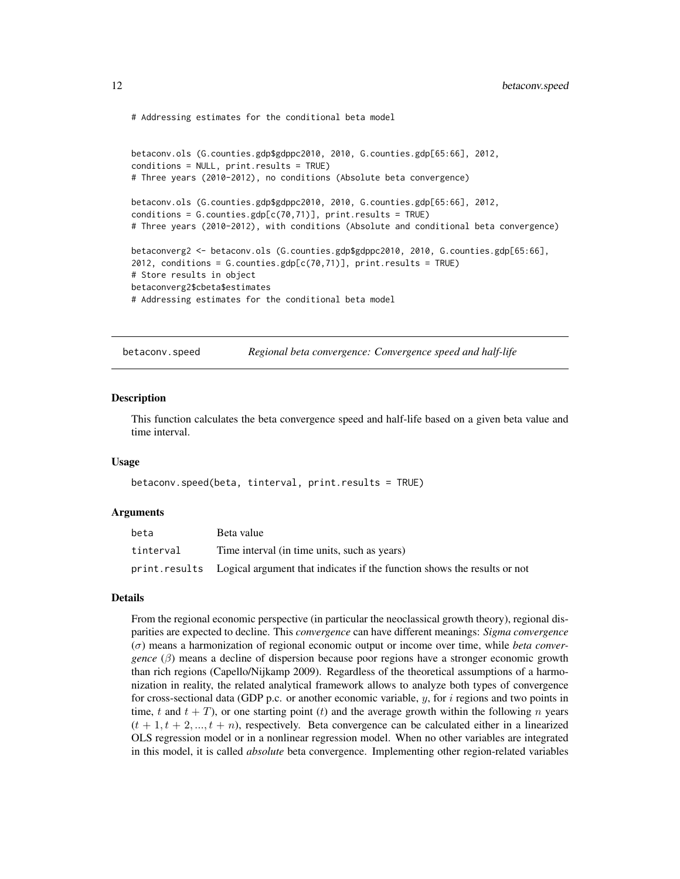```
# Addressing estimates for the conditional beta model


betaconv.ols (G.counties.gdp$gdppc2010, 2010, G.counties.gdp[65:66], 2012,
conditions = NULL, print.results = TRUE)
# Three years (2010-2012), no conditions (Absolute beta convergence)

betaconv.ols (G.counties.gdp$gdppc2010, 2010, G.counties.gdp[65:66], 2012,
conditions = G.counties.gdp[c(70,71)], print.results = TRUE)
# Three years (2010-2012), with conditions (Absolute and conditional beta convergence)

betaconverg2 <- betaconv.ols (G.counties.gdp$gdppc2010, 2010, G.counties.gdp[65:66],
2012, conditions = G.counties.gdp[c(70,71)], print.results = TRUE)
# Store results in object
betaconverg2$cbeta$estimates
# Addressing estimates for the conditional beta model
```

## betaconv.speed — *Regional beta convergence: Convergence speed and half-life*

### Description

This function calculates the beta convergence speed and half-life based on a given beta value and time interval.

### Usage

```
betaconv.speed(beta, tinterval, print.results = TRUE)
```

### Arguments

| | |
|---|---|
| beta | Beta value |
| tinterval | Time interval (in time units, such as years) |
| print.results | Logical argument that indicates if the function shows the results or not |

### Details

From the regional economic perspective (in particular the neoclassical growth theory), regional disparities are expected to decline. This *convergence* can have different meanings: *Sigma convergence* ($\sigma$) means a harmonization of regional economic output or income over time, while *beta convergence* ($\beta$) means a decline of dispersion because poor regions have a stronger economic growth than rich regions (Capello/Nijkamp 2009). Regardless of the theoretical assumptions of a harmonization in reality, the related analytical framework allows to analyze both types of convergence for cross-sectional data (GDP p.c. or another economic variable, $y$, for $i$ regions and two points in time, $t$ and $t+T$), or one starting point ($t$) and the average growth within the following $n$ years ($t+1, t+2, ..., t+n$), respectively. Beta convergence can be calculated either in a linearized OLS regression model or in a nonlinear regression model. When no other variables are integrated in this model, it is called *absolute* beta convergence. Implementing other region-related variables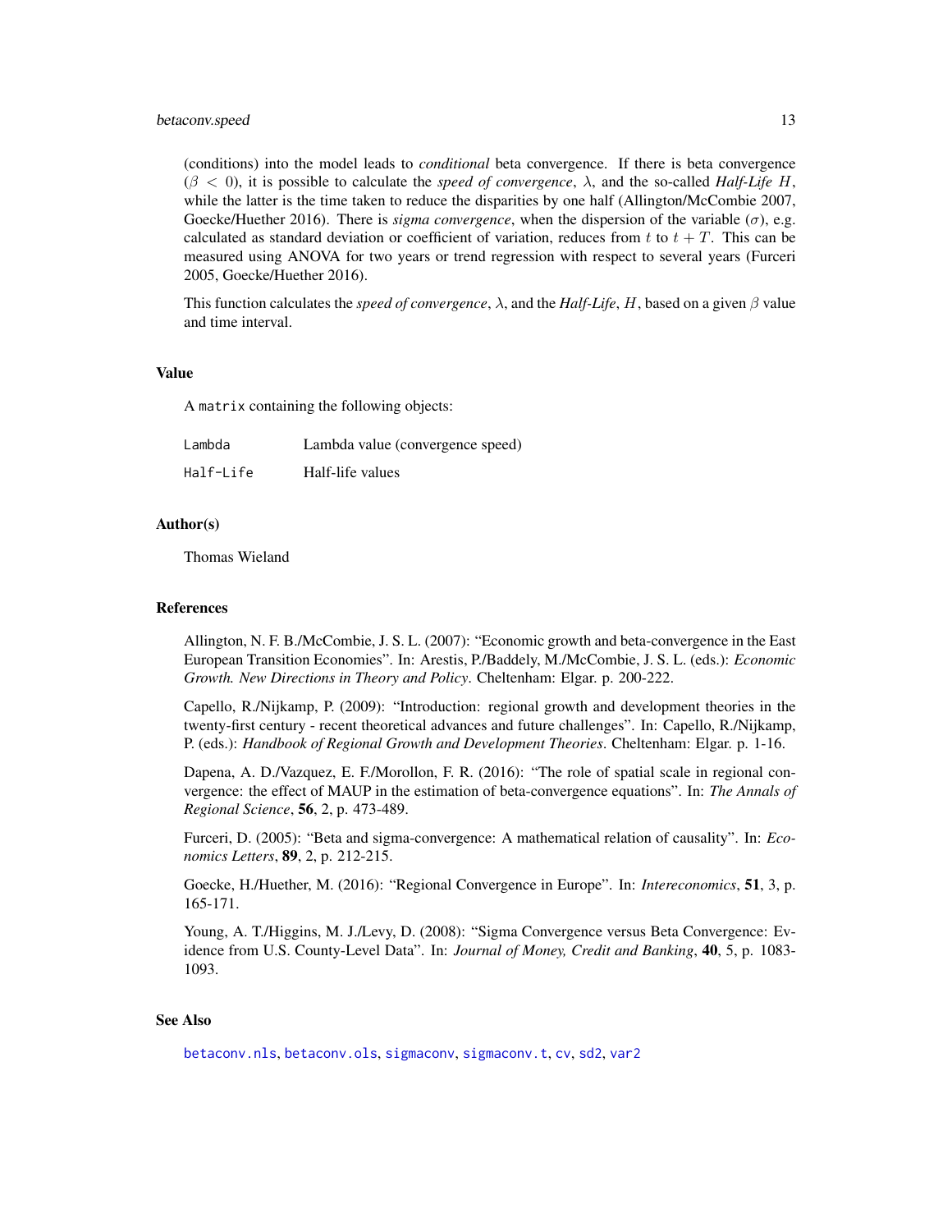(conditions) into the model leads to *conditional* beta convergence. If there is beta convergence ($\beta < 0$), it is possible to calculate the *speed of convergence*, $\lambda$, and the so-called *Half-Life* $H$, while the latter is the time taken to reduce the disparities by one half (Allington/McCombie 2007, Goecke/Huether 2016). There is *sigma convergence*, when the dispersion of the variable ($\sigma$), e.g. calculated as standard deviation or coefficient of variation, reduces from $t$ to $t + T$. This can be measured using ANOVA for two years or trend regression with respect to several years (Furceri 2005, Goecke/Huether 2016).

This function calculates the *speed of convergence*, $\lambda$, and the *Half-Life*, $H$, based on a given $\beta$ value and time interval.

## Value

A `matrix` containing the following objects:

| | |
|---|---|
| `Lambda` | Lambda value (convergence speed) |
| `Half-Life` | Half-life values |

## Author(s)

Thomas Wieland

## References

Allington, N. F. B./McCombie, J. S. L. (2007): "Economic growth and beta-convergence in the East European Transition Economies". In: Arestis, P./Baddely, M./McCombie, J. S. L. (eds.): *Economic Growth. New Directions in Theory and Policy*. Cheltenham: Elgar. p. 200-222.

Capello, R./Nijkamp, P. (2009): "Introduction: regional growth and development theories in the twenty-first century - recent theoretical advances and future challenges". In: Capello, R./Nijkamp, P. (eds.): *Handbook of Regional Growth and Development Theories*. Cheltenham: Elgar. p. 1-16.

Dapena, A. D./Vazquez, E. F./Morollon, F. R. (2016): "The role of spatial scale in regional convergence: the effect of MAUP in the estimation of beta-convergence equations". In: *The Annals of Regional Science*, **56**, 2, p. 473-489.

Furceri, D. (2005): "Beta and sigma-convergence: A mathematical relation of causality". In: *Economics Letters*, **89**, 2, p. 212-215.

Goecke, H./Huether, M. (2016): "Regional Convergence in Europe". In: *Intereconomics*, **51**, 3, p. 165-171.

Young, A. T./Higgins, M. J./Levy, D. (2008): "Sigma Convergence versus Beta Convergence: Evidence from U.S. County-Level Data". In: *Journal of Money, Credit and Banking*, **40**, 5, p. 1083-1093.

## See Also

`betaconv.nls`, `betaconv.ols`, `sigmaconv`, `sigmaconv.t`, `cv`, `sd2`, `var2`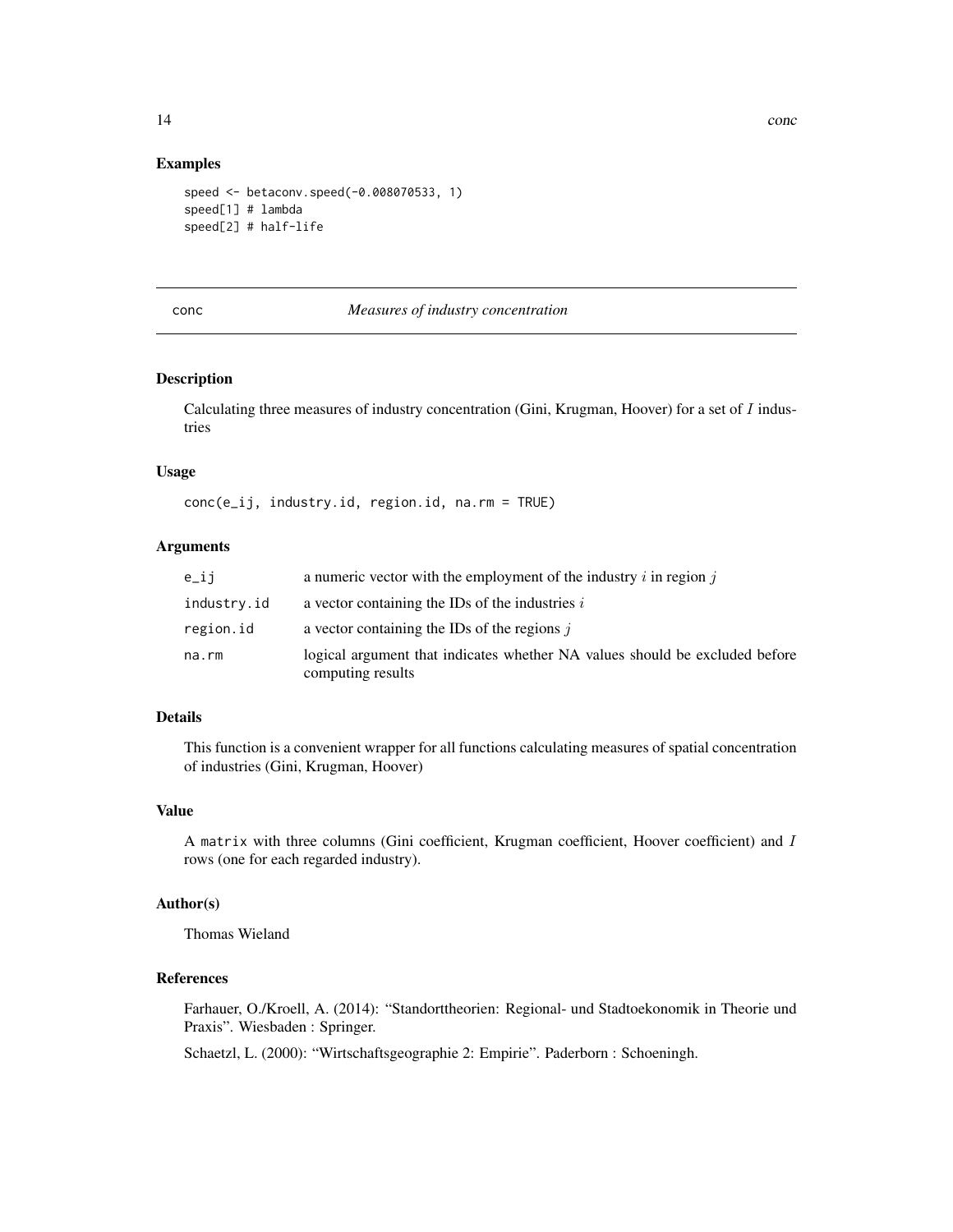## Examples

```
speed <- betaconv.speed(-0.008070533, 1)
speed[1] # lambda
speed[2] # half-life
```

---

# conc — *Measures of industry concentration*

## Description

Calculating three measures of industry concentration (Gini, Krugman, Hoover) for a set of $I$ industries

## Usage

```
conc(e_ij, industry.id, region.id, na.rm = TRUE)
```

## Arguments

| | |
|---|---|
| e_ij | a numeric vector with the employment of the industry $i$ in region $j$ |
| industry.id | a vector containing the IDs of the industries $i$ |
| region.id | a vector containing the IDs of the regions $j$ |
| na.rm | logical argument that indicates whether NA values should be excluded before computing results |

## Details

This function is a convenient wrapper for all functions calculating measures of spatial concentration of industries (Gini, Krugman, Hoover)

## Value

A `matrix` with three columns (Gini coefficient, Krugman coefficient, Hoover coefficient) and $I$ rows (one for each regarded industry).

## Author(s)

Thomas Wieland

## References

Farhauer, O./Kroell, A. (2014): "Standorttheorien: Regional- und Stadtoekonomik in Theorie und Praxis". Wiesbaden : Springer.

Schaetzl, L. (2000): "Wirtschaftsgeographie 2: Empirie". Paderborn : Schoeningh.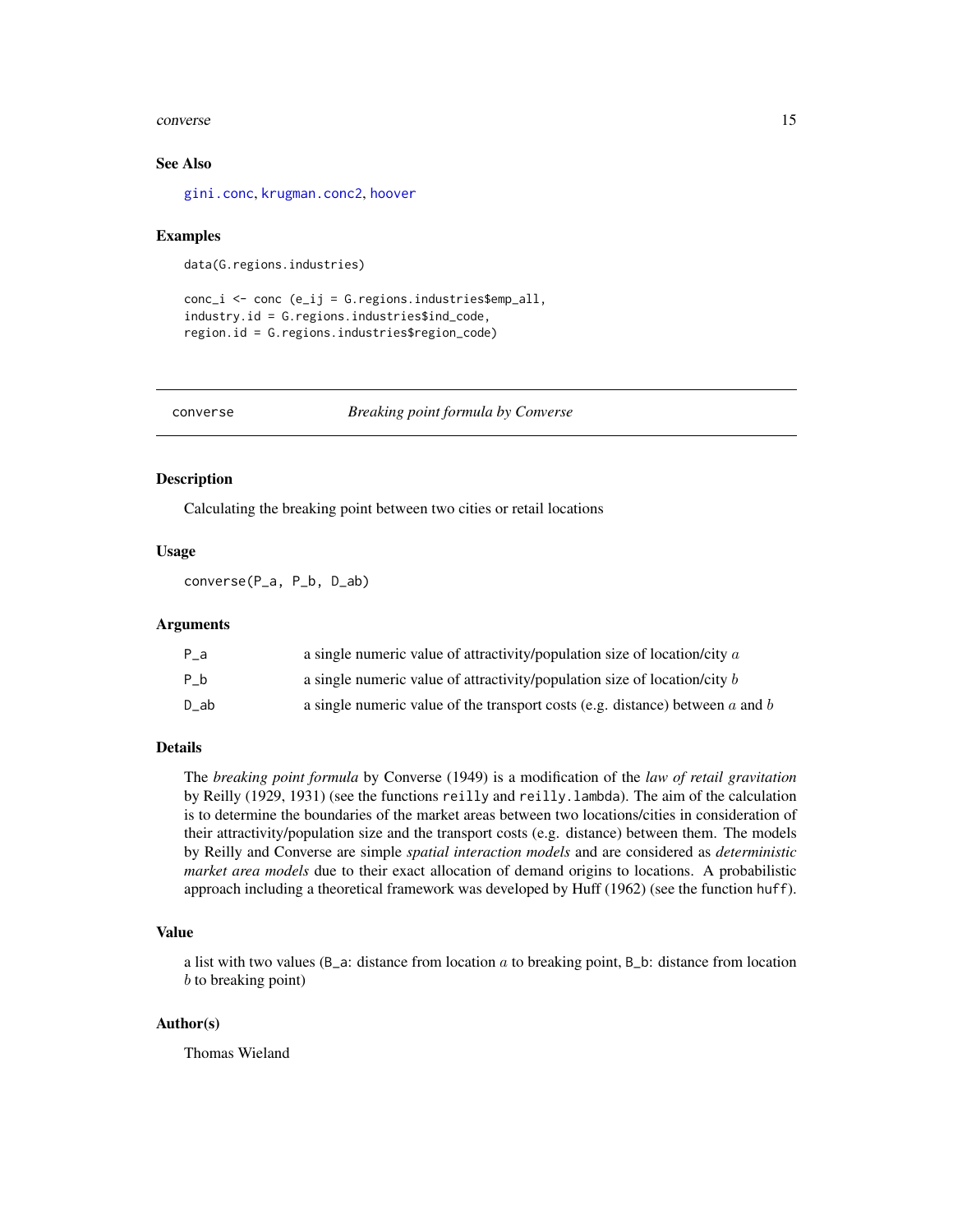## See Also

gini.conc, krugman.conc2, hoover

## Examples

```
data(G.regions.industries)

conc_i <- conc (e_ij = G.regions.industries$emp_all,
industry.id = G.regions.industries$ind_code,
region.id = G.regions.industries$region_code)
```

---

# converse — *Breaking point formula by Converse*

## Description

Calculating the breaking point between two cities or retail locations

## Usage

```
converse(P_a, P_b, D_ab)
```

## Arguments

| | |
|---|---|
| P_a | a single numeric value of attractivity/population size of location/city $a$ |
| P_b | a single numeric value of attractivity/population size of location/city $b$ |
| D_ab | a single numeric value of the transport costs (e.g. distance) between $a$ and $b$ |

## Details

The *breaking point formula* by Converse (1949) is a modification of the *law of retail gravitation* by Reilly (1929, 1931) (see the functions reilly and reilly.lambda). The aim of the calculation is to determine the boundaries of the market areas between two locations/cities in consideration of their attractivity/population size and the transport costs (e.g. distance) between them. The models by Reilly and Converse are simple *spatial interaction models* and are considered as *deterministic market area models* due to their exact allocation of demand origins to locations. A probabilistic approach including a theoretical framework was developed by Huff (1962) (see the function huff).

## Value

a list with two values (B_a: distance from location $a$ to breaking point, B_b: distance from location $b$ to breaking point)

## Author(s)

Thomas Wieland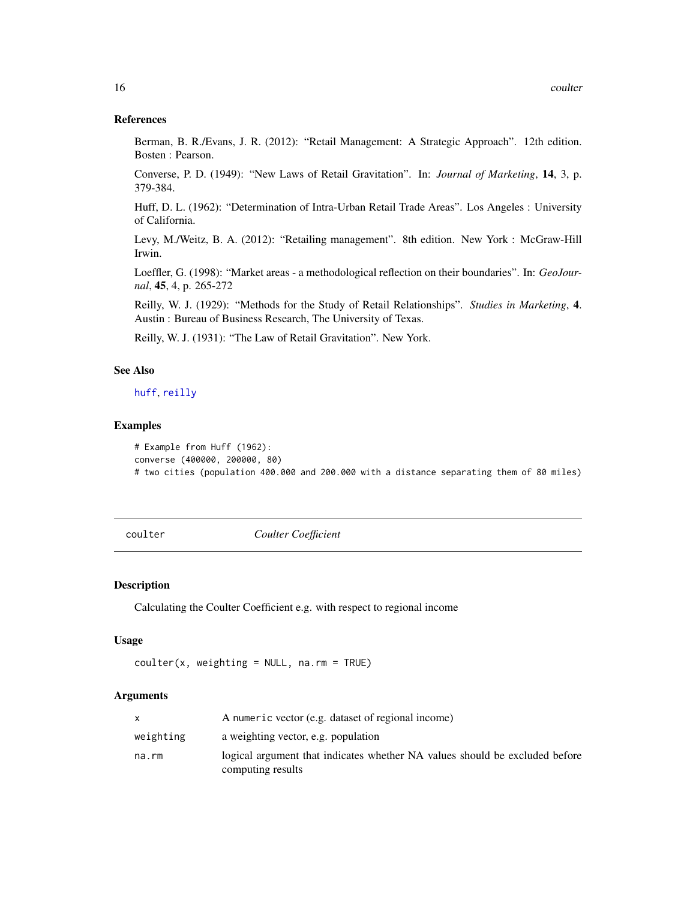### References

Berman, B. R./Evans, J. R. (2012): "Retail Management: A Strategic Approach". 12th edition. Bosten : Pearson.

Converse, P. D. (1949): "New Laws of Retail Gravitation". In: *Journal of Marketing*, **14**, 3, p. 379-384.

Huff, D. L. (1962): "Determination of Intra-Urban Retail Trade Areas". Los Angeles : University of California.

Levy, M./Weitz, B. A. (2012): "Retailing management". 8th edition. New York : McGraw-Hill Irwin.

Loeffler, G. (1998): "Market areas - a methodological reflection on their boundaries". In: *GeoJournal*, **45**, 4, p. 265-272

Reilly, W. J. (1929): "Methods for the Study of Retail Relationships". *Studies in Marketing*, **4**. Austin : Bureau of Business Research, The University of Texas.

Reilly, W. J. (1931): "The Law of Retail Gravitation". New York.

### See Also

huff, reilly

### Examples

```
# Example from Huff (1962):
converse (400000, 200000, 80)
# two cities (population 400.000 and 200.000 with a distance separating them of 80 miles)
```

---

## coulter — *Coulter Coefficient*

### Description

Calculating the Coulter Coefficient e.g. with respect to regional income

### Usage

```
coulter(x, weighting = NULL, na.rm = TRUE)
```

### Arguments

| | |
|---|---|
| `x` | A `numeric` vector (e.g. dataset of regional income) |
| `weighting` | a weighting vector, e.g. population |
| `na.rm` | logical argument that indicates whether NA values should be excluded before computing results |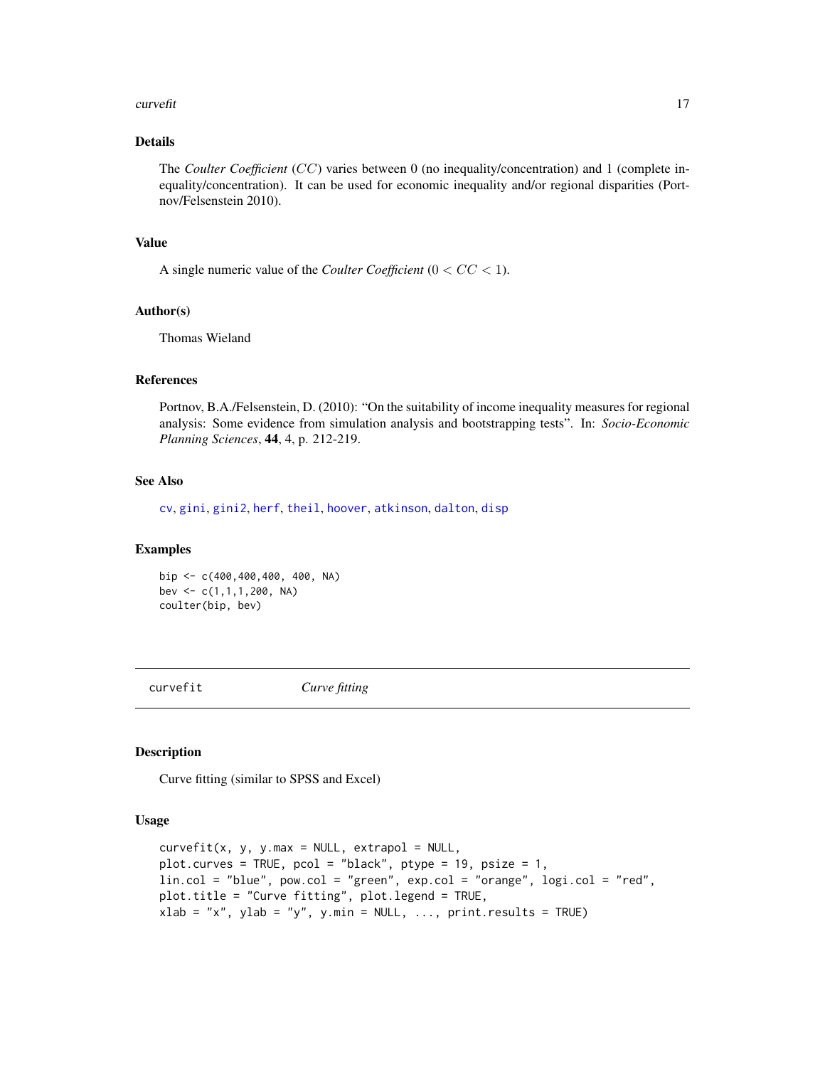## Details

The *Coulter Coefficient* ($CC$) varies between 0 (no inequality/concentration) and 1 (complete inequality/concentration). It can be used for economic inequality and/or regional disparities (Portnov/Felsenstein 2010).

## Value

A single numeric value of the *Coulter Coefficient* ($0 < CC < 1$).

## Author(s)

Thomas Wieland

## References

Portnov, B.A./Felsenstein, D. (2010): "On the suitability of income inequality measures for regional analysis: Some evidence from simulation analysis and bootstrapping tests". In: *Socio-Economic Planning Sciences*, **44**, 4, p. 212-219.

## See Also

cv, gini, gini2, herf, theil, hoover, atkinson, dalton, disp

## Examples

```
bip <- c(400,400,400, 400, NA)
bev <- c(1,1,1,200, NA)
coulter(bip, bev)
```

---

# curvefit *Curve fitting*

## Description

Curve fitting (similar to SPSS and Excel)

## Usage

```
curvefit(x, y, y.max = NULL, extrapol = NULL,
plot.curves = TRUE, pcol = "black", ptype = 19, psize = 1,
lin.col = "blue", pow.col = "green", exp.col = "orange", logi.col = "red",
plot.title = "Curve fitting", plot.legend = TRUE,
xlab = "x", ylab = "y", y.min = NULL, ..., print.results = TRUE)
```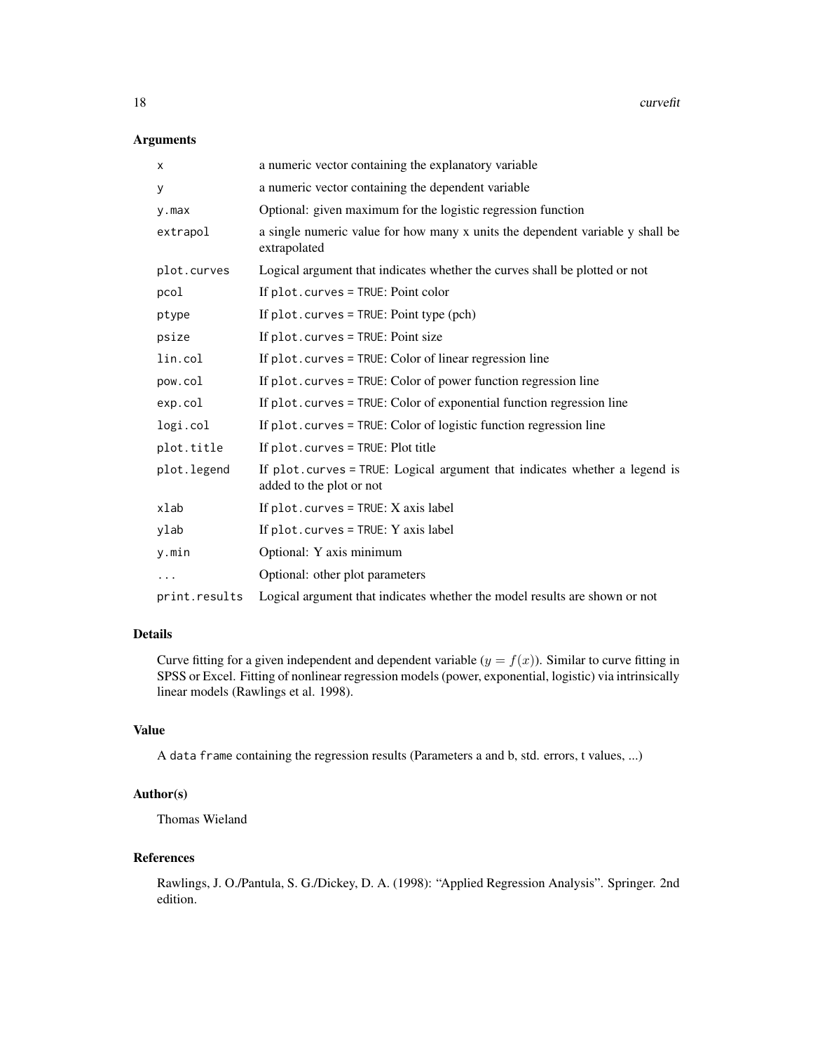## Arguments

| | |
|---|---|
| `x` | a numeric vector containing the explanatory variable |
| `y` | a numeric vector containing the dependent variable |
| `y.max` | Optional: given maximum for the logistic regression function |
| `extrapol` | a single numeric value for how many x units the dependent variable y shall be extrapolated |
| `plot.curves` | Logical argument that indicates whether the curves shall be plotted or not |
| `pcol` | If `plot.curves = TRUE`: Point color |
| `ptype` | If `plot.curves = TRUE`: Point type (pch) |
| `psize` | If `plot.curves = TRUE`: Point size |
| `lin.col` | If `plot.curves = TRUE`: Color of linear regression line |
| `pow.col` | If `plot.curves = TRUE`: Color of power function regression line |
| `exp.col` | If `plot.curves = TRUE`: Color of exponential function regression line |
| `logi.col` | If `plot.curves = TRUE`: Color of logistic function regression line |
| `plot.title` | If `plot.curves = TRUE`: Plot title |
| `plot.legend` | If `plot.curves = TRUE`: Logical argument that indicates whether a legend is added to the plot or not |
| `xlab` | If `plot.curves = TRUE`: X axis label |
| `ylab` | If `plot.curves = TRUE`: Y axis label |
| `y.min` | Optional: Y axis minimum |
| `...` | Optional: other plot parameters |
| `print.results` | Logical argument that indicates whether the model results are shown or not |

## Details

Curve fitting for a given independent and dependent variable ($y = f(x)$). Similar to curve fitting in SPSS or Excel. Fitting of nonlinear regression models (power, exponential, logistic) via intrinsically linear models (Rawlings et al. 1998).

## Value

A `data frame` containing the regression results (Parameters a and b, std. errors, t values, ...)

## Author(s)

Thomas Wieland

## References

Rawlings, J. O./Pantula, S. G./Dickey, D. A. (1998): "Applied Regression Analysis". Springer. 2nd edition.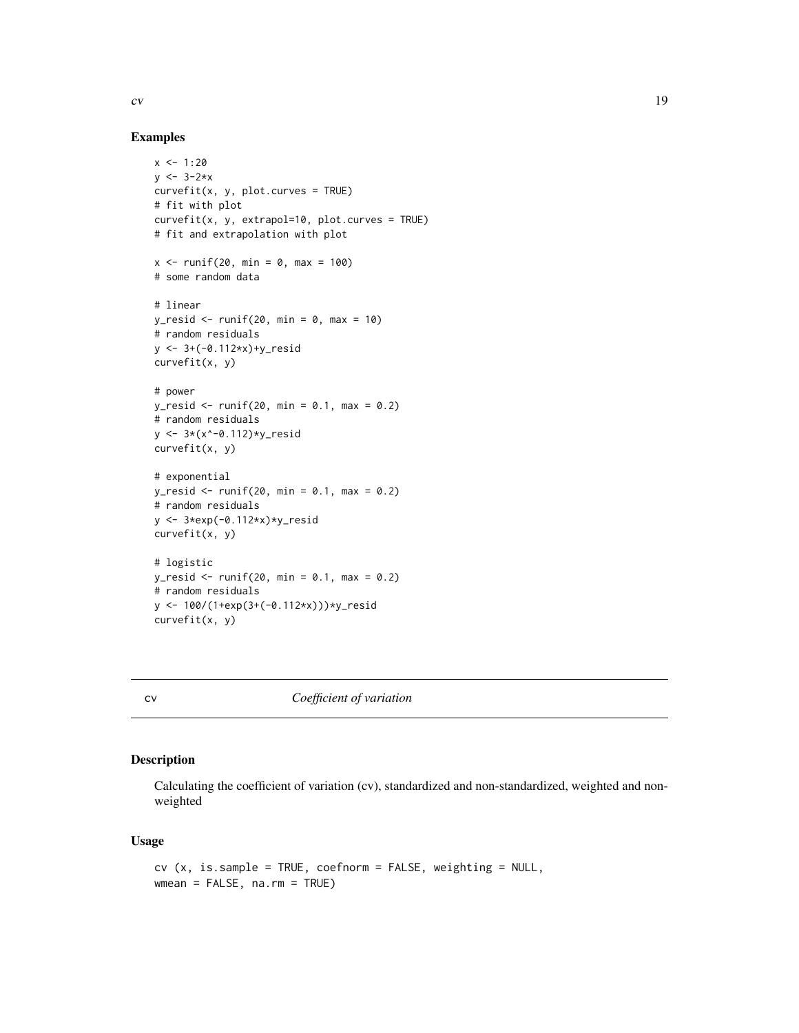### Examples

```
x <- 1:20
y <- 3-2*x
curvefit(x, y, plot.curves = TRUE)
# fit with plot
curvefit(x, y, extrapol=10, plot.curves = TRUE)
# fit and extrapolation with plot

x <- runif(20, min = 0, max = 100)
# some random data

# linear
y_resid <- runif(20, min = 0, max = 10)
# random residuals
y <- 3+(-0.112*x)+y_resid
curvefit(x, y)

# power
y_resid <- runif(20, min = 0.1, max = 0.2)
# random residuals
y <- 3*(x^-0.112)*y_resid
curvefit(x, y)

# exponential
y_resid <- runif(20, min = 0.1, max = 0.2)
# random residuals
y <- 3*exp(-0.112*x)*y_resid
curvefit(x, y)

# logistic
y_resid <- runif(20, min = 0.1, max = 0.2)
# random residuals
y <- 100/(1+exp(3+(-0.112*x)))*y_resid
curvefit(x, y)
```

---

## cv *Coefficient of variation*

---

### Description

Calculating the coefficient of variation (cv), standardized and non-standardized, weighted and non-weighted

### Usage

```
cv (x, is.sample = TRUE, coefnorm = FALSE, weighting = NULL,
wmean = FALSE, na.rm = TRUE)
```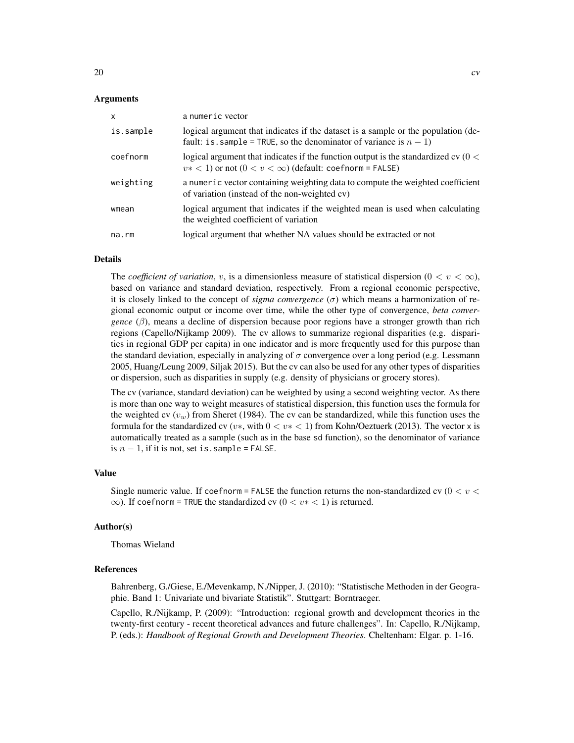### Arguments

| | |
|---|---|
| `x` | a `numeric` vector |
| `is.sample` | logical argument that indicates if the dataset is a sample or the population (default: `is.sample = TRUE`, so the denominator of variance is $n-1$) |
| `coefnorm` | logical argument that indicates if the function output is the standardized cv ($0 < v* < 1$) or not ($0 < v < \infty$) (default: `coefnorm = FALSE`) |
| `weighting` | a `numeric` vector containing weighting data to compute the weighted coefficient of variation (instead of the non-weighted cv) |
| `wmean` | logical argument that indicates if the weighted mean is used when calculating the weighted coefficient of variation |
| `na.rm` | logical argument that whether NA values should be extracted or not |

### Details

The *coefficient of variation*, $v$, is a dimensionless measure of statistical dispersion ($0 < v < \infty$), based on variance and standard deviation, respectively. From a regional economic perspective, it is closely linked to the concept of *sigma convergence* ($\sigma$) which means a harmonization of regional economic output or income over time, while the other type of convergence, *beta convergence* ($\beta$), means a decline of dispersion because poor regions have a stronger growth than rich regions (Capello/Nijkamp 2009). The cv allows to summarize regional disparities (e.g. disparities in regional GDP per capita) in one indicator and is more frequently used for this purpose than the standard deviation, especially in analyzing of $\sigma$ convergence over a long period (e.g. Lessmann 2005, Huang/Leung 2009, Siljak 2015). But the cv can also be used for any other types of disparities or dispersion, such as disparities in supply (e.g. density of physicians or grocery stores).

The cv (variance, standard deviation) can be weighted by using a second weighting vector. As there is more than one way to weight measures of statistical dispersion, this function uses the formula for the weighted cv ($v_w$) from Sheret (1984). The cv can be standardized, while this function uses the formula for the standardized cv ($v*$, with $0 < v* < 1$) from Kohn/Oeztuerk (2013). The vector `x` is automatically treated as a sample (such as in the base `sd` function), so the denominator of variance is $n-1$, if it is not, set `is.sample = FALSE`.

### Value

Single numeric value. If `coefnorm = FALSE` the function returns the non-standardized cv ($0 < v < \infty$). If `coefnorm = TRUE` the standardized cv ($0 < v* < 1$) is returned.

### Author(s)

Thomas Wieland

### References

Bahrenberg, G./Giese, E./Mevenkamp, N./Nipper, J. (2010): "Statistische Methoden in der Geographie. Band 1: Univariate und bivariate Statistik". Stuttgart: Borntraeger.

Capello, R./Nijkamp, P. (2009): "Introduction: regional growth and development theories in the twenty-first century - recent theoretical advances and future challenges". In: Capello, R./Nijkamp, P. (eds.): *Handbook of Regional Growth and Development Theories*. Cheltenham: Elgar. p. 1-16.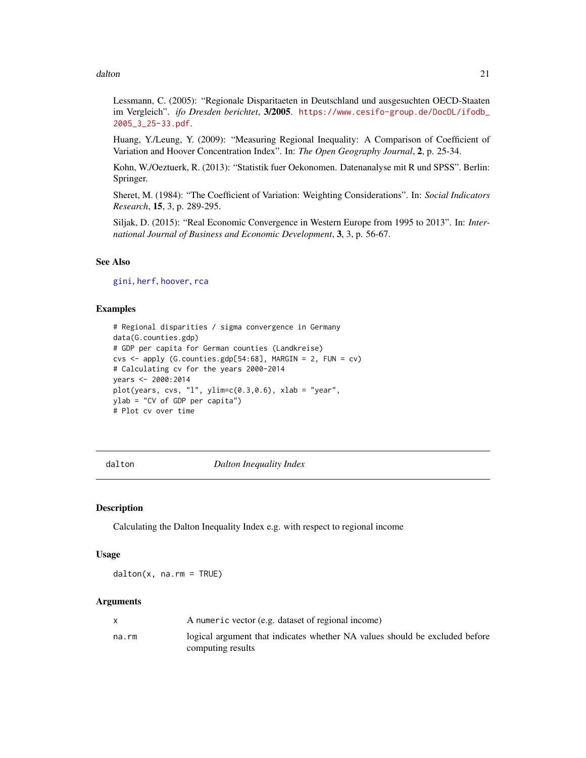Lessmann, C. (2005): "Regionale Disparitaeten in Deutschland und ausgesuchten OECD-Staaten im Vergleich". *ifo Dresden berichtet*, **3/2005**. https://www.cesifo-group.de/DocDL/ifodb_2005_3_25-33.pdf.

Huang, Y./Leung, Y. (2009): "Measuring Regional Inequality: A Comparison of Coefficient of Variation and Hoover Concentration Index". In: *The Open Geography Journal*, **2**, p. 25-34.

Kohn, W./Oeztuerk, R. (2013): "Statistik fuer Oekonomen. Datenanalyse mit R und SPSS". Berlin: Springer.

Sheret, M. (1984): "The Coefficient of Variation: Weighting Considerations". In: *Social Indicators Research*, **15**, 3, p. 289-295.

Siljak, D. (2015): "Real Economic Convergence in Western Europe from 1995 to 2013". In: *International Journal of Business and Economic Development*, **3**, 3, p. 56-67.

### See Also

gini, herf, hoover, rca

### Examples

```
# Regional disparities / sigma convergence in Germany
data(G.counties.gdp)
# GDP per capita for German counties (Landkreise)
cvs <- apply (G.counties.gdp[54:68], MARGIN = 2, FUN = cv)
# Calculating cv for the years 2000-2014
years <- 2000:2014
plot(years, cvs, "l", ylim=c(0.3,0.6), xlab = "year",
ylab = "CV of GDP per capita")
# Plot cv over time
```

---

## dalton — *Dalton Inequality Index*

---

### Description

Calculating the Dalton Inequality Index e.g. with respect to regional income

### Usage

```
dalton(x, na.rm = TRUE)
```

### Arguments

| | |
|---|---|
| x | A numeric vector (e.g. dataset of regional income) |
| na.rm | logical argument that indicates whether NA values should be excluded before computing results |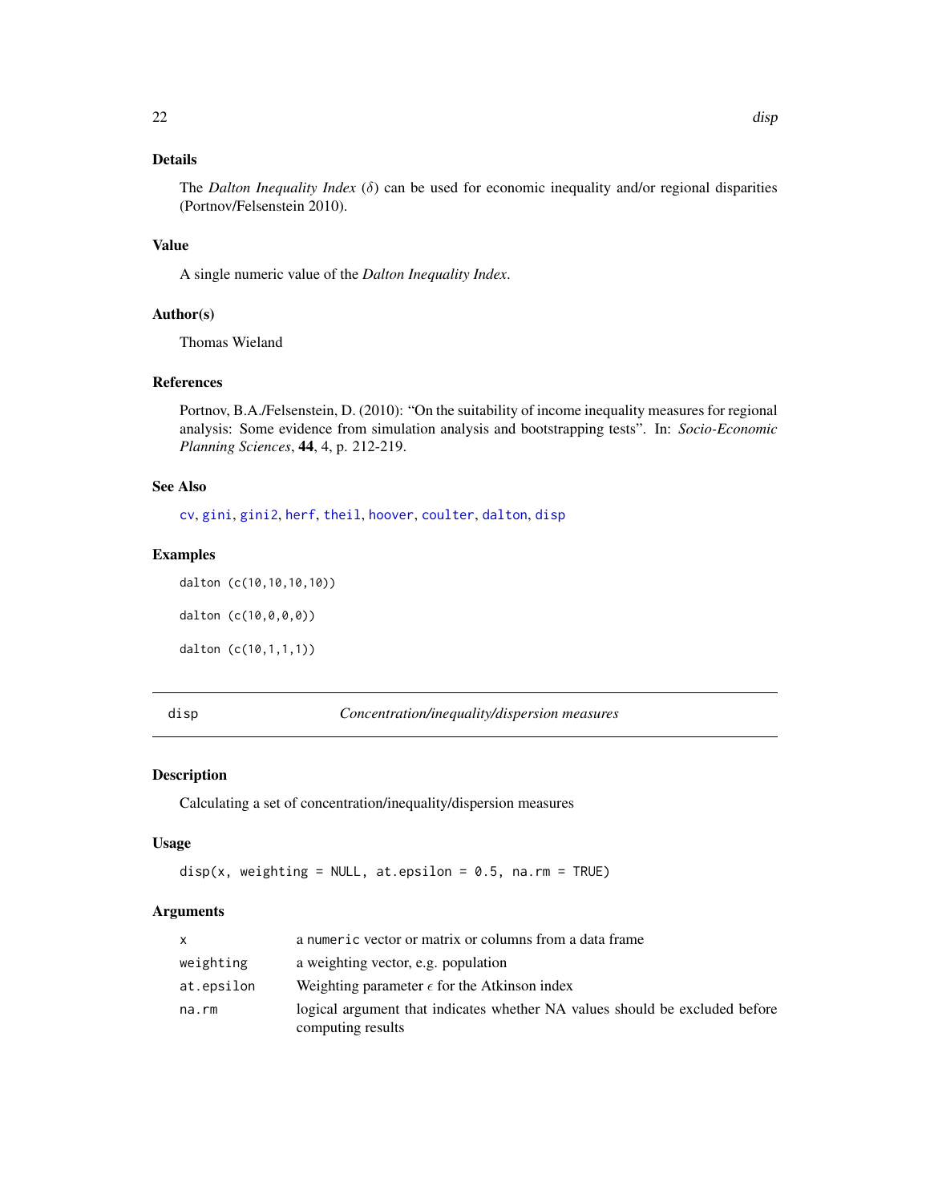### Details

The *Dalton Inequality Index* ($\delta$) can be used for economic inequality and/or regional disparities (Portnov/Felsenstein 2010).

### Value

A single numeric value of the *Dalton Inequality Index*.

### Author(s)

Thomas Wieland

### References

Portnov, B.A./Felsenstein, D. (2010): "On the suitability of income inequality measures for regional analysis: Some evidence from simulation analysis and bootstrapping tests". In: *Socio-Economic Planning Sciences*, **44**, 4, p. 212-219.

### See Also

cv, gini, gini2, herf, theil, hoover, coulter, dalton, disp

### Examples

```
dalton (c(10,10,10,10))

dalton (c(10,0,0,0))

dalton (c(10,1,1,1))
```

---

## disp — *Concentration/inequality/dispersion measures*

### Description

Calculating a set of concentration/inequality/dispersion measures

### Usage

```
disp(x, weighting = NULL, at.epsilon = 0.5, na.rm = TRUE)
```

### Arguments

| | |
|---|---|
| x | a numeric vector or matrix or columns from a data frame |
| weighting | a weighting vector, e.g. population |
| at.epsilon | Weighting parameter $\epsilon$ for the Atkinson index |
| na.rm | logical argument that indicates whether NA values should be excluded before computing results |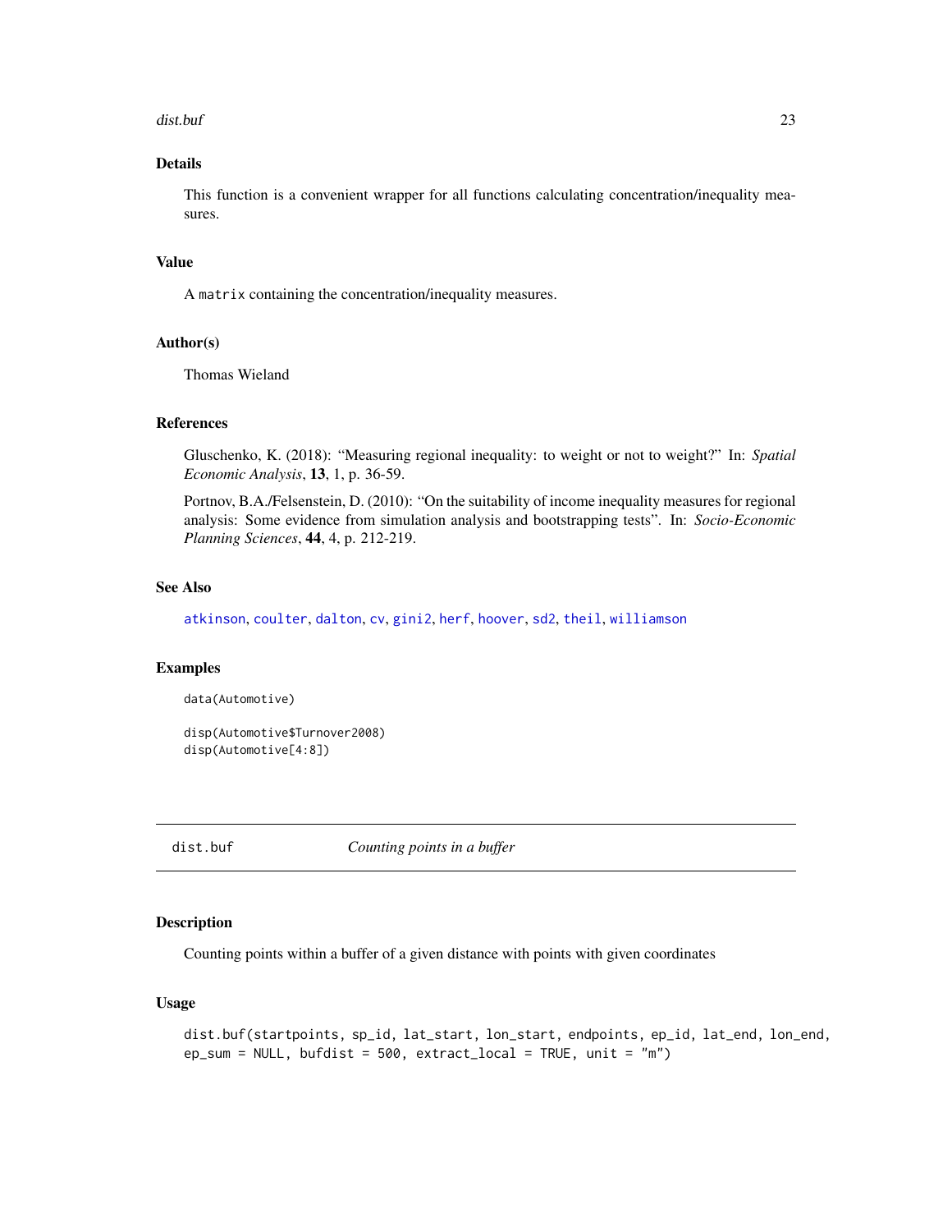### Details

This function is a convenient wrapper for all functions calculating concentration/inequality measures.

### Value

A matrix containing the concentration/inequality measures.

### Author(s)

Thomas Wieland

### References

Gluschenko, K. (2018): "Measuring regional inequality: to weight or not to weight?" In: *Spatial Economic Analysis*, **13**, 1, p. 36-59.

Portnov, B.A./Felsenstein, D. (2010): "On the suitability of income inequality measures for regional analysis: Some evidence from simulation analysis and bootstrapping tests". In: *Socio-Economic Planning Sciences*, **44**, 4, p. 212-219.

### See Also

atkinson, coulter, dalton, cv, gini2, herf, hoover, sd2, theil, williamson

### Examples

```
data(Automotive)

disp(Automotive$Turnover2008)
disp(Automotive[4:8])
```

---

## dist.buf — *Counting points in a buffer*

### Description

Counting points within a buffer of a given distance with points with given coordinates

### Usage

```
dist.buf(startpoints, sp_id, lat_start, lon_start, endpoints, ep_id, lat_end, lon_end,
ep_sum = NULL, bufdist = 500, extract_local = TRUE, unit = "m")
```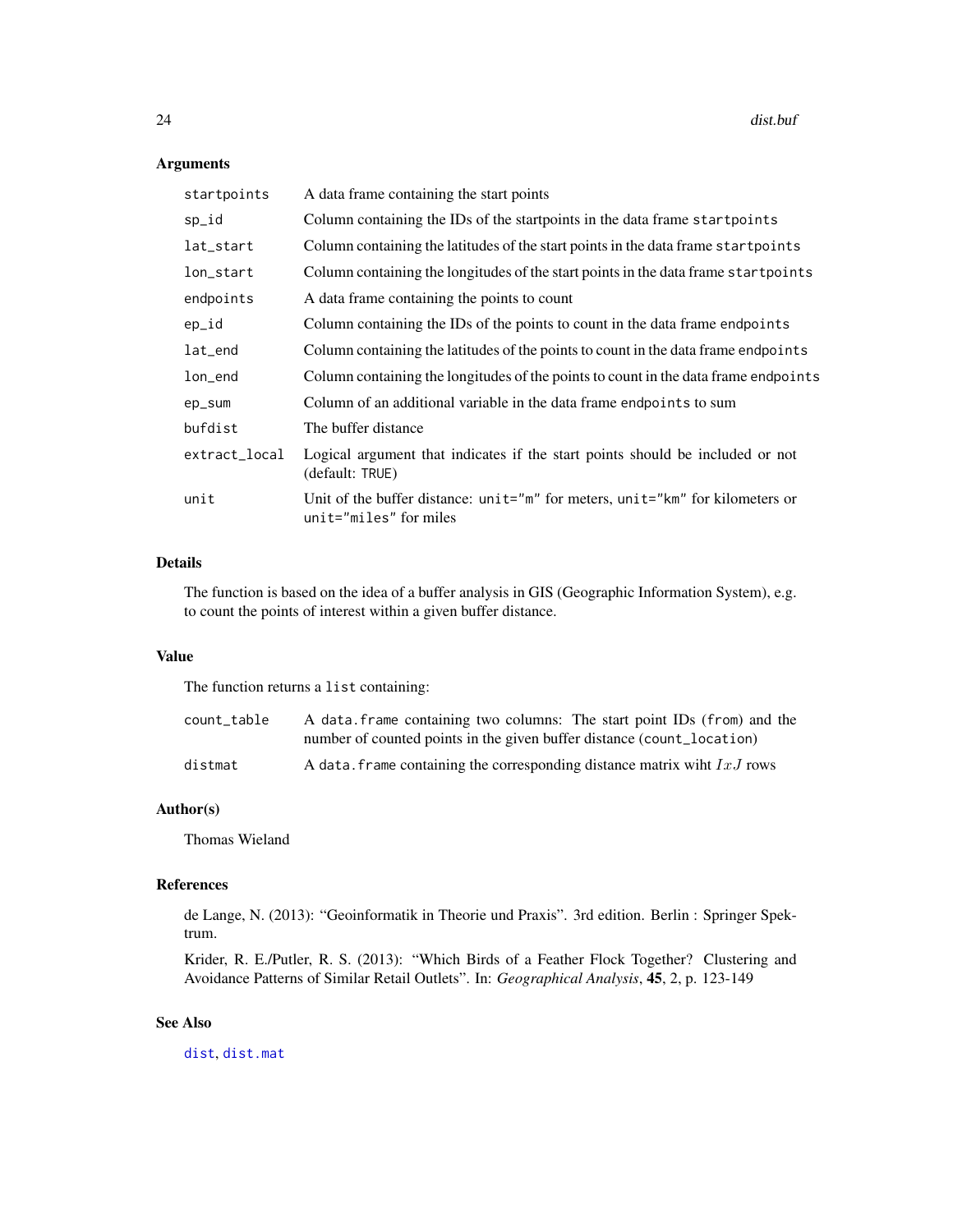## Arguments

| | |
|---|---|
| `startpoints` | A data frame containing the start points |
| `sp_id` | Column containing the IDs of the startpoints in the data frame `startpoints` |
| `lat_start` | Column containing the latitudes of the start points in the data frame `startpoints` |
| `lon_start` | Column containing the longitudes of the start points in the data frame `startpoints` |
| `endpoints` | A data frame containing the points to count |
| `ep_id` | Column containing the IDs of the points to count in the data frame `endpoints` |
| `lat_end` | Column containing the latitudes of the points to count in the data frame `endpoints` |
| `lon_end` | Column containing the longitudes of the points to count in the data frame `endpoints` |
| `ep_sum` | Column of an additional variable in the data frame `endpoints` to sum |
| `bufdist` | The buffer distance |
| `extract_local` | Logical argument that indicates if the start points should be included or not (default: `TRUE`) |
| `unit` | Unit of the buffer distance: `unit="m"` for meters, `unit="km"` for kilometers or `unit="miles"` for miles |

## Details

The function is based on the idea of a buffer analysis in GIS (Geographic Information System), e.g. to count the points of interest within a given buffer distance.

## Value

The function returns a `list` containing:

| | |
|---|---|
| `count_table` | A `data.frame` containing two columns: The start point IDs (`from`) and the number of counted points in the given buffer distance (`count_location`) |
| `distmat` | A `data.frame` containing the corresponding distance matrix wiht $IxJ$ rows |

## Author(s)

Thomas Wieland

## References

de Lange, N. (2013): "Geoinformatik in Theorie und Praxis". 3rd edition. Berlin : Springer Spektrum.

Krider, R. E./Putler, R. S. (2013): "Which Birds of a Feather Flock Together? Clustering and Avoidance Patterns of Similar Retail Outlets". In: *Geographical Analysis*, **45**, 2, p. 123-149

## See Also

`dist`, `dist.mat`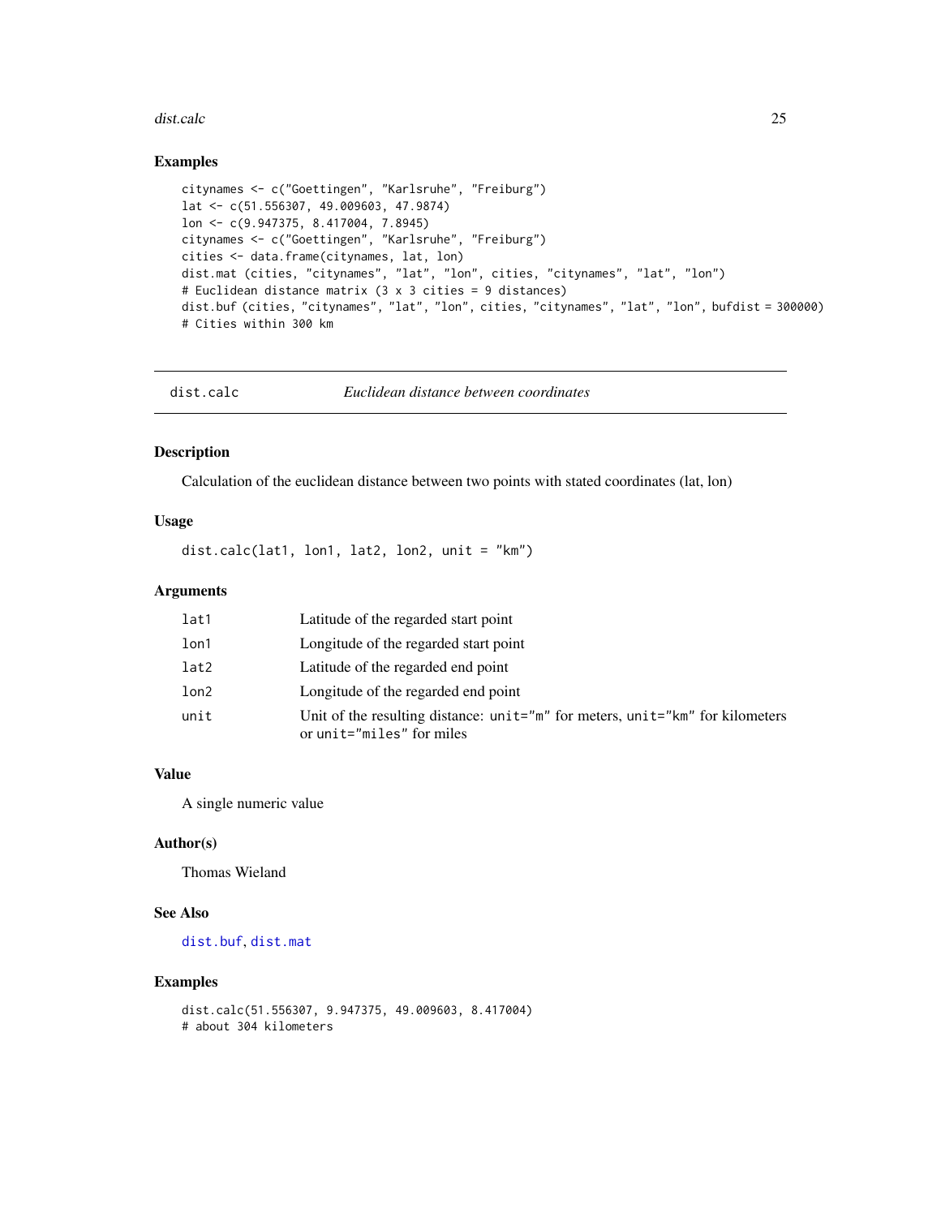## Examples

```
citynames <- c("Goettingen", "Karlsruhe", "Freiburg")
lat <- c(51.556307, 49.009603, 47.9874)
lon <- c(9.947375, 8.417004, 7.8945)
citynames <- c("Goettingen", "Karlsruhe", "Freiburg")
cities <- data.frame(citynames, lat, lon)
dist.mat (cities, "citynames", "lat", "lon", cities, "citynames", "lat", "lon")
# Euclidean distance matrix (3 x 3 cities = 9 distances)
dist.buf (cities, "citynames", "lat", "lon", cities, "citynames", "lat", "lon", bufdist = 300000)
# Cities within 300 km
```

---

# dist.calc — *Euclidean distance between coordinates*

## Description

Calculation of the euclidean distance between two points with stated coordinates (lat, lon)

## Usage

```
dist.calc(lat1, lon1, lat2, lon2, unit = "km")
```

## Arguments

| | |
|---|---|
| `lat1` | Latitude of the regarded start point |
| `lon1` | Longitude of the regarded start point |
| `lat2` | Latitude of the regarded end point |
| `lon2` | Longitude of the regarded end point |
| `unit` | Unit of the resulting distance: `unit="m"` for meters, `unit="km"` for kilometers or `unit="miles"` for miles |

## Value

A single numeric value

## Author(s)

Thomas Wieland

## See Also

`dist.buf`, `dist.mat`

## Examples

```
dist.calc(51.556307, 9.947375, 49.009603, 8.417004)
# about 304 kilometers
```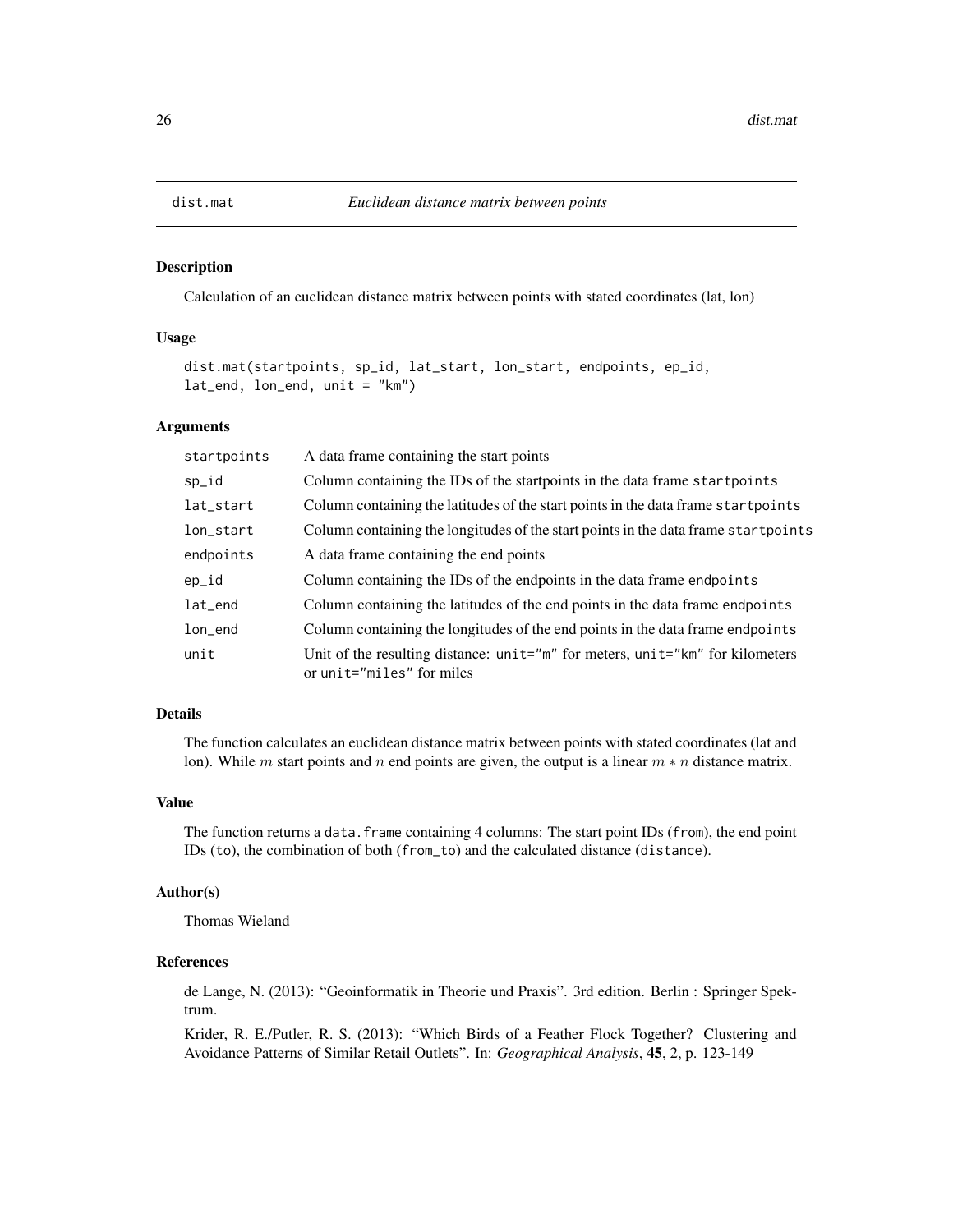# dist.mat — *Euclidean distance matrix between points*

## Description

Calculation of an euclidean distance matrix between points with stated coordinates (lat, lon)

## Usage

```
dist.mat(startpoints, sp_id, lat_start, lon_start, endpoints, ep_id,
lat_end, lon_end, unit = "km")
```

## Arguments

| | |
|---|---|
| startpoints | A data frame containing the start points |
| sp_id | Column containing the IDs of the startpoints in the data frame `startpoints` |
| lat_start | Column containing the latitudes of the start points in the data frame `startpoints` |
| lon_start | Column containing the longitudes of the start points in the data frame `startpoints` |
| endpoints | A data frame containing the end points |
| ep_id | Column containing the IDs of the endpoints in the data frame `endpoints` |
| lat_end | Column containing the latitudes of the end points in the data frame `endpoints` |
| lon_end | Column containing the longitudes of the end points in the data frame `endpoints` |
| unit | Unit of the resulting distance: `unit="m"` for meters, `unit="km"` for kilometers or `unit="miles"` for miles |

## Details

The function calculates an euclidean distance matrix between points with stated coordinates (lat and lon). While $m$ start points and $n$ end points are given, the output is a linear $m * n$ distance matrix.

## Value

The function returns a `data.frame` containing 4 columns: The start point IDs (`from`), the end point IDs (`to`), the combination of both (`from_to`) and the calculated distance (`distance`).

## Author(s)

Thomas Wieland

## References

de Lange, N. (2013): "Geoinformatik in Theorie und Praxis". 3rd edition. Berlin : Springer Spektrum.

Krider, R. E./Putler, R. S. (2013): "Which Birds of a Feather Flock Together? Clustering and Avoidance Patterns of Similar Retail Outlets". In: *Geographical Analysis*, **45**, 2, p. 123-149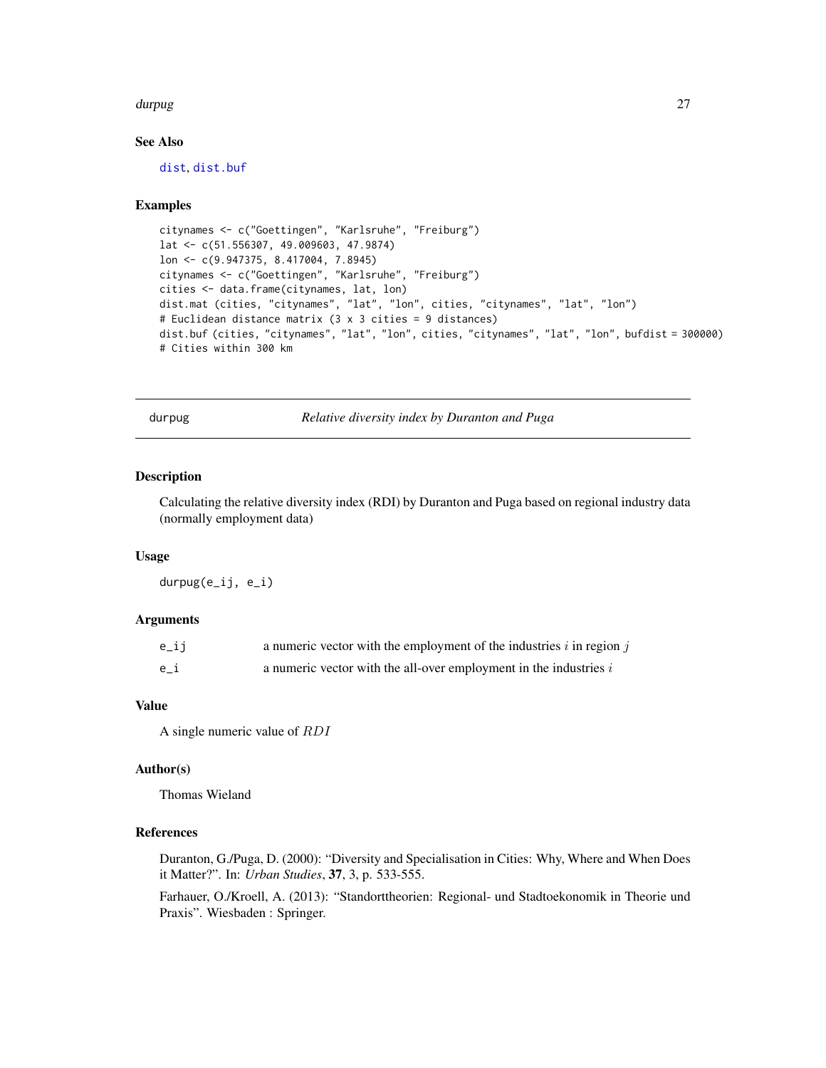## See Also

dist, dist.buf

## Examples

```
citynames <- c("Goettingen", "Karlsruhe", "Freiburg")
lat <- c(51.556307, 49.009603, 47.9874)
lon <- c(9.947375, 8.417004, 7.8945)
citynames <- c("Goettingen", "Karlsruhe", "Freiburg")
cities <- data.frame(citynames, lat, lon)
dist.mat (cities, "citynames", "lat", "lon", cities, "citynames", "lat", "lon")
# Euclidean distance matrix (3 x 3 cities = 9 distances)
dist.buf (cities, "citynames", "lat", "lon", cities, "citynames", "lat", "lon", bufdist = 300000)
# Cities within 300 km
```

---

# durpug — *Relative diversity index by Duranton and Puga*

## Description

Calculating the relative diversity index (RDI) by Duranton and Puga based on regional industry data (normally employment data)

## Usage

```
durpug(e_ij, e_i)
```

## Arguments

| | |
|---|---|
| e_ij | a numeric vector with the employment of the industries $i$ in region $j$ |
| e_i | a numeric vector with the all-over employment in the industries $i$ |

## Value

A single numeric value of $RDI$

## Author(s)

Thomas Wieland

## References

Duranton, G./Puga, D. (2000): "Diversity and Specialisation in Cities: Why, Where and When Does it Matter?". In: *Urban Studies*, **37**, 3, p. 533-555.

Farhauer, O./Kroell, A. (2013): "Standorttheorien: Regional- und Stadtoekonomik in Theorie und Praxis". Wiesbaden : Springer.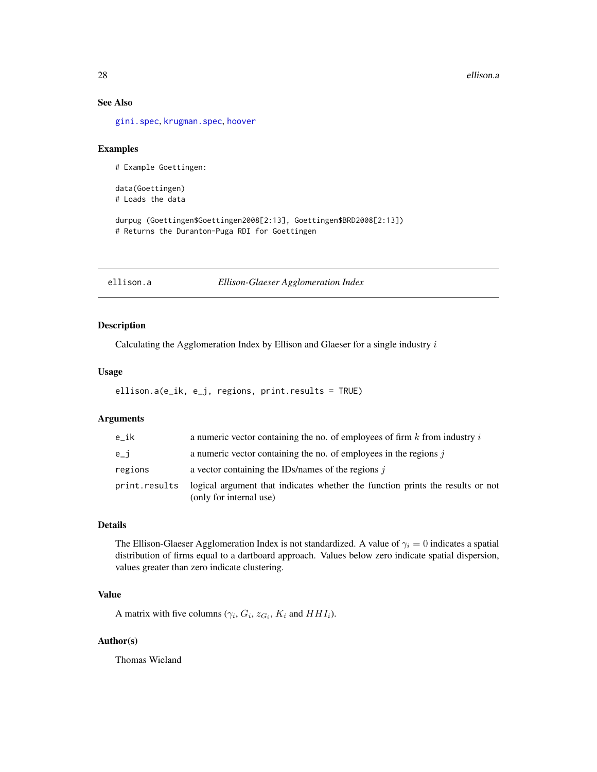### See Also

gini.spec, krugman.spec, hoover

### Examples

```
# Example Goettingen:

data(Goettingen)
# Loads the data

durpug (Goettingen$Goettingen2008[2:13], Goettingen$BRD2008[2:13])
# Returns the Duranton-Puga RDI for Goettingen
```

---

## ellison.a — *Ellison-Glaeser Agglomeration Index*

### Description

Calculating the Agglomeration Index by Ellison and Glaeser for a single industry $i$

### Usage

```
ellison.a(e_ik, e_j, regions, print.results = TRUE)
```

### Arguments

| | |
|---|---|
| e_ik | a numeric vector containing the no. of employees of firm $k$ from industry $i$ |
| e_j | a numeric vector containing the no. of employees in the regions $j$ |
| regions | a vector containing the IDs/names of the regions $j$ |
| print.results | logical argument that indicates whether the function prints the results or not (only for internal use) |

### Details

The Ellison-Glaeser Agglomeration Index is not standardized. A value of $\gamma_i = 0$ indicates a spatial distribution of firms equal to a dartboard approach. Values below zero indicate spatial dispersion, values greater than zero indicate clustering.

### Value

A matrix with five columns ($\gamma_i$, $G_i$, $z_{G_i}$, $K_i$ and $HHI_i$).

### Author(s)

Thomas Wieland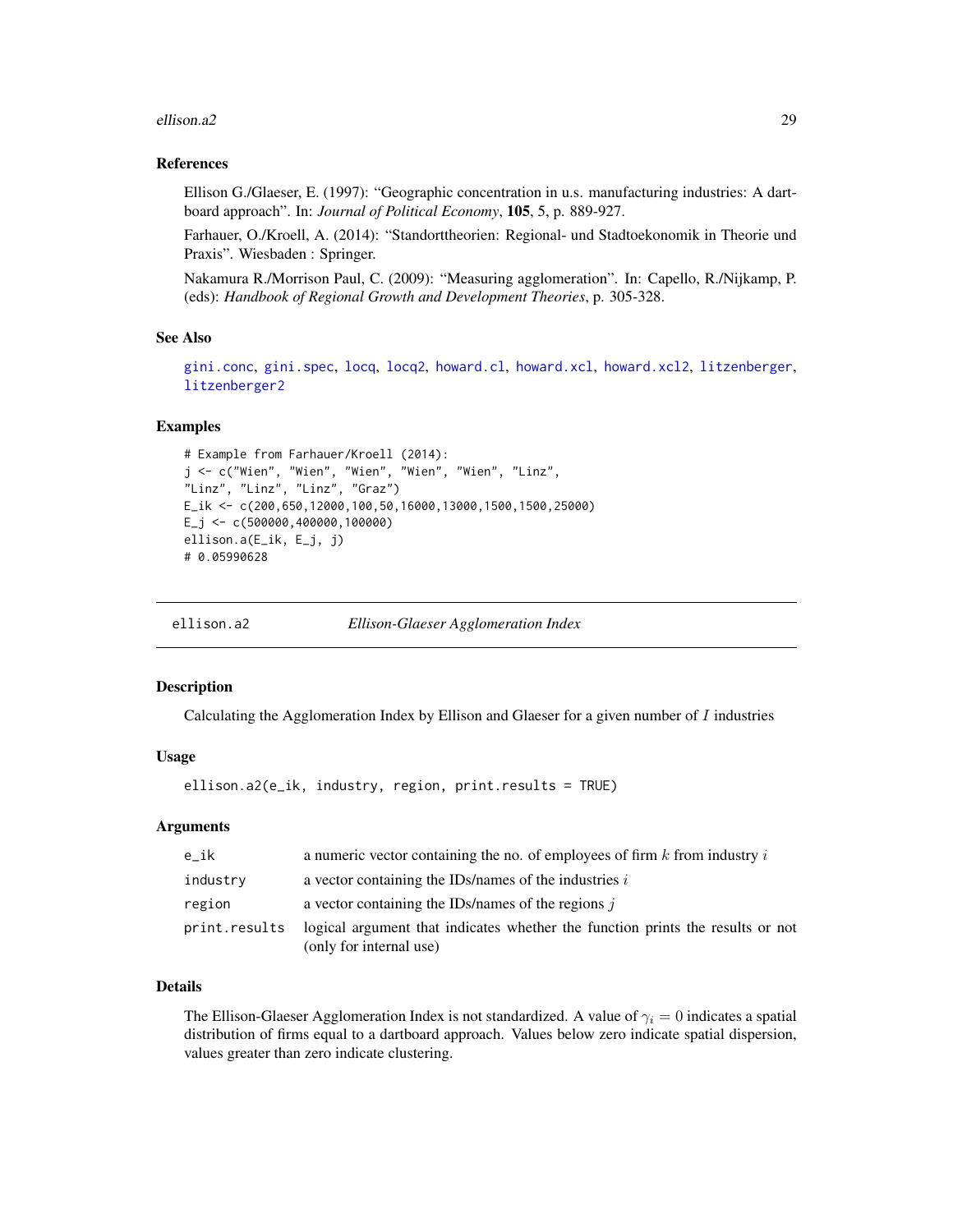### References

Ellison G./Glaeser, E. (1997): "Geographic concentration in u.s. manufacturing industries: A dartboard approach". In: *Journal of Political Economy*, **105**, 5, p. 889-927.

Farhauer, O./Kroell, A. (2014): "Standorttheorien: Regional- und Stadtoekonomik in Theorie und Praxis". Wiesbaden : Springer.

Nakamura R./Morrison Paul, C. (2009): "Measuring agglomeration". In: Capello, R./Nijkamp, P. (eds): *Handbook of Regional Growth and Development Theories*, p. 305-328.

### See Also

gini.conc, gini.spec, locq, locq2, howard.cl, howard.xcl, howard.xcl2, litzenberger, litzenberger2

### Examples

```
# Example from Farhauer/Kroell (2014):
j <- c("Wien", "Wien", "Wien", "Wien", "Wien", "Linz",
"Linz", "Linz", "Linz", "Graz")
E_ik <- c(200,650,12000,100,50,16000,13000,1500,1500,25000)
E_j <- c(500000,400000,100000)
ellison.a(E_ik, E_j, j)
# 0.05990628
```

---

## ellison.a2 — *Ellison-Glaeser Agglomeration Index*

### Description

Calculating the Agglomeration Index by Ellison and Glaeser for a given number of $I$ industries

### Usage

```
ellison.a2(e_ik, industry, region, print.results = TRUE)
```

### Arguments

| | |
|---|---|
| e_ik | a numeric vector containing the no. of employees of firm $k$ from industry $i$ |
| industry | a vector containing the IDs/names of the industries $i$ |
| region | a vector containing the IDs/names of the regions $j$ |
| print.results | logical argument that indicates whether the function prints the results or not (only for internal use) |

### Details

The Ellison-Glaeser Agglomeration Index is not standardized. A value of $\gamma_i = 0$ indicates a spatial distribution of firms equal to a dartboard approach. Values below zero indicate spatial dispersion, values greater than zero indicate clustering.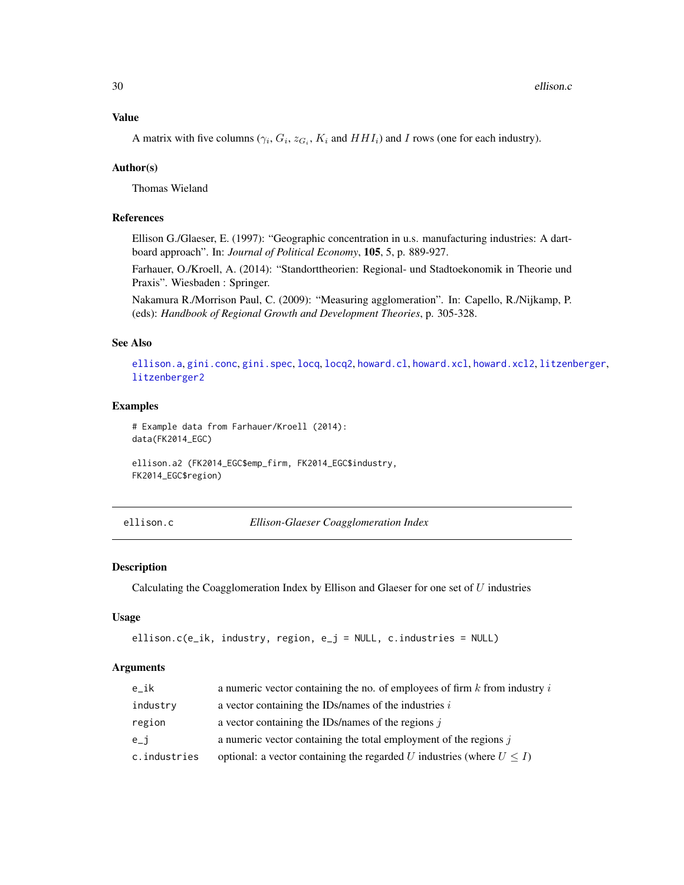### Value

A matrix with five columns ($\gamma_i$, $G_i$, $z_{G_i}$, $K_i$ and $HHI_i$) and $I$ rows (one for each industry).

### Author(s)

Thomas Wieland

### References

Ellison G./Glaeser, E. (1997): "Geographic concentration in u.s. manufacturing industries: A dartboard approach". In: *Journal of Political Economy*, **105**, 5, p. 889-927.

Farhauer, O./Kroell, A. (2014): "Standorttheorien: Regional- und Stadtoekonomik in Theorie und Praxis". Wiesbaden : Springer.

Nakamura R./Morrison Paul, C. (2009): "Measuring agglomeration". In: Capello, R./Nijkamp, P. (eds): *Handbook of Regional Growth and Development Theories*, p. 305-328.

### See Also

ellison.a, gini.conc, gini.spec, locq, locq2, howard.cl, howard.xcl, howard.xcl2, litzenberger, litzenberger2

### Examples

```
# Example data from Farhauer/Kroell (2014):
data(FK2014_EGC)

ellison.a2 (FK2014_EGC$emp_firm, FK2014_EGC$industry,
FK2014_EGC$region)
```

---

## ellison.c *Ellison-Glaeser Coagglomeration Index*

### Description

Calculating the Coagglomeration Index by Ellison and Glaeser for one set of $U$ industries

### Usage

```
ellison.c(e_ik, industry, region, e_j = NULL, c.industries = NULL)
```

### Arguments

| | |
|---|---|
| e_ik | a numeric vector containing the no. of employees of firm $k$ from industry $i$ |
| industry | a vector containing the IDs/names of the industries $i$ |
| region | a vector containing the IDs/names of the regions $j$ |
| e_j | a numeric vector containing the total employment of the regions $j$ |
| c.industries | optional: a vector containing the regarded $U$ industries (where $U \leq I$) |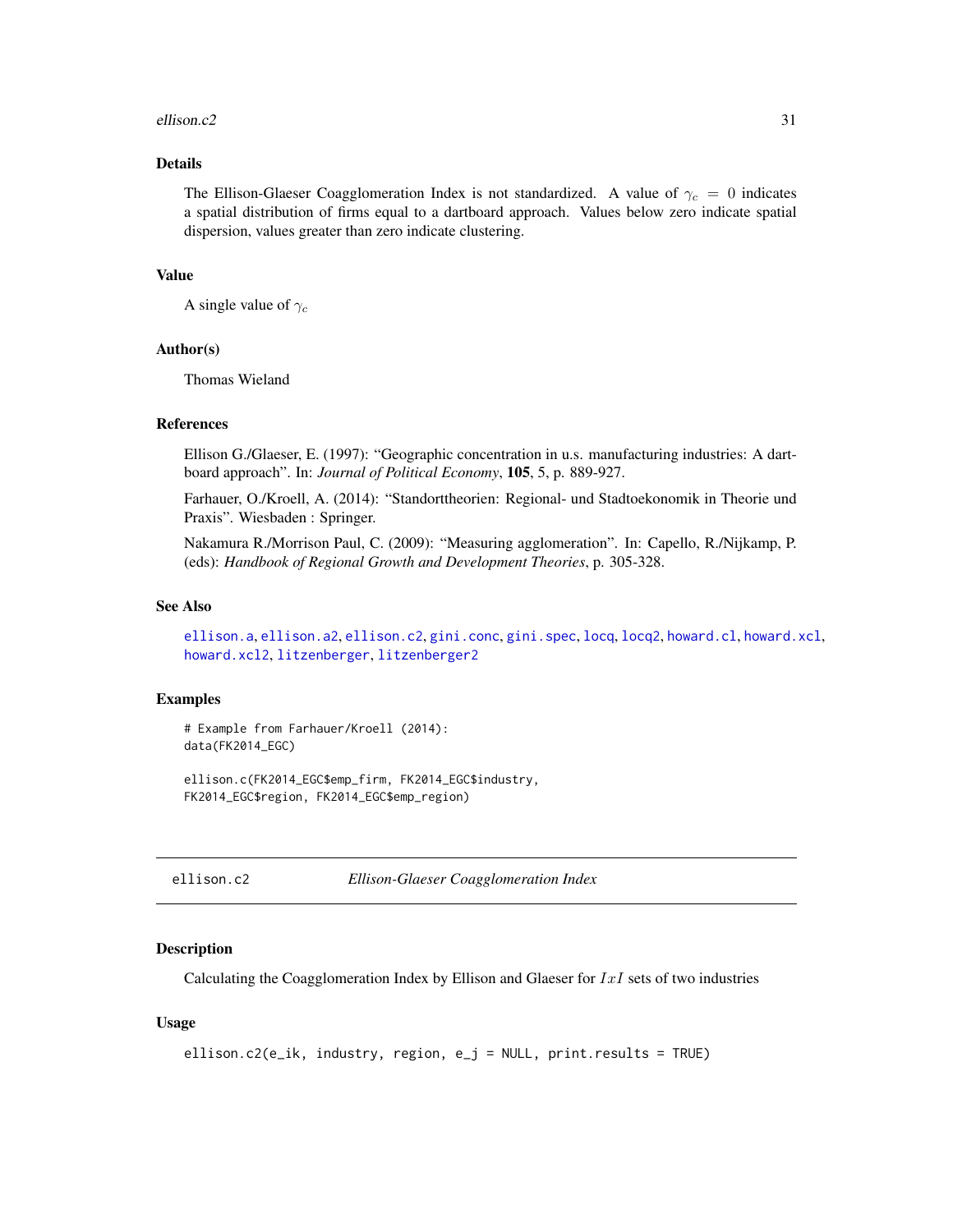## Details

The Ellison-Glaeser Coagglomeration Index is not standardized. A value of $\gamma_c = 0$ indicates a spatial distribution of firms equal to a dartboard approach. Values below zero indicate spatial dispersion, values greater than zero indicate clustering.

## Value

A single value of $\gamma_c$

## Author(s)

Thomas Wieland

## References

Ellison G./Glaeser, E. (1997): "Geographic concentration in u.s. manufacturing industries: A dartboard approach". In: *Journal of Political Economy*, **105**, 5, p. 889-927.

Farhauer, O./Kroell, A. (2014): "Standorttheorien: Regional- und Stadtoekonomik in Theorie und Praxis". Wiesbaden : Springer.

Nakamura R./Morrison Paul, C. (2009): "Measuring agglomeration". In: Capello, R./Nijkamp, P. (eds): *Handbook of Regional Growth and Development Theories*, p. 305-328.

## See Also

`ellison.a`, `ellison.a2`, `ellison.c2`, `gini.conc`, `gini.spec`, `locq`, `locq2`, `howard.cl`, `howard.xcl`, `howard.xcl2`, `litzenberger`, `litzenberger2`

## Examples

```
# Example from Farhauer/Kroell (2014):
data(FK2014_EGC)

ellison.c(FK2014_EGC$emp_firm, FK2014_EGC$industry,
FK2014_EGC$region, FK2014_EGC$emp_region)
```

---

# ellison.c2 — *Ellison-Glaeser Coagglomeration Index*

## Description

Calculating the Coagglomeration Index by Ellison and Glaeser for $IxI$ sets of two industries

## Usage

```
ellison.c2(e_ik, industry, region, e_j = NULL, print.results = TRUE)
```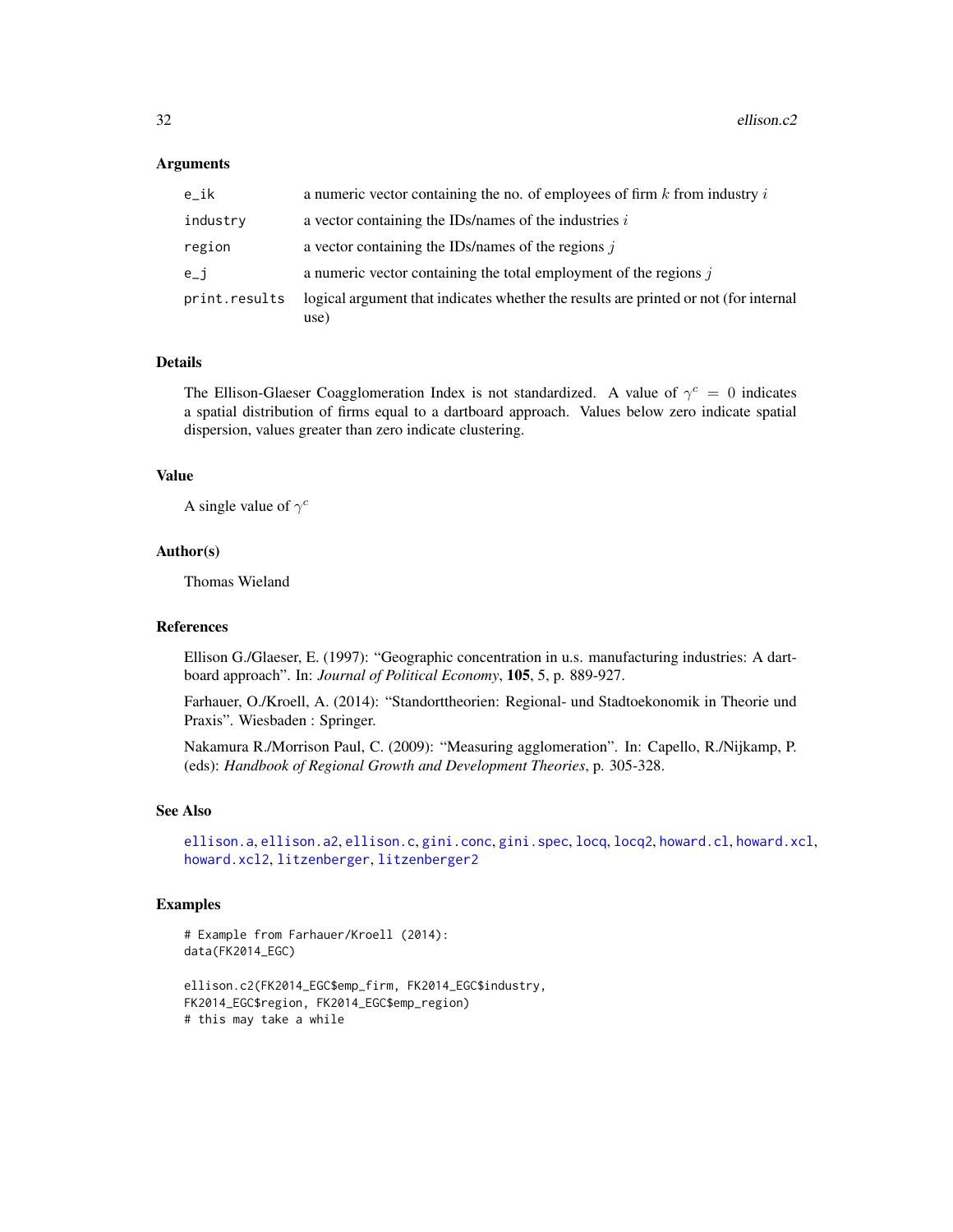### Arguments

| | |
|---|---|
| e_ik | a numeric vector containing the no. of employees of firm $k$ from industry $i$ |
| industry | a vector containing the IDs/names of the industries $i$ |
| region | a vector containing the IDs/names of the regions $j$ |
| e_j | a numeric vector containing the total employment of the regions $j$ |
| print.results | logical argument that indicates whether the results are printed or not (for internal use) |

### Details

The Ellison-Glaeser Coagglomeration Index is not standardized. A value of $\gamma^c = 0$ indicates a spatial distribution of firms equal to a dartboard approach. Values below zero indicate spatial dispersion, values greater than zero indicate clustering.

### Value

A single value of $\gamma^c$

### Author(s)

Thomas Wieland

### References

Ellison G./Glaeser, E. (1997): "Geographic concentration in u.s. manufacturing industries: A dartboard approach". In: *Journal of Political Economy*, **105**, 5, p. 889-927.

Farhauer, O./Kroell, A. (2014): "Standorttheorien: Regional- und Stadtoekonomik in Theorie und Praxis". Wiesbaden : Springer.

Nakamura R./Morrison Paul, C. (2009): "Measuring agglomeration". In: Capello, R./Nijkamp, P. (eds): *Handbook of Regional Growth and Development Theories*, p. 305-328.

### See Also

ellison.a, ellison.a2, ellison.c, gini.conc, gini.spec, locq, locq2, howard.cl, howard.xcl, howard.xcl2, litzenberger, litzenberger2

### Examples

```
# Example from Farhauer/Kroell (2014):
data(FK2014_EGC)

ellison.c2(FK2014_EGC$emp_firm, FK2014_EGC$industry,
FK2014_EGC$region, FK2014_EGC$emp_region)
# this may take a while
```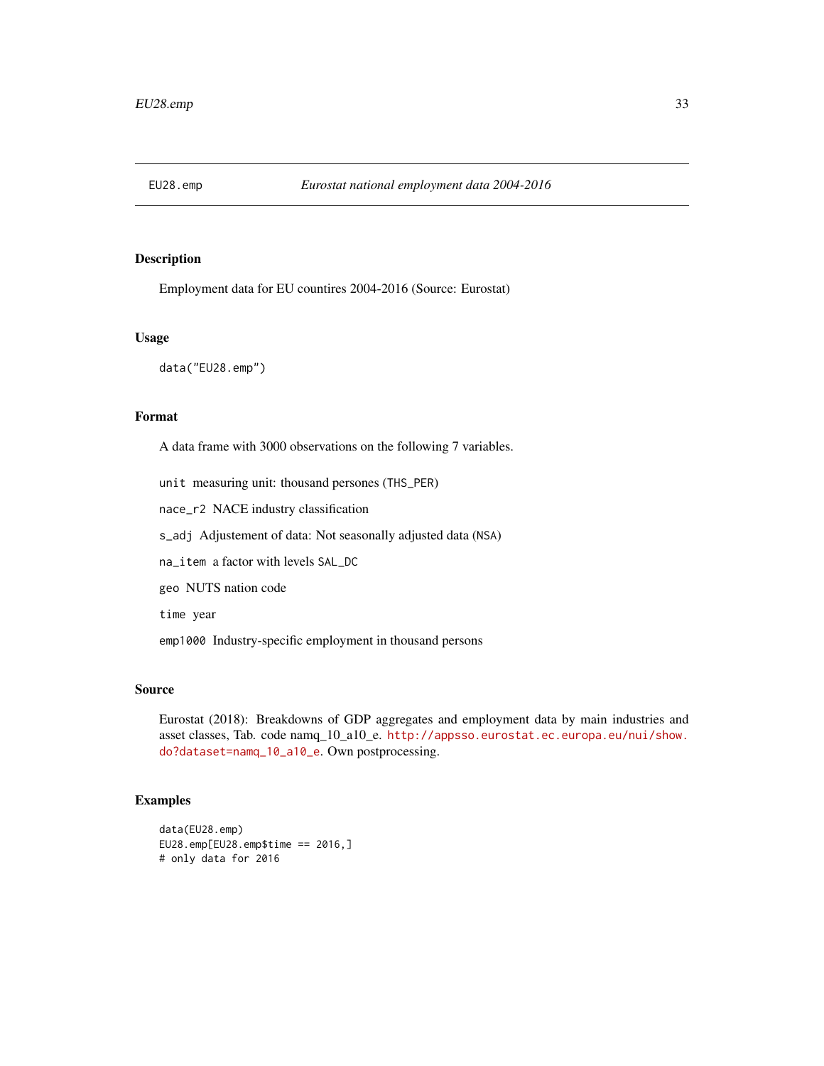# EU28.emp — *Eurostat national employment data 2004-2016*

## Description

Employment data for EU countires 2004-2016 (Source: Eurostat)

## Usage

```
data("EU28.emp")
```

## Format

A data frame with 3000 observations on the following 7 variables.

`unit` measuring unit: thousand persones (`THS_PER`)

`nace_r2` NACE industry classification

`s_adj` Adjustement of data: Not seasonally adjusted data (`NSA`)

`na_item` a factor with levels `SAL_DC`

`geo` NUTS nation code

`time` year

`emp1000` Industry-specific employment in thousand persons

## Source

Eurostat (2018): Breakdowns of GDP aggregates and employment data by main industries and asset classes, Tab. code namq_10_a10_e. http://appsso.eurostat.ec.europa.eu/nui/show.do?dataset=namq_10_a10_e. Own postprocessing.

## Examples

```
data(EU28.emp)
EU28.emp[EU28.emp$time == 2016,]
# only data for 2016
```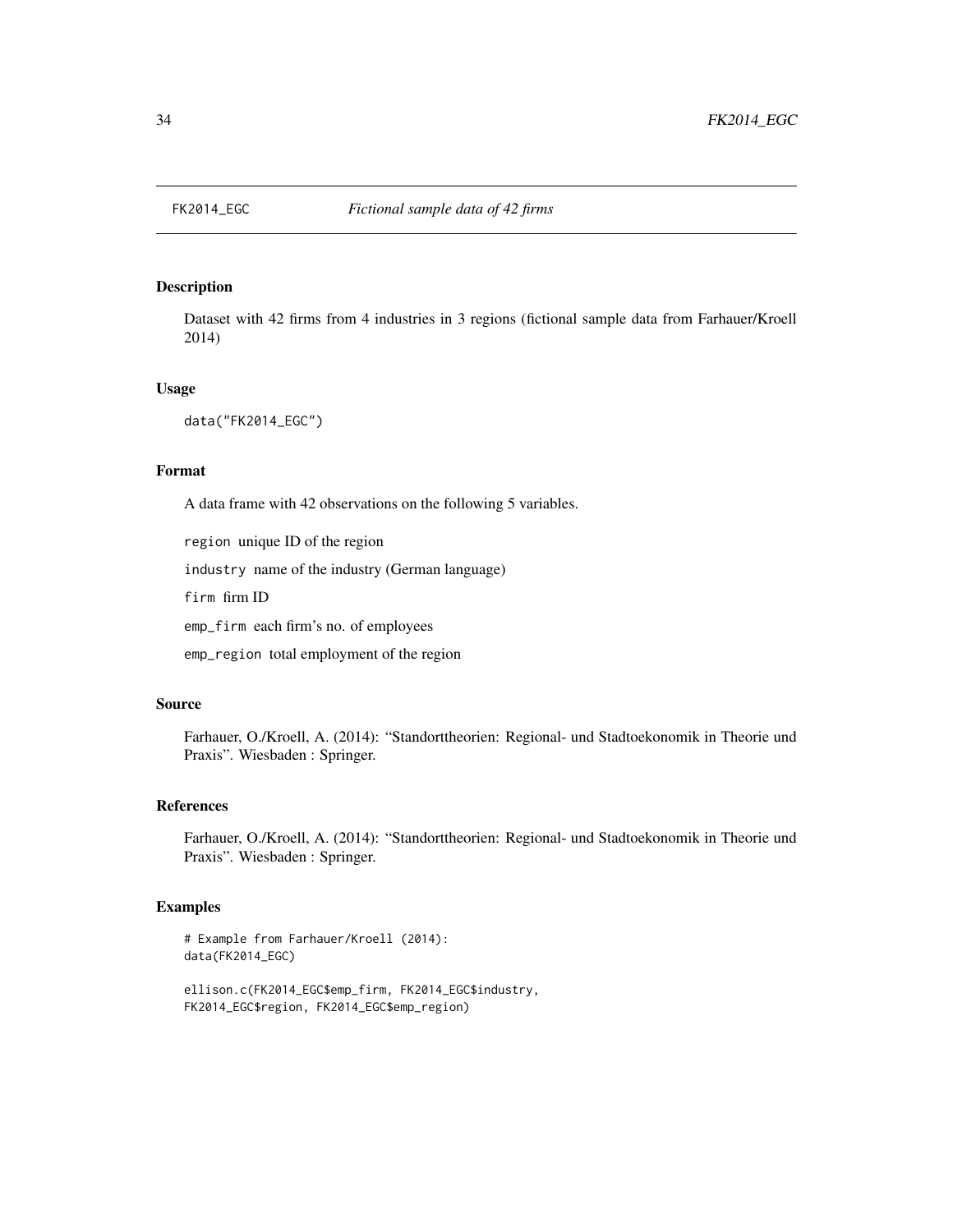## FK2014_EGC — *Fictional sample data of 42 firms*

### Description

Dataset with 42 firms from 4 industries in 3 regions (fictional sample data from Farhauer/Kroell 2014)

### Usage

```
data("FK2014_EGC")
```

### Format

A data frame with 42 observations on the following 5 variables.

- `region` unique ID of the region
- `industry` name of the industry (German language)
- `firm` firm ID
- `emp_firm` each firm's no. of employees
- `emp_region` total employment of the region

### Source

Farhauer, O./Kroell, A. (2014): "Standorttheorien: Regional- und Stadtoekonomik in Theorie und Praxis". Wiesbaden : Springer.

### References

Farhauer, O./Kroell, A. (2014): "Standorttheorien: Regional- und Stadtoekonomik in Theorie und Praxis". Wiesbaden : Springer.

### Examples

```
# Example from Farhauer/Kroell (2014):
data(FK2014_EGC)

ellison.c(FK2014_EGC$emp_firm, FK2014_EGC$industry,
FK2014_EGC$region, FK2014_EGC$emp_region)
```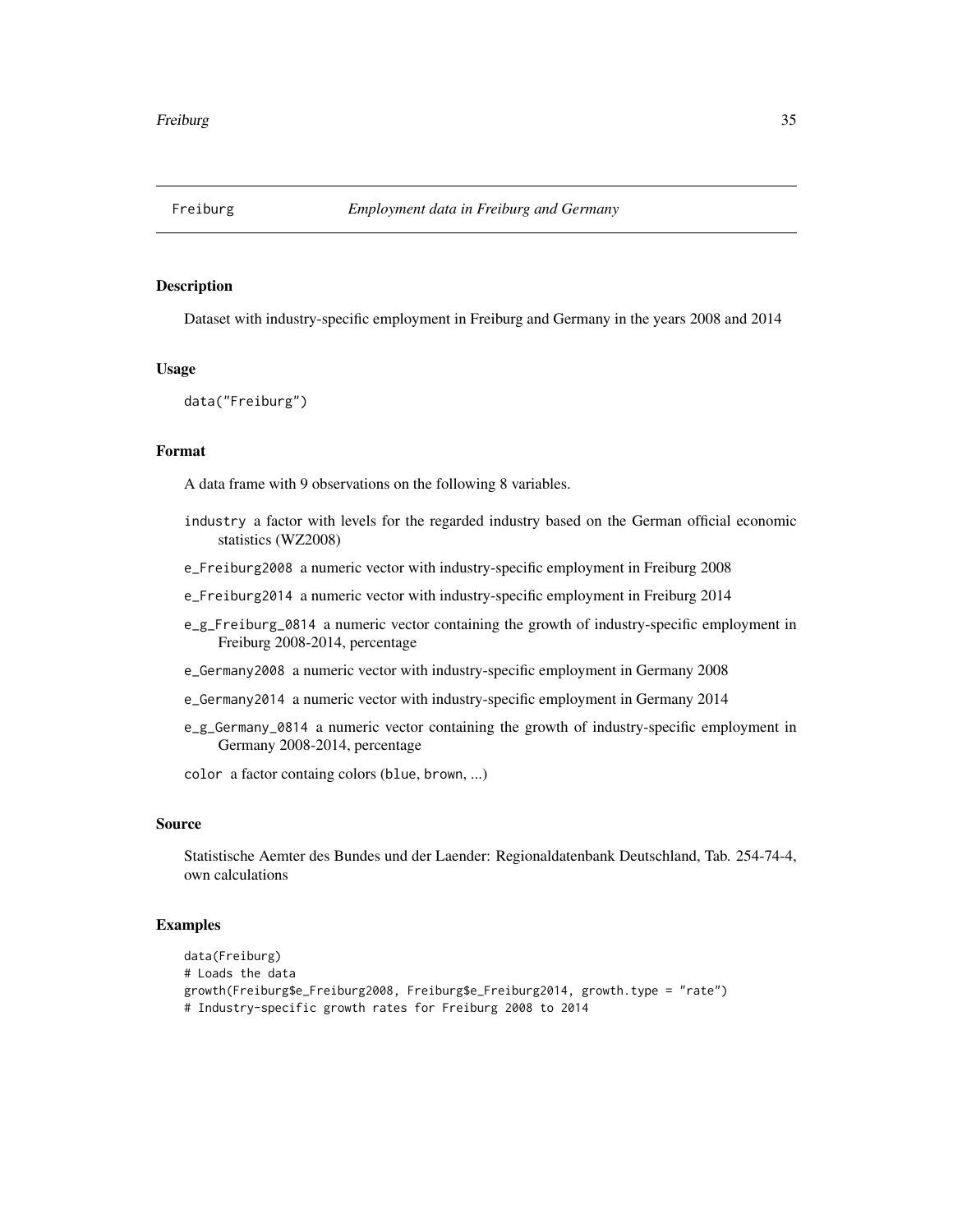## Freiburg — *Employment data in Freiburg and Germany*

### Description

Dataset with industry-specific employment in Freiburg and Germany in the years 2008 and 2014

### Usage

```
data("Freiburg")
```

### Format

A data frame with 9 observations on the following 8 variables.

- `industry` a factor with levels for the regarded industry based on the German official economic statistics (WZ2008)
- `e_Freiburg2008` a numeric vector with industry-specific employment in Freiburg 2008
- `e_Freiburg2014` a numeric vector with industry-specific employment in Freiburg 2014
- `e_g_Freiburg_0814` a numeric vector containing the growth of industry-specific employment in Freiburg 2008-2014, percentage
- `e_Germany2008` a numeric vector with industry-specific employment in Germany 2008
- `e_Germany2014` a numeric vector with industry-specific employment in Germany 2014
- `e_g_Germany_0814` a numeric vector containing the growth of industry-specific employment in Germany 2008-2014, percentage
- `color` a factor containg colors (`blue`, `brown`, ...)

### Source

Statistische Aemter des Bundes und der Laender: Regionaldatenbank Deutschland, Tab. 254-74-4, own calculations

### Examples

```
data(Freiburg)
# Loads the data
growth(Freiburg$e_Freiburg2008, Freiburg$e_Freiburg2014, growth.type = "rate")
# Industry-specific growth rates for Freiburg 2008 to 2014
```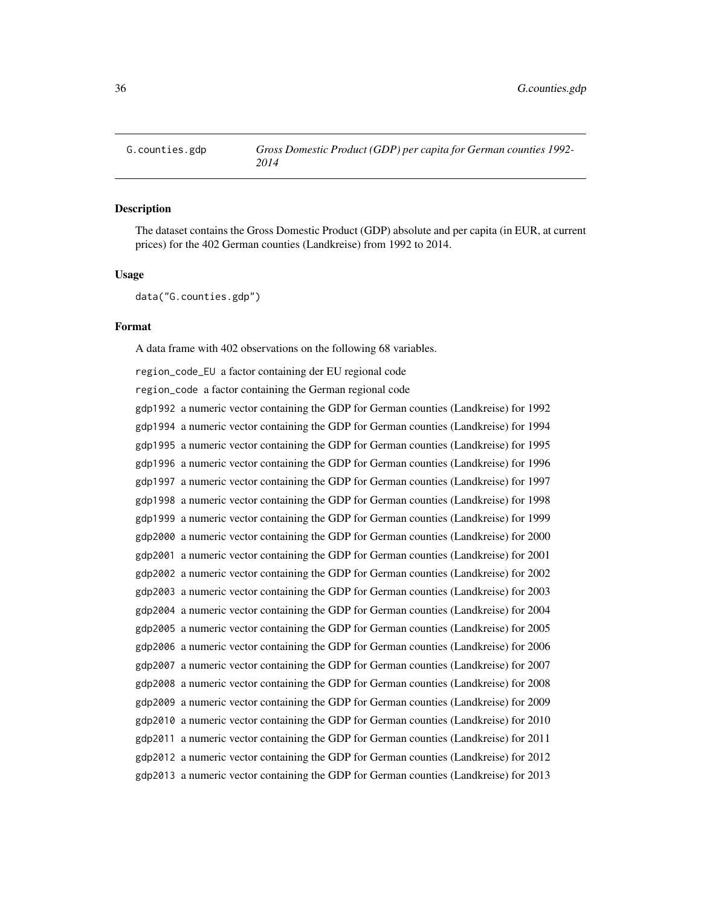G.counties.gdp *Gross Domestic Product (GDP) per capita for German counties 1992-2014*

## Description

The dataset contains the Gross Domestic Product (GDP) absolute and per capita (in EUR, at current prices) for the 402 German counties (Landkreise) from 1992 to 2014.

## Usage

```
data("G.counties.gdp")
```

## Format

A data frame with 402 observations on the following 68 variables.

`region_code_EU` a factor containing der EU regional code

`region_code` a factor containing the German regional code

`gdp1992` a numeric vector containing the GDP for German counties (Landkreise) for 1992

`gdp1994` a numeric vector containing the GDP for German counties (Landkreise) for 1994

`gdp1995` a numeric vector containing the GDP for German counties (Landkreise) for 1995

`gdp1996` a numeric vector containing the GDP for German counties (Landkreise) for 1996

`gdp1997` a numeric vector containing the GDP for German counties (Landkreise) for 1997

`gdp1998` a numeric vector containing the GDP for German counties (Landkreise) for 1998

`gdp1999` a numeric vector containing the GDP for German counties (Landkreise) for 1999

`gdp2000` a numeric vector containing the GDP for German counties (Landkreise) for 2000

`gdp2001` a numeric vector containing the GDP for German counties (Landkreise) for 2001

`gdp2002` a numeric vector containing the GDP for German counties (Landkreise) for 2002

`gdp2003` a numeric vector containing the GDP for German counties (Landkreise) for 2003

`gdp2004` a numeric vector containing the GDP for German counties (Landkreise) for 2004

`gdp2005` a numeric vector containing the GDP for German counties (Landkreise) for 2005

`gdp2006` a numeric vector containing the GDP for German counties (Landkreise) for 2006

`gdp2007` a numeric vector containing the GDP for German counties (Landkreise) for 2007

`gdp2008` a numeric vector containing the GDP for German counties (Landkreise) for 2008

`gdp2009` a numeric vector containing the GDP for German counties (Landkreise) for 2009

`gdp2010` a numeric vector containing the GDP for German counties (Landkreise) for 2010

`gdp2011` a numeric vector containing the GDP for German counties (Landkreise) for 2011

`gdp2012` a numeric vector containing the GDP for German counties (Landkreise) for 2012

`gdp2013` a numeric vector containing the GDP for German counties (Landkreise) for 2013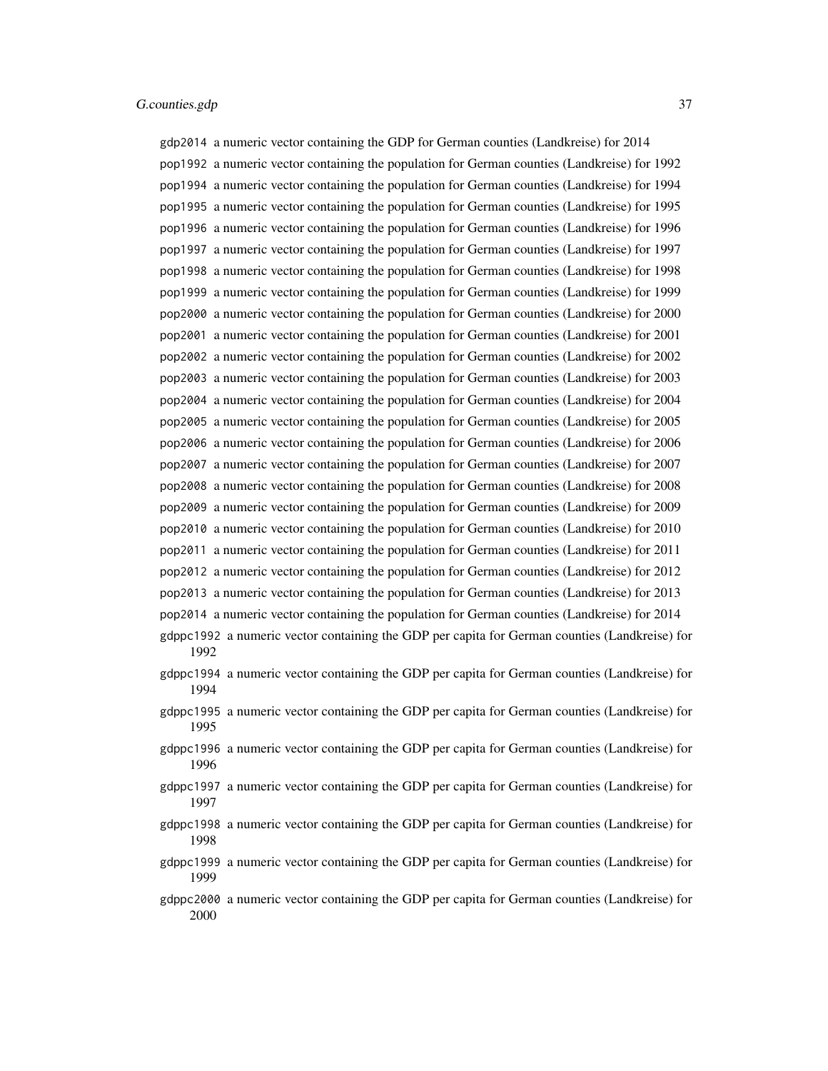gdp2014 a numeric vector containing the GDP for German counties (Landkreise) for 2014

pop1992 a numeric vector containing the population for German counties (Landkreise) for 1992

pop1994 a numeric vector containing the population for German counties (Landkreise) for 1994

pop1995 a numeric vector containing the population for German counties (Landkreise) for 1995

pop1996 a numeric vector containing the population for German counties (Landkreise) for 1996

pop1997 a numeric vector containing the population for German counties (Landkreise) for 1997

pop1998 a numeric vector containing the population for German counties (Landkreise) for 1998

pop1999 a numeric vector containing the population for German counties (Landkreise) for 1999

pop2000 a numeric vector containing the population for German counties (Landkreise) for 2000

pop2001 a numeric vector containing the population for German counties (Landkreise) for 2001

pop2002 a numeric vector containing the population for German counties (Landkreise) for 2002

pop2003 a numeric vector containing the population for German counties (Landkreise) for 2003

pop2004 a numeric vector containing the population for German counties (Landkreise) for 2004

pop2005 a numeric vector containing the population for German counties (Landkreise) for 2005

pop2006 a numeric vector containing the population for German counties (Landkreise) for 2006

pop2007 a numeric vector containing the population for German counties (Landkreise) for 2007

pop2008 a numeric vector containing the population for German counties (Landkreise) for 2008

pop2009 a numeric vector containing the population for German counties (Landkreise) for 2009

pop2010 a numeric vector containing the population for German counties (Landkreise) for 2010

pop2011 a numeric vector containing the population for German counties (Landkreise) for 2011

pop2012 a numeric vector containing the population for German counties (Landkreise) for 2012

pop2013 a numeric vector containing the population for German counties (Landkreise) for 2013

pop2014 a numeric vector containing the population for German counties (Landkreise) for 2014

gdppc1992 a numeric vector containing the GDP per capita for German counties (Landkreise) for 1992

gdppc1994 a numeric vector containing the GDP per capita for German counties (Landkreise) for 1994

gdppc1995 a numeric vector containing the GDP per capita for German counties (Landkreise) for 1995

gdppc1996 a numeric vector containing the GDP per capita for German counties (Landkreise) for 1996

gdppc1997 a numeric vector containing the GDP per capita for German counties (Landkreise) for 1997

gdppc1998 a numeric vector containing the GDP per capita for German counties (Landkreise) for 1998

gdppc1999 a numeric vector containing the GDP per capita for German counties (Landkreise) for 1999

gdppc2000 a numeric vector containing the GDP per capita for German counties (Landkreise) for 2000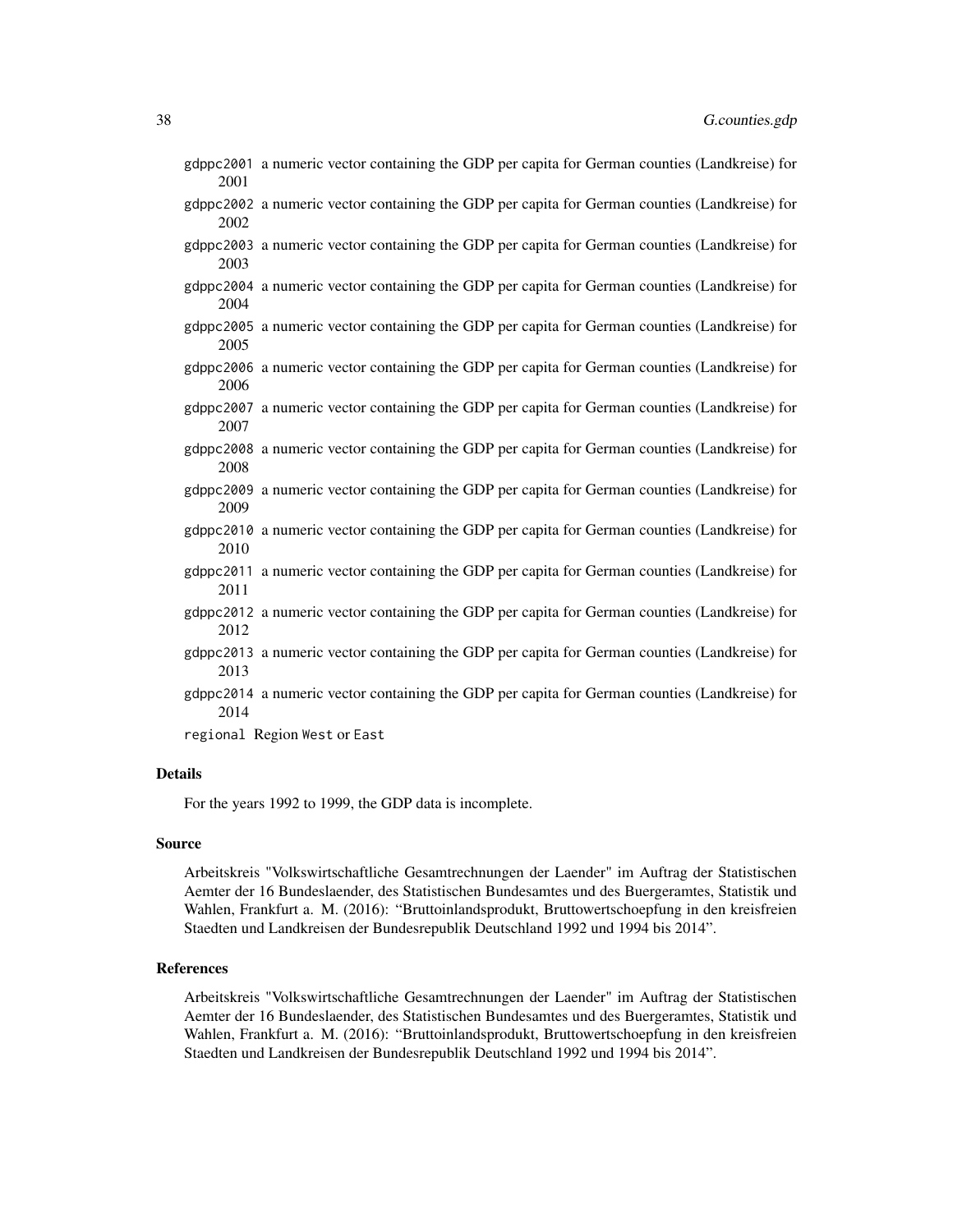gdppc2001 a numeric vector containing the GDP per capita for German counties (Landkreise) for 2001

gdppc2002 a numeric vector containing the GDP per capita for German counties (Landkreise) for 2002

gdppc2003 a numeric vector containing the GDP per capita for German counties (Landkreise) for 2003

gdppc2004 a numeric vector containing the GDP per capita for German counties (Landkreise) for 2004

gdppc2005 a numeric vector containing the GDP per capita for German counties (Landkreise) for 2005

gdppc2006 a numeric vector containing the GDP per capita for German counties (Landkreise) for 2006

gdppc2007 a numeric vector containing the GDP per capita for German counties (Landkreise) for 2007

gdppc2008 a numeric vector containing the GDP per capita for German counties (Landkreise) for 2008

gdppc2009 a numeric vector containing the GDP per capita for German counties (Landkreise) for 2009

gdppc2010 a numeric vector containing the GDP per capita for German counties (Landkreise) for 2010

gdppc2011 a numeric vector containing the GDP per capita for German counties (Landkreise) for 2011

gdppc2012 a numeric vector containing the GDP per capita for German counties (Landkreise) for 2012

gdppc2013 a numeric vector containing the GDP per capita for German counties (Landkreise) for 2013

gdppc2014 a numeric vector containing the GDP per capita for German counties (Landkreise) for 2014

regional Region West or East

## Details

For the years 1992 to 1999, the GDP data is incomplete.

## Source

Arbeitskreis "Volkswirtschaftliche Gesamtrechnungen der Laender" im Auftrag der Statistischen Aemter der 16 Bundeslaender, des Statistischen Bundesamtes und des Buergeramtes, Statistik und Wahlen, Frankfurt a. M. (2016): "Bruttoinlandsprodukt, Bruttowertschoepfung in den kreisfreien Staedten und Landkreisen der Bundesrepublik Deutschland 1992 und 1994 bis 2014".

## References

Arbeitskreis "Volkswirtschaftliche Gesamtrechnungen der Laender" im Auftrag der Statistischen Aemter der 16 Bundeslaender, des Statistischen Bundesamtes und des Buergeramtes, Statistik und Wahlen, Frankfurt a. M. (2016): "Bruttoinlandsprodukt, Bruttowertschoepfung in den kreisfreien Staedten und Landkreisen der Bundesrepublik Deutschland 1992 und 1994 bis 2014".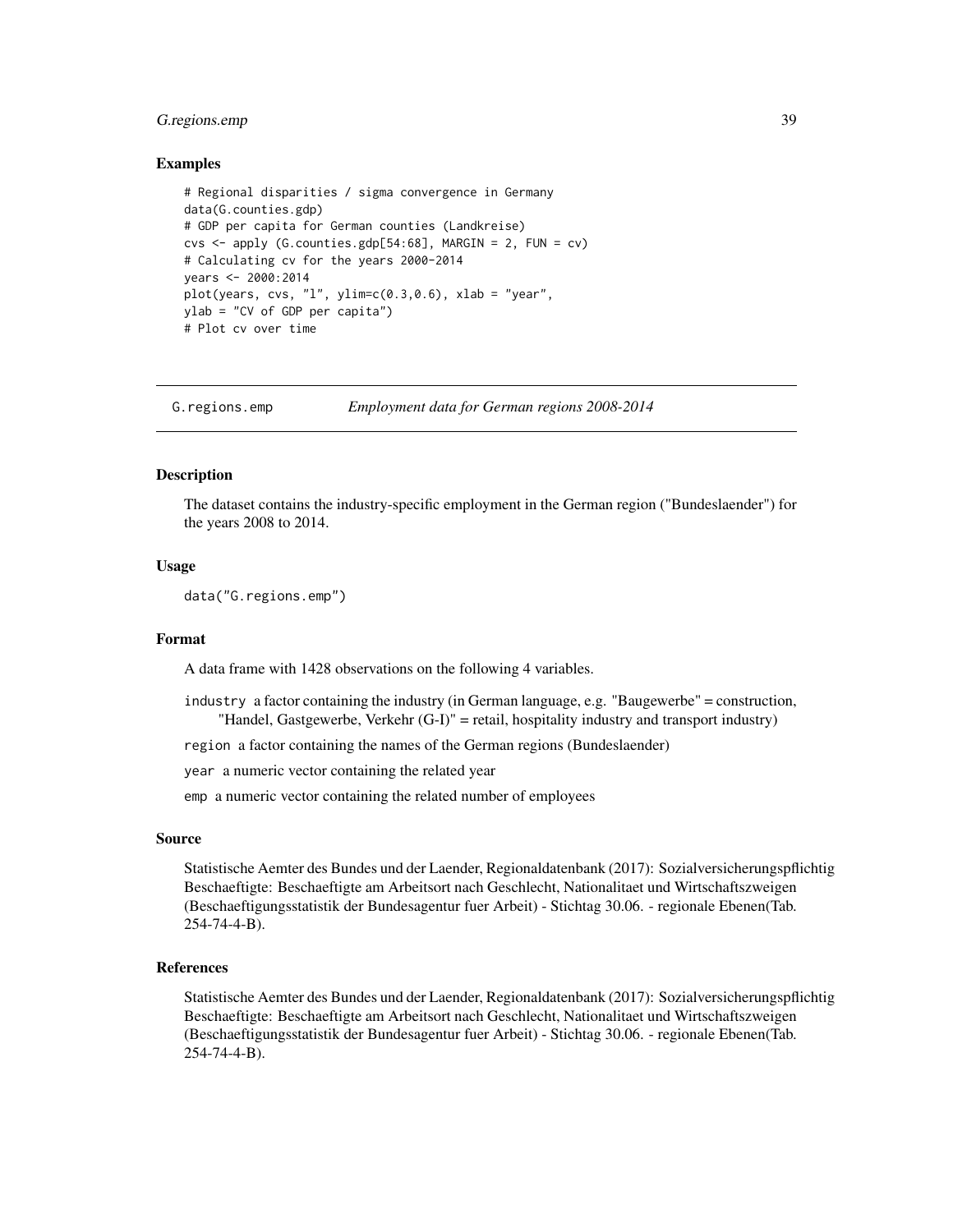### Examples

```
# Regional disparities / sigma convergence in Germany
data(G.counties.gdp)
# GDP per capita for German counties (Landkreise)
cvs <- apply (G.counties.gdp[54:68], MARGIN = 2, FUN = cv)
# Calculating cv for the years 2000-2014
years <- 2000:2014
plot(years, cvs, "l", ylim=c(0.3,0.6), xlab = "year",
ylab = "CV of GDP per capita")
# Plot cv over time
```

---

## G.regions.emp — *Employment data for German regions 2008-2014*

---

### Description

The dataset contains the industry-specific employment in the German region ("Bundeslaender") for the years 2008 to 2014.

### Usage

```
data("G.regions.emp")
```

### Format

A data frame with 1428 observations on the following 4 variables.

`industry` a factor containing the industry (in German language, e.g. "Baugewerbe" = construction, "Handel, Gastgewerbe, Verkehr (G-I)" = retail, hospitality industry and transport industry)

`region` a factor containing the names of the German regions (Bundeslaender)

`year` a numeric vector containing the related year

`emp` a numeric vector containing the related number of employees

### Source

Statistische Aemter des Bundes und der Laender, Regionaldatenbank (2017): Sozialversicherungspflichtig Beschaeftigte: Beschaeftigte am Arbeitsort nach Geschlecht, Nationalitaet und Wirtschaftszweigen (Beschaeftigungsstatistik der Bundesagentur fuer Arbeit) - Stichtag 30.06. - regionale Ebenen(Tab. 254-74-4-B).

### References

Statistische Aemter des Bundes und der Laender, Regionaldatenbank (2017): Sozialversicherungspflichtig Beschaeftigte: Beschaeftigte am Arbeitsort nach Geschlecht, Nationalitaet und Wirtschaftszweigen (Beschaeftigungsstatistik der Bundesagentur fuer Arbeit) - Stichtag 30.06. - regionale Ebenen(Tab. 254-74-4-B).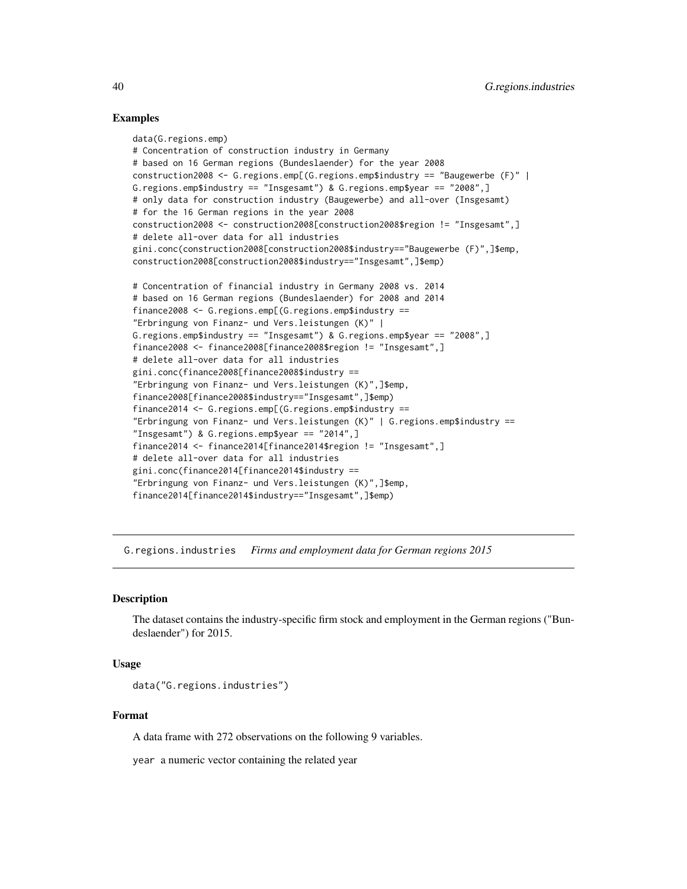### Examples

```
data(G.regions.emp)
# Concentration of construction industry in Germany
# based on 16 German regions (Bundeslaender) for the year 2008
construction2008 <- G.regions.emp[(G.regions.emp$industry == "Baugewerbe (F)" |
G.regions.emp$industry == "Insgesamt") & G.regions.emp$year == "2008",]
# only data for construction industry (Baugewerbe) and all-over (Insgesamt)
# for the 16 German regions in the year 2008
construction2008 <- construction2008[construction2008$region != "Insgesamt",]
# delete all-over data for all industries
gini.conc(construction2008[construction2008$industry=="Baugewerbe (F)",]$emp,
construction2008[construction2008$industry=="Insgesamt",]$emp)

# Concentration of financial industry in Germany 2008 vs. 2014
# based on 16 German regions (Bundeslaender) for 2008 and 2014
finance2008 <- G.regions.emp[(G.regions.emp$industry ==
"Erbringung von Finanz- und Vers.leistungen (K)" |
G.regions.emp$industry == "Insgesamt") & G.regions.emp$year == "2008",]
finance2008 <- finance2008[finance2008$region != "Insgesamt",]
# delete all-over data for all industries
gini.conc(finance2008[finance2008$industry ==
"Erbringung von Finanz- und Vers.leistungen (K)",]$emp,
finance2008[finance2008$industry=="Insgesamt",]$emp)
finance2014 <- G.regions.emp[(G.regions.emp$industry ==
"Erbringung von Finanz- und Vers.leistungen (K)" | G.regions.emp$industry ==
"Insgesamt") & G.regions.emp$year == "2014",]
finance2014 <- finance2014[finance2014$region != "Insgesamt",]
# delete all-over data for all industries
gini.conc(finance2014[finance2014$industry ==
"Erbringung von Finanz- und Vers.leistungen (K)",]$emp,
finance2014[finance2014$industry=="Insgesamt",]$emp)
```

---

## G.regions.industries *Firms and employment data for German regions 2015*

### Description

The dataset contains the industry-specific firm stock and employment in the German regions ("Bundeslaender") for 2015.

### Usage

```
data("G.regions.industries")
```

### Format

A data frame with 272 observations on the following 9 variables.

`year` a numeric vector containing the related year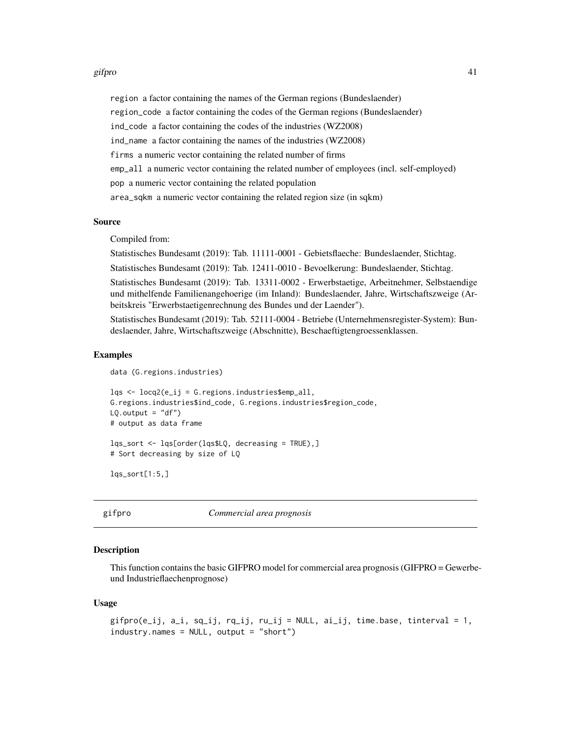`region` a factor containing the names of the German regions (Bundeslaender)

`region_code` a factor containing the codes of the German regions (Bundeslaender)

`ind_code` a factor containing the codes of the industries (WZ2008)

`ind_name` a factor containing the names of the industries (WZ2008)

`firms` a numeric vector containing the related number of firms

`emp_all` a numeric vector containing the related number of employees (incl. self-employed)

`pop` a numeric vector containing the related population

`area_sqkm` a numeric vector containing the related region size (in sqkm)

### Source

Compiled from:

Statistisches Bundesamt (2019): Tab. 11111-0001 - Gebietsflaeche: Bundeslaender, Stichtag.

Statistisches Bundesamt (2019): Tab. 12411-0010 - Bevoelkerung: Bundeslaender, Stichtag.

Statistisches Bundesamt (2019): Tab. 13311-0002 - Erwerbstaetige, Arbeitnehmer, Selbstaendige und mithelfende Familienangehoerige (im Inland): Bundeslaender, Jahre, Wirtschaftszweige (Arbeitskreis "Erwerbstaetigenrechnung des Bundes und der Laender").

Statistisches Bundesamt (2019): Tab. 52111-0004 - Betriebe (Unternehmensregister-System): Bundeslaender, Jahre, Wirtschaftszweige (Abschnitte), Beschaeftigtengroessenklassen.

### Examples

```
data (G.regions.industries)

lqs <- locq2(e_ij = G.regions.industries$emp_all,
G.regions.industries$ind_code, G.regions.industries$region_code,
LQ.output = "df")
# output as data frame

lqs_sort <- lqs[order(lqs$LQ, decreasing = TRUE),]
# Sort decreasing by size of LQ

lqs_sort[1:5,]
```

---

## gifpro *Commercial area prognosis*

### Description

This function contains the basic GIFPRO model for commercial area prognosis (GIFPRO = Gewerbe- und Industrieflaechenprognose)

### Usage

```
gifpro(e_ij, a_i, sq_ij, rq_ij, ru_ij = NULL, ai_ij, time.base, tinterval = 1,
industry.names = NULL, output = "short")
```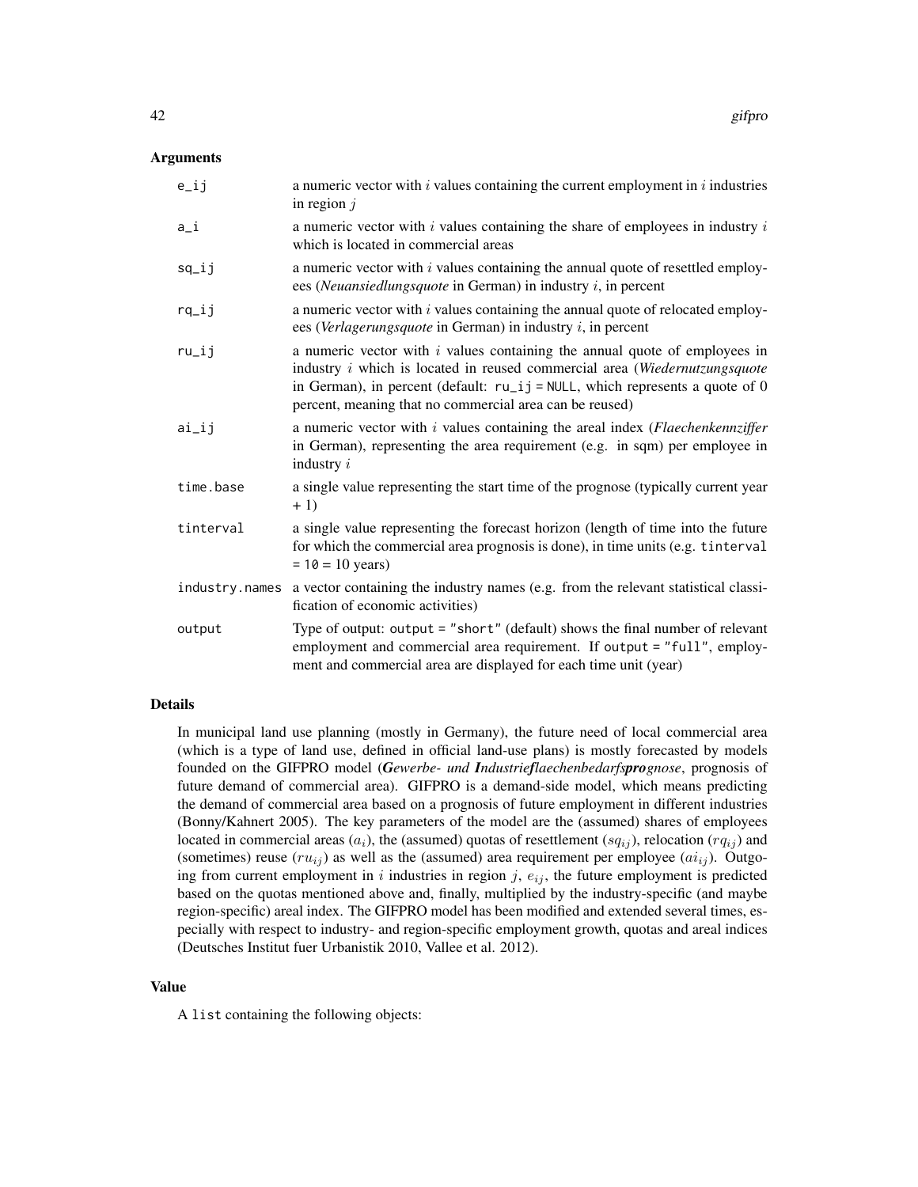## Arguments

| | |
|---|---|
| `e_ij` | a numeric vector with $i$ values containing the current employment in $i$ industries in region $j$ |
| `a_i` | a numeric vector with $i$ values containing the share of employees in industry $i$ which is located in commercial areas |
| `sq_ij` | a numeric vector with $i$ values containing the annual quote of resettled employees (*Neuansiedlungsquote* in German) in industry $i$, in percent |
| `rq_ij` | a numeric vector with $i$ values containing the annual quote of relocated employees (*Verlagerungsquote* in German) in industry $i$, in percent |
| `ru_ij` | a numeric vector with $i$ values containing the annual quote of employees in industry $i$ which is located in reused commercial area (*Wiedernutzungsquote* in German), in percent (default: `ru_ij = NULL`, which represents a quote of 0 percent, meaning that no commercial area can be reused) |
| `ai_ij` | a numeric vector with $i$ values containing the areal index (*Flaechenkennziffer* in German), representing the area requirement (e.g. in sqm) per employee in industry $i$ |
| `time.base` | a single value representing the start time of the prognose (typically current year + 1) |
| `tinterval` | a single value representing the forecast horizon (length of time into the future for which the commercial area prognosis is done), in time units (e.g. `tinterval = 10` = 10 years) |
| `industry.names` | a vector containing the industry names (e.g. from the relevant statistical classification of economic activities) |
| `output` | Type of output: `output = "short"` (default) shows the final number of relevant employment and commercial area requirement. If `output = "full"`, employment and commercial area are displayed for each time unit (year) |

## Details

In municipal land use planning (mostly in Germany), the future need of local commercial area (which is a type of land use, defined in official land-use plans) is mostly forecasted by models founded on the GIFPRO model (***G**ewerbe- und **I**ndustrie**f**laechenbedarfs**pro**gnose*, prognosis of future demand of commercial area). GIFPRO is a demand-side model, which means predicting the demand of commercial area based on a prognosis of future employment in different industries (Bonny/Kahnert 2005). The key parameters of the model are the (assumed) shares of employees located in commercial areas ($a_i$), the (assumed) quotas of resettlement ($sq_{ij}$), relocation ($rq_{ij}$) and (sometimes) reuse ($ru_{ij}$) as well as the (assumed) area requirement per employee ($ai_{ij}$). Outgoing from current employment in $i$ industries in region $j$, $e_{ij}$, the future employment is predicted based on the quotas mentioned above and, finally, multiplied by the industry-specific (and maybe region-specific) areal index. The GIFPRO model has been modified and extended several times, especially with respect to industry- and region-specific employment growth, quotas and areal indices (Deutsches Institut fuer Urbanistik 2010, Vallee et al. 2012).

## Value

A `list` containing the following objects: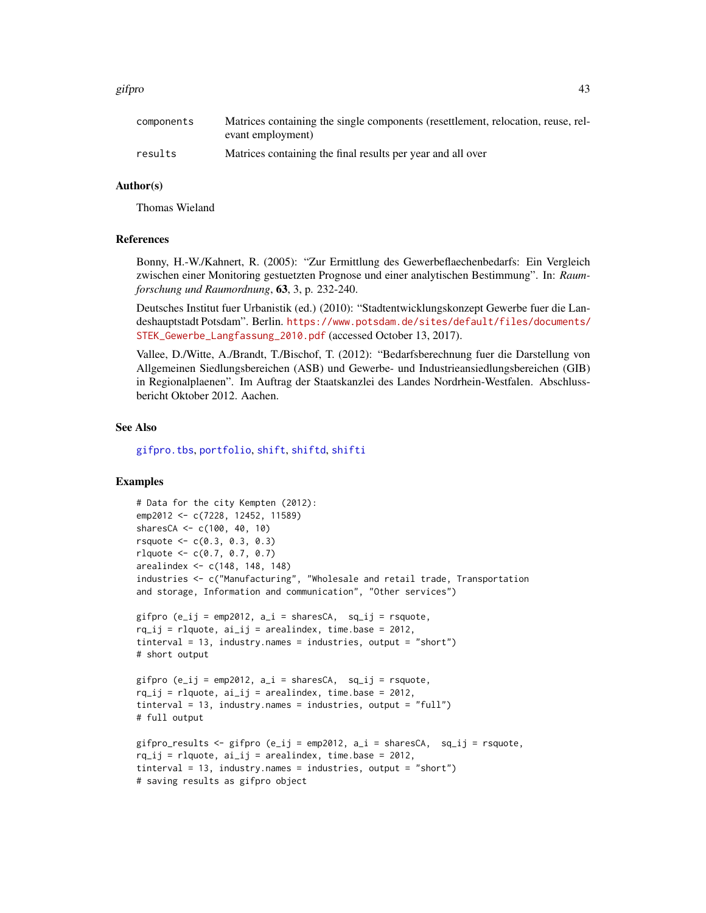| | |
|---|---|
| components | Matrices containing the single components (resettlement, relocation, reuse, relevant employment) |
| results | Matrices containing the final results per year and all over |

### Author(s)

Thomas Wieland

### References

Bonny, H.-W./Kahnert, R. (2005): "Zur Ermittlung des Gewerbeflaechenbedarfs: Ein Vergleich zwischen einer Monitoring gestuetzten Prognose und einer analytischen Bestimmung". In: *Raumforschung und Raumordnung*, **63**, 3, p. 232-240.

Deutsches Institut fuer Urbanistik (ed.) (2010): "Stadtentwicklungskonzept Gewerbe fuer die Landeshauptstadt Potsdam". Berlin. https://www.potsdam.de/sites/default/files/documents/STEK_Gewerbe_Langfassung_2010.pdf (accessed October 13, 2017).

Vallee, D./Witte, A./Brandt, T./Bischof, T. (2012): "Bedarfsberechnung fuer die Darstellung von Allgemeinen Siedlungsbereichen (ASB) und Gewerbe- und Industrieansiedlungsbereichen (GIB) in Regionalplaenen". Im Auftrag der Staatskanzlei des Landes Nordrhein-Westfalen. Abschlussbericht Oktober 2012. Aachen.

### See Also

gifpro.tbs, portfolio, shift, shiftd, shifti

### Examples

```
# Data for the city Kempten (2012):
emp2012 <- c(7228, 12452, 11589)
sharesCA <- c(100, 40, 10)
rsquote <- c(0.3, 0.3, 0.3)
rlquote <- c(0.7, 0.7, 0.7)
arealindex <- c(148, 148, 148)
industries <- c("Manufacturing", "Wholesale and retail trade, Transportation
and storage, Information and communication", "Other services")

gifpro (e_ij = emp2012, a_i = sharesCA,  sq_ij = rsquote,
rq_ij = rlquote, ai_ij = arealindex, time.base = 2012,
tinterval = 13, industry.names = industries, output = "short")
# short output

gifpro (e_ij = emp2012, a_i = sharesCA,  sq_ij = rsquote,
rq_ij = rlquote, ai_ij = arealindex, time.base = 2012,
tinterval = 13, industry.names = industries, output = "full")
# full output

gifpro_results <- gifpro (e_ij = emp2012, a_i = sharesCA,  sq_ij = rsquote,
rq_ij = rlquote, ai_ij = arealindex, time.base = 2012,
tinterval = 13, industry.names = industries, output = "short")
# saving results as gifpro object
```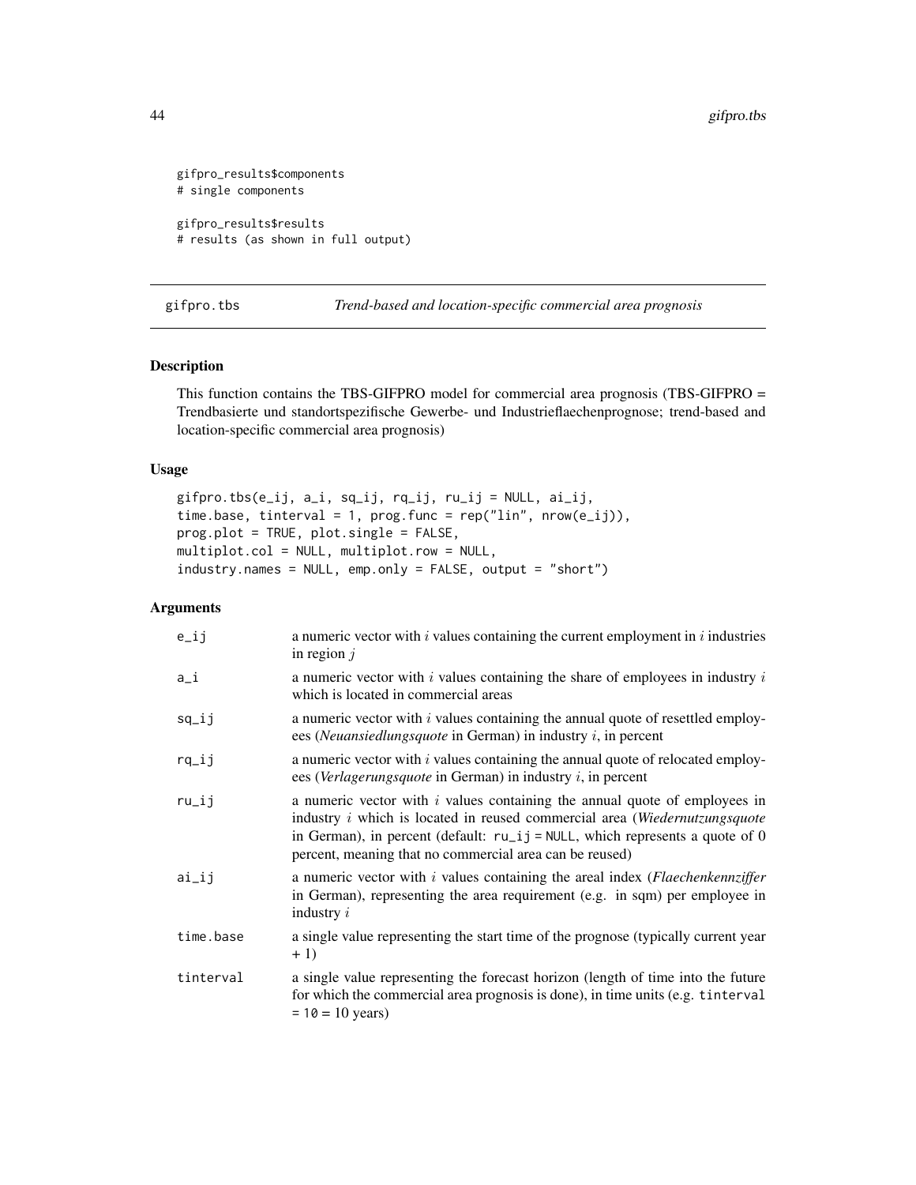```
gifpro_results$components
# single components

gifpro_results$results
# results (as shown in full output)
```

## gifpro.tbs — *Trend-based and location-specific commercial area prognosis*

### Description

This function contains the TBS-GIFPRO model for commercial area prognosis (TBS-GIFPRO = Trendbasierte und standortspezifische Gewerbe- und Industrieflaechenprognose; trend-based and location-specific commercial area prognosis)

### Usage

```
gifpro.tbs(e_ij, a_i, sq_ij, rq_ij, ru_ij = NULL, ai_ij,
time.base, tinterval = 1, prog.func = rep("lin", nrow(e_ij)),
prog.plot = TRUE, plot.single = FALSE,
multiplot.col = NULL, multiplot.row = NULL,
industry.names = NULL, emp.only = FALSE, output = "short")
```

### Arguments

| | |
|---|---|
| `e_ij` | a numeric vector with $i$ values containing the current employment in $i$ industries in region $j$ |
| `a_i` | a numeric vector with $i$ values containing the share of employees in industry $i$ which is located in commercial areas |
| `sq_ij` | a numeric vector with $i$ values containing the annual quote of resettled employees (*Neuansiedlungsquote* in German) in industry $i$, in percent |
| `rq_ij` | a numeric vector with $i$ values containing the annual quote of relocated employees (*Verlagerungsquote* in German) in industry $i$, in percent |
| `ru_ij` | a numeric vector with $i$ values containing the annual quote of employees in industry $i$ which is located in reused commercial area (*Wiedernutzungsquote* in German), in percent (default: `ru_ij = NULL`, which represents a quote of 0 percent, meaning that no commercial area can be reused) |
| `ai_ij` | a numeric vector with $i$ values containing the areal index (*Flaechenkennziffer* in German), representing the area requirement (e.g. in sqm) per employee in industry $i$ |
| `time.base` | a single value representing the start time of the prognose (typically current year + 1) |
| `tinterval` | a single value representing the forecast horizon (length of time into the future for which the commercial area prognosis is done), in time units (e.g. `tinterval = 10` = 10 years) |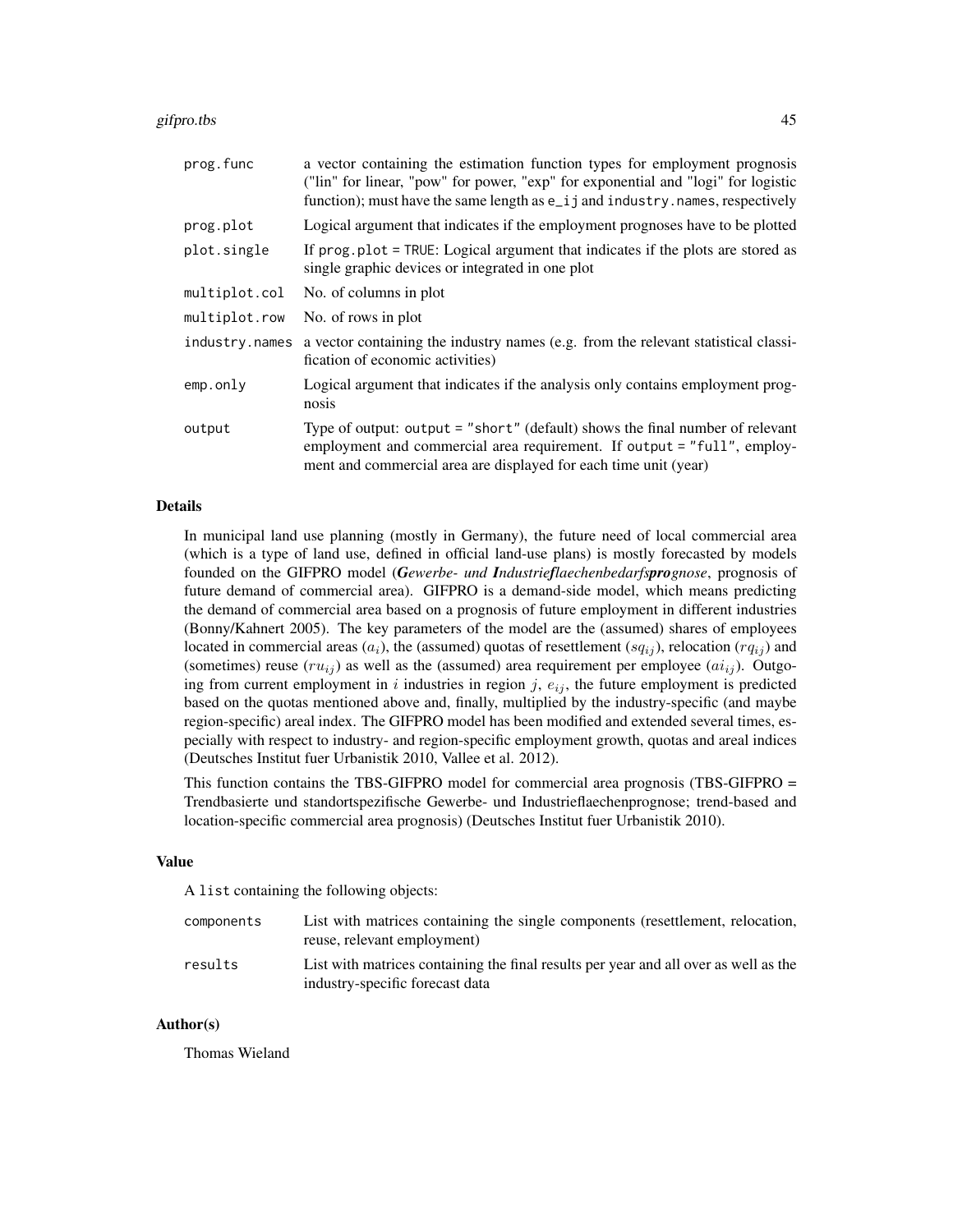| | |
|---|---|
| `prog.func` | a vector containing the estimation function types for employment prognosis ("lin" for linear, "pow" for power, "exp" for exponential and "logi" for logistic function); must have the same length as `e_ij` and `industry.names`, respectively |
| `prog.plot` | Logical argument that indicates if the employment prognoses have to be plotted |
| `plot.single` | If `prog.plot = TRUE`: Logical argument that indicates if the plots are stored as single graphic devices or integrated in one plot |
| `multiplot.col` | No. of columns in plot |
| `multiplot.row` | No. of rows in plot |
| `industry.names` | a vector containing the industry names (e.g. from the relevant statistical classification of economic activities) |
| `emp.only` | Logical argument that indicates if the analysis only contains employment prognosis |
| `output` | Type of output: `output = "short"` (default) shows the final number of relevant employment and commercial area requirement. If `output = "full"`, employment and commercial area are displayed for each time unit (year) |

## Details

In municipal land use planning (mostly in Germany), the future need of local commercial area (which is a type of land use, defined in official land-use plans) is mostly forecasted by models founded on the GIFPRO model (***G**ewerbe- und **I**ndustrieflaechenbedarfs**pro**gnose*, prognosis of future demand of commercial area). GIFPRO is a demand-side model, which means predicting the demand of commercial area based on a prognosis of future employment in different industries (Bonny/Kahnert 2005). The key parameters of the model are the (assumed) shares of employees located in commercial areas ($a_i$), the (assumed) quotas of resettlement ($sq_{ij}$), relocation ($rq_{ij}$) and (sometimes) reuse ($ru_{ij}$) as well as the (assumed) area requirement per employee ($ai_{ij}$). Outgoing from current employment in $i$ industries in region $j$, $e_{ij}$, the future employment is predicted based on the quotas mentioned above and, finally, multiplied by the industry-specific (and maybe region-specific) areal index. The GIFPRO model has been modified and extended several times, especially with respect to industry- and region-specific employment growth, quotas and areal indices (Deutsches Institut fuer Urbanistik 2010, Vallee et al. 2012).

This function contains the TBS-GIFPRO model for commercial area prognosis (TBS-GIFPRO = Trendbasierte und standortspezifische Gewerbe- und Industrieflaechenprognose; trend-based and location-specific commercial area prognosis) (Deutsches Institut fuer Urbanistik 2010).

## Value

A `list` containing the following objects:

| | |
|---|---|
| `components` | List with matrices containing the single components (resettlement, relocation, reuse, relevant employment) |
| `results` | List with matrices containing the final results per year and all over as well as the industry-specific forecast data |

## Author(s)

Thomas Wieland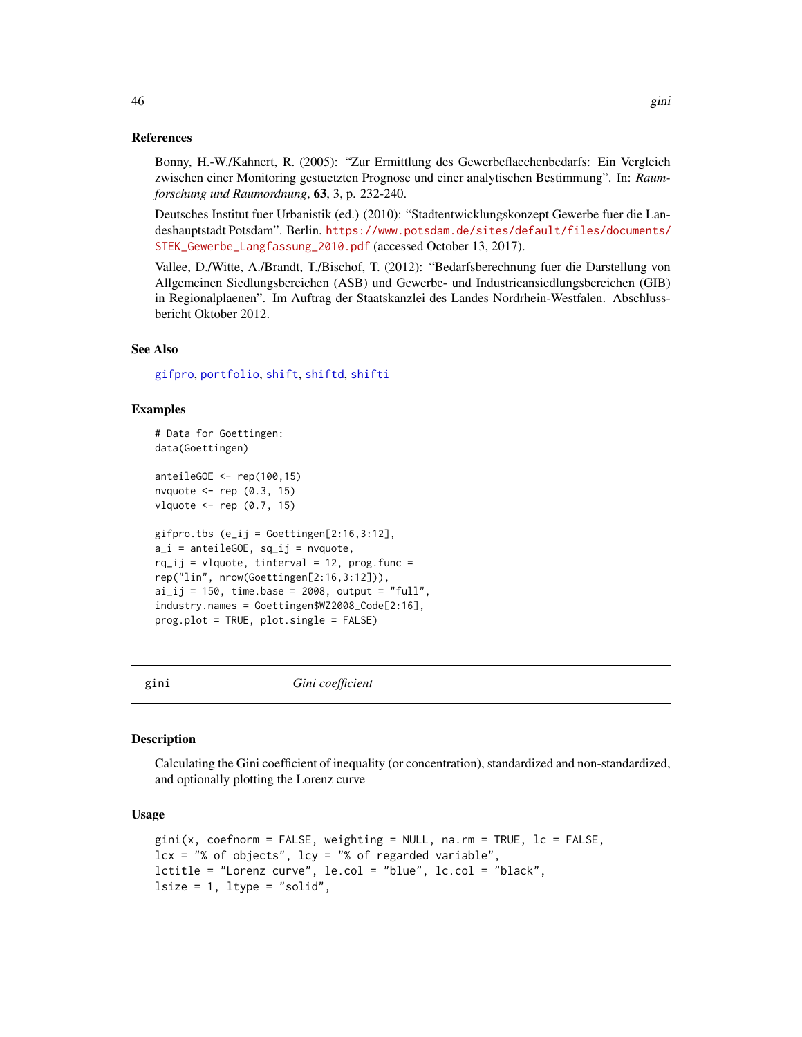### References

Bonny, H.-W./Kahnert, R. (2005): "Zur Ermittlung des Gewerbeflaechenbedarfs: Ein Vergleich zwischen einer Monitoring gestuetzten Prognose und einer analytischen Bestimmung". In: *Raumforschung und Raumordnung*, **63**, 3, p. 232-240.

Deutsches Institut fuer Urbanistik (ed.) (2010): "Stadtentwicklungskonzept Gewerbe fuer die Landeshauptstadt Potsdam". Berlin. https://www.potsdam.de/sites/default/files/documents/STEK_Gewerbe_Langfassung_2010.pdf (accessed October 13, 2017).

Vallee, D./Witte, A./Brandt, T./Bischof, T. (2012): "Bedarfsberechnung fuer die Darstellung von Allgemeinen Siedlungsbereichen (ASB) und Gewerbe- und Industrieansiedlungsbereichen (GIB) in Regionalplaenen". Im Auftrag der Staatskanzlei des Landes Nordrhein-Westfalen. Abschlussbericht Oktober 2012.

### See Also

gifpro, portfolio, shift, shiftd, shifti

### Examples

```
# Data for Goettingen:
data(Goettingen)

anteileGOE <- rep(100,15)
nvquote <- rep (0.3, 15)
vlquote <- rep (0.7, 15)

gifpro.tbs (e_ij = Goettingen[2:16,3:12],
a_i = anteileGOE, sq_ij = nvquote,
rq_ij = vlquote, tinterval = 12, prog.func =
rep("lin", nrow(Goettingen[2:16,3:12])),
ai_ij = 150, time.base = 2008, output = "full",
industry.names = Goettingen$WZ2008_Code[2:16],
prog.plot = TRUE, plot.single = FALSE)
```

---

## gini — *Gini coefficient*

### Description

Calculating the Gini coefficient of inequality (or concentration), standardized and non-standardized, and optionally plotting the Lorenz curve

### Usage

```
gini(x, coefnorm = FALSE, weighting = NULL, na.rm = TRUE, lc = FALSE,
lcx = "% of objects", lcy = "% of regarded variable",
lctitle = "Lorenz curve", le.col = "blue", lc.col = "black",
lsize = 1, ltype = "solid",
```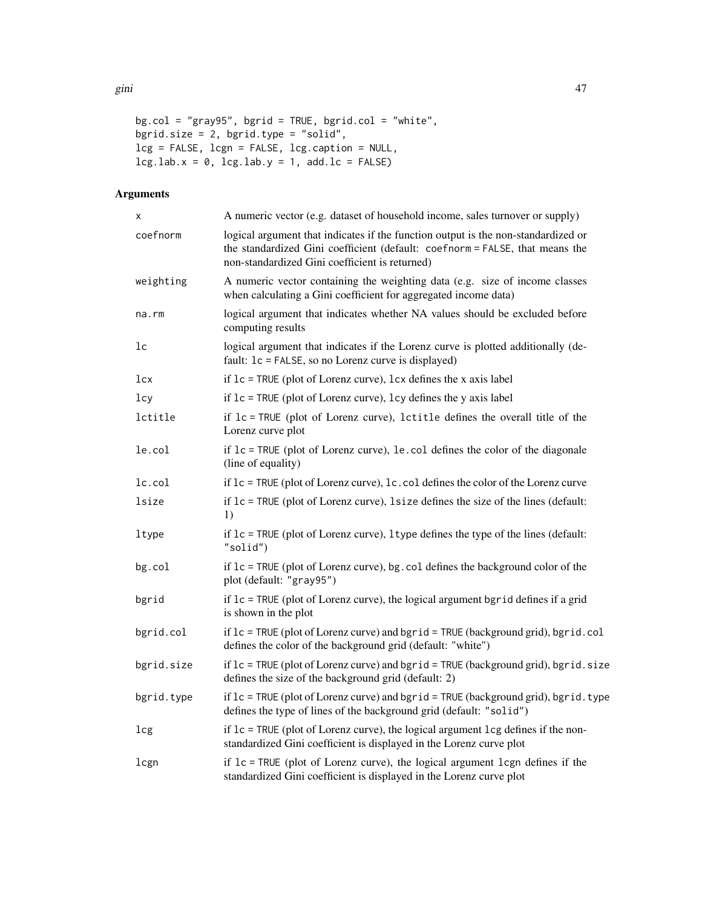```
bg.col = "gray95", bgrid = TRUE, bgrid.col = "white",
bgrid.size = 2, bgrid.type = "solid",
lcg = FALSE, lcgn = FALSE, lcg.caption = NULL,
lcg.lab.x = 0, lcg.lab.y = 1, add.lc = FALSE)
```

## Arguments

| | |
|---|---|
| `x` | A numeric vector (e.g. dataset of household income, sales turnover or supply) |
| `coefnorm` | logical argument that indicates if the function output is the non-standardized or the standardized Gini coefficient (default: `coefnorm = FALSE`, that means the non-standardized Gini coefficient is returned) |
| `weighting` | A numeric vector containing the weighting data (e.g. size of income classes when calculating a Gini coefficient for aggregated income data) |
| `na.rm` | logical argument that indicates whether NA values should be excluded before computing results |
| `lc` | logical argument that indicates if the Lorenz curve is plotted additionally (default: `lc = FALSE`, so no Lorenz curve is displayed) |
| `lcx` | if `lc = TRUE` (plot of Lorenz curve), `lcx` defines the x axis label |
| `lcy` | if `lc = TRUE` (plot of Lorenz curve), `lcy` defines the y axis label |
| `lctitle` | if `lc = TRUE` (plot of Lorenz curve), `lctitle` defines the overall title of the Lorenz curve plot |
| `le.col` | if `lc = TRUE` (plot of Lorenz curve), `le.col` defines the color of the diagonale (line of equality) |
| `lc.col` | if `lc = TRUE` (plot of Lorenz curve), `lc.col` defines the color of the Lorenz curve |
| `lsize` | if `lc = TRUE` (plot of Lorenz curve), `lsize` defines the size of the lines (default: 1) |
| `ltype` | if `lc = TRUE` (plot of Lorenz curve), `ltype` defines the type of the lines (default: `"solid"`) |
| `bg.col` | if `lc = TRUE` (plot of Lorenz curve), `bg.col` defines the background color of the plot (default: `"gray95"`) |
| `bgrid` | if `lc = TRUE` (plot of Lorenz curve), the logical argument `bgrid` defines if a grid is shown in the plot |
| `bgrid.col` | if `lc = TRUE` (plot of Lorenz curve) and `bgrid = TRUE` (background grid), `bgrid.col` defines the color of the background grid (default: "white") |
| `bgrid.size` | if `lc = TRUE` (plot of Lorenz curve) and `bgrid = TRUE` (background grid), `bgrid.size` defines the size of the background grid (default: 2) |
| `bgrid.type` | if `lc = TRUE` (plot of Lorenz curve) and `bgrid = TRUE` (background grid), `bgrid.type` defines the type of lines of the background grid (default: `"solid"`) |
| `lcg` | if `lc = TRUE` (plot of Lorenz curve), the logical argument `lcg` defines if the non-standardized Gini coefficient is displayed in the Lorenz curve plot |
| `lcgn` | if `lc = TRUE` (plot of Lorenz curve), the logical argument `lcgn` defines if the standardized Gini coefficient is displayed in the Lorenz curve plot |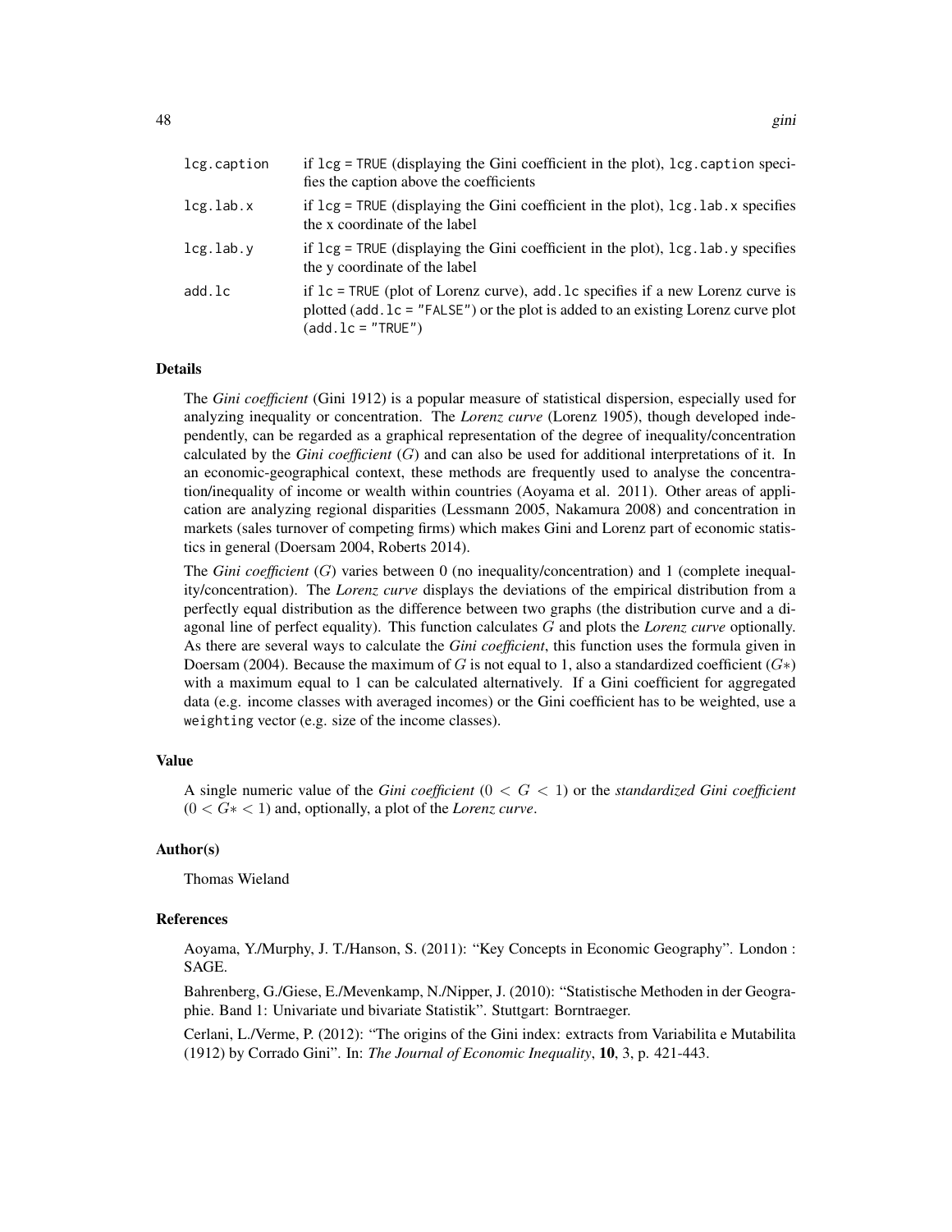| | |
|---|---|
| lcg.caption | if `lcg = TRUE` (displaying the Gini coefficient in the plot), `lcg.caption` specifies the caption above the coefficients |
| lcg.lab.x | if `lcg = TRUE` (displaying the Gini coefficient in the plot), `lcg.lab.x` specifies the x coordinate of the label |
| lcg.lab.y | if `lcg = TRUE` (displaying the Gini coefficient in the plot), `lcg.lab.y` specifies the y coordinate of the label |
| add.lc | if `lc = TRUE` (plot of Lorenz curve), `add.lc` specifies if a new Lorenz curve is plotted (`add.lc = "FALSE"`) or the plot is added to an existing Lorenz curve plot (`add.lc = "TRUE"`) |

### Details

The *Gini coefficient* (Gini 1912) is a popular measure of statistical dispersion, especially used for analyzing inequality or concentration. The *Lorenz curve* (Lorenz 1905), though developed independently, can be regarded as a graphical representation of the degree of inequality/concentration calculated by the *Gini coefficient* ($G$) and can also be used for additional interpretations of it. In an economic-geographical context, these methods are frequently used to analyse the concentration/inequality of income or wealth within countries (Aoyama et al. 2011). Other areas of application are analyzing regional disparities (Lessmann 2005, Nakamura 2008) and concentration in markets (sales turnover of competing firms) which makes Gini and Lorenz part of economic statistics in general (Doersam 2004, Roberts 2014).

The *Gini coefficient* ($G$) varies between 0 (no inequality/concentration) and 1 (complete inequality/concentration). The *Lorenz curve* displays the deviations of the empirical distribution from a perfectly equal distribution as the difference between two graphs (the distribution curve and a diagonal line of perfect equality). This function calculates $G$ and plots the *Lorenz curve* optionally. As there are several ways to calculate the *Gini coefficient*, this function uses the formula given in Doersam (2004). Because the maximum of $G$ is not equal to 1, also a standardized coefficient ($G*$) with a maximum equal to 1 can be calculated alternatively. If a Gini coefficient for aggregated data (e.g. income classes with averaged incomes) or the Gini coefficient has to be weighted, use a `weighting` vector (e.g. size of the income classes).

### Value

A single numeric value of the *Gini coefficient* ($0 < G < 1$) or the *standardized Gini coefficient* ($0 < G* < 1$) and, optionally, a plot of the *Lorenz curve*.

### Author(s)

Thomas Wieland

### References

Aoyama, Y./Murphy, J. T./Hanson, S. (2011): "Key Concepts in Economic Geography". London : SAGE.

Bahrenberg, G./Giese, E./Mevenkamp, N./Nipper, J. (2010): "Statistische Methoden in der Geographie. Band 1: Univariate und bivariate Statistik". Stuttgart: Borntraeger.

Cerlani, L./Verme, P. (2012): "The origins of the Gini index: extracts from Variabilita e Mutabilita (1912) by Corrado Gini". In: *The Journal of Economic Inequality*, **10**, 3, p. 421-443.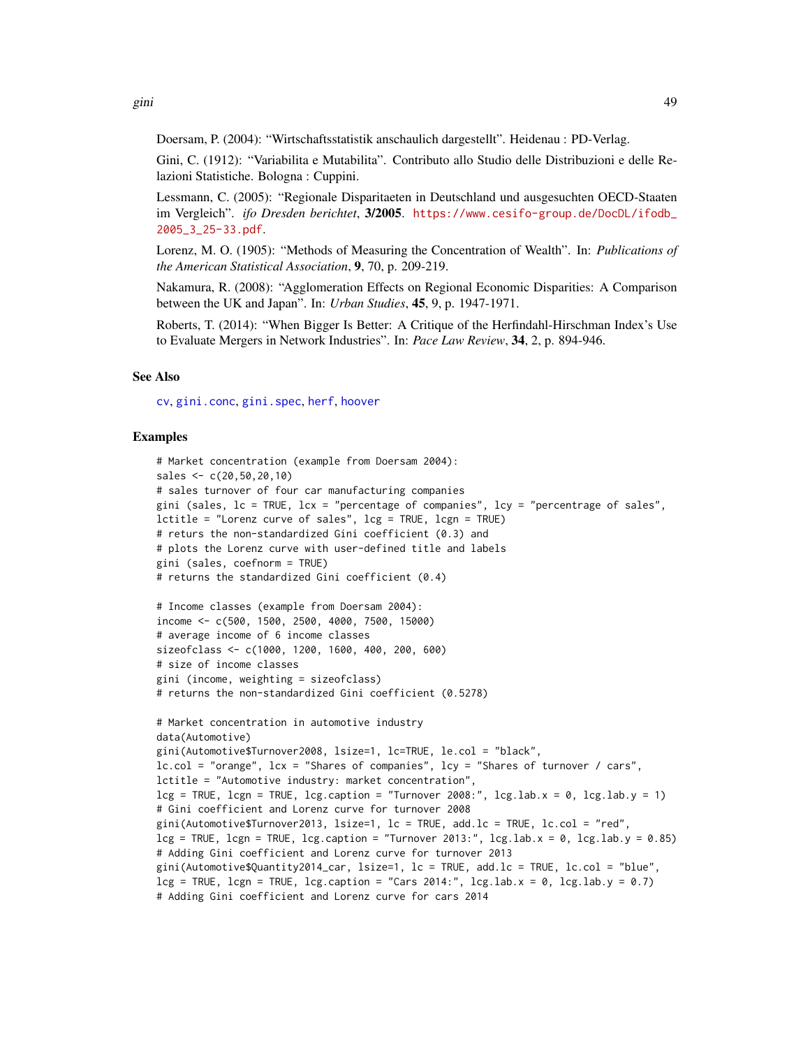Doersam, P. (2004): "Wirtschaftsstatistik anschaulich dargestellt". Heidenau : PD-Verlag.

Gini, C. (1912): "Variabilita e Mutabilita". Contributo allo Studio delle Distribuzioni e delle Relazioni Statistiche. Bologna : Cuppini.

Lessmann, C. (2005): "Regionale Disparitaeten in Deutschland und ausgesuchten OECD-Staaten im Vergleich". *ifo Dresden berichtet*, **3/2005**. https://www.cesifo-group.de/DocDL/ifodb_2005_3_25-33.pdf.

Lorenz, M. O. (1905): "Methods of Measuring the Concentration of Wealth". In: *Publications of the American Statistical Association*, **9**, 70, p. 209-219.

Nakamura, R. (2008): "Agglomeration Effects on Regional Economic Disparities: A Comparison between the UK and Japan". In: *Urban Studies*, **45**, 9, p. 1947-1971.

Roberts, T. (2014): "When Bigger Is Better: A Critique of the Herfindahl-Hirschman Index's Use to Evaluate Mergers in Network Industries". In: *Pace Law Review*, **34**, 2, p. 894-946.

## See Also

cv, gini.conc, gini.spec, herf, hoover

## Examples

```
# Market concentration (example from Doersam 2004):
sales <- c(20,50,20,10)
# sales turnover of four car manufacturing companies
gini (sales, lc = TRUE, lcx = "percentage of companies", lcy = "percentrage of sales",
lctitle = "Lorenz curve of sales", lcg = TRUE, lcgn = TRUE)
# returs the non-standardized Gini coefficient (0.3) and
# plots the Lorenz curve with user-defined title and labels
gini (sales, coefnorm = TRUE)
# returns the standardized Gini coefficient (0.4)

# Income classes (example from Doersam 2004):
income <- c(500, 1500, 2500, 4000, 7500, 15000)
# average income of 6 income classes
sizeofclass <- c(1000, 1200, 1600, 400, 200, 600)
# size of income classes
gini (income, weighting = sizeofclass)
# returns the non-standardized Gini coefficient (0.5278)

# Market concentration in automotive industry
data(Automotive)
gini(Automotive$Turnover2008, lsize=1, lc=TRUE, le.col = "black",
lc.col = "orange", lcx = "Shares of companies", lcy = "Shares of turnover / cars",
lctitle = "Automotive industry: market concentration",
lcg = TRUE, lcgn = TRUE, lcg.caption = "Turnover 2008:", lcg.lab.x = 0, lcg.lab.y = 1)
# Gini coefficient and Lorenz curve for turnover 2008
gini(Automotive$Turnover2013, lsize=1, lc = TRUE, add.lc = TRUE, lc.col = "red",
lcg = TRUE, lcgn = TRUE, lcg.caption = "Turnover 2013:", lcg.lab.x = 0, lcg.lab.y = 0.85)
# Adding Gini coefficient and Lorenz curve for turnover 2013
gini(Automotive$Quantity2014_car, lsize=1, lc = TRUE, add.lc = TRUE, lc.col = "blue",
lcg = TRUE, lcgn = TRUE, lcg.caption = "Cars 2014:", lcg.lab.x = 0, lcg.lab.y = 0.7)
# Adding Gini coefficient and Lorenz curve for cars 2014
```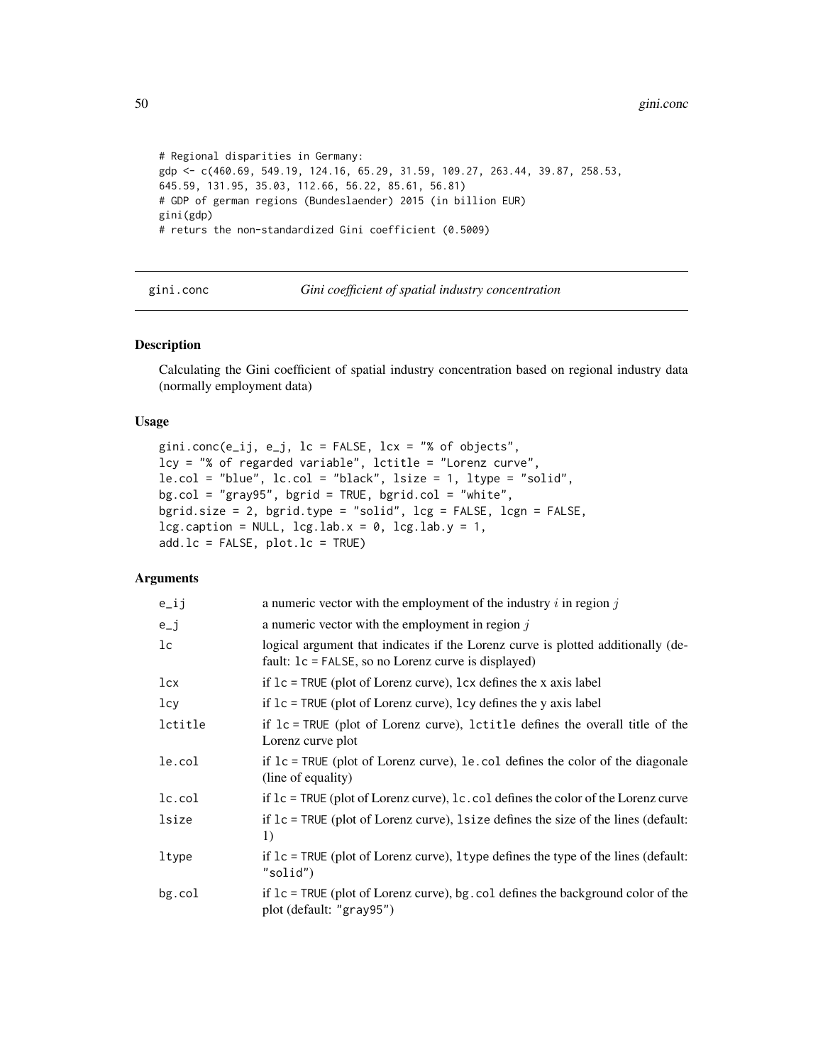```
# Regional disparities in Germany:
gdp <- c(460.69, 549.19, 124.16, 65.29, 31.59, 109.27, 263.44, 39.87, 258.53,
645.59, 131.95, 35.03, 112.66, 56.22, 85.61, 56.81)
# GDP of german regions (Bundeslaender) 2015 (in billion EUR)
gini(gdp)
# returs the non-standardized Gini coefficient (0.5009)
```

---

## gini.conc — *Gini coefficient of spatial industry concentration*

### Description

Calculating the Gini coefficient of spatial industry concentration based on regional industry data (normally employment data)

### Usage

```
gini.conc(e_ij, e_j, lc = FALSE, lcx = "% of objects",
lcy = "% of regarded variable", lctitle = "Lorenz curve",
le.col = "blue", lc.col = "black", lsize = 1, ltype = "solid",
bg.col = "gray95", bgrid = TRUE, bgrid.col = "white",
bgrid.size = 2, bgrid.type = "solid", lcg = FALSE, lcgn = FALSE,
lcg.caption = NULL, lcg.lab.x = 0, lcg.lab.y = 1,
add.lc = FALSE, plot.lc = TRUE)
```

### Arguments

| Argument | Description |
|---|---|
| `e_ij` | a numeric vector with the employment of the industry $i$ in region $j$ |
| `e_j` | a numeric vector with the employment in region $j$ |
| `lc` | logical argument that indicates if the Lorenz curve is plotted additionally (default: `lc = FALSE`, so no Lorenz curve is displayed) |
| `lcx` | if `lc = TRUE` (plot of Lorenz curve), `lcx` defines the x axis label |
| `lcy` | if `lc = TRUE` (plot of Lorenz curve), `lcy` defines the y axis label |
| `lctitle` | if `lc = TRUE` (plot of Lorenz curve), `lctitle` defines the overall title of the Lorenz curve plot |
| `le.col` | if `lc = TRUE` (plot of Lorenz curve), `le.col` defines the color of the diagonale (line of equality) |
| `lc.col` | if `lc = TRUE` (plot of Lorenz curve), `lc.col` defines the color of the Lorenz curve |
| `lsize` | if `lc = TRUE` (plot of Lorenz curve), `lsize` defines the size of the lines (default: 1) |
| `ltype` | if `lc = TRUE` (plot of Lorenz curve), `ltype` defines the type of the lines (default: `"solid"`) |
| `bg.col` | if `lc = TRUE` (plot of Lorenz curve), `bg.col` defines the background color of the plot (default: `"gray95"`) |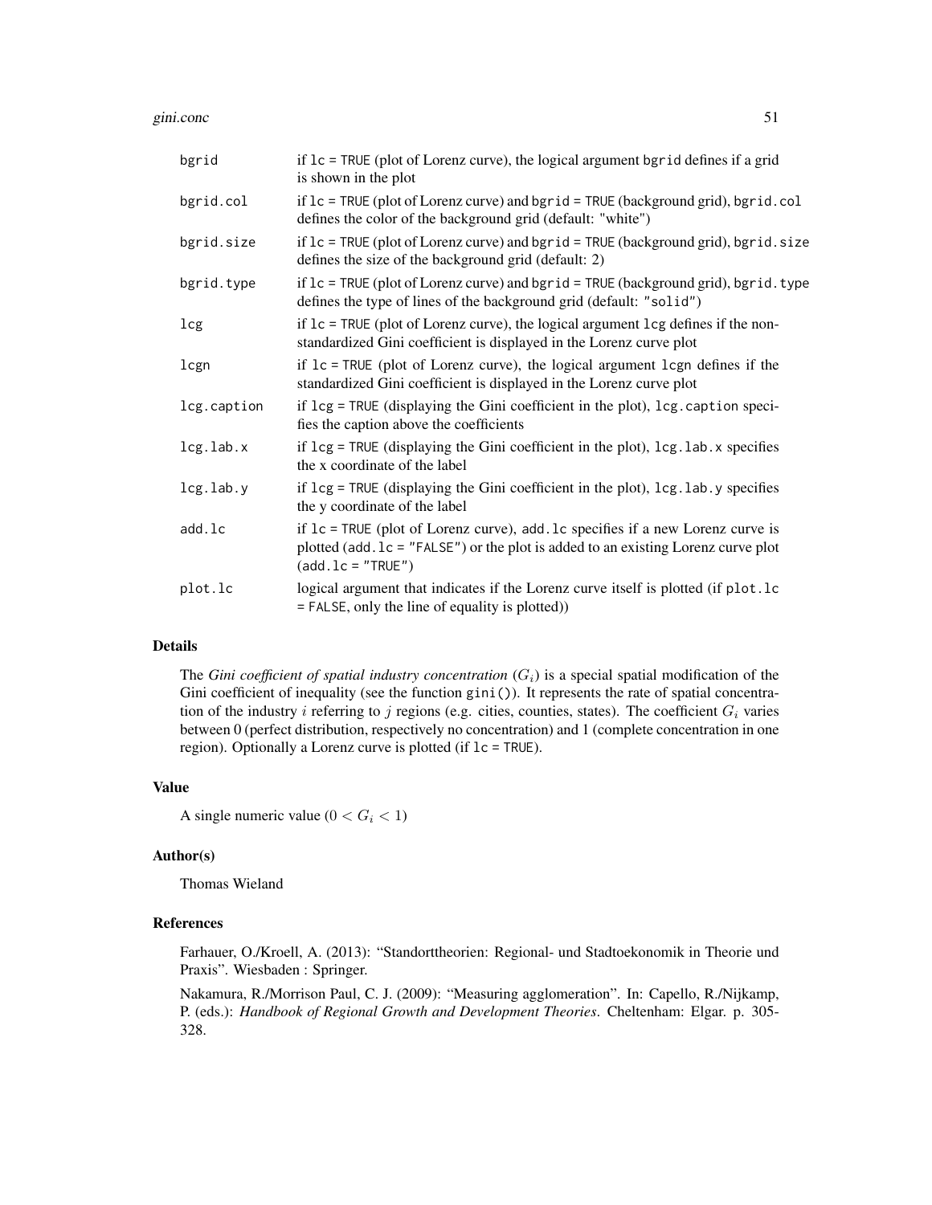| | |
|---|---|
| bgrid | if `lc = TRUE` (plot of Lorenz curve), the logical argument `bgrid` defines if a grid is shown in the plot |
| bgrid.col | if `lc = TRUE` (plot of Lorenz curve) and `bgrid = TRUE` (background grid), `bgrid.col` defines the color of the background grid (default: "white") |
| bgrid.size | if `lc = TRUE` (plot of Lorenz curve) and `bgrid = TRUE` (background grid), `bgrid.size` defines the size of the background grid (default: 2) |
| bgrid.type | if `lc = TRUE` (plot of Lorenz curve) and `bgrid = TRUE` (background grid), `bgrid.type` defines the type of lines of the background grid (default: "solid") |
| lcg | if `lc = TRUE` (plot of Lorenz curve), the logical argument `lcg` defines if the non-standardized Gini coefficient is displayed in the Lorenz curve plot |
| lcgn | if `lc = TRUE` (plot of Lorenz curve), the logical argument `lcgn` defines if the standardized Gini coefficient is displayed in the Lorenz curve plot |
| lcg.caption | if `lcg = TRUE` (displaying the Gini coefficient in the plot), `lcg.caption` specifies the caption above the coefficients |
| lcg.lab.x | if `lcg = TRUE` (displaying the Gini coefficient in the plot), `lcg.lab.x` specifies the x coordinate of the label |
| lcg.lab.y | if `lcg = TRUE` (displaying the Gini coefficient in the plot), `lcg.lab.y` specifies the y coordinate of the label |
| add.lc | if `lc = TRUE` (plot of Lorenz curve), `add.lc` specifies if a new Lorenz curve is plotted (`add.lc = "FALSE"`) or the plot is added to an existing Lorenz curve plot (`add.lc = "TRUE"`) |
| plot.lc | logical argument that indicates if the Lorenz curve itself is plotted (if `plot.lc = FALSE`, only the line of equality is plotted)) |

## Details

The *Gini coefficient of spatial industry concentration* ($G_i$) is a special spatial modification of the Gini coefficient of inequality (see the function `gini()`). It represents the rate of spatial concentration of the industry $i$ referring to $j$ regions (e.g. cities, counties, states). The coefficient $G_i$ varies between 0 (perfect distribution, respectively no concentration) and 1 (complete concentration in one region). Optionally a Lorenz curve is plotted (if `lc = TRUE`).

## Value

A single numeric value ($0 < G_i < 1$)

## Author(s)

Thomas Wieland

## References

Farhauer, O./Kroell, A. (2013): "Standorttheorien: Regional- und Stadtoekonomik in Theorie und Praxis". Wiesbaden : Springer.

Nakamura, R./Morrison Paul, C. J. (2009): "Measuring agglomeration". In: Capello, R./Nijkamp, P. (eds.): *Handbook of Regional Growth and Development Theories*. Cheltenham: Elgar. p. 305-328.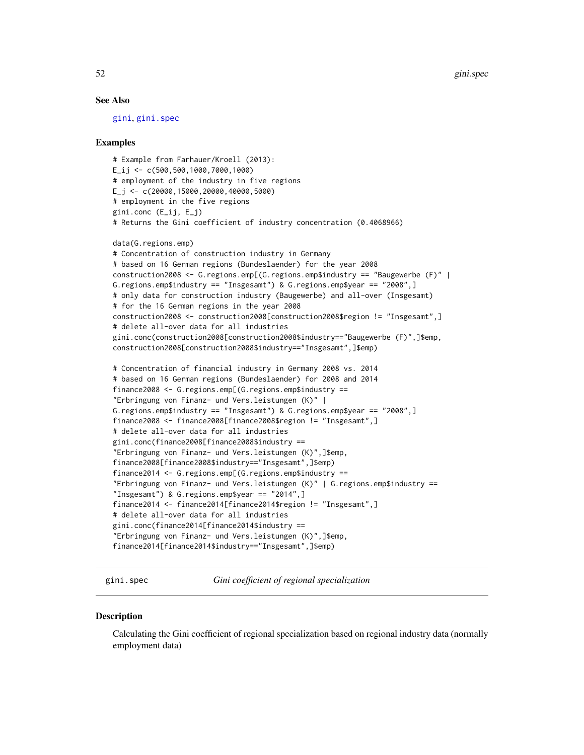### See Also

gini, gini.spec

### Examples

```
# Example from Farhauer/Kroell (2013):
E_ij <- c(500,500,1000,7000,1000)
# employment of the industry in five regions
E_j <- c(20000,15000,20000,40000,5000)
# employment in the five regions
gini.conc (E_ij, E_j)
# Returns the Gini coefficient of industry concentration (0.4068966)

data(G.regions.emp)
# Concentration of construction industry in Germany
# based on 16 German regions (Bundeslaender) for the year 2008
construction2008 <- G.regions.emp[(G.regions.emp$industry == "Baugewerbe (F)" |
G.regions.emp$industry == "Insgesamt") & G.regions.emp$year == "2008",]
# only data for construction industry (Baugewerbe) and all-over (Insgesamt)
# for the 16 German regions in the year 2008
construction2008 <- construction2008[construction2008$region != "Insgesamt",]
# delete all-over data for all industries
gini.conc(construction2008[construction2008$industry=="Baugewerbe (F)",]$emp,
construction2008[construction2008$industry=="Insgesamt",]$emp)

# Concentration of financial industry in Germany 2008 vs. 2014
# based on 16 German regions (Bundeslaender) for 2008 and 2014
finance2008 <- G.regions.emp[(G.regions.emp$industry ==
"Erbringung von Finanz- und Vers.leistungen (K)" |
G.regions.emp$industry == "Insgesamt") & G.regions.emp$year == "2008",]
finance2008 <- finance2008[finance2008$region != "Insgesamt",]
# delete all-over data for all industries
gini.conc(finance2008[finance2008$industry ==
"Erbringung von Finanz- und Vers.leistungen (K)",]$emp,
finance2008[finance2008$industry=="Insgesamt",]$emp)
finance2014 <- G.regions.emp[(G.regions.emp$industry ==
"Erbringung von Finanz- und Vers.leistungen (K)" | G.regions.emp$industry ==
"Insgesamt") & G.regions.emp$year == "2014",]
finance2014 <- finance2014[finance2014$region != "Insgesamt",]
# delete all-over data for all industries
gini.conc(finance2014[finance2014$industry ==
"Erbringung von Finanz- und Vers.leistungen (K)",]$emp,
finance2014[finance2014$industry=="Insgesamt",]$emp)
```

---

## gini.spec — *Gini coefficient of regional specialization*

### Description

Calculating the Gini coefficient of regional specialization based on regional industry data (normally employment data)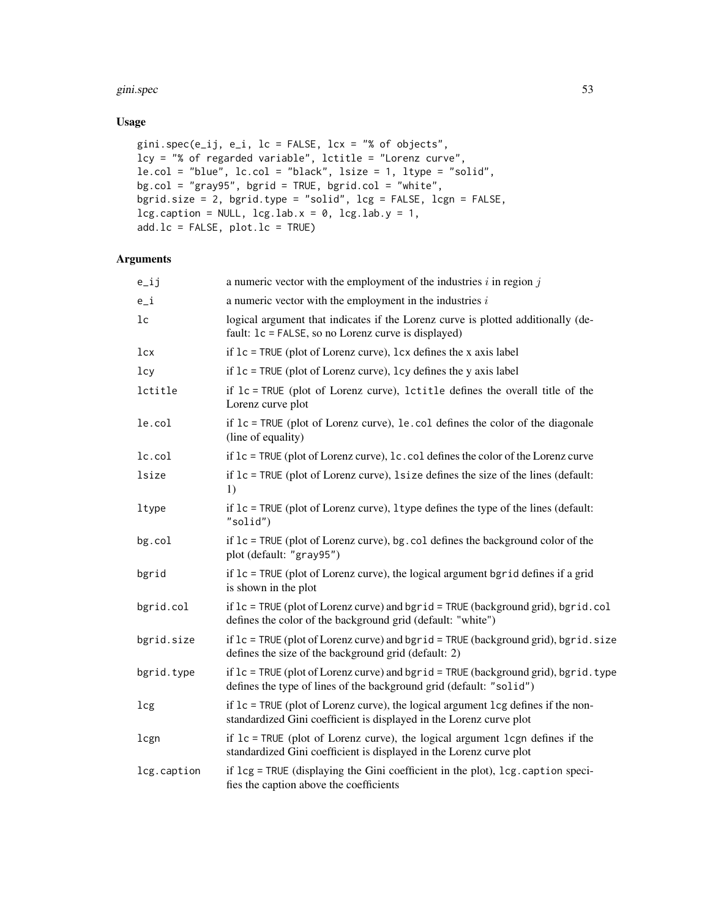## Usage

```
gini.spec(e_ij, e_i, lc = FALSE, lcx = "% of objects",
lcy = "% of regarded variable", lctitle = "Lorenz curve",
le.col = "blue", lc.col = "black", lsize = 1, ltype = "solid",
bg.col = "gray95", bgrid = TRUE, bgrid.col = "white",
bgrid.size = 2, bgrid.type = "solid", lcg = FALSE, lcgn = FALSE,
lcg.caption = NULL, lcg.lab.x = 0, lcg.lab.y = 1,
add.lc = FALSE, plot.lc = TRUE)
```

## Arguments

| | |
|---|---|
| `e_ij` | a numeric vector with the employment of the industries $i$ in region $j$ |
| `e_i` | a numeric vector with the employment in the industries $i$ |
| `lc` | logical argument that indicates if the Lorenz curve is plotted additionally (default: `lc = FALSE`, so no Lorenz curve is displayed) |
| `lcx` | if `lc = TRUE` (plot of Lorenz curve), `lcx` defines the x axis label |
| `lcy` | if `lc = TRUE` (plot of Lorenz curve), `lcy` defines the y axis label |
| `lctitle` | if `lc = TRUE` (plot of Lorenz curve), `lctitle` defines the overall title of the Lorenz curve plot |
| `le.col` | if `lc = TRUE` (plot of Lorenz curve), `le.col` defines the color of the diagonale (line of equality) |
| `lc.col` | if `lc = TRUE` (plot of Lorenz curve), `lc.col` defines the color of the Lorenz curve |
| `lsize` | if `lc = TRUE` (plot of Lorenz curve), `lsize` defines the size of the lines (default: 1) |
| `ltype` | if `lc = TRUE` (plot of Lorenz curve), `ltype` defines the type of the lines (default: `"solid"`) |
| `bg.col` | if `lc = TRUE` (plot of Lorenz curve), `bg.col` defines the background color of the plot (default: `"gray95"`) |
| `bgrid` | if `lc = TRUE` (plot of Lorenz curve), the logical argument `bgrid` defines if a grid is shown in the plot |
| `bgrid.col` | if `lc = TRUE` (plot of Lorenz curve) and `bgrid = TRUE` (background grid), `bgrid.col` defines the color of the background grid (default: `"white"`) |
| `bgrid.size` | if `lc = TRUE` (plot of Lorenz curve) and `bgrid = TRUE` (background grid), `bgrid.size` defines the size of the background grid (default: 2) |
| `bgrid.type` | if `lc = TRUE` (plot of Lorenz curve) and `bgrid = TRUE` (background grid), `bgrid.type` defines the type of lines of the background grid (default: `"solid"`) |
| `lcg` | if `lc = TRUE` (plot of Lorenz curve), the logical argument `lcg` defines if the non-standardized Gini coefficient is displayed in the Lorenz curve plot |
| `lcgn` | if `lc = TRUE` (plot of Lorenz curve), the logical argument `lcgn` defines if the standardized Gini coefficient is displayed in the Lorenz curve plot |
| `lcg.caption` | if `lcg = TRUE` (displaying the Gini coefficient in the plot), `lcg.caption` specifies the caption above the coefficients |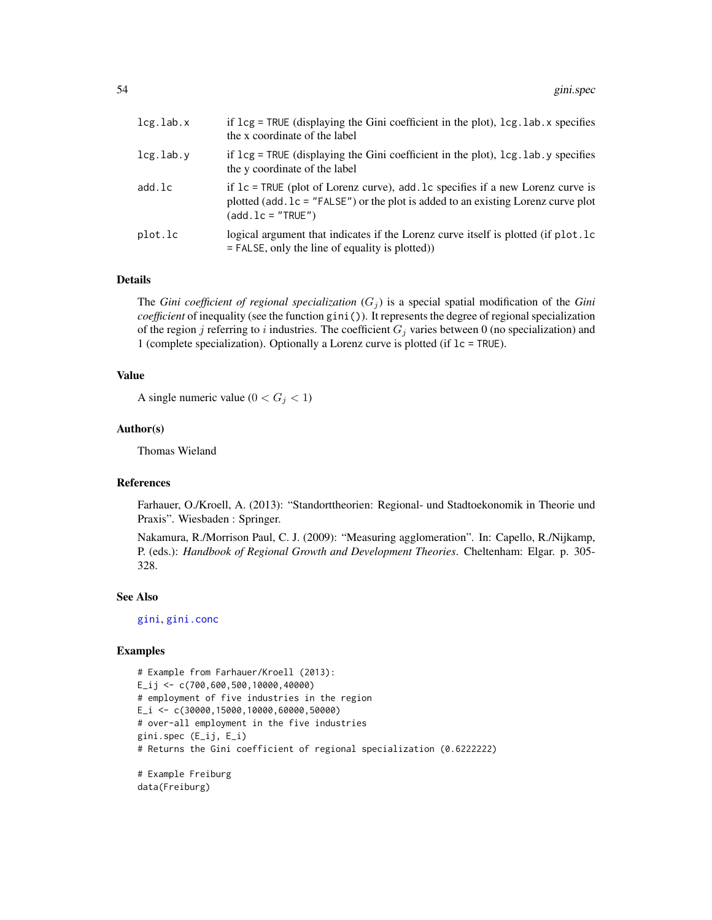| | |
|---|---|
| lcg.lab.x | if lcg = TRUE (displaying the Gini coefficient in the plot), lcg.lab.x specifies the x coordinate of the label |
| lcg.lab.y | if lcg = TRUE (displaying the Gini coefficient in the plot), lcg.lab.y specifies the y coordinate of the label |
| add.lc | if lc = TRUE (plot of Lorenz curve), add.lc specifies if a new Lorenz curve is plotted (add.lc = "FALSE") or the plot is added to an existing Lorenz curve plot (add.lc = "TRUE") |
| plot.lc | logical argument that indicates if the Lorenz curve itself is plotted (if plot.lc = FALSE, only the line of equality is plotted)) |

## Details

The *Gini coefficient of regional specialization* ($G_j$) is a special spatial modification of the *Gini coefficient* of inequality (see the function gini()). It represents the degree of regional specialization of the region $j$ referring to $i$ industries. The coefficient $G_j$ varies between 0 (no specialization) and 1 (complete specialization). Optionally a Lorenz curve is plotted (if lc = TRUE).

## Value

A single numeric value ($0 < G_j < 1$)

## Author(s)

Thomas Wieland

## References

Farhauer, O./Kroell, A. (2013): "Standorttheorien: Regional- und Stadtoekonomik in Theorie und Praxis". Wiesbaden : Springer.

Nakamura, R./Morrison Paul, C. J. (2009): "Measuring agglomeration". In: Capello, R./Nijkamp, P. (eds.): *Handbook of Regional Growth and Development Theories*. Cheltenham: Elgar. p. 305-328.

## See Also

gini, gini.conc

## Examples

```
# Example from Farhauer/Kroell (2013):
E_ij <- c(700,600,500,10000,40000)
# employment of five industries in the region
E_i <- c(30000,15000,10000,60000,50000)
# over-all employment in the five industries
gini.spec (E_ij, E_i)
# Returns the Gini coefficient of regional specialization (0.6222222)

# Example Freiburg
data(Freiburg)
```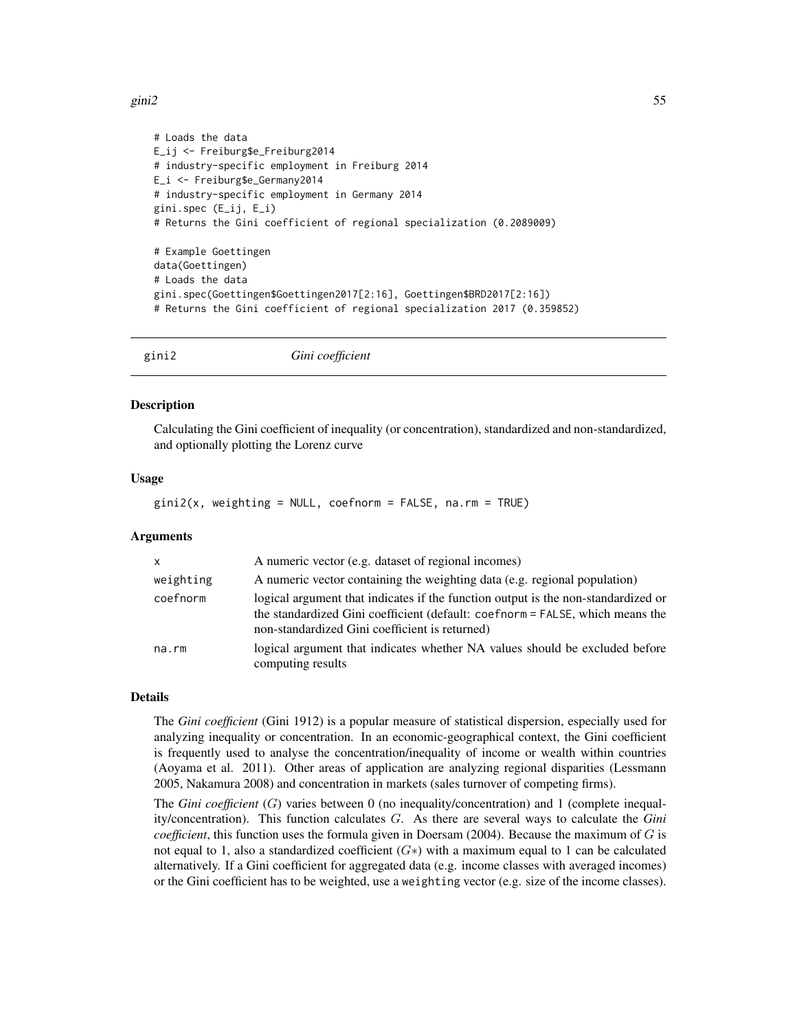```
# Loads the data
E_ij <- Freiburg$e_Freiburg2014
# industry-specific employment in Freiburg 2014
E_i <- Freiburg$e_Germany2014
# industry-specific employment in Germany 2014
gini.spec (E_ij, E_i)
# Returns the Gini coefficient of regional specialization (0.2089009)

# Example Goettingen
data(Goettingen)
# Loads the data
gini.spec(Goettingen$Goettingen2017[2:16], Goettingen$BRD2017[2:16])
# Returns the Gini coefficient of regional specialization 2017 (0.359852)
```

## gini2 &nbsp;&nbsp;&nbsp;&nbsp; *Gini coefficient*

### Description

Calculating the Gini coefficient of inequality (or concentration), standardized and non-standardized, and optionally plotting the Lorenz curve

### Usage

```
gini2(x, weighting = NULL, coefnorm = FALSE, na.rm = TRUE)
```

### Arguments

| | |
|---|---|
| `x` | A numeric vector (e.g. dataset of regional incomes) |
| `weighting` | A numeric vector containing the weighting data (e.g. regional population) |
| `coefnorm` | logical argument that indicates if the function output is the non-standardized or the standardized Gini coefficient (default: `coefnorm = FALSE`, which means the non-standardized Gini coefficient is returned) |
| `na.rm` | logical argument that indicates whether NA values should be excluded before computing results |

### Details

The *Gini coefficient* (Gini 1912) is a popular measure of statistical dispersion, especially used for analyzing inequality or concentration. In an economic-geographical context, the Gini coefficient is frequently used to analyse the concentration/inequality of income or wealth within countries (Aoyama et al. 2011). Other areas of application are analyzing regional disparities (Lessmann 2005, Nakamura 2008) and concentration in markets (sales turnover of competing firms).

The *Gini coefficient* ($G$) varies between 0 (no inequality/concentration) and 1 (complete inequality/concentration). This function calculates $G$. As there are several ways to calculate the *Gini coefficient*, this function uses the formula given in Doersam (2004). Because the maximum of $G$ is not equal to 1, also a standardized coefficient ($G*$) with a maximum equal to 1 can be calculated alternatively. If a Gini coefficient for aggregated data (e.g. income classes with averaged incomes) or the Gini coefficient has to be weighted, use a `weighting` vector (e.g. size of the income classes).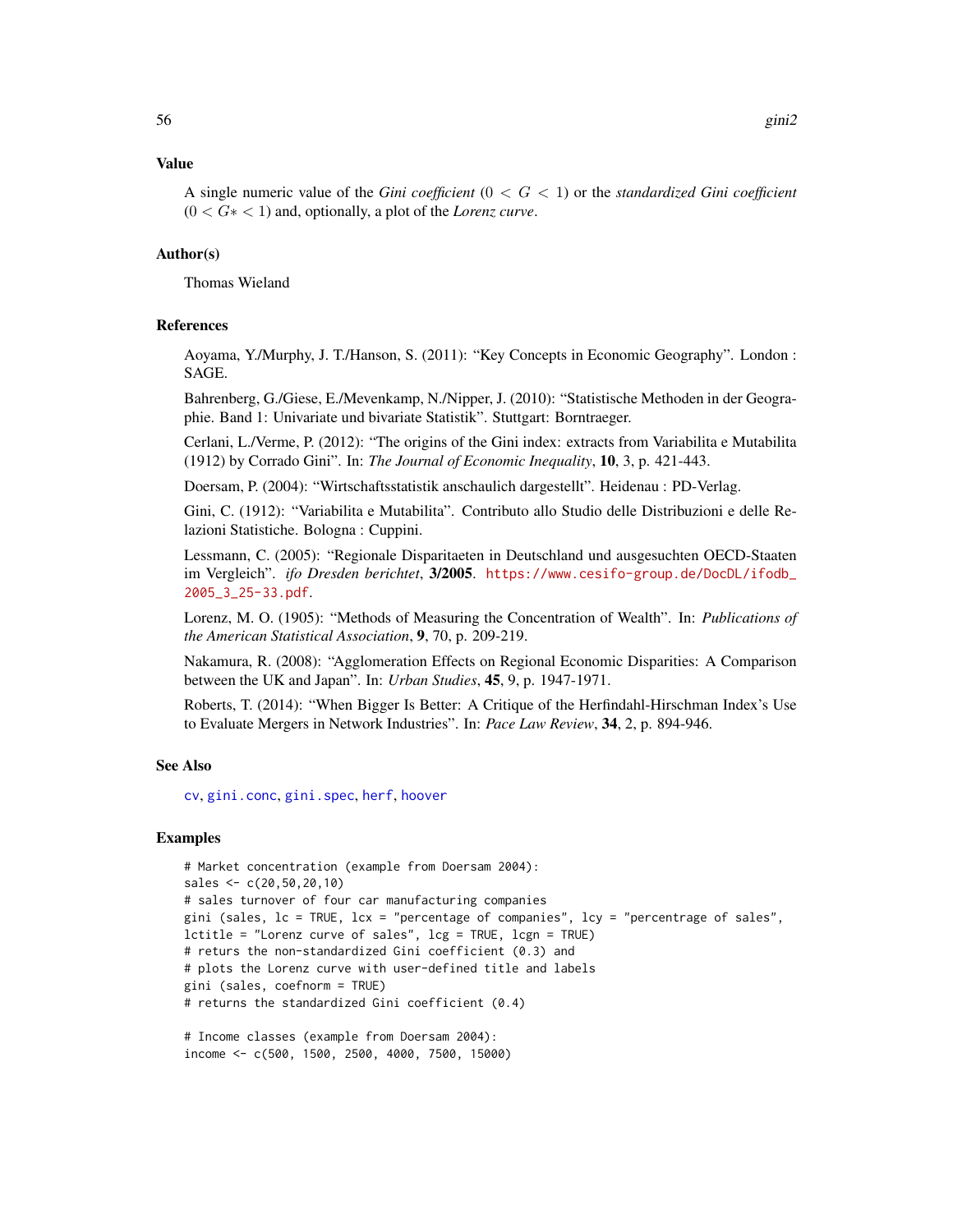### Value

A single numeric value of the *Gini coefficient* ($0 < G < 1$) or the *standardized Gini coefficient* ($0 < G* < 1$) and, optionally, a plot of the *Lorenz curve*.

### Author(s)

Thomas Wieland

### References

Aoyama, Y./Murphy, J. T./Hanson, S. (2011): "Key Concepts in Economic Geography". London : SAGE.

Bahrenberg, G./Giese, E./Mevenkamp, N./Nipper, J. (2010): "Statistische Methoden in der Geographie. Band 1: Univariate und bivariate Statistik". Stuttgart: Borntraeger.

Cerlani, L./Verme, P. (2012): "The origins of the Gini index: extracts from Variabilita e Mutabilita (1912) by Corrado Gini". In: *The Journal of Economic Inequality*, **10**, 3, p. 421-443.

Doersam, P. (2004): "Wirtschaftsstatistik anschaulich dargestellt". Heidenau : PD-Verlag.

Gini, C. (1912): "Variabilita e Mutabilita". Contributo allo Studio delle Distribuzioni e delle Relazioni Statistiche. Bologna : Cuppini.

Lessmann, C. (2005): "Regionale Disparitaeten in Deutschland und ausgesuchten OECD-Staaten im Vergleich". *ifo Dresden berichtet*, **3/2005**. https://www.cesifo-group.de/DocDL/ifodb_2005_3_25-33.pdf.

Lorenz, M. O. (1905): "Methods of Measuring the Concentration of Wealth". In: *Publications of the American Statistical Association*, **9**, 70, p. 209-219.

Nakamura, R. (2008): "Agglomeration Effects on Regional Economic Disparities: A Comparison between the UK and Japan". In: *Urban Studies*, **45**, 9, p. 1947-1971.

Roberts, T. (2014): "When Bigger Is Better: A Critique of the Herfindahl-Hirschman Index's Use to Evaluate Mergers in Network Industries". In: *Pace Law Review*, **34**, 2, p. 894-946.

### See Also

cv, gini.conc, gini.spec, herf, hoover

### Examples

```
# Market concentration (example from Doersam 2004):
sales <- c(20,50,20,10)
# sales turnover of four car manufacturing companies
gini (sales, lc = TRUE, lcx = "percentage of companies", lcy = "percentrage of sales",
lctitle = "Lorenz curve of sales", lcg = TRUE, lcgn = TRUE)
# returs the non-standardized Gini coefficient (0.3) and
# plots the Lorenz curve with user-defined title and labels
gini (sales, coefnorm = TRUE)
# returns the standardized Gini coefficient (0.4)

# Income classes (example from Doersam 2004):
income <- c(500, 1500, 2500, 4000, 7500, 15000)
```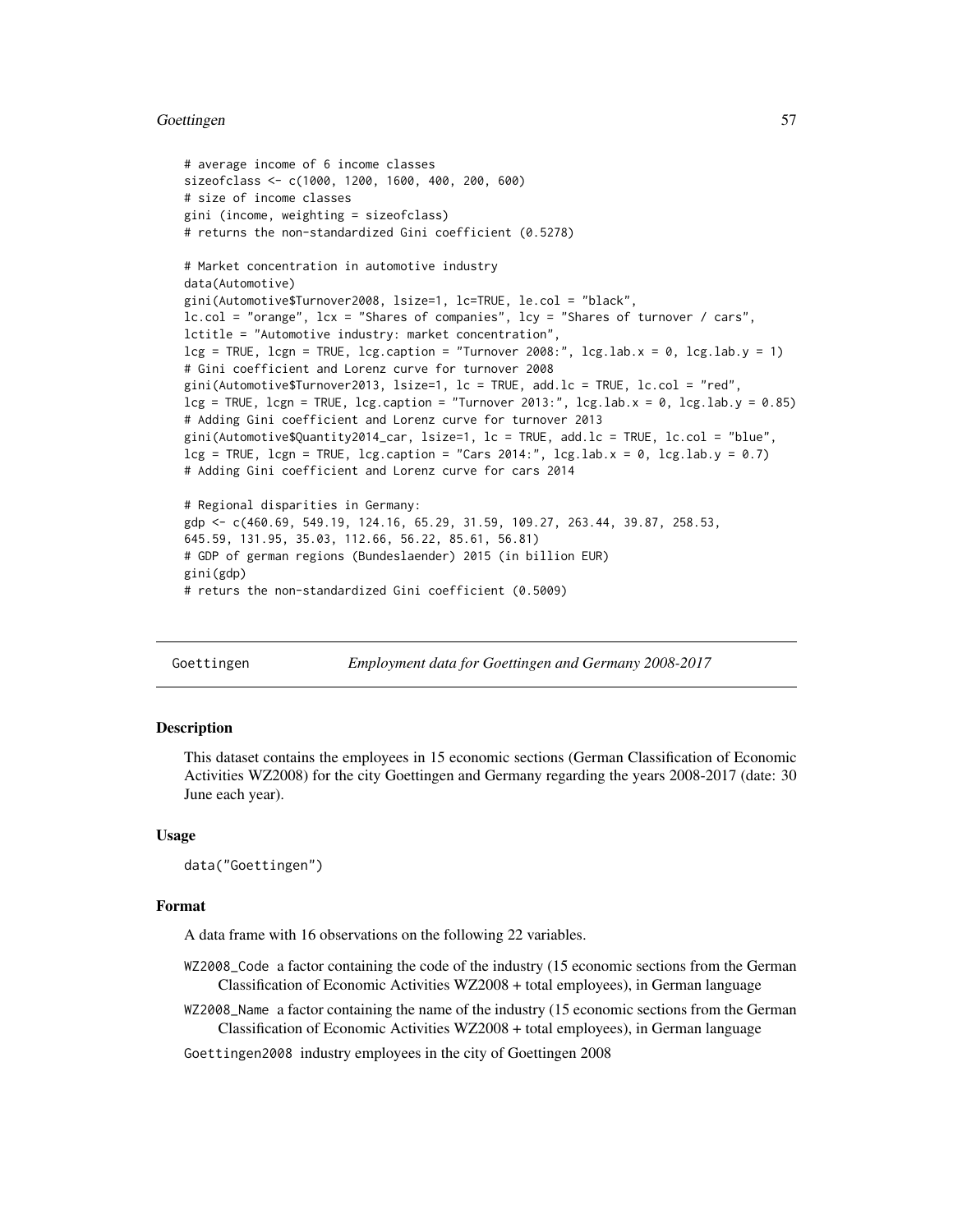```
# average income of 6 income classes
sizeofclass <- c(1000, 1200, 1600, 400, 200, 600)
# size of income classes
gini (income, weighting = sizeofclass)
# returns the non-standardized Gini coefficient (0.5278)

# Market concentration in automotive industry
data(Automotive)
gini(Automotive$Turnover2008, lsize=1, lc=TRUE, le.col = "black",
lc.col = "orange", lcx = "Shares of companies", lcy = "Shares of turnover / cars",
lctitle = "Automotive industry: market concentration",
lcg = TRUE, lcgn = TRUE, lcg.caption = "Turnover 2008:", lcg.lab.x = 0, lcg.lab.y = 1)
# Gini coefficient and Lorenz curve for turnover 2008
gini(Automotive$Turnover2013, lsize=1, lc = TRUE, add.lc = TRUE, lc.col = "red",
lcg = TRUE, lcgn = TRUE, lcg.caption = "Turnover 2013:", lcg.lab.x = 0, lcg.lab.y = 0.85)
# Adding Gini coefficient and Lorenz curve for turnover 2013
gini(Automotive$Quantity2014_car, lsize=1, lc = TRUE, add.lc = TRUE, lc.col = "blue",
lcg = TRUE, lcgn = TRUE, lcg.caption = "Cars 2014:", lcg.lab.x = 0, lcg.lab.y = 0.7)
# Adding Gini coefficient and Lorenz curve for cars 2014

# Regional disparities in Germany:
gdp <- c(460.69, 549.19, 124.16, 65.29, 31.59, 109.27, 263.44, 39.87, 258.53,
645.59, 131.95, 35.03, 112.66, 56.22, 85.61, 56.81)
# GDP of german regions (Bundeslaender) 2015 (in billion EUR)
gini(gdp)
# returs the non-standardized Gini coefficient (0.5009)
```

---

## Goettingen — *Employment data for Goettingen and Germany 2008-2017*

### Description

This dataset contains the employees in 15 economic sections (German Classification of Economic Activities WZ2008) for the city Goettingen and Germany regarding the years 2008-2017 (date: 30 June each year).

### Usage

```
data("Goettingen")
```

### Format

A data frame with 16 observations on the following 22 variables.

- `WZ2008_Code` a factor containing the code of the industry (15 economic sections from the German Classification of Economic Activities WZ2008 + total employees), in German language
- `WZ2008_Name` a factor containing the name of the industry (15 economic sections from the German Classification of Economic Activities WZ2008 + total employees), in German language
- `Goettingen2008` industry employees in the city of Goettingen 2008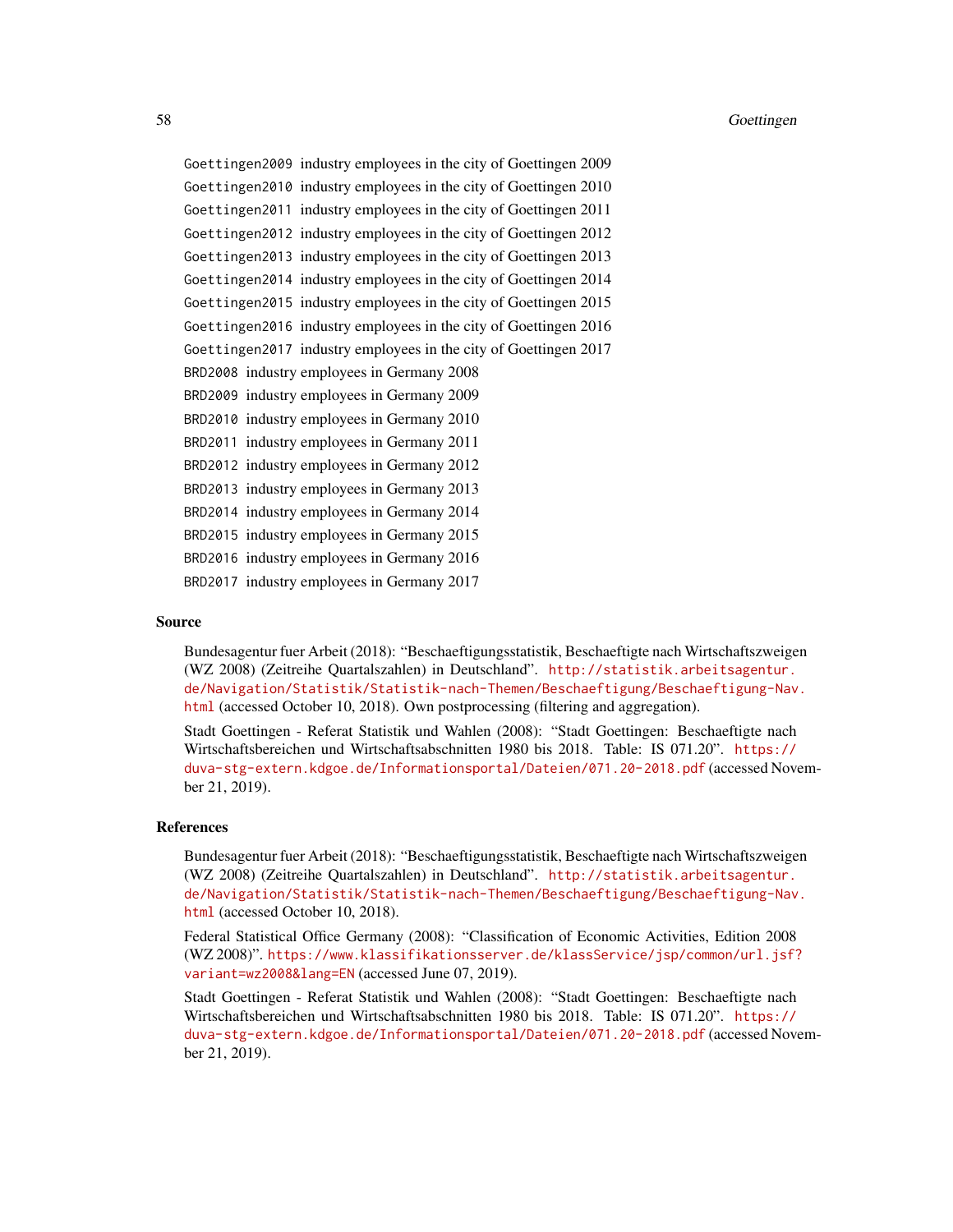`Goettingen2009` industry employees in the city of Goettingen 2009

`Goettingen2010` industry employees in the city of Goettingen 2010

`Goettingen2011` industry employees in the city of Goettingen 2011

`Goettingen2012` industry employees in the city of Goettingen 2012

`Goettingen2013` industry employees in the city of Goettingen 2013

`Goettingen2014` industry employees in the city of Goettingen 2014

`Goettingen2015` industry employees in the city of Goettingen 2015

`Goettingen2016` industry employees in the city of Goettingen 2016

`Goettingen2017` industry employees in the city of Goettingen 2017

`BRD2008` industry employees in Germany 2008

`BRD2009` industry employees in Germany 2009

`BRD2010` industry employees in Germany 2010

`BRD2011` industry employees in Germany 2011

`BRD2012` industry employees in Germany 2012

`BRD2013` industry employees in Germany 2013

`BRD2014` industry employees in Germany 2014

`BRD2015` industry employees in Germany 2015

`BRD2016` industry employees in Germany 2016

`BRD2017` industry employees in Germany 2017

### Source

Bundesagentur fuer Arbeit (2018): "Beschaeftigungsstatistik, Beschaeftigte nach Wirtschaftszweigen (WZ 2008) (Zeitreihe Quartalszahlen) in Deutschland". http://statistik.arbeitsagentur.de/Navigation/Statistik/Statistik-nach-Themen/Beschaeftigung/Beschaeftigung-Nav.html (accessed October 10, 2018). Own postprocessing (filtering and aggregation).

Stadt Goettingen - Referat Statistik und Wahlen (2008): "Stadt Goettingen: Beschaeftigte nach Wirtschaftsbereichen und Wirtschaftsabschnitten 1980 bis 2018. Table: IS 071.20". https://duva-stg-extern.kdgoe.de/Informationsportal/Dateien/071.20-2018.pdf (accessed November 21, 2019).

### References

Bundesagentur fuer Arbeit (2018): "Beschaeftigungsstatistik, Beschaeftigte nach Wirtschaftszweigen (WZ 2008) (Zeitreihe Quartalszahlen) in Deutschland". http://statistik.arbeitsagentur.de/Navigation/Statistik/Statistik-nach-Themen/Beschaeftigung/Beschaeftigung-Nav.html (accessed October 10, 2018).

Federal Statistical Office Germany (2008): "Classification of Economic Activities, Edition 2008 (WZ 2008)". https://www.klassifikationsserver.de/klassService/jsp/common/url.jsf?variant=wz2008&lang=EN (accessed June 07, 2019).

Stadt Goettingen - Referat Statistik und Wahlen (2008): "Stadt Goettingen: Beschaeftigte nach Wirtschaftsbereichen und Wirtschaftsabschnitten 1980 bis 2018. Table: IS 071.20". https://duva-stg-extern.kdgoe.de/Informationsportal/Dateien/071.20-2018.pdf (accessed November 21, 2019).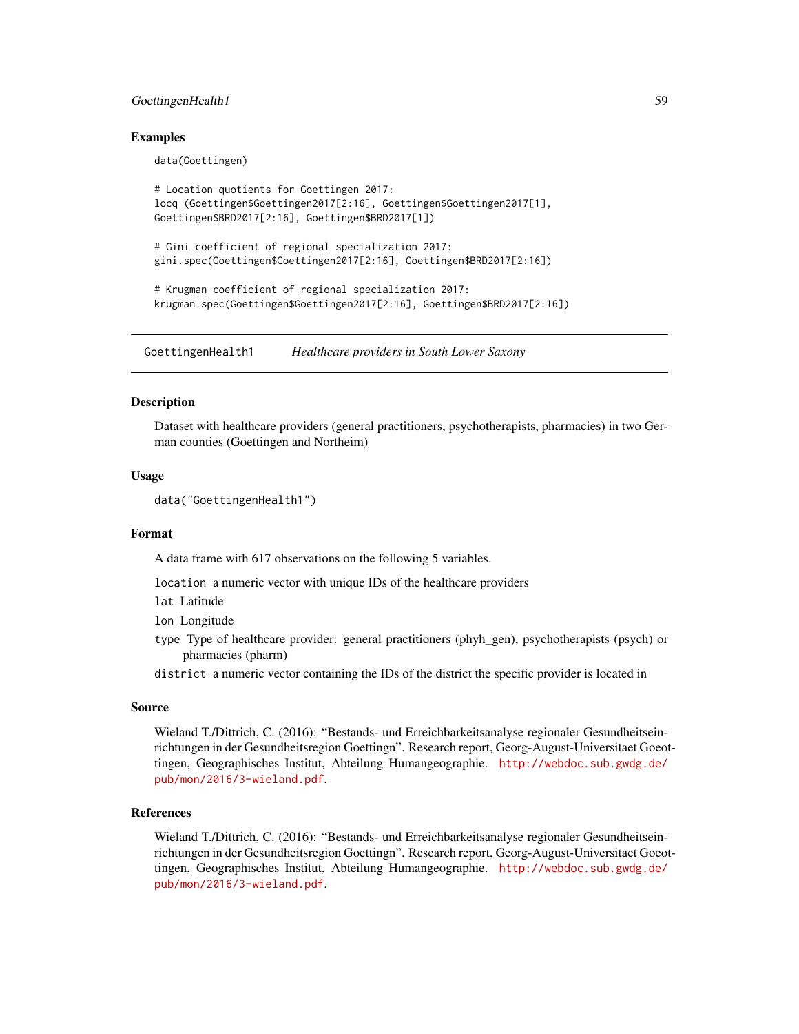## Examples

```
data(Goettingen)

# Location quotients for Goettingen 2017:
locq (Goettingen$Goettingen2017[2:16], Goettingen$Goettingen2017[1],
Goettingen$BRD2017[2:16], Goettingen$BRD2017[1])

# Gini coefficient of regional specialization 2017:
gini.spec(Goettingen$Goettingen2017[2:16], Goettingen$BRD2017[2:16])

# Krugman coefficient of regional specialization 2017:
krugman.spec(Goettingen$Goettingen2017[2:16], Goettingen$BRD2017[2:16])
```

---

# GoettingenHealth1 *Healthcare providers in South Lower Saxony*

---

## Description

Dataset with healthcare providers (general practitioners, psychotherapists, pharmacies) in two German counties (Goettingen and Northeim)

## Usage

```
data("GoettingenHealth1")
```

## Format

A data frame with 617 observations on the following 5 variables.

`location` a numeric vector with unique IDs of the healthcare providers

`lat` Latitude

`lon` Longitude

`type` Type of healthcare provider: general practitioners (phyh_gen), psychotherapists (psych) or pharmacies (pharm)

`district` a numeric vector containing the IDs of the district the specific provider is located in

## Source

Wieland T./Dittrich, C. (2016): "Bestands- und Erreichbarkeitsanalyse regionaler Gesundheitseinrichtungen in der Gesundheitsregion Goettingn". Research report, Georg-August-Universitaet Goeottingen, Geographisches Institut, Abteilung Humangeographie. http://webdoc.sub.gwdg.de/pub/mon/2016/3-wieland.pdf.

## References

Wieland T./Dittrich, C. (2016): "Bestands- und Erreichbarkeitsanalyse regionaler Gesundheitseinrichtungen in der Gesundheitsregion Goettingn". Research report, Georg-August-Universitaet Goeottingen, Geographisches Institut, Abteilung Humangeographie. http://webdoc.sub.gwdg.de/pub/mon/2016/3-wieland.pdf.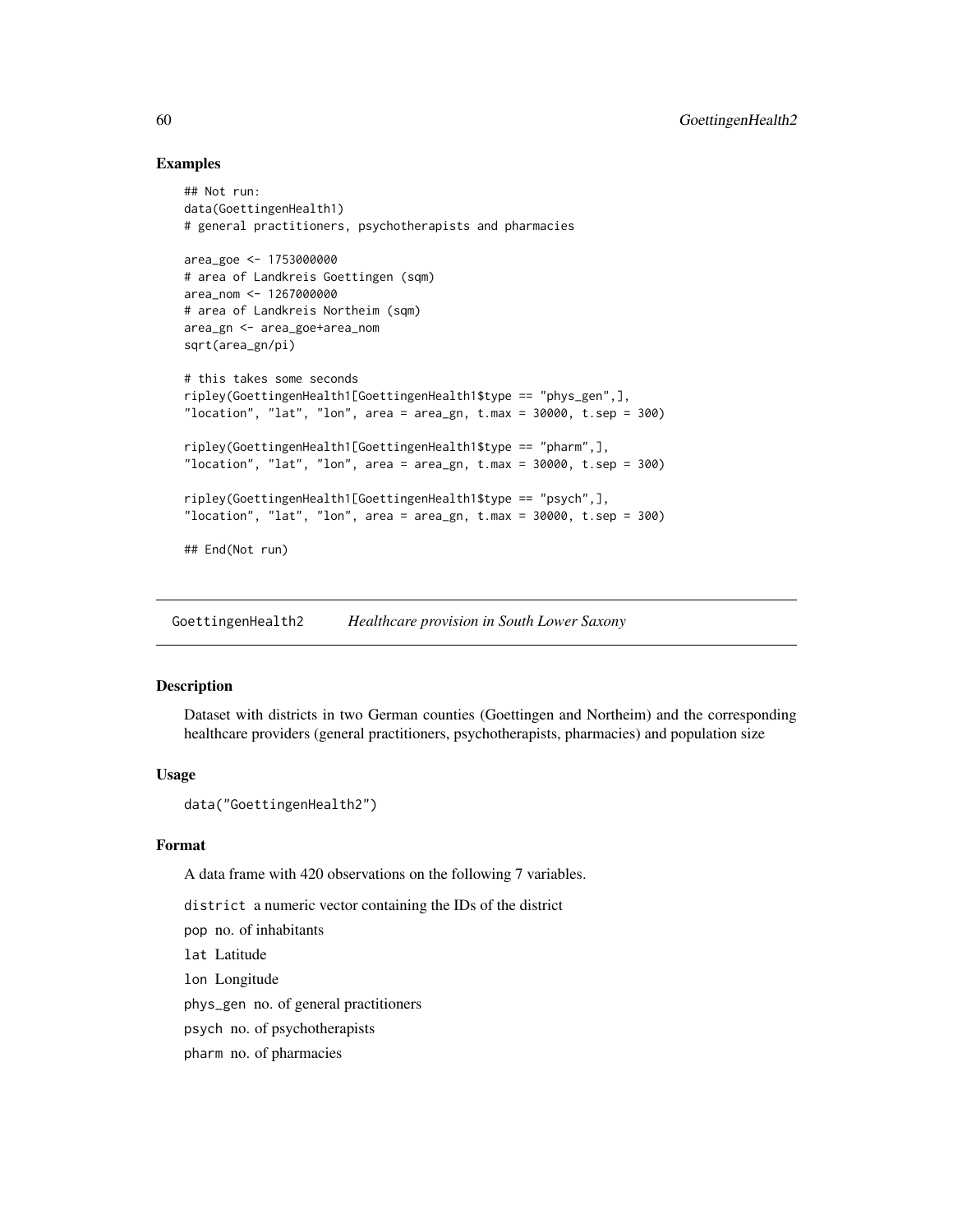### Examples

```
## Not run:
data(GoettingenHealth1)
# general practitioners, psychotherapists and pharmacies

area_goe <- 1753000000
# area of Landkreis Goettingen (sqm)
area_nom <- 1267000000
# area of Landkreis Northeim (sqm)
area_gn <- area_goe+area_nom
sqrt(area_gn/pi)

# this takes some seconds
ripley(GoettingenHealth1[GoettingenHealth1$type == "phys_gen",],
"location", "lat", "lon", area = area_gn, t.max = 30000, t.sep = 300)

ripley(GoettingenHealth1[GoettingenHealth1$type == "pharm",],
"location", "lat", "lon", area = area_gn, t.max = 30000, t.sep = 300)

ripley(GoettingenHealth1[GoettingenHealth1$type == "psych",],
"location", "lat", "lon", area = area_gn, t.max = 30000, t.sep = 300)

## End(Not run)
```

---

## GoettingenHealth2 *Healthcare provision in South Lower Saxony*

---

### Description

Dataset with districts in two German counties (Goettingen and Northeim) and the corresponding healthcare providers (general practitioners, psychotherapists, pharmacies) and population size

### Usage

```
data("GoettingenHealth2")
```

### Format

A data frame with 420 observations on the following 7 variables.

`district` a numeric vector containing the IDs of the district

`pop` no. of inhabitants

`lat` Latitude

`lon` Longitude

`phys_gen` no. of general practitioners

`psych` no. of psychotherapists

`pharm` no. of pharmacies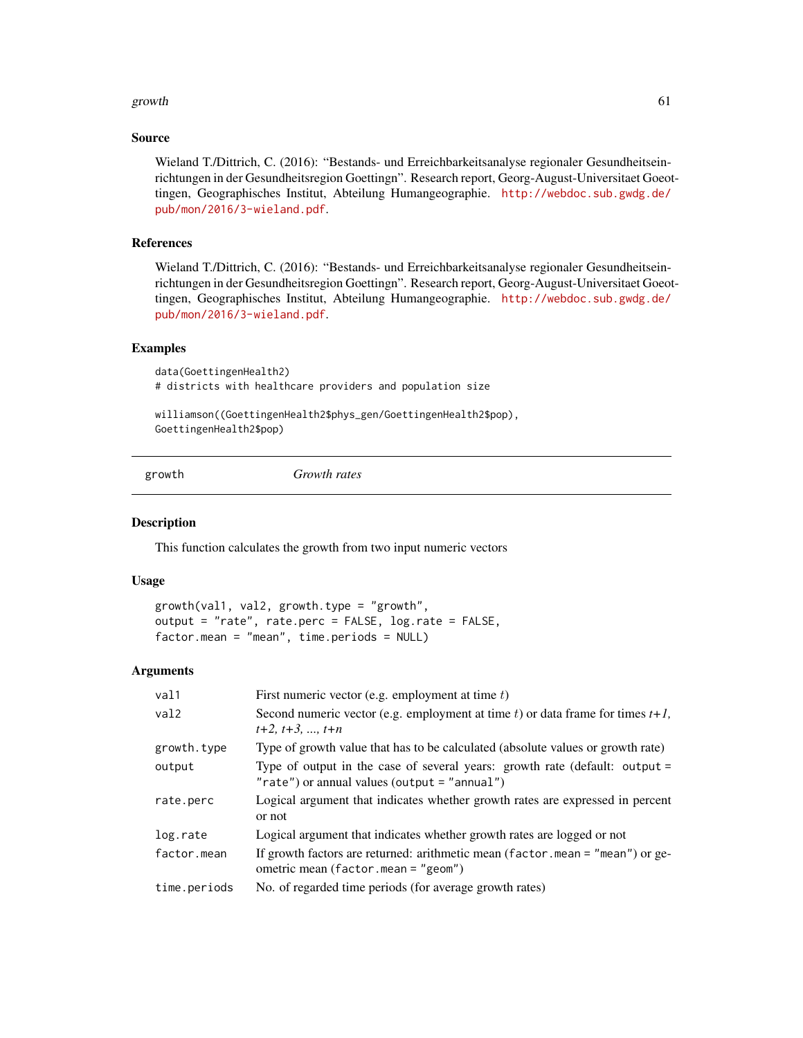## Source

Wieland T./Dittrich, C. (2016): "Bestands- und Erreichbarkeitsanalyse regionaler Gesundheitseinrichtungen in der Gesundheitsregion Goettingn". Research report, Georg-August-Universitaet Goettingen, Geographisches Institut, Abteilung Humangeographie. http://webdoc.sub.gwdg.de/pub/mon/2016/3-wieland.pdf.

## References

Wieland T./Dittrich, C. (2016): "Bestands- und Erreichbarkeitsanalyse regionaler Gesundheitseinrichtungen in der Gesundheitsregion Goettingn". Research report, Georg-August-Universitaet Goettingen, Geographisches Institut, Abteilung Humangeographie. http://webdoc.sub.gwdg.de/pub/mon/2016/3-wieland.pdf.

## Examples

```
data(GoettingenHealth2)
# districts with healthcare providers and population size

williamson((GoettingenHealth2$phys_gen/GoettingenHealth2$pop),
GoettingenHealth2$pop)
```

---

# growth — *Growth rates*

## Description

This function calculates the growth from two input numeric vectors

## Usage

```
growth(val1, val2, growth.type = "growth",
output = "rate", rate.perc = FALSE, log.rate = FALSE,
factor.mean = "mean", time.periods = NULL)
```

## Arguments

| | |
|---|---|
| `val1` | First numeric vector (e.g. employment at time $t$) |
| `val2` | Second numeric vector (e.g. employment at time $t$) or data frame for times $t+1$, $t+2$, $t+3$, ..., $t+n$ |
| `growth.type` | Type of growth value that has to be calculated (absolute values or growth rate) |
| `output` | Type of output in the case of several years: growth rate (default: `output = "rate"`) or annual values (`output = "annual"`) |
| `rate.perc` | Logical argument that indicates whether growth rates are expressed in percent or not |
| `log.rate` | Logical argument that indicates whether growth rates are logged or not |
| `factor.mean` | If growth factors are returned: arithmetic mean (`factor.mean = "mean"`) or geometric mean (`factor.mean = "geom"`) |
| `time.periods` | No. of regarded time periods (for average growth rates) |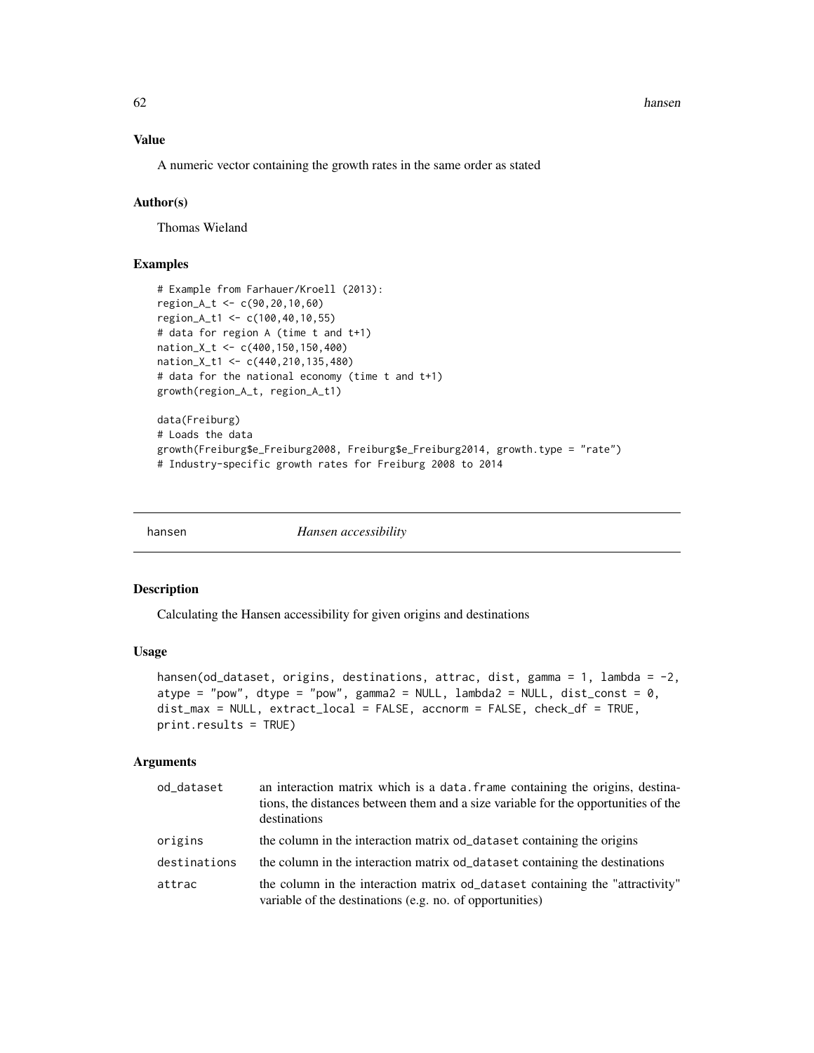### Value

A numeric vector containing the growth rates in the same order as stated

### Author(s)

Thomas Wieland

### Examples

```
# Example from Farhauer/Kroell (2013):
region_A_t <- c(90,20,10,60)
region_A_t1 <- c(100,40,10,55)
# data for region A (time t and t+1)
nation_X_t <- c(400,150,150,400)
nation_X_t1 <- c(440,210,135,480)
# data for the national economy (time t and t+1)
growth(region_A_t, region_A_t1)

data(Freiburg)
# Loads the data
growth(Freiburg$e_Freiburg2008, Freiburg$e_Freiburg2014, growth.type = "rate")
# Industry-specific growth rates for Freiburg 2008 to 2014
```

---

## hansen *Hansen accessibility*

### Description

Calculating the Hansen accessibility for given origins and destinations

### Usage

```
hansen(od_dataset, origins, destinations, attrac, dist, gamma = 1, lambda = -2,
atype = "pow", dtype = "pow", gamma2 = NULL, lambda2 = NULL, dist_const = 0,
dist_max = NULL, extract_local = FALSE, accnorm = FALSE, check_df = TRUE,
print.results = TRUE)
```

### Arguments

| | |
|---|---|
| od_dataset | an interaction matrix which is a data.frame containing the origins, destinations, the distances between them and a size variable for the opportunities of the destinations |
| origins | the column in the interaction matrix od_dataset containing the origins |
| destinations | the column in the interaction matrix od_dataset containing the destinations |
| attrac | the column in the interaction matrix od_dataset containing the "attractivity" variable of the destinations (e.g. no. of opportunities) |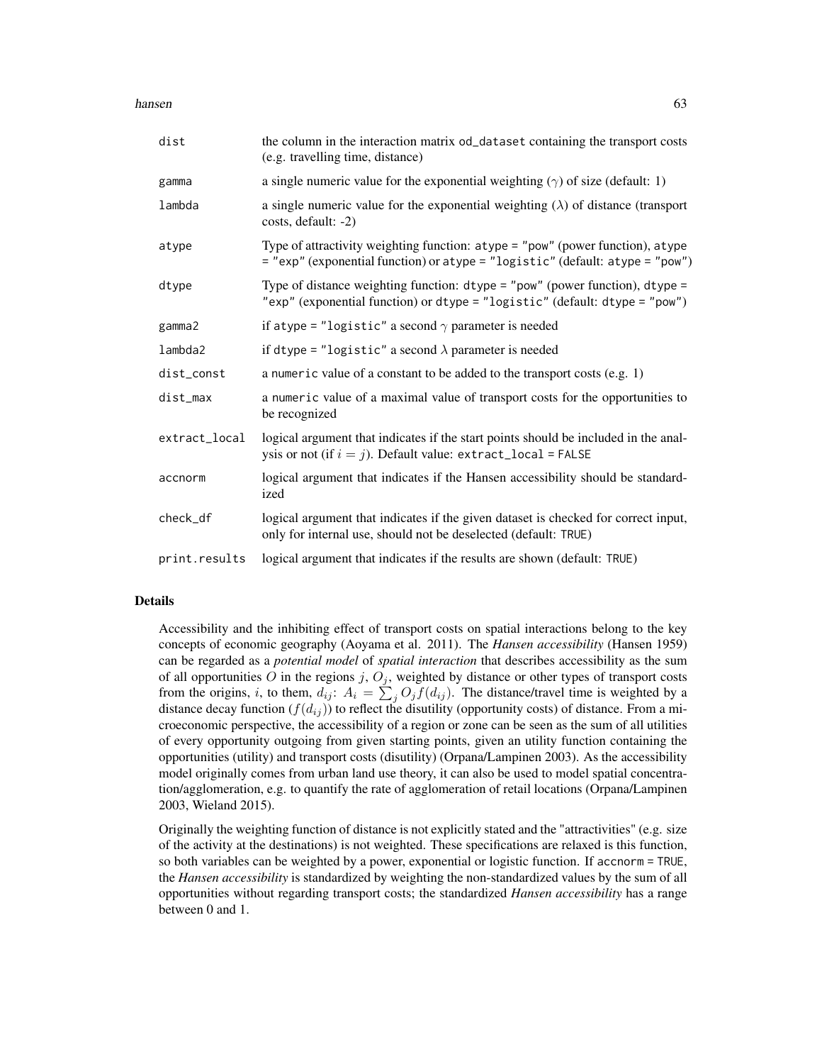| | |
|---|---|
| dist | the column in the interaction matrix od_dataset containing the transport costs (e.g. travelling time, distance) |
| gamma | a single numeric value for the exponential weighting ($\gamma$) of size (default: 1) |
| lambda | a single numeric value for the exponential weighting ($\lambda$) of distance (transport costs, default: -2) |
| atype | Type of attractivity weighting function: atype = "pow" (power function), atype = "exp" (exponential function) or atype = "logistic" (default: atype = "pow") |
| dtype | Type of distance weighting function: dtype = "pow" (power function), dtype = "exp" (exponential function) or dtype = "logistic" (default: dtype = "pow") |
| gamma2 | if atype = "logistic" a second $\gamma$ parameter is needed |
| lambda2 | if dtype = "logistic" a second $\lambda$ parameter is needed |
| dist_const | a numeric value of a constant to be added to the transport costs (e.g. 1) |
| dist_max | a numeric value of a maximal value of transport costs for the opportunities to be recognized |
| extract_local | logical argument that indicates if the start points should be included in the analysis or not (if $i = j$). Default value: extract_local = FALSE |
| accnorm | logical argument that indicates if the Hansen accessibility should be standardized |
| check_df | logical argument that indicates if the given dataset is checked for correct input, only for internal use, should not be deselected (default: TRUE) |
| print.results | logical argument that indicates if the results are shown (default: TRUE) |

## Details

Accessibility and the inhibiting effect of transport costs on spatial interactions belong to the key concepts of economic geography (Aoyama et al. 2011). The *Hansen accessibility* (Hansen 1959) can be regarded as a *potential model* of *spatial interaction* that describes accessibility as the sum of all opportunities $O$ in the regions $j$, $O_j$, weighted by distance or other types of transport costs from the origins, $i$, to them, $d_{ij}$: $A_i = \sum_j O_j f(d_{ij})$. The distance/travel time is weighted by a distance decay function ($f(d_{ij})$) to reflect the disutility (opportunity costs) of distance. From a microeconomic perspective, the accessibility of a region or zone can be seen as the sum of all utilities of every opportunity outgoing from given starting points, given an utility function containing the opportunities (utility) and transport costs (disutility) (Orpana/Lampinen 2003). As the accessibility model originally comes from urban land use theory, it can also be used to model spatial concentration/agglomeration, e.g. to quantify the rate of agglomeration of retail locations (Orpana/Lampinen 2003, Wieland 2015).

Originally the weighting function of distance is not explicitly stated and the "attractivities" (e.g. size of the activity at the destinations) is not weighted. These specifications are relaxed is this function, so both variables can be weighted by a power, exponential or logistic function. If accnorm = TRUE, the *Hansen accessibility* is standardized by weighting the non-standardized values by the sum of all opportunities without regarding transport costs; the standardized *Hansen accessibility* has a range between 0 and 1.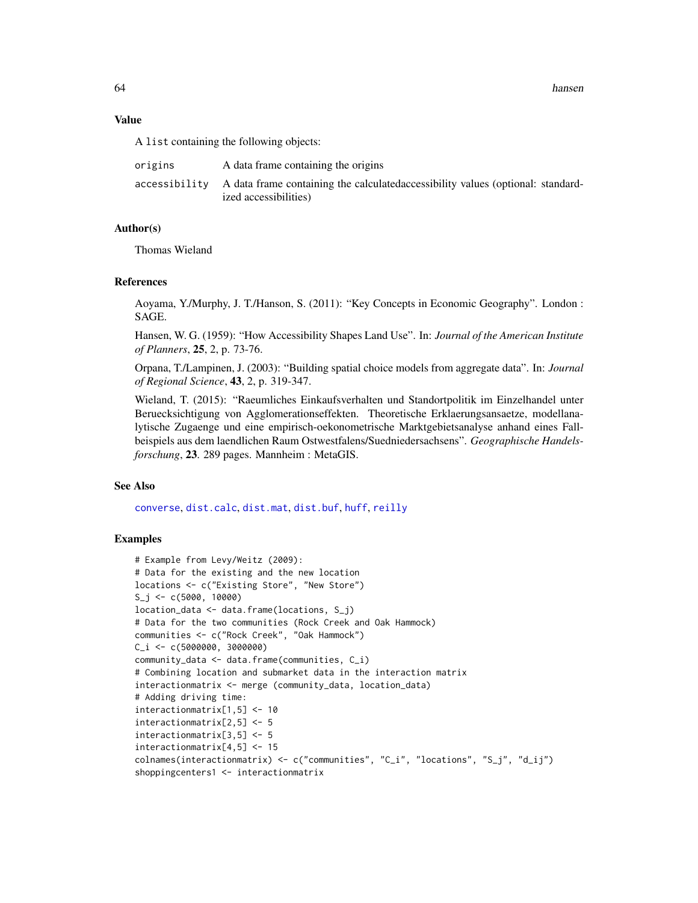## Value

A `list` containing the following objects:

| | |
|---|---|
| `origins` | A data frame containing the origins |
| `accessibility` | A data frame containing the calculatedaccessibility values (optional: standardized accessibilities) |

## Author(s)

Thomas Wieland

## References

Aoyama, Y./Murphy, J. T./Hanson, S. (2011): "Key Concepts in Economic Geography". London : SAGE.

Hansen, W. G. (1959): "How Accessibility Shapes Land Use". In: *Journal of the American Institute of Planners*, **25**, 2, p. 73-76.

Orpana, T./Lampinen, J. (2003): "Building spatial choice models from aggregate data". In: *Journal of Regional Science*, **43**, 2, p. 319-347.

Wieland, T. (2015): "Raeumliches Einkaufsverhalten und Standortpolitik im Einzelhandel unter Beruecksichtigung von Agglomerationseffekten. Theoretische Erklaerungsansaetze, modellanalytische Zugaenge und eine empirisch-oekonometrische Marktgebietsanalyse anhand eines Fallbeispiels aus dem laendlichen Raum Ostwestfalens/Suedniedersachsens". *Geographische Handelsforschung*, **23**. 289 pages. Mannheim : MetaGIS.

## See Also

`converse`, `dist.calc`, `dist.mat`, `dist.buf`, `huff`, `reilly`

## Examples

```
# Example from Levy/Weitz (2009):
# Data for the existing and the new location
locations <- c("Existing Store", "New Store")
S_j <- c(5000, 10000)
location_data <- data.frame(locations, S_j)
# Data for the two communities (Rock Creek and Oak Hammock)
communities <- c("Rock Creek", "Oak Hammock")
C_i <- c(5000000, 3000000)
community_data <- data.frame(communities, C_i)
# Combining location and submarket data in the interaction matrix
interactionmatrix <- merge (community_data, location_data)
# Adding driving time:
interactionmatrix[1,5] <- 10
interactionmatrix[2,5] <- 5
interactionmatrix[3,5] <- 5
interactionmatrix[4,5] <- 15
colnames(interactionmatrix) <- c("communities", "C_i", "locations", "S_j", "d_ij")
shoppingcenters1 <- interactionmatrix
```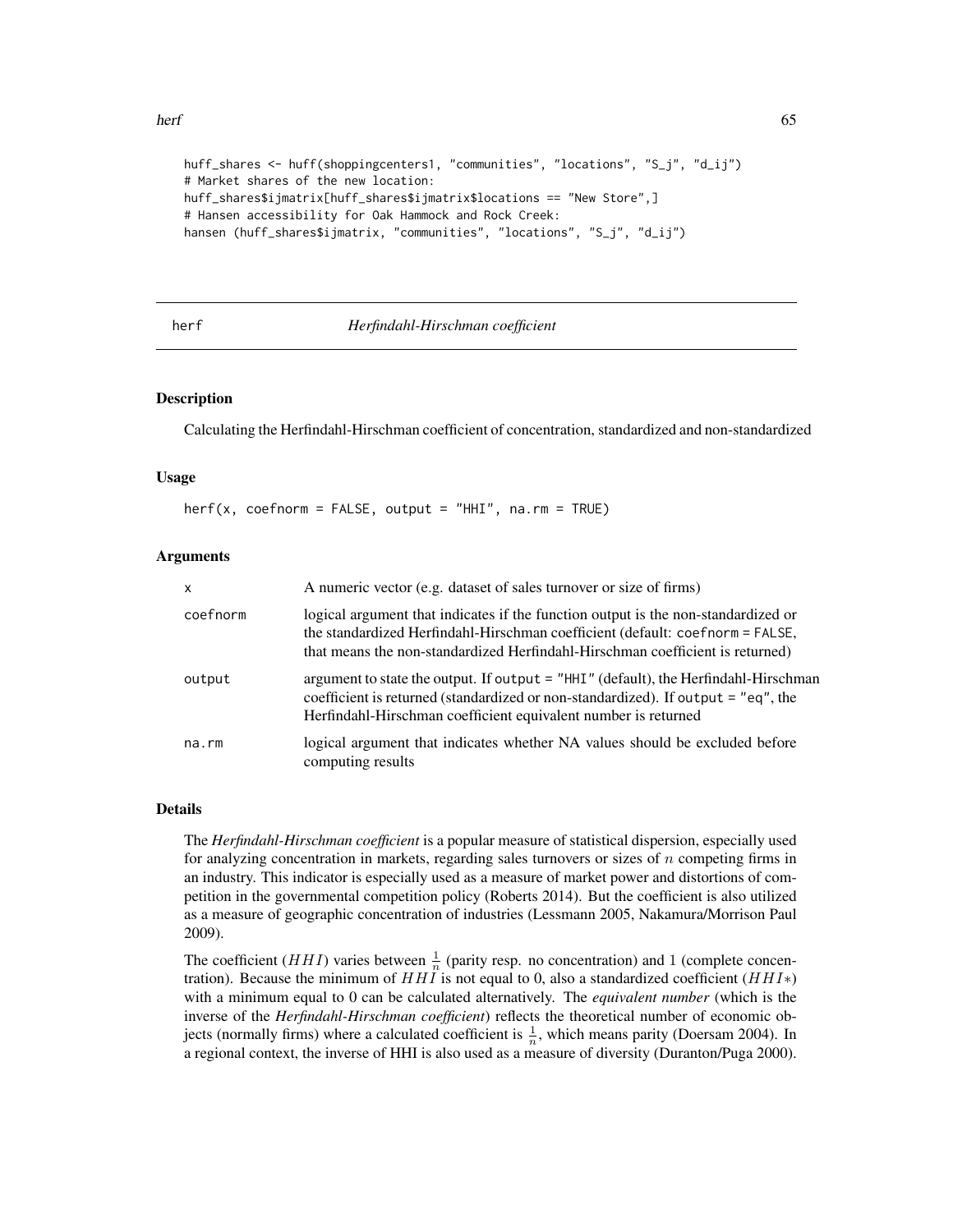```
huff_shares <- huff(shoppingcenters1, "communities", "locations", "S_j", "d_ij")
# Market shares of the new location:
huff_shares$ijmatrix[huff_shares$ijmatrix$locations == "New Store",]
# Hansen accessibility for Oak Hammock and Rock Creek:
hansen (huff_shares$ijmatrix, "communities", "locations", "S_j", "d_ij")
```

## herf — *Herfindahl-Hirschman coefficient*

### Description

Calculating the Herfindahl-Hirschman coefficient of concentration, standardized and non-standardized

### Usage

```
herf(x, coefnorm = FALSE, output = "HHI", na.rm = TRUE)
```

### Arguments

| | |
|---|---|
| x | A numeric vector (e.g. dataset of sales turnover or size of firms) |
| coefnorm | logical argument that indicates if the function output is the non-standardized or the standardized Herfindahl-Hirschman coefficient (default: `coefnorm = FALSE`, that means the non-standardized Herfindahl-Hirschman coefficient is returned) |
| output | argument to state the output. If `output = "HHI"` (default), the Herfindahl-Hirschman coefficient is returned (standardized or non-standardized). If `output = "eq"`, the Herfindahl-Hirschman coefficient equivalent number is returned |
| na.rm | logical argument that indicates whether NA values should be excluded before computing results |

### Details

The *Herfindahl-Hirschman coefficient* is a popular measure of statistical dispersion, especially used for analyzing concentration in markets, regarding sales turnovers or sizes of $n$ competing firms in an industry. This indicator is especially used as a measure of market power and distortions of competition in the governmental competition policy (Roberts 2014). But the coefficient is also utilized as a measure of geographic concentration of industries (Lessmann 2005, Nakamura/Morrison Paul 2009).

The coefficient ($HHI$) varies between $\frac{1}{n}$ (parity resp. no concentration) and 1 (complete concentration). Because the minimum of $HHI$ is not equal to 0, also a standardized coefficient ($HHI*$) with a minimum equal to 0 can be calculated alternatively. The *equivalent number* (which is the inverse of the *Herfindahl-Hirschman coefficient*) reflects the theoretical number of economic objects (normally firms) where a calculated coefficient is $\frac{1}{n}$, which means parity (Doersam 2004). In a regional context, the inverse of HHI is also used as a measure of diversity (Duranton/Puga 2000).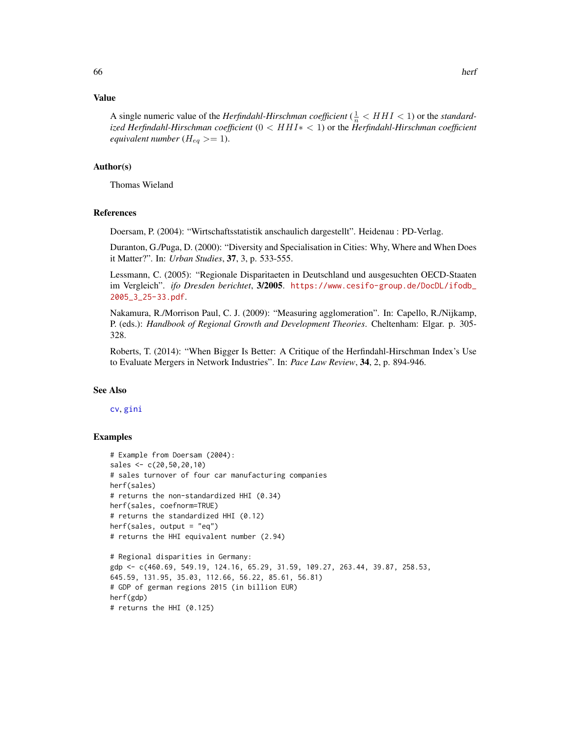## Value

A single numeric value of the *Herfindahl-Hirschman coefficient* ($\frac{1}{n} < HHI < 1$) or the *standardized Herfindahl-Hirschman coefficient* ($0 < HHI* < 1$) or the *Herfindahl-Hirschman coefficient equivalent number* ($H_{eq} >= 1$).

## Author(s)

Thomas Wieland

## References

Doersam, P. (2004): "Wirtschaftsstatistik anschaulich dargestellt". Heidenau : PD-Verlag.

Duranton, G./Puga, D. (2000): "Diversity and Specialisation in Cities: Why, Where and When Does it Matter?". In: *Urban Studies*, **37**, 3, p. 533-555.

Lessmann, C. (2005): "Regionale Disparitaeten in Deutschland und ausgesuchten OECD-Staaten im Vergleich". *ifo Dresden berichtet*, **3/2005**. https://www.cesifo-group.de/DocDL/ifodb_2005_3_25-33.pdf.

Nakamura, R./Morrison Paul, C. J. (2009): "Measuring agglomeration". In: Capello, R./Nijkamp, P. (eds.): *Handbook of Regional Growth and Development Theories*. Cheltenham: Elgar. p. 305-328.

Roberts, T. (2014): "When Bigger Is Better: A Critique of the Herfindahl-Hirschman Index's Use to Evaluate Mergers in Network Industries". In: *Pace Law Review*, **34**, 2, p. 894-946.

## See Also

cv, gini

## Examples

```
# Example from Doersam (2004):
sales <- c(20,50,20,10)
# sales turnover of four car manufacturing companies
herf(sales)
# returns the non-standardized HHI (0.34)
herf(sales, coefnorm=TRUE)
# returns the standardized HHI (0.12)
herf(sales, output = "eq")
# returns the HHI equivalent number (2.94)

# Regional disparities in Germany:
gdp <- c(460.69, 549.19, 124.16, 65.29, 31.59, 109.27, 263.44, 39.87, 258.53,
645.59, 131.95, 35.03, 112.66, 56.22, 85.61, 56.81)
# GDP of german regions 2015 (in billion EUR)
herf(gdp)
# returns the HHI (0.125)
```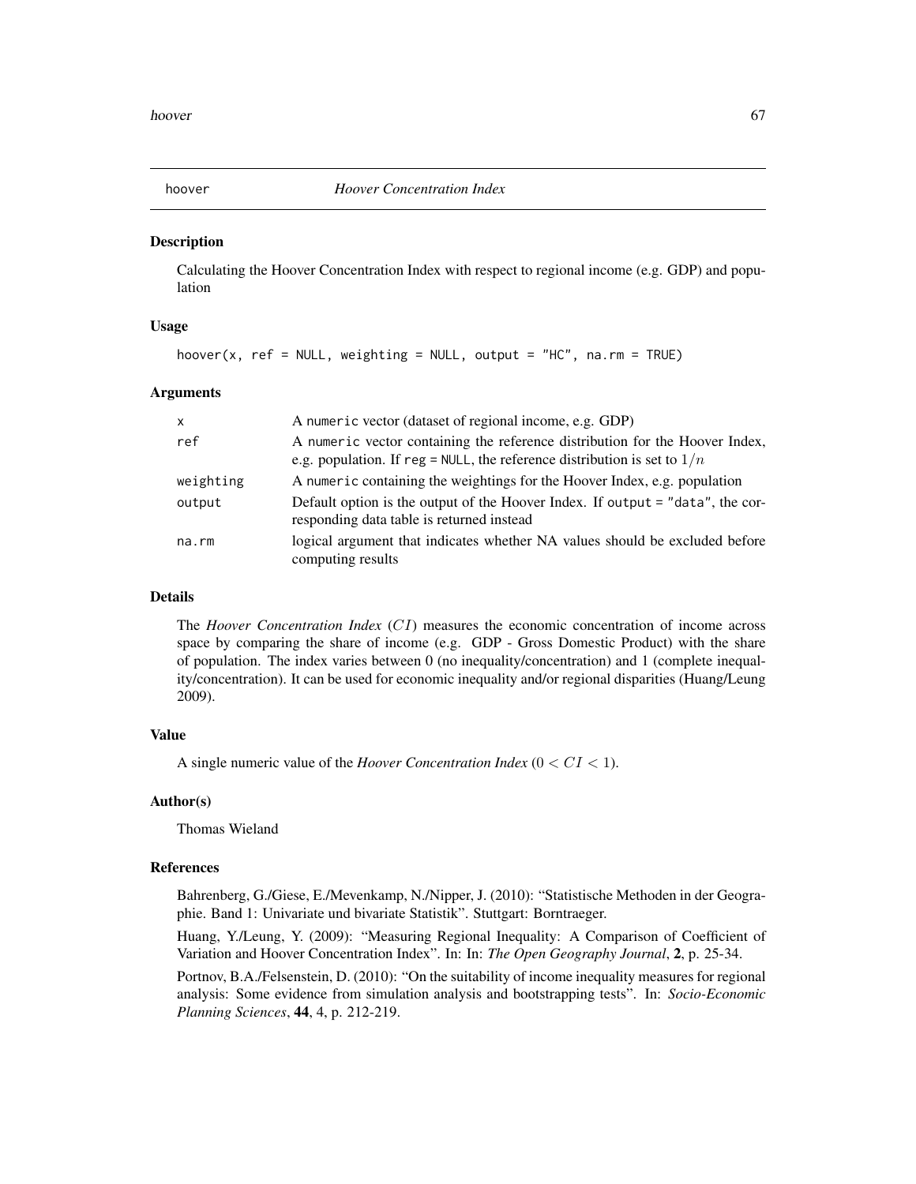# hoover — *Hoover Concentration Index*

## Description

Calculating the Hoover Concentration Index with respect to regional income (e.g. GDP) and population

## Usage

```
hoover(x, ref = NULL, weighting = NULL, output = "HC", na.rm = TRUE)
```

## Arguments

| | |
|---|---|
| x | A numeric vector (dataset of regional income, e.g. GDP) |
| ref | A numeric vector containing the reference distribution for the Hoover Index, e.g. population. If reg = NULL, the reference distribution is set to $1/n$ |
| weighting | A numeric containing the weightings for the Hoover Index, e.g. population |
| output | Default option is the output of the Hoover Index. If output = "data", the corresponding data table is returned instead |
| na.rm | logical argument that indicates whether NA values should be excluded before computing results |

## Details

The *Hoover Concentration Index* ($CI$) measures the economic concentration of income across space by comparing the share of income (e.g. GDP - Gross Domestic Product) with the share of population. The index varies between 0 (no inequality/concentration) and 1 (complete inequality/concentration). It can be used for economic inequality and/or regional disparities (Huang/Leung 2009).

## Value

A single numeric value of the *Hoover Concentration Index* ($0 < CI < 1$).

## Author(s)

Thomas Wieland

## References

Bahrenberg, G./Giese, E./Mevenkamp, N./Nipper, J. (2010): "Statistische Methoden in der Geographie. Band 1: Univariate und bivariate Statistik". Stuttgart: Borntraeger.

Huang, Y./Leung, Y. (2009): "Measuring Regional Inequality: A Comparison of Coefficient of Variation and Hoover Concentration Index". In: In: *The Open Geography Journal*, **2**, p. 25-34.

Portnov, B.A./Felsenstein, D. (2010): "On the suitability of income inequality measures for regional analysis: Some evidence from simulation analysis and bootstrapping tests". In: *Socio-Economic Planning Sciences*, **44**, 4, p. 212-219.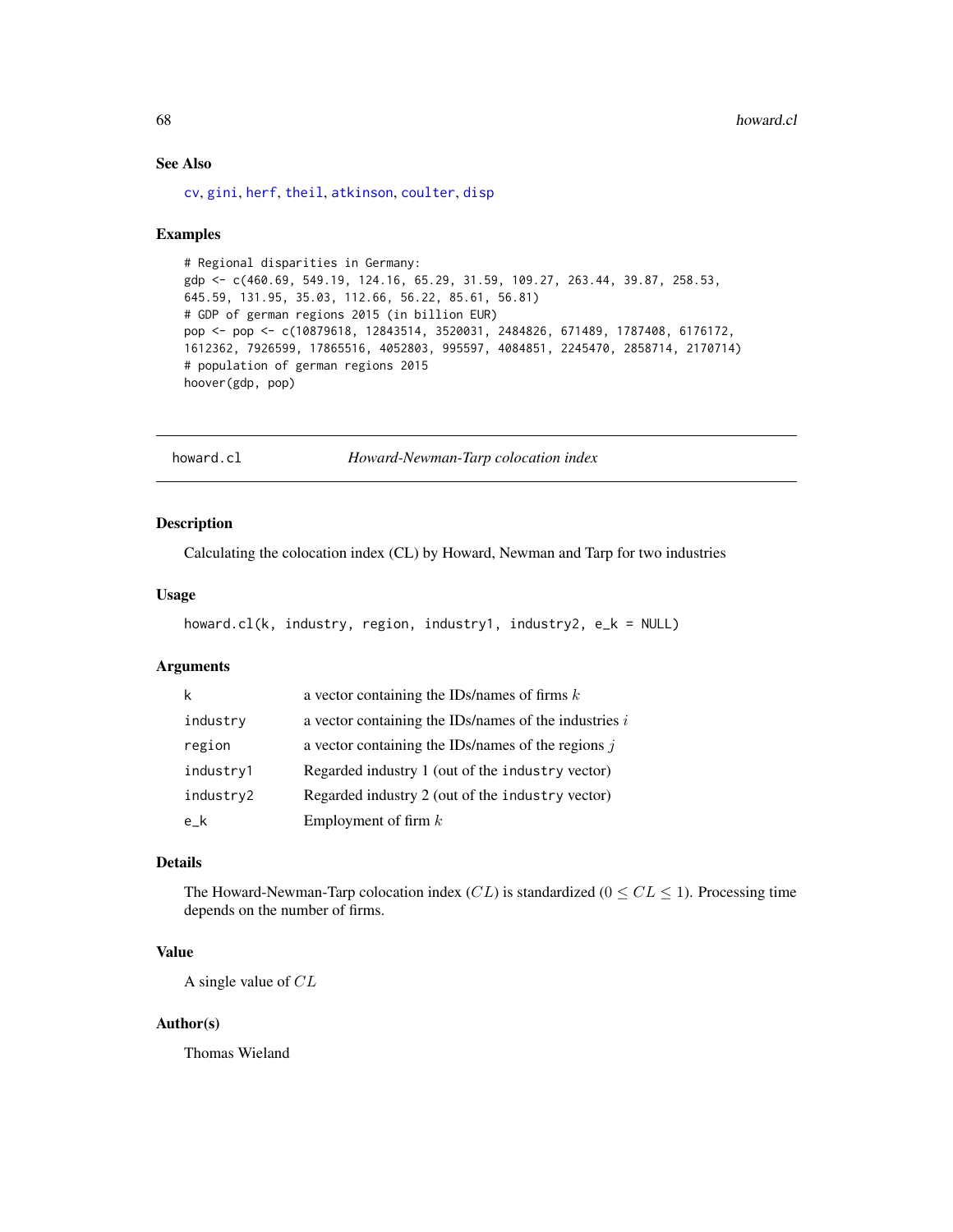## See Also

cv, gini, herf, theil, atkinson, coulter, disp

## Examples

```
# Regional disparities in Germany:
gdp <- c(460.69, 549.19, 124.16, 65.29, 31.59, 109.27, 263.44, 39.87, 258.53,
645.59, 131.95, 35.03, 112.66, 56.22, 85.61, 56.81)
# GDP of german regions 2015 (in billion EUR)
pop <- pop <- c(10879618, 12843514, 3520031, 2484826, 671489, 1787408, 6176172,
1612362, 7926599, 17865516, 4052803, 995597, 4084851, 2245470, 2858714, 2170714)
# population of german regions 2015
hoover(gdp, pop)
```

---

# howard.cl — *Howard-Newman-Tarp colocation index*

## Description

Calculating the colocation index (CL) by Howard, Newman and Tarp for two industries

## Usage

```
howard.cl(k, industry, region, industry1, industry2, e_k = NULL)
```

## Arguments

| | |
|---|---|
| k | a vector containing the IDs/names of firms $k$ |
| industry | a vector containing the IDs/names of the industries $i$ |
| region | a vector containing the IDs/names of the regions $j$ |
| industry1 | Regarded industry 1 (out of the industry vector) |
| industry2 | Regarded industry 2 (out of the industry vector) |
| e_k | Employment of firm $k$ |

## Details

The Howard-Newman-Tarp colocation index ($CL$) is standardized ($0 \leq CL \leq 1$). Processing time depends on the number of firms.

## Value

A single value of $CL$

## Author(s)

Thomas Wieland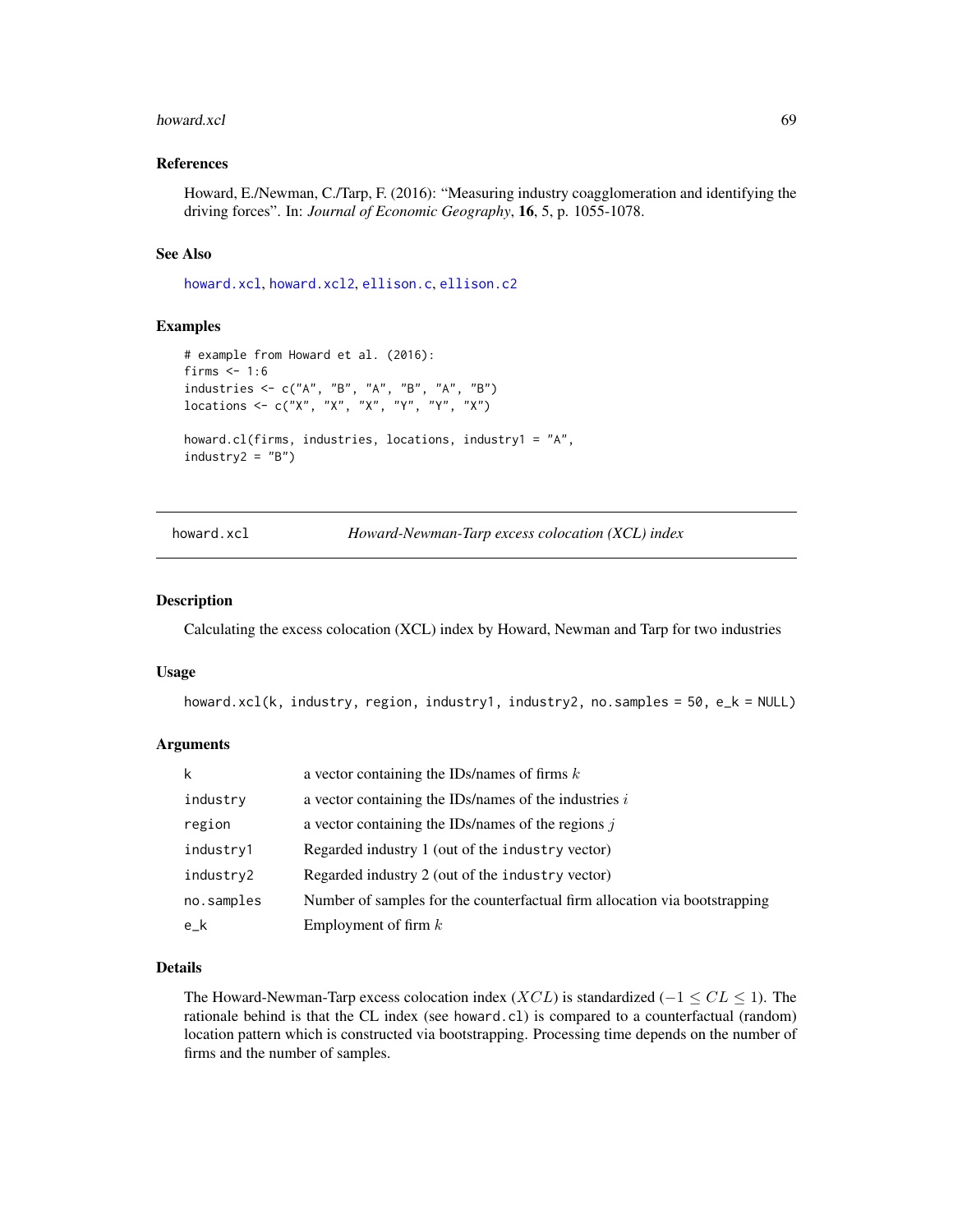## References

Howard, E./Newman, C./Tarp, F. (2016): "Measuring industry coagglomeration and identifying the driving forces". In: *Journal of Economic Geography*, **16**, 5, p. 1055-1078.

## See Also

howard.xcl, howard.xcl2, ellison.c, ellison.c2

## Examples

```
# example from Howard et al. (2016):
firms <- 1:6
industries <- c("A", "B", "A", "B", "A", "B")
locations <- c("X", "X", "X", "Y", "Y", "X")

howard.cl(firms, industries, locations, industry1 = "A",
industry2 = "B")
```

---

# howard.xcl — *Howard-Newman-Tarp excess colocation (XCL) index*

## Description

Calculating the excess colocation (XCL) index by Howard, Newman and Tarp for two industries

## Usage

```
howard.xcl(k, industry, region, industry1, industry2, no.samples = 50, e_k = NULL)
```

## Arguments

| | |
|---|---|
| k | a vector containing the IDs/names of firms $k$ |
| industry | a vector containing the IDs/names of the industries $i$ |
| region | a vector containing the IDs/names of the regions $j$ |
| industry1 | Regarded industry 1 (out of the industry vector) |
| industry2 | Regarded industry 2 (out of the industry vector) |
| no.samples | Number of samples for the counterfactual firm allocation via bootstrapping |
| e_k | Employment of firm $k$ |

## Details

The Howard-Newman-Tarp excess colocation index ($XCL$) is standardized ($-1 \leq CL \leq 1$). The rationale behind is that the CL index (see howard.cl) is compared to a counterfactual (random) location pattern which is constructed via bootstrapping. Processing time depends on the number of firms and the number of samples.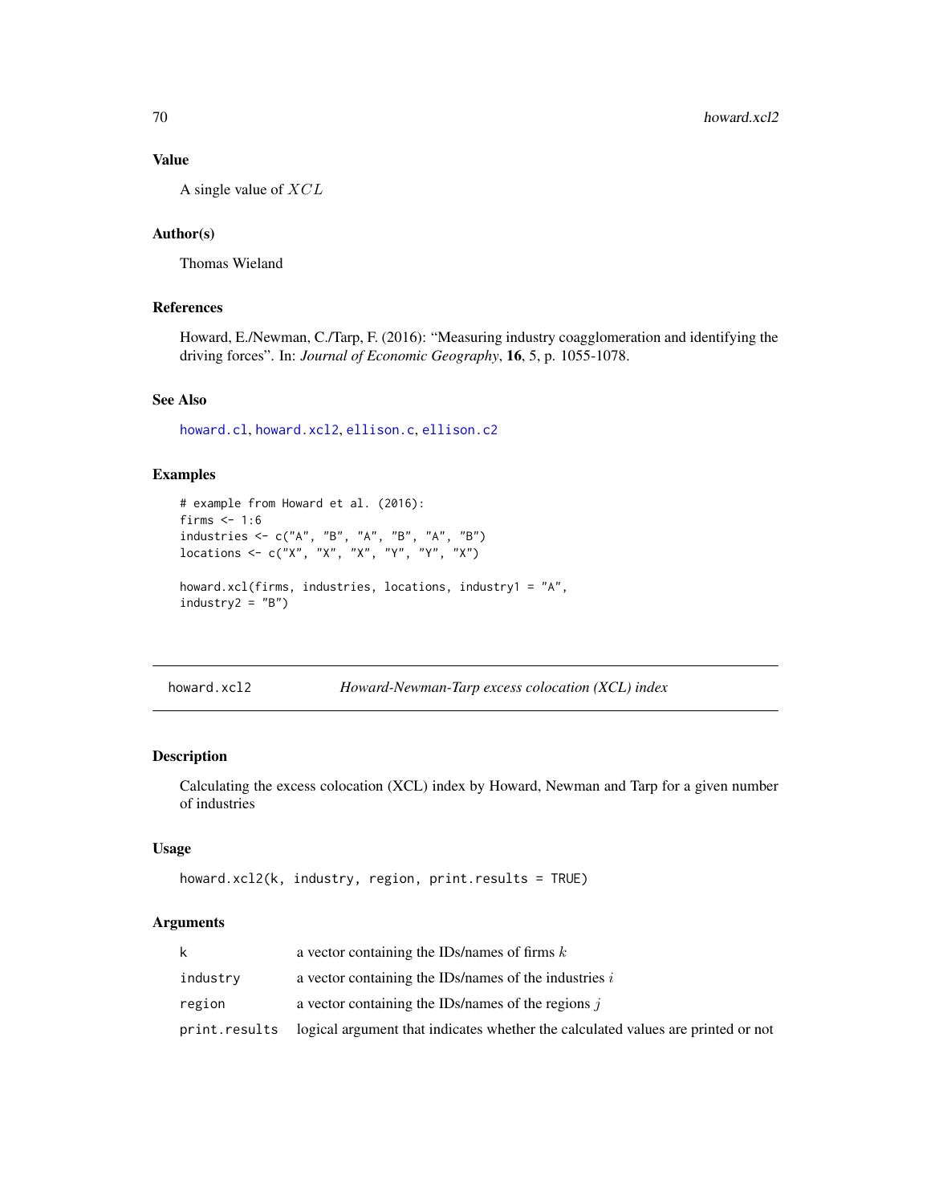## Value

A single value of $XCL$

## Author(s)

Thomas Wieland

## References

Howard, E./Newman, C./Tarp, F. (2016): "Measuring industry coagglomeration and identifying the driving forces". In: *Journal of Economic Geography*, **16**, 5, p. 1055-1078.

## See Also

howard.cl, howard.xcl2, ellison.c, ellison.c2

## Examples

```
# example from Howard et al. (2016):
firms <- 1:6
industries <- c("A", "B", "A", "B", "A", "B")
locations <- c("X", "X", "X", "Y", "Y", "X")

howard.xcl(firms, industries, locations, industry1 = "A",
industry2 = "B")
```

---

# howard.xcl2 — *Howard-Newman-Tarp excess colocation (XCL) index*

## Description

Calculating the excess colocation (XCL) index by Howard, Newman and Tarp for a given number of industries

## Usage

```
howard.xcl2(k, industry, region, print.results = TRUE)
```

## Arguments

| | |
|---|---|
| k | a vector containing the IDs/names of firms $k$ |
| industry | a vector containing the IDs/names of the industries $i$ |
| region | a vector containing the IDs/names of the regions $j$ |
| print.results | logical argument that indicates whether the calculated values are printed or not |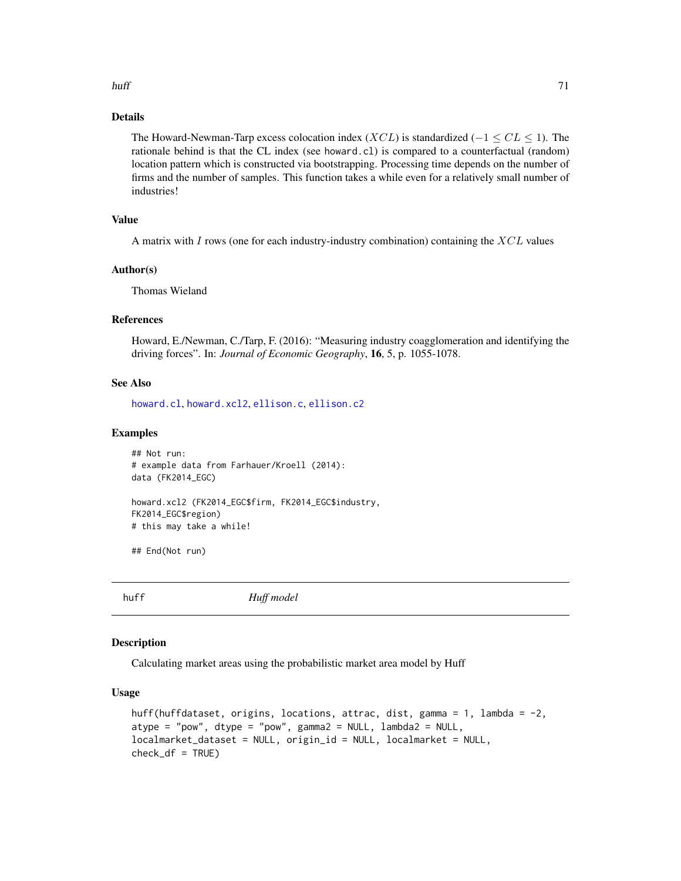## Details

The Howard-Newman-Tarp excess colocation index ($XCL$) is standardized ($-1 \leq CL \leq 1$). The rationale behind is that the CL index (see `howard.cl`) is compared to a counterfactual (random) location pattern which is constructed via bootstrapping. Processing time depends on the number of firms and the number of samples. This function takes a while even for a relatively small number of industries!

## Value

A matrix with $I$ rows (one for each industry-industry combination) containing the $XCL$ values

## Author(s)

Thomas Wieland

## References

Howard, E./Newman, C./Tarp, F. (2016): "Measuring industry coagglomeration and identifying the driving forces". In: *Journal of Economic Geography*, **16**, 5, p. 1055-1078.

## See Also

howard.cl, howard.xcl2, ellison.c, ellison.c2

## Examples

```
## Not run:
# example data from Farhauer/Kroell (2014):
data (FK2014_EGC)

howard.xcl2 (FK2014_EGC$firm, FK2014_EGC$industry,
FK2014_EGC$region)
# this may take a while!

## End(Not run)
```

---

# huff — *Huff model*

## Description

Calculating market areas using the probabilistic market area model by Huff

## Usage

```
huff(huffdataset, origins, locations, attrac, dist, gamma = 1, lambda = -2,
atype = "pow", dtype = "pow", gamma2 = NULL, lambda2 = NULL,
localmarket_dataset = NULL, origin_id = NULL, localmarket = NULL,
check_df = TRUE)
```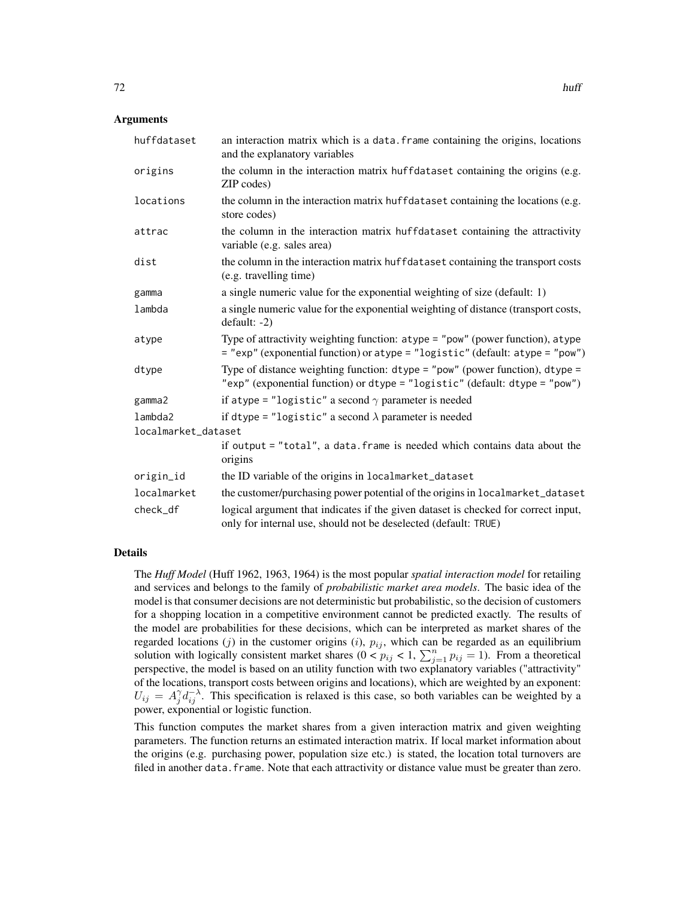## Arguments

| | |
|---|---|
| `huffdataset` | an interaction matrix which is a `data.frame` containing the origins, locations and the explanatory variables |
| `origins` | the column in the interaction matrix `huffdataset` containing the origins (e.g. ZIP codes) |
| `locations` | the column in the interaction matrix `huffdataset` containing the locations (e.g. store codes) |
| `attrac` | the column in the interaction matrix `huffdataset` containing the attractivity variable (e.g. sales area) |
| `dist` | the column in the interaction matrix `huffdataset` containing the transport costs (e.g. travelling time) |
| `gamma` | a single numeric value for the exponential weighting of size (default: 1) |
| `lambda` | a single numeric value for the exponential weighting of distance (transport costs, default: -2) |
| `atype` | Type of attractivity weighting function: `atype = "pow"` (power function), `atype = "exp"` (exponential function) or `atype = "logistic"` (default: `atype = "pow"`) |
| `dtype` | Type of distance weighting function: `dtype = "pow"` (power function), `dtype = "exp"` (exponential function) or `dtype = "logistic"` (default: `dtype = "pow"`) |
| `gamma2` | if `atype = "logistic"` a second $\gamma$ parameter is needed |
| `lambda2` | if `dtype = "logistic"` a second $\lambda$ parameter is needed |
| `localmarket_dataset` | if `output = "total"`, a `data.frame` is needed which contains data about the origins |
| `origin_id` | the ID variable of the origins in `localmarket_dataset` |
| `localmarket` | the customer/purchasing power potential of the origins in `localmarket_dataset` |
| `check_df` | logical argument that indicates if the given dataset is checked for correct input, only for internal use, should not be deselected (default: `TRUE`) |

## Details

The *Huff Model* (Huff 1962, 1963, 1964) is the most popular *spatial interaction model* for retailing and services and belongs to the family of *probabilistic market area models*. The basic idea of the model is that consumer decisions are not deterministic but probabilistic, so the decision of customers for a shopping location in a competitive environment cannot be predicted exactly. The results of the model are probabilities for these decisions, which can be interpreted as market shares of the regarded locations ($j$) in the customer origins ($i$), $p_{ij}$, which can be regarded as an equilibrium solution with logically consistent market shares ($0 < p_{ij} < 1$, $\sum_{j=1}^{n} p_{ij} = 1$). From a theoretical perspective, the model is based on an utility function with two explanatory variables ("attractivity" of the locations, transport costs between origins and locations), which are weighted by an exponent: $U_{ij} = A_j^{\gamma} d_{ij}^{-\lambda}$. This specification is relaxed is this case, so both variables can be weighted by a power, exponential or logistic function.

This function computes the market shares from a given interaction matrix and given weighting parameters. The function returns an estimated interaction matrix. If local market information about the origins (e.g. purchasing power, population size etc.) is stated, the location total turnovers are filed in another `data.frame`. Note that each attractivity or distance value must be greater than zero.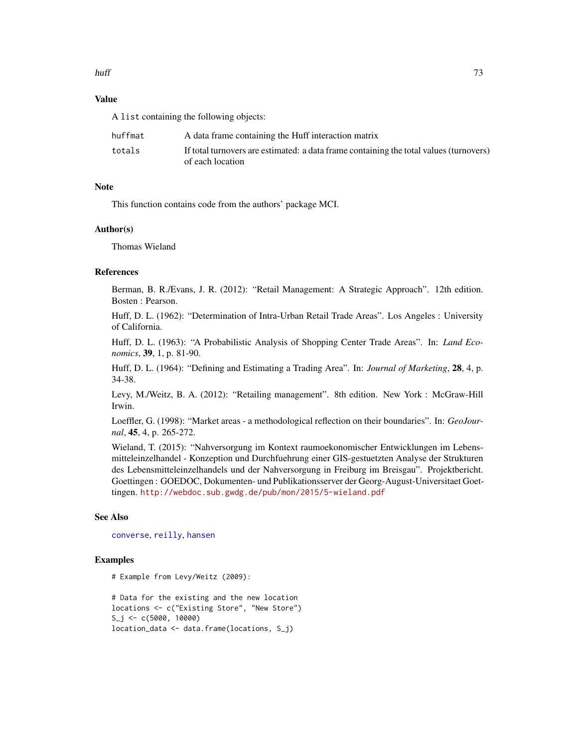## Value

A `list` containing the following objects:

| | |
|---|---|
| `huffmat` | A data frame containing the Huff interaction matrix |
| `totals` | If total turnovers are estimated: a data frame containing the total values (turnovers) of each location |

## Note

This function contains code from the authors' package MCI.

## Author(s)

Thomas Wieland

## References

Berman, B. R./Evans, J. R. (2012): "Retail Management: A Strategic Approach". 12th edition. Bosten : Pearson.

Huff, D. L. (1962): "Determination of Intra-Urban Retail Trade Areas". Los Angeles : University of California.

Huff, D. L. (1963): "A Probabilistic Analysis of Shopping Center Trade Areas". In: *Land Economics*, **39**, 1, p. 81-90.

Huff, D. L. (1964): "Defining and Estimating a Trading Area". In: *Journal of Marketing*, **28**, 4, p. 34-38.

Levy, M./Weitz, B. A. (2012): "Retailing management". 8th edition. New York : McGraw-Hill Irwin.

Loeffler, G. (1998): "Market areas - a methodological reflection on their boundaries". In: *GeoJournal*, **45**, 4, p. 265-272.

Wieland, T. (2015): "Nahversorgung im Kontext raumoekonomischer Entwicklungen im Lebensmitteleinzelhandel - Konzeption und Durchfuehrung einer GIS-gestuetzten Analyse der Strukturen des Lebensmitteleinzelhandels und der Nahversorgung in Freiburg im Breisgau". Projektbericht. Goettingen : GOEDOC, Dokumenten- und Publikationsserver der Georg-August-Universitaet Goettingen. http://webdoc.sub.gwdg.de/pub/mon/2015/5-wieland.pdf

## See Also

`converse`, `reilly`, `hansen`

## Examples

```
# Example from Levy/Weitz (2009):

# Data for the existing and the new location
locations <- c("Existing Store", "New Store")
S_j <- c(5000, 10000)
location_data <- data.frame(locations, S_j)
```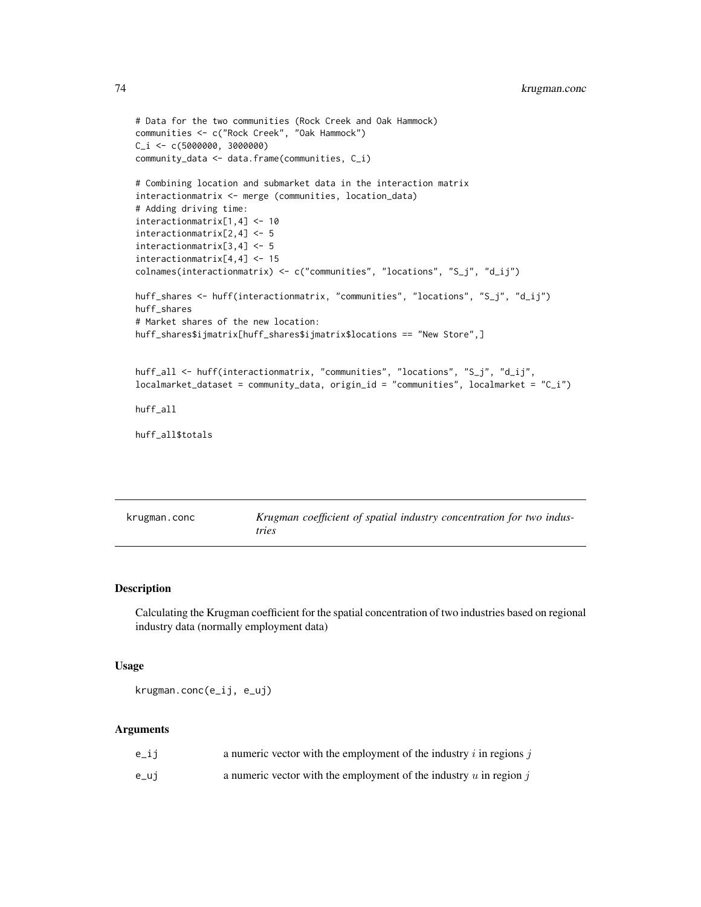```
# Data for the two communities (Rock Creek and Oak Hammock)
communities <- c("Rock Creek", "Oak Hammock")
C_i <- c(5000000, 3000000)
community_data <- data.frame(communities, C_i)

# Combining location and submarket data in the interaction matrix
interactionmatrix <- merge (communities, location_data)
# Adding driving time:
interactionmatrix[1,4] <- 10
interactionmatrix[2,4] <- 5
interactionmatrix[3,4] <- 5
interactionmatrix[4,4] <- 15
colnames(interactionmatrix) <- c("communities", "locations", "S_j", "d_ij")

huff_shares <- huff(interactionmatrix, "communities", "locations", "S_j", "d_ij")
huff_shares
# Market shares of the new location:
huff_shares$ijmatrix[huff_shares$ijmatrix$locations == "New Store",]


huff_all <- huff(interactionmatrix, "communities", "locations", "S_j", "d_ij",
localmarket_dataset = community_data, origin_id = "communities", localmarket = "C_i")

huff_all

huff_all$totals
```

## krugman.conc — *Krugman coefficient of spatial industry concentration for two industries*

### Description

Calculating the Krugman coefficient for the spatial concentration of two industries based on regional industry data (normally employment data)

### Usage

```
krugman.conc(e_ij, e_uj)
```

### Arguments

| | |
|---|---|
| e_ij | a numeric vector with the employment of the industry $i$ in regions $j$ |
| e_uj | a numeric vector with the employment of the industry $u$ in region $j$ |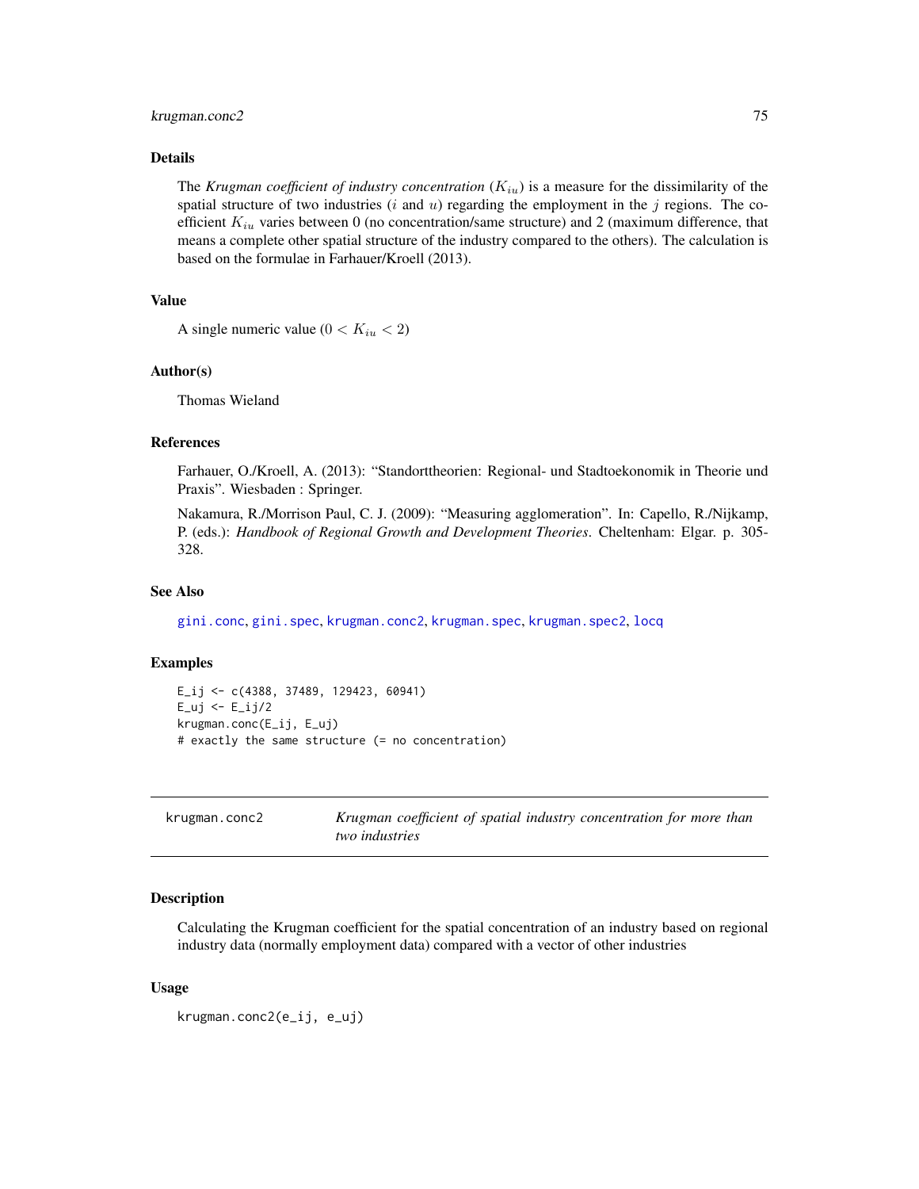### Details

The *Krugman coefficient of industry concentration* ($K_{iu}$) is a measure for the dissimilarity of the spatial structure of two industries ($i$ and $u$) regarding the employment in the $j$ regions. The coefficient $K_{iu}$ varies between 0 (no concentration/same structure) and 2 (maximum difference, that means a complete other spatial structure of the industry compared to the others). The calculation is based on the formulae in Farhauer/Kroell (2013).

### Value

A single numeric value ($0 < K_{iu} < 2$)

### Author(s)

Thomas Wieland

### References

Farhauer, O./Kroell, A. (2013): "Standorttheorien: Regional- und Stadtoekonomik in Theorie und Praxis". Wiesbaden : Springer.

Nakamura, R./Morrison Paul, C. J. (2009): "Measuring agglomeration". In: Capello, R./Nijkamp, P. (eds.): *Handbook of Regional Growth and Development Theories*. Cheltenham: Elgar. p. 305-328.

### See Also

gini.conc, gini.spec, krugman.conc2, krugman.spec, krugman.spec2, locq

### Examples

```
E_ij <- c(4388, 37489, 129423, 60941)
E_uj <- E_ij/2
krugman.conc(E_ij, E_uj)
# exactly the same structure (= no concentration)
```

---

## krugman.conc2 — *Krugman coefficient of spatial industry concentration for more than two industries*

### Description

Calculating the Krugman coefficient for the spatial concentration of an industry based on regional industry data (normally employment data) compared with a vector of other industries

### Usage

```
krugman.conc2(e_ij, e_uj)
```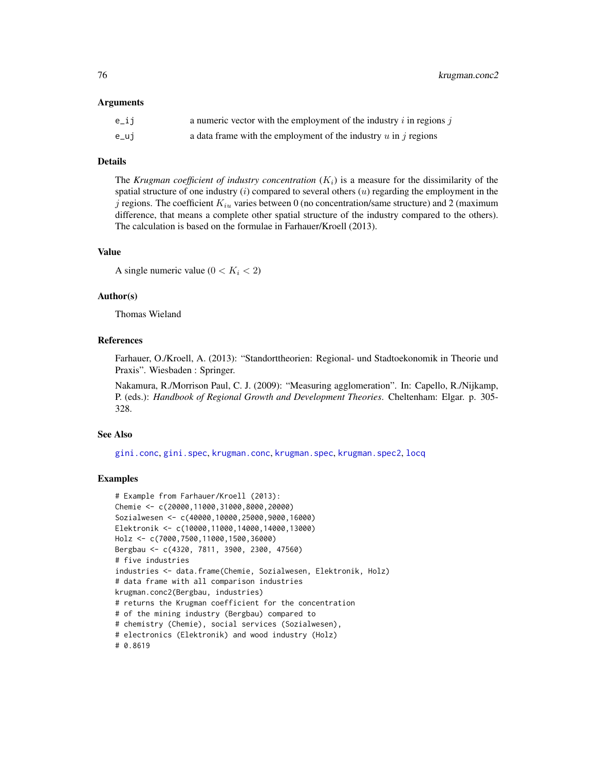### Arguments

| | |
|---|---|
| e_ij | a numeric vector with the employment of the industry $i$ in regions $j$ |
| e_uj | a data frame with the employment of the industry $u$ in $j$ regions |

### Details

The *Krugman coefficient of industry concentration* ($K_i$) is a measure for the dissimilarity of the spatial structure of one industry ($i$) compared to several others ($u$) regarding the employment in the $j$ regions. The coefficient $K_{iu}$ varies between 0 (no concentration/same structure) and 2 (maximum difference, that means a complete other spatial structure of the industry compared to the others). The calculation is based on the formulae in Farhauer/Kroell (2013).

### Value

A single numeric value ($0 < K_i < 2$)

### Author(s)

Thomas Wieland

### References

Farhauer, O./Kroell, A. (2013): "Standorttheorien: Regional- und Stadtoekonomik in Theorie und Praxis". Wiesbaden : Springer.

Nakamura, R./Morrison Paul, C. J. (2009): "Measuring agglomeration". In: Capello, R./Nijkamp, P. (eds.): *Handbook of Regional Growth and Development Theories*. Cheltenham: Elgar. p. 305-328.

### See Also

gini.conc, gini.spec, krugman.conc, krugman.spec, krugman.spec2, locq

### Examples

```
# Example from Farhauer/Kroell (2013):
Chemie <- c(20000,11000,31000,8000,20000)
Sozialwesen <- c(40000,10000,25000,9000,16000)
Elektronik <- c(10000,11000,14000,14000,13000)
Holz <- c(7000,7500,11000,1500,36000)
Bergbau <- c(4320, 7811, 3900, 2300, 47560)
# five industries
industries <- data.frame(Chemie, Sozialwesen, Elektronik, Holz)
# data frame with all comparison industries
krugman.conc2(Bergbau, industries)
# returns the Krugman coefficient for the concentration
# of the mining industry (Bergbau) compared to
# chemistry (Chemie), social services (Sozialwesen),
# electronics (Elektronik) and wood industry (Holz)
# 0.8619
```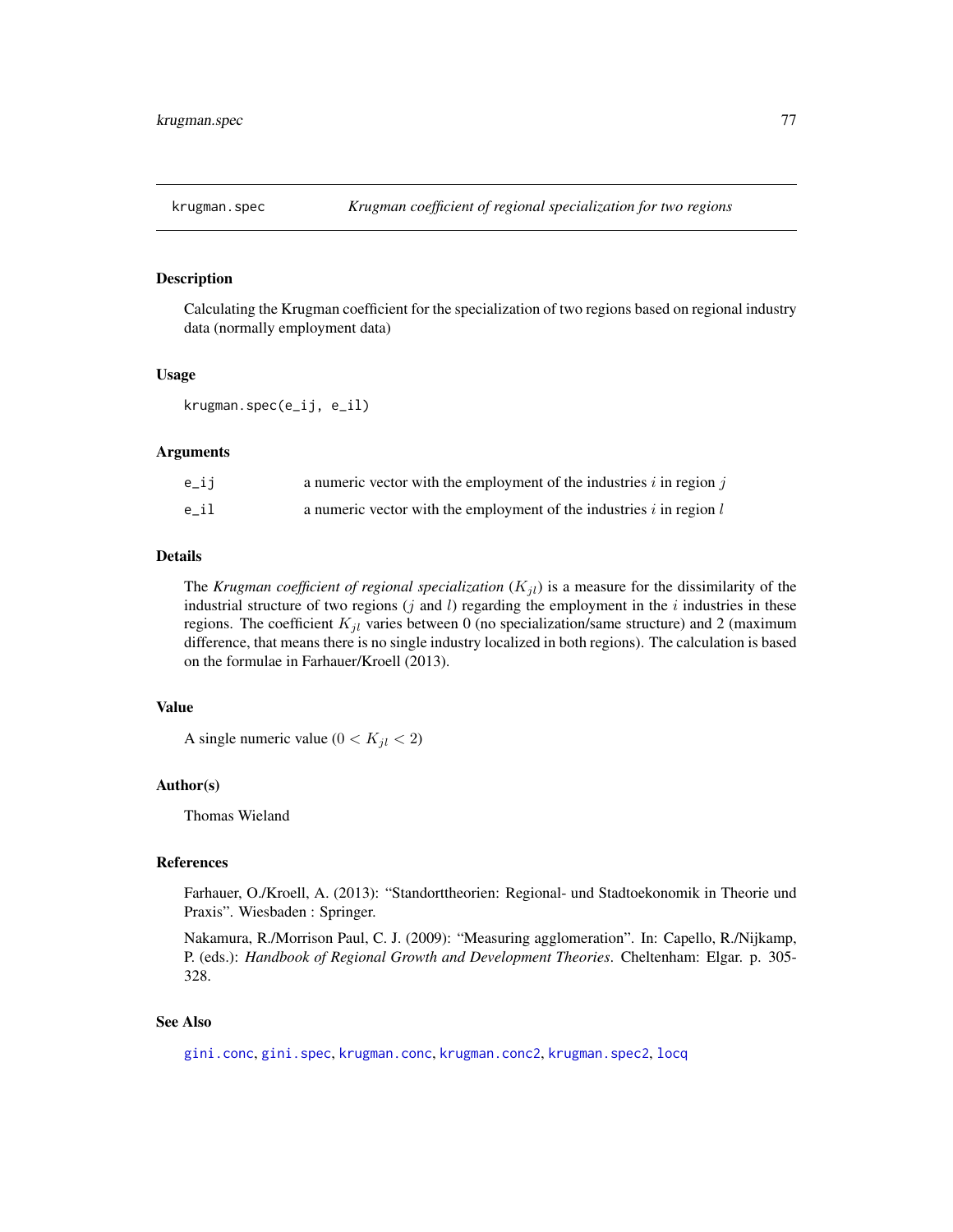# krugman.spec — *Krugman coefficient of regional specialization for two regions*

## Description

Calculating the Krugman coefficient for the specialization of two regions based on regional industry data (normally employment data)

## Usage

```
krugman.spec(e_ij, e_il)
```

## Arguments

| | |
|---|---|
| e_ij | a numeric vector with the employment of the industries $i$ in region $j$ |
| e_il | a numeric vector with the employment of the industries $i$ in region $l$ |

## Details

The *Krugman coefficient of regional specialization* ($K_{jl}$) is a measure for the dissimilarity of the industrial structure of two regions ($j$ and $l$) regarding the employment in the $i$ industries in these regions. The coefficient $K_{jl}$ varies between 0 (no specialization/same structure) and 2 (maximum difference, that means there is no single industry localized in both regions). The calculation is based on the formulae in Farhauer/Kroell (2013).

## Value

A single numeric value ($0 < K_{jl} < 2$)

## Author(s)

Thomas Wieland

## References

Farhauer, O./Kroell, A. (2013): "Standorttheorien: Regional- und Stadtoekonomik in Theorie und Praxis". Wiesbaden : Springer.

Nakamura, R./Morrison Paul, C. J. (2009): "Measuring agglomeration". In: Capello, R./Nijkamp, P. (eds.): *Handbook of Regional Growth and Development Theories*. Cheltenham: Elgar. p. 305-328.

## See Also

gini.conc, gini.spec, krugman.conc, krugman.conc2, krugman.spec2, locq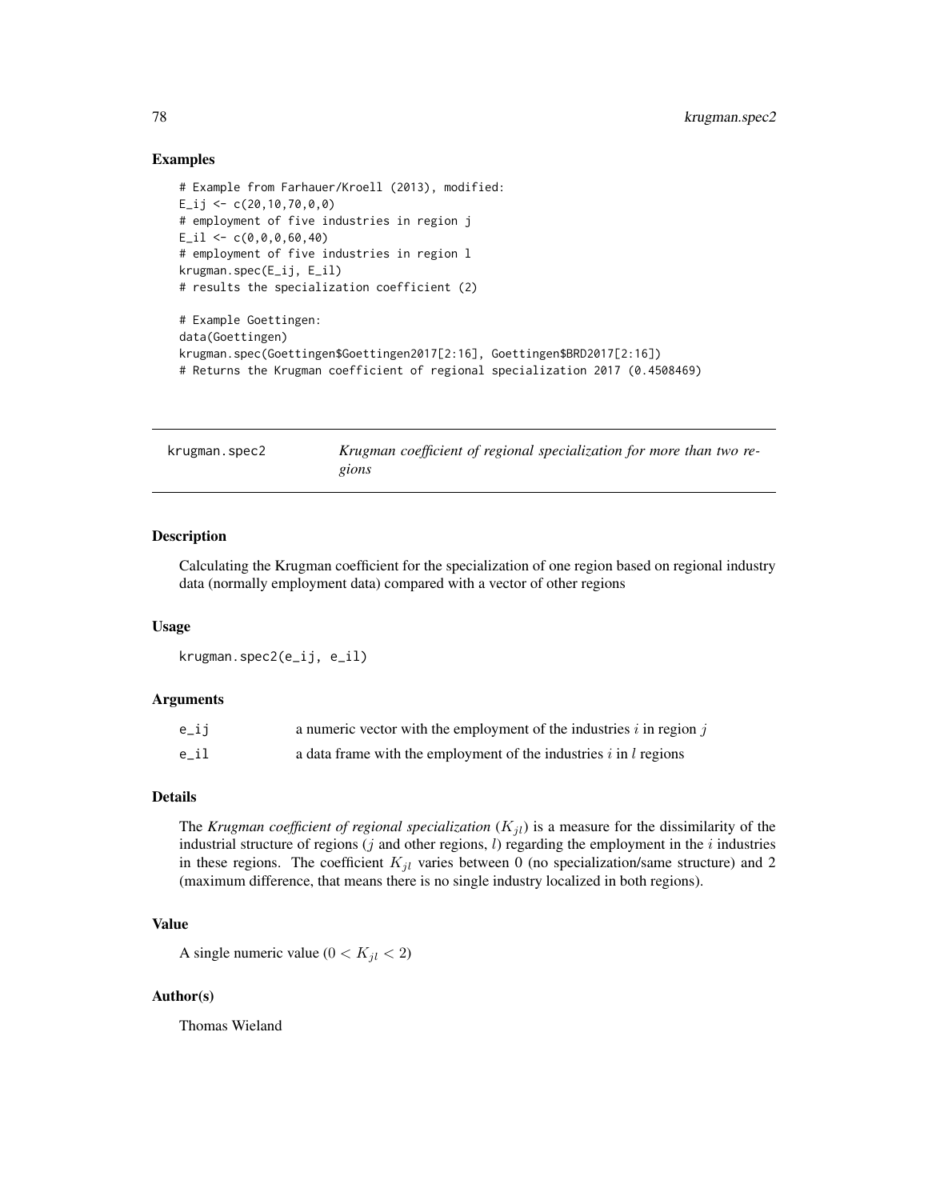## Examples

```
# Example from Farhauer/Kroell (2013), modified:
E_ij <- c(20,10,70,0,0)
# employment of five industries in region j
E_il <- c(0,0,0,60,40)
# employment of five industries in region l
krugman.spec(E_ij, E_il)
# results the specialization coefficient (2)

# Example Goettingen:
data(Goettingen)
krugman.spec(Goettingen$Goettingen2017[2:16], Goettingen$BRD2017[2:16])
# Returns the Krugman coefficient of regional specialization 2017 (0.4508469)
```

---

# krugman.spec2 — *Krugman coefficient of regional specialization for more than two regions*

---

## Description

Calculating the Krugman coefficient for the specialization of one region based on regional industry data (normally employment data) compared with a vector of other regions

## Usage

```
krugman.spec2(e_ij, e_il)
```

## Arguments

| | |
|---|---|
| e_ij | a numeric vector with the employment of the industries $i$ in region $j$ |
| e_il | a data frame with the employment of the industries $i$ in $l$ regions |

## Details

The *Krugman coefficient of regional specialization* ($K_{jl}$) is a measure for the dissimilarity of the industrial structure of regions ($j$ and other regions, $l$) regarding the employment in the $i$ industries in these regions. The coefficient $K_{jl}$ varies between 0 (no specialization/same structure) and 2 (maximum difference, that means there is no single industry localized in both regions).

## Value

A single numeric value ($0 < K_{jl} < 2$)

## Author(s)

Thomas Wieland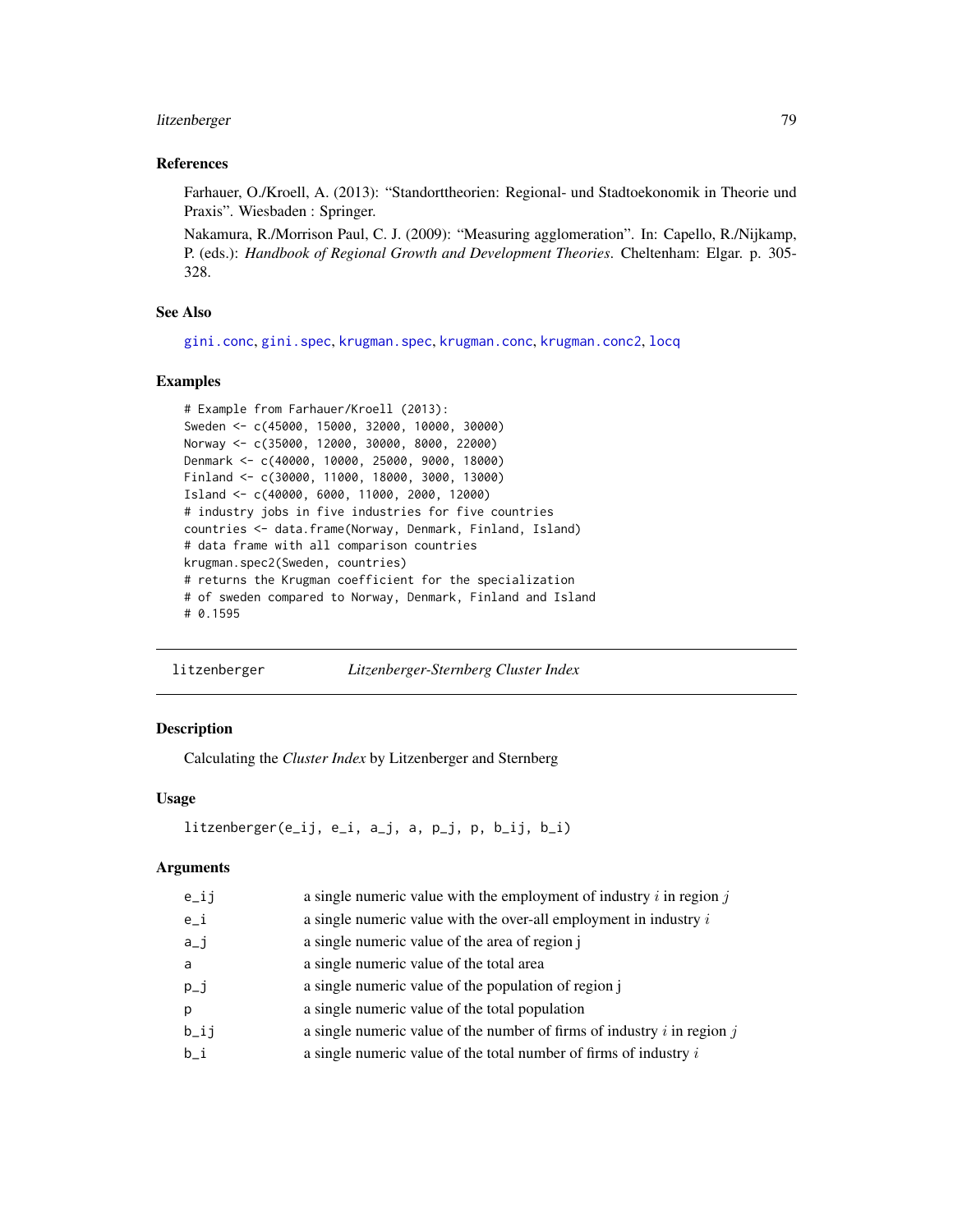## References

Farhauer, O./Kroell, A. (2013): "Standorttheorien: Regional- und Stadtoekonomik in Theorie und Praxis". Wiesbaden : Springer.

Nakamura, R./Morrison Paul, C. J. (2009): "Measuring agglomeration". In: Capello, R./Nijkamp, P. (eds.): *Handbook of Regional Growth and Development Theories*. Cheltenham: Elgar. p. 305-328.

## See Also

gini.conc, gini.spec, krugman.spec, krugman.conc, krugman.conc2, locq

## Examples

```
# Example from Farhauer/Kroell (2013):
Sweden <- c(45000, 15000, 32000, 10000, 30000)
Norway <- c(35000, 12000, 30000, 8000, 22000)
Denmark <- c(40000, 10000, 25000, 9000, 18000)
Finland <- c(30000, 11000, 18000, 3000, 13000)
Island <- c(40000, 6000, 11000, 2000, 12000)
# industry jobs in five industries for five countries
countries <- data.frame(Norway, Denmark, Finland, Island)
# data frame with all comparison countries
krugman.spec2(Sweden, countries)
# returns the Krugman coefficient for the specialization
# of sweden compared to Norway, Denmark, Finland and Island
# 0.1595
```

---

# litzenberger — *Litzenberger-Sternberg Cluster Index*

## Description

Calculating the *Cluster Index* by Litzenberger and Sternberg

## Usage

```
litzenberger(e_ij, e_i, a_j, a, p_j, p, b_ij, b_i)
```

## Arguments

| | |
|---|---|
| e_ij | a single numeric value with the employment of industry $i$ in region $j$ |
| e_i | a single numeric value with the over-all employment in industry $i$ |
| a_j | a single numeric value of the area of region j |
| a | a single numeric value of the total area |
| p_j | a single numeric value of the population of region j |
| p | a single numeric value of the total population |
| b_ij | a single numeric value of the number of firms of industry $i$ in region $j$ |
| b_i | a single numeric value of the total number of firms of industry $i$ |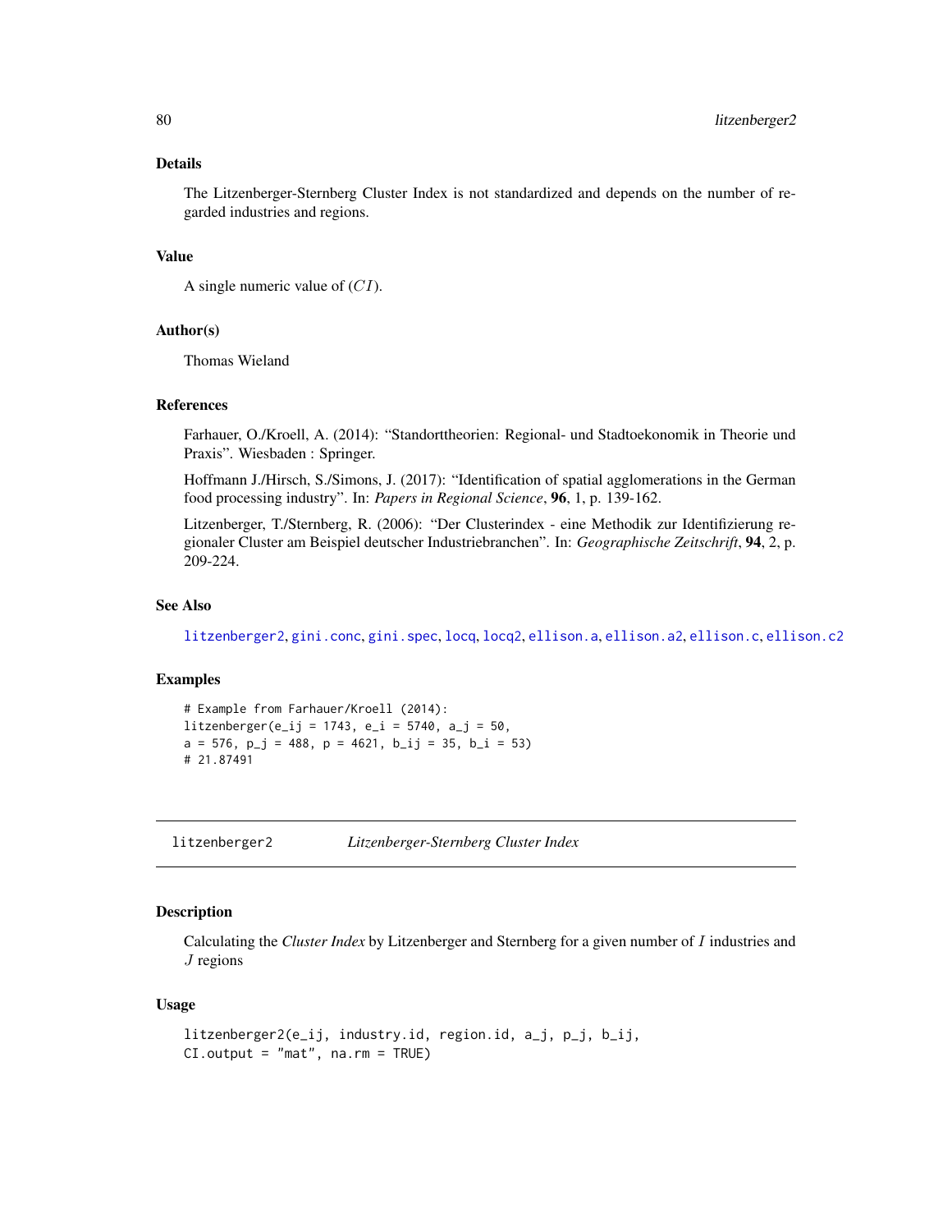## Details

The Litzenberger-Sternberg Cluster Index is not standardized and depends on the number of regarded industries and regions.

## Value

A single numeric value of ($CI$).

## Author(s)

Thomas Wieland

## References

Farhauer, O./Kroell, A. (2014): "Standorttheorien: Regional- und Stadtoekonomik in Theorie und Praxis". Wiesbaden : Springer.

Hoffmann J./Hirsch, S./Simons, J. (2017): "Identification of spatial agglomerations in the German food processing industry". In: *Papers in Regional Science*, **96**, 1, p. 139-162.

Litzenberger, T./Sternberg, R. (2006): "Der Clusterindex - eine Methodik zur Identifizierung regionaler Cluster am Beispiel deutscher Industriebranchen". In: *Geographische Zeitschrift*, **94**, 2, p. 209-224.

## See Also

litzenberger2, gini.conc, gini.spec, locq, locq2, ellison.a, ellison.a2, ellison.c, ellison.c2

## Examples

```
# Example from Farhauer/Kroell (2014):
litzenberger(e_ij = 1743, e_i = 5740, a_j = 50,
a = 576, p_j = 488, p = 4621, b_ij = 35, b_i = 53)
# 21.87491
```

---

# litzenberger2 — *Litzenberger-Sternberg Cluster Index*

## Description

Calculating the *Cluster Index* by Litzenberger and Sternberg for a given number of $I$ industries and $J$ regions

## Usage

```
litzenberger2(e_ij, industry.id, region.id, a_j, p_j, b_ij,
CI.output = "mat", na.rm = TRUE)
```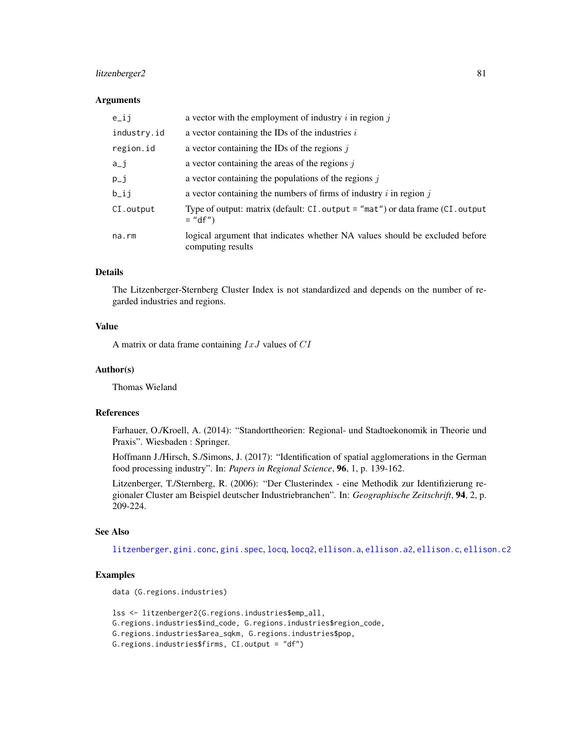### Arguments

| | |
|---|---|
| `e_ij` | a vector with the employment of industry $i$ in region $j$ |
| `industry.id` | a vector containing the IDs of the industries $i$ |
| `region.id` | a vector containing the IDs of the regions $j$ |
| `a_j` | a vector containing the areas of the regions $j$ |
| `p_j` | a vector containing the populations of the regions $j$ |
| `b_ij` | a vector containing the numbers of firms of industry $i$ in region $j$ |
| `CI.output` | Type of output: matrix (default: `CI.output = "mat"`) or data frame (`CI.output = "df"`) |
| `na.rm` | logical argument that indicates whether NA values should be excluded before computing results |

### Details

The Litzenberger-Sternberg Cluster Index is not standardized and depends on the number of regarded industries and regions.

### Value

A matrix or data frame containing $IxJ$ values of $CI$

### Author(s)

Thomas Wieland

### References

Farhauer, O./Kroell, A. (2014): "Standorttheorien: Regional- und Stadtoekonomik in Theorie und Praxis". Wiesbaden : Springer.

Hoffmann J./Hirsch, S./Simons, J. (2017): "Identification of spatial agglomerations in the German food processing industry". In: *Papers in Regional Science*, **96**, 1, p. 139-162.

Litzenberger, T./Sternberg, R. (2006): "Der Clusterindex - eine Methodik zur Identifizierung regionaler Cluster am Beispiel deutscher Industriebranchen". In: *Geographische Zeitschrift*, **94**, 2, p. 209-224.

### See Also

`litzenberger`, `gini.conc`, `gini.spec`, `locq`, `locq2`, `ellison.a`, `ellison.a2`, `ellison.c`, `ellison.c2`

### Examples

```
data (G.regions.industries)

lss <- litzenberger2(G.regions.industries$emp_all,
G.regions.industries$ind_code, G.regions.industries$region_code,
G.regions.industries$area_sqkm, G.regions.industries$pop,
G.regions.industries$firms, CI.output = "df")
```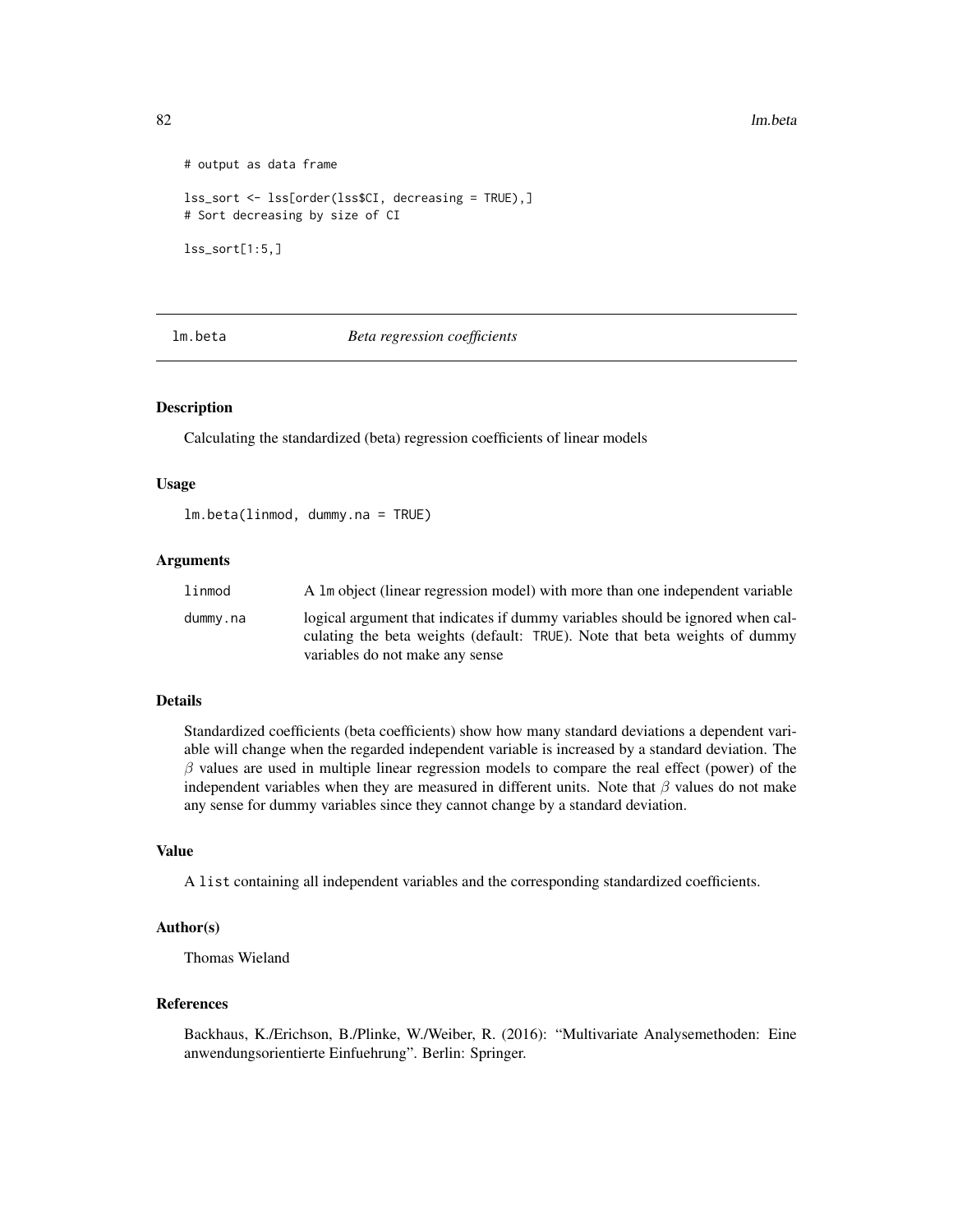```
# output as data frame

lss_sort <- lss[order(lss$CI, decreasing = TRUE),]
# Sort decreasing by size of CI

lss_sort[1:5,]
```

## lm.beta *Beta regression coefficients*

### Description

Calculating the standardized (beta) regression coefficients of linear models

### Usage

```
lm.beta(linmod, dummy.na = TRUE)
```

### Arguments

| | |
|---|---|
| linmod | A lm object (linear regression model) with more than one independent variable |
| dummy.na | logical argument that indicates if dummy variables should be ignored when calculating the beta weights (default: TRUE). Note that beta weights of dummy variables do not make any sense |

### Details

Standardized coefficients (beta coefficients) show how many standard deviations a dependent variable will change when the regarded independent variable is increased by a standard deviation. The $\beta$ values are used in multiple linear regression models to compare the real effect (power) of the independent variables when they are measured in different units. Note that $\beta$ values do not make any sense for dummy variables since they cannot change by a standard deviation.

### Value

A list containing all independent variables and the corresponding standardized coefficients.

### Author(s)

Thomas Wieland

### References

Backhaus, K./Erichson, B./Plinke, W./Weiber, R. (2016): "Multivariate Analysemethoden: Eine anwendungsorientierte Einfuehrung". Berlin: Springer.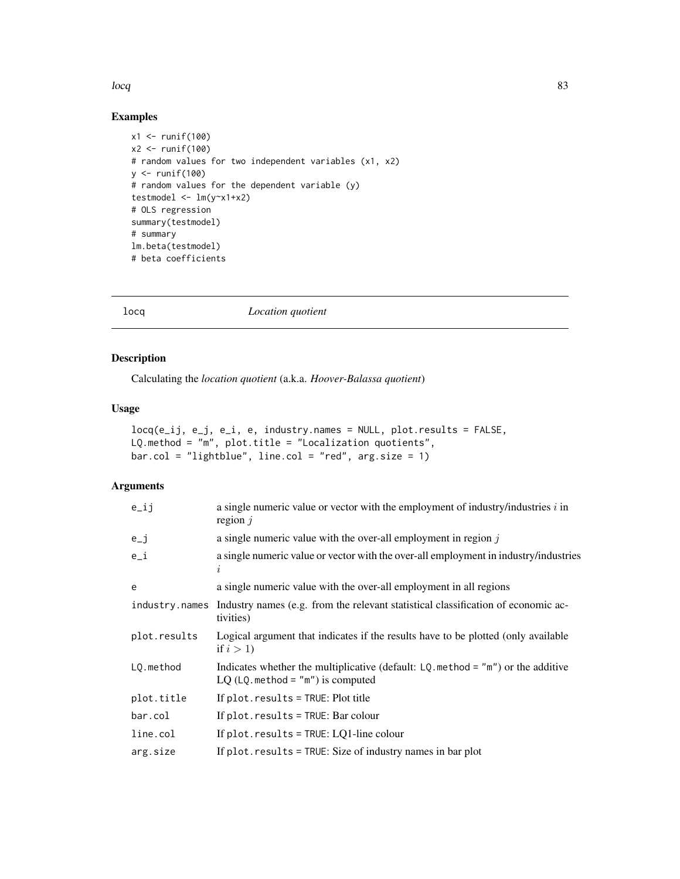## Examples

```
x1 <- runif(100)
x2 <- runif(100)
# random values for two independent variables (x1, x2)
y <- runif(100)
# random values for the dependent variable (y)
testmodel <- lm(y~x1+x2)
# OLS regression
summary(testmodel)
# summary
lm.beta(testmodel)
# beta coefficients
```

---

## locq — *Location quotient*

---

### Description

Calculating the *location quotient* (a.k.a. *Hoover-Balassa quotient*)

### Usage

```
locq(e_ij, e_j, e_i, e, industry.names = NULL, plot.results = FALSE,
LQ.method = "m", plot.title = "Localization quotients",
bar.col = "lightblue", line.col = "red", arg.size = 1)
```

### Arguments

| | |
|---|---|
| e_ij | a single numeric value or vector with the employment of industry/industries $i$ in region $j$ |
| e_j | a single numeric value with the over-all employment in region $j$ |
| e_i | a single numeric value or vector with the over-all employment in industry/industries $i$ |
| e | a single numeric value with the over-all employment in all regions |
| industry.names | Industry names (e.g. from the relevant statistical classification of economic activities) |
| plot.results | Logical argument that indicates if the results have to be plotted (only available if $i > 1$) |
| LQ.method | Indicates whether the multiplicative (default: LQ.method = "m") or the additive LQ (LQ.method = "m") is computed |
| plot.title | If plot.results = TRUE: Plot title |
| bar.col | If plot.results = TRUE: Bar colour |
| line.col | If plot.results = TRUE: LQ1-line colour |
| arg.size | If plot.results = TRUE: Size of industry names in bar plot |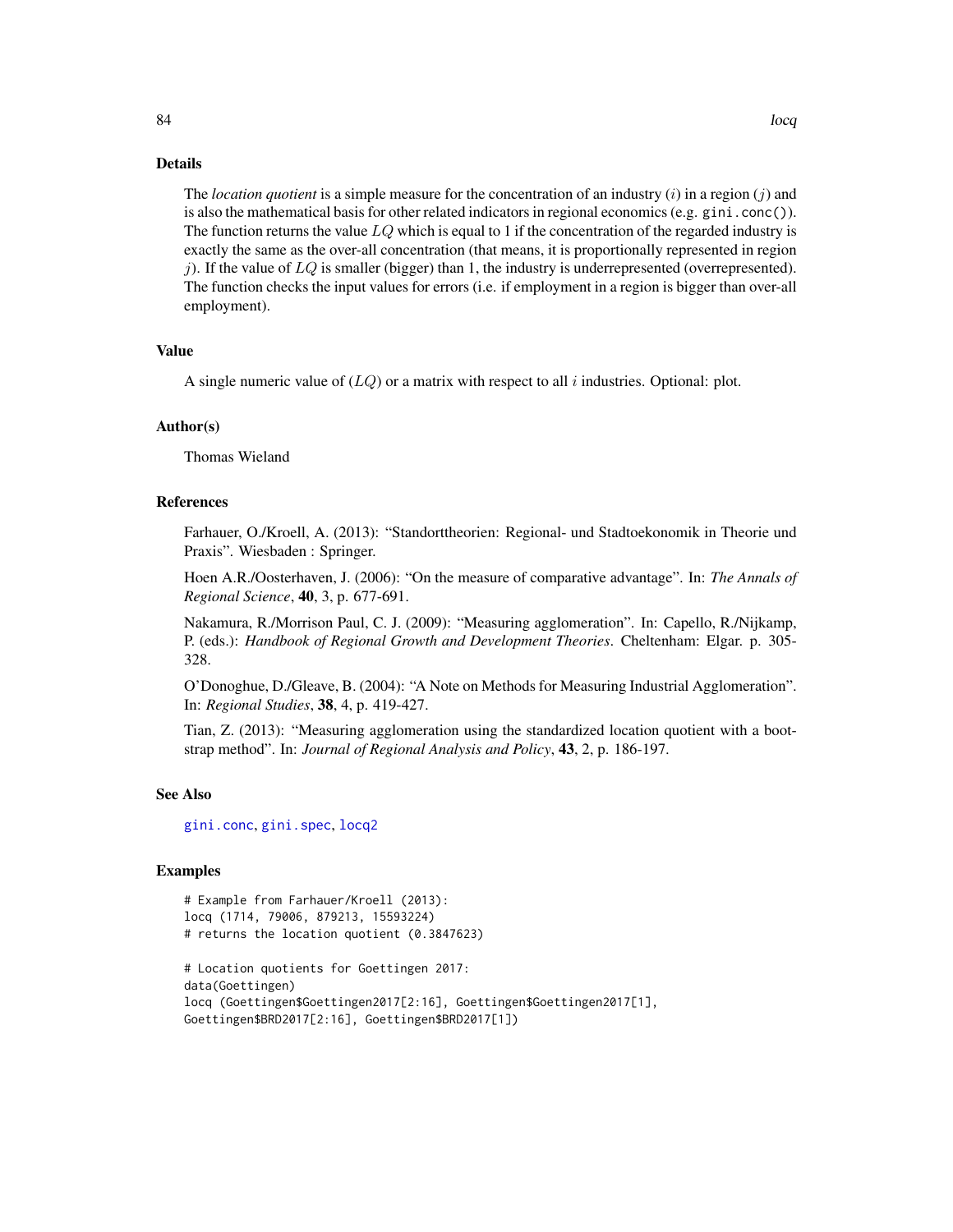## Details

The *location quotient* is a simple measure for the concentration of an industry ($i$) in a region ($j$) and is also the mathematical basis for other related indicators in regional economics (e.g. `gini.conc()`). The function returns the value $LQ$ which is equal to 1 if the concentration of the regarded industry is exactly the same as the over-all concentration (that means, it is proportionally represented in region $j$). If the value of $LQ$ is smaller (bigger) than 1, the industry is underrepresented (overrepresented). The function checks the input values for errors (i.e. if employment in a region is bigger than over-all employment).

## Value

A single numeric value of ($LQ$) or a matrix with respect to all $i$ industries. Optional: plot.

## Author(s)

Thomas Wieland

## References

Farhauer, O./Kroell, A. (2013): "Standorttheorien: Regional- und Stadtoekonomik in Theorie und Praxis". Wiesbaden : Springer.

Hoen A.R./Oosterhaven, J. (2006): "On the measure of comparative advantage". In: *The Annals of Regional Science*, **40**, 3, p. 677-691.

Nakamura, R./Morrison Paul, C. J. (2009): "Measuring agglomeration". In: Capello, R./Nijkamp, P. (eds.): *Handbook of Regional Growth and Development Theories*. Cheltenham: Elgar. p. 305-328.

O'Donoghue, D./Gleave, B. (2004): "A Note on Methods for Measuring Industrial Agglomeration". In: *Regional Studies*, **38**, 4, p. 419-427.

Tian, Z. (2013): "Measuring agglomeration using the standardized location quotient with a bootstrap method". In: *Journal of Regional Analysis and Policy*, **43**, 2, p. 186-197.

## See Also

gini.conc, gini.spec, locq2

## Examples

```
# Example from Farhauer/Kroell (2013):
locq (1714, 79006, 879213, 15593224)
# returns the location quotient (0.3847623)

# Location quotients for Goettingen 2017:
data(Goettingen)
locq (Goettingen$Goettingen2017[2:16], Goettingen$Goettingen2017[1],
Goettingen$BRD2017[2:16], Goettingen$BRD2017[1])
```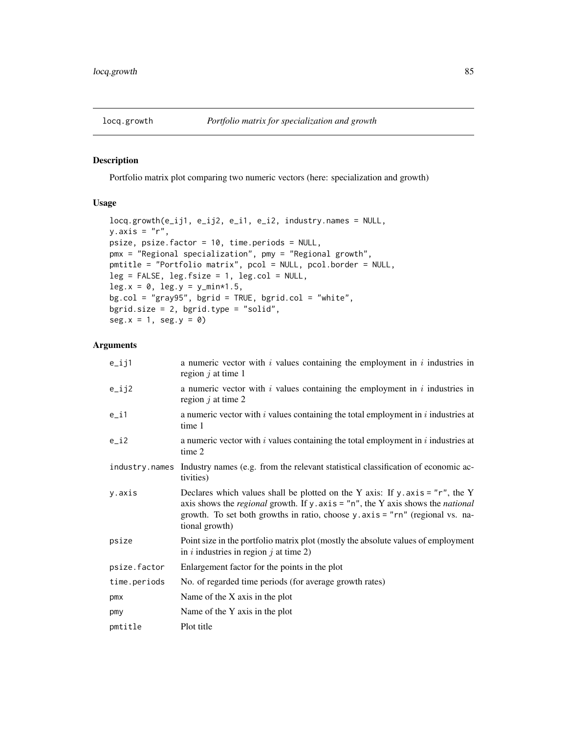locq.growth *Portfolio matrix for specialization and growth*

## Description

Portfolio matrix plot comparing two numeric vectors (here: specialization and growth)

## Usage

```
locq.growth(e_ij1, e_ij2, e_i1, e_i2, industry.names = NULL,
y.axis = "r",
psize, psize.factor = 10, time.periods = NULL,
pmx = "Regional specialization", pmy = "Regional growth",
pmtitle = "Portfolio matrix", pcol = NULL, pcol.border = NULL,
leg = FALSE, leg.fsize = 1, leg.col = NULL,
leg.x = 0, leg.y = y_min*1.5,
bg.col = "gray95", bgrid = TRUE, bgrid.col = "white",
bgrid.size = 2, bgrid.type = "solid",
seg.x = 1, seg.y = 0)
```

## Arguments

| | |
|---|---|
| e_ij1 | a numeric vector with $i$ values containing the employment in $i$ industries in region $j$ at time 1 |
| e_ij2 | a numeric vector with $i$ values containing the employment in $i$ industries in region $j$ at time 2 |
| e_i1 | a numeric vector with $i$ values containing the total employment in $i$ industries at time 1 |
| e_i2 | a numeric vector with $i$ values containing the total employment in $i$ industries at time 2 |
| industry.names | Industry names (e.g. from the relevant statistical classification of economic activities) |
| y.axis | Declares which values shall be plotted on the Y axis: If y.axis = "r", the Y axis shows the *regional* growth. If y.axis = "n", the Y axis shows the *national* growth. To set both growths in ratio, choose y.axis = "rn" (regional vs. national growth) |
| psize | Point size in the portfolio matrix plot (mostly the absolute values of employment in $i$ industries in region $j$ at time 2) |
| psize.factor | Enlargement factor for the points in the plot |
| time.periods | No. of regarded time periods (for average growth rates) |
| pmx | Name of the X axis in the plot |
| pmy | Name of the Y axis in the plot |
| pmtitle | Plot title |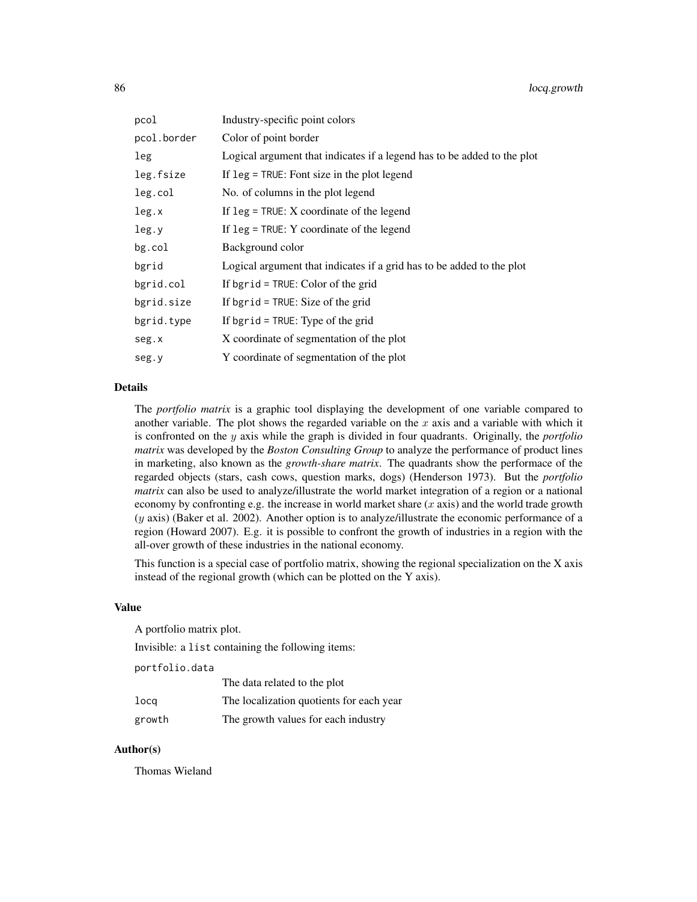| | |
|---|---|
| pcol | Industry-specific point colors |
| pcol.border | Color of point border |
| leg | Logical argument that indicates if a legend has to be added to the plot |
| leg.fsize | If leg = TRUE: Font size in the plot legend |
| leg.col | No. of columns in the plot legend |
| leg.x | If leg = TRUE: X coordinate of the legend |
| leg.y | If leg = TRUE: Y coordinate of the legend |
| bg.col | Background color |
| bgrid | Logical argument that indicates if a grid has to be added to the plot |
| bgrid.col | If bgrid = TRUE: Color of the grid |
| bgrid.size | If bgrid = TRUE: Size of the grid |
| bgrid.type | If bgrid = TRUE: Type of the grid |
| seg.x | X coordinate of segmentation of the plot |
| seg.y | Y coordinate of segmentation of the plot |

## Details

The *portfolio matrix* is a graphic tool displaying the development of one variable compared to another variable. The plot shows the regarded variable on the $x$ axis and a variable with which it is confronted on the $y$ axis while the graph is divided in four quadrants. Originally, the *portfolio matrix* was developed by the *Boston Consulting Group* to analyze the performance of product lines in marketing, also known as the *growth-share matrix*. The quadrants show the performace of the regarded objects (stars, cash cows, question marks, dogs) (Henderson 1973). But the *portfolio matrix* can also be used to analyze/illustrate the world market integration of a region or a national economy by confronting e.g. the increase in world market share ($x$ axis) and the world trade growth ($y$ axis) (Baker et al. 2002). Another option is to analyze/illustrate the economic performance of a region (Howard 2007). E.g. it is possible to confront the growth of industries in a region with the all-over growth of these industries in the national economy.

This function is a special case of portfolio matrix, showing the regional specialization on the X axis instead of the regional growth (which can be plotted on the Y axis).

## Value

A portfolio matrix plot.

Invisible: a list containing the following items:

| | |
|---|---|
| portfolio.data | The data related to the plot |
| locq | The localization quotients for each year |
| growth | The growth values for each industry |

## Author(s)

Thomas Wieland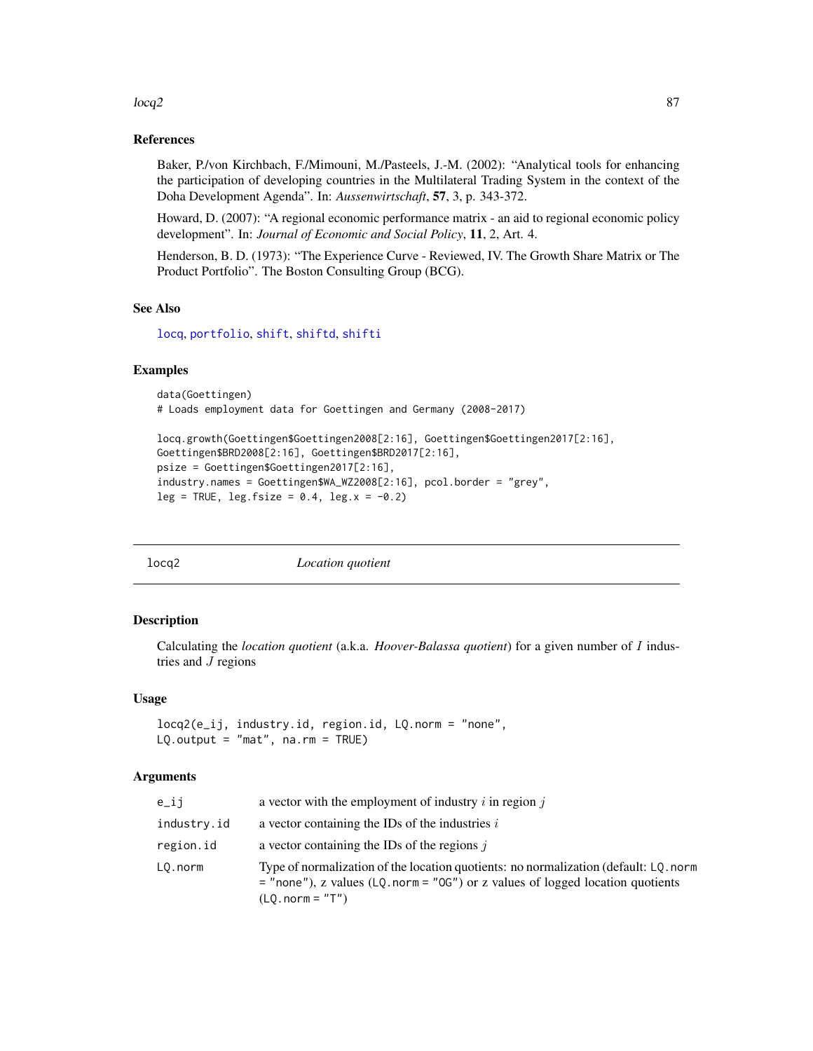### References

Baker, P./von Kirchbach, F./Mimouni, M./Pasteels, J.-M. (2002): "Analytical tools for enhancing the participation of developing countries in the Multilateral Trading System in the context of the Doha Development Agenda". In: *Aussenwirtschaft*, **57**, 3, p. 343-372.

Howard, D. (2007): "A regional economic performance matrix - an aid to regional economic policy development". In: *Journal of Economic and Social Policy*, **11**, 2, Art. 4.

Henderson, B. D. (1973): "The Experience Curve - Reviewed, IV. The Growth Share Matrix or The Product Portfolio". The Boston Consulting Group (BCG).

### See Also

locq, portfolio, shift, shiftd, shifti

### Examples

```
data(Goettingen)
# Loads employment data for Goettingen and Germany (2008-2017)

locq.growth(Goettingen$Goettingen2008[2:16], Goettingen$Goettingen2017[2:16],
Goettingen$BRD2008[2:16], Goettingen$BRD2017[2:16],
psize = Goettingen$Goettingen2017[2:16],
industry.names = Goettingen$WA_WZ2008[2:16], pcol.border = "grey",
leg = TRUE, leg.fsize = 0.4, leg.x = -0.2)
```

---

## locq2 *Location quotient*

### Description

Calculating the *location quotient* (a.k.a. *Hoover-Balassa quotient*) for a given number of $I$ industries and $J$ regions

### Usage

```
locq2(e_ij, industry.id, region.id, LQ.norm = "none",
LQ.output = "mat", na.rm = TRUE)
```

### Arguments

| | |
|---|---|
| e_ij | a vector with the employment of industry $i$ in region $j$ |
| industry.id | a vector containing the IDs of the industries $i$ |
| region.id | a vector containing the IDs of the regions $j$ |
| LQ.norm | Type of normalization of the location quotients: no normalization (default: LQ.norm = "none"), z values (LQ.norm = "OG") or z values of logged location quotients (LQ.norm = "T") |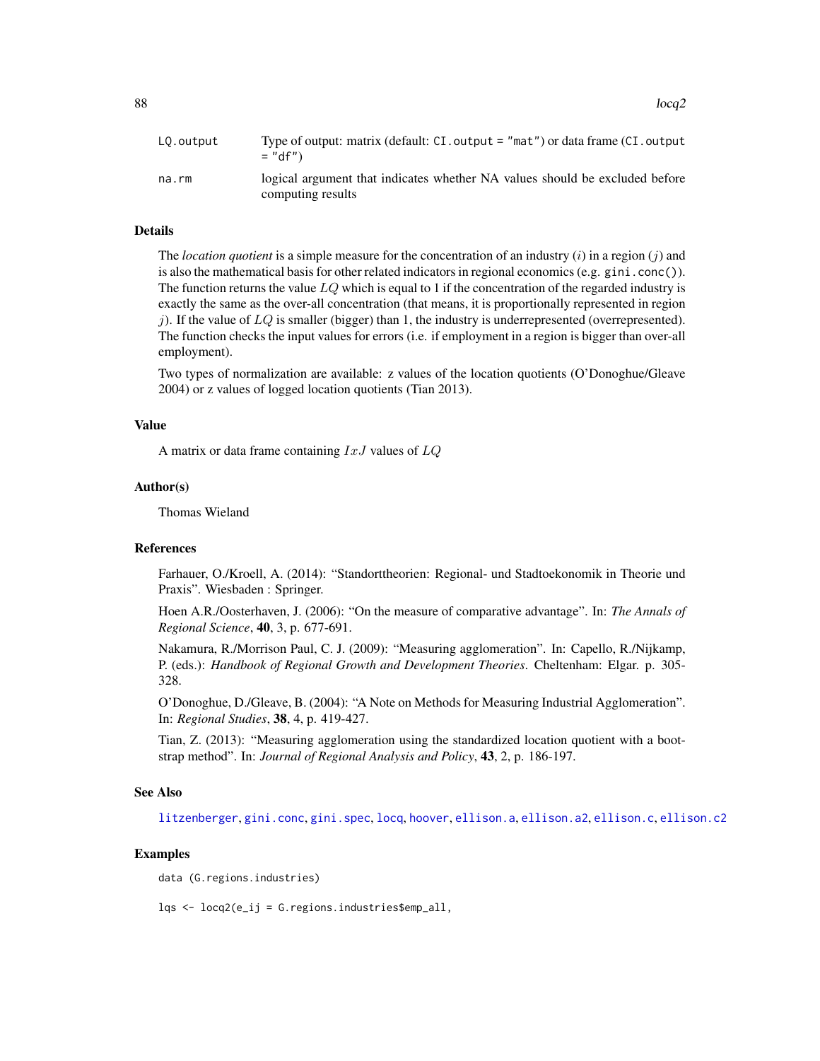| | |
|---|---|
| LQ.output | Type of output: matrix (default: `CI.output = "mat"`) or data frame (`CI.output = "df"`) |
| na.rm | logical argument that indicates whether NA values should be excluded before computing results |

### Details

The *location quotient* is a simple measure for the concentration of an industry ($i$) in a region ($j$) and is also the mathematical basis for other related indicators in regional economics (e.g. `gini.conc()`). The function returns the value $LQ$ which is equal to 1 if the concentration of the regarded industry is exactly the same as the over-all concentration (that means, it is proportionally represented in region $j$). If the value of $LQ$ is smaller (bigger) than 1, the industry is underrepresented (overrepresented). The function checks the input values for errors (i.e. if employment in a region is bigger than over-all employment).

Two types of normalization are available: z values of the location quotients (O'Donoghue/Gleave 2004) or z values of logged location quotients (Tian 2013).

### Value

A matrix or data frame containing $IxJ$ values of $LQ$

### Author(s)

Thomas Wieland

### References

Farhauer, O./Kroell, A. (2014): "Standorttheorien: Regional- und Stadtoekonomik in Theorie und Praxis". Wiesbaden : Springer.

Hoen A.R./Oosterhaven, J. (2006): "On the measure of comparative advantage". In: *The Annals of Regional Science*, **40**, 3, p. 677-691.

Nakamura, R./Morrison Paul, C. J. (2009): "Measuring agglomeration". In: Capello, R./Nijkamp, P. (eds.): *Handbook of Regional Growth and Development Theories*. Cheltenham: Elgar. p. 305-328.

O'Donoghue, D./Gleave, B. (2004): "A Note on Methods for Measuring Industrial Agglomeration". In: *Regional Studies*, **38**, 4, p. 419-427.

Tian, Z. (2013): "Measuring agglomeration using the standardized location quotient with a bootstrap method". In: *Journal of Regional Analysis and Policy*, **43**, 2, p. 186-197.

### See Also

litzenberger, gini.conc, gini.spec, locq, hoover, ellison.a, ellison.a2, ellison.c, ellison.c2

### Examples

```
data (G.regions.industries)

lqs <- locq2(e_ij = G.regions.industries$emp_all,
```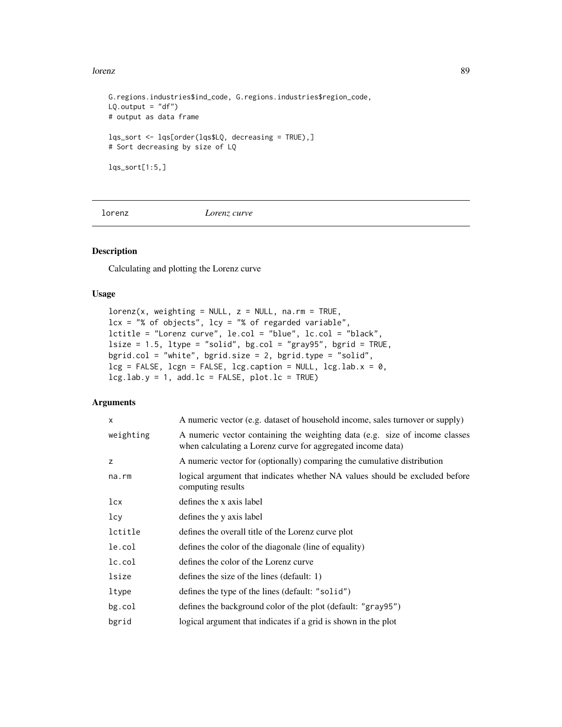```
G.regions.industries$ind_code, G.regions.industries$region_code,
LQ.output = "df")
# output as data frame

lqs_sort <- lqs[order(lqs$LQ, decreasing = TRUE),]
# Sort decreasing by size of LQ

lqs_sort[1:5,]
```

---

lorenz *Lorenz curve*

---

## Description

Calculating and plotting the Lorenz curve

## Usage

```
lorenz(x, weighting = NULL, z = NULL, na.rm = TRUE,
lcx = "% of objects", lcy = "% of regarded variable",
lctitle = "Lorenz curve", le.col = "blue", lc.col = "black",
lsize = 1.5, ltype = "solid", bg.col = "gray95", bgrid = TRUE,
bgrid.col = "white", bgrid.size = 2, bgrid.type = "solid",
lcg = FALSE, lcgn = FALSE, lcg.caption = NULL, lcg.lab.x = 0,
lcg.lab.y = 1, add.lc = FALSE, plot.lc = TRUE)
```

## Arguments

| | |
|---|---|
| `x` | A numeric vector (e.g. dataset of household income, sales turnover or supply) |
| `weighting` | A numeric vector containing the weighting data (e.g. size of income classes when calculating a Lorenz curve for aggregated income data) |
| `z` | A numeric vector for (optionally) comparing the cumulative distribution |
| `na.rm` | logical argument that indicates whether NA values should be excluded before computing results |
| `lcx` | defines the x axis label |
| `lcy` | defines the y axis label |
| `lctitle` | defines the overall title of the Lorenz curve plot |
| `le.col` | defines the color of the diagonale (line of equality) |
| `lc.col` | defines the color of the Lorenz curve |
| `lsize` | defines the size of the lines (default: 1) |
| `ltype` | defines the type of the lines (default: `"solid"`) |
| `bg.col` | defines the background color of the plot (default: `"gray95"`) |
| `bgrid` | logical argument that indicates if a grid is shown in the plot |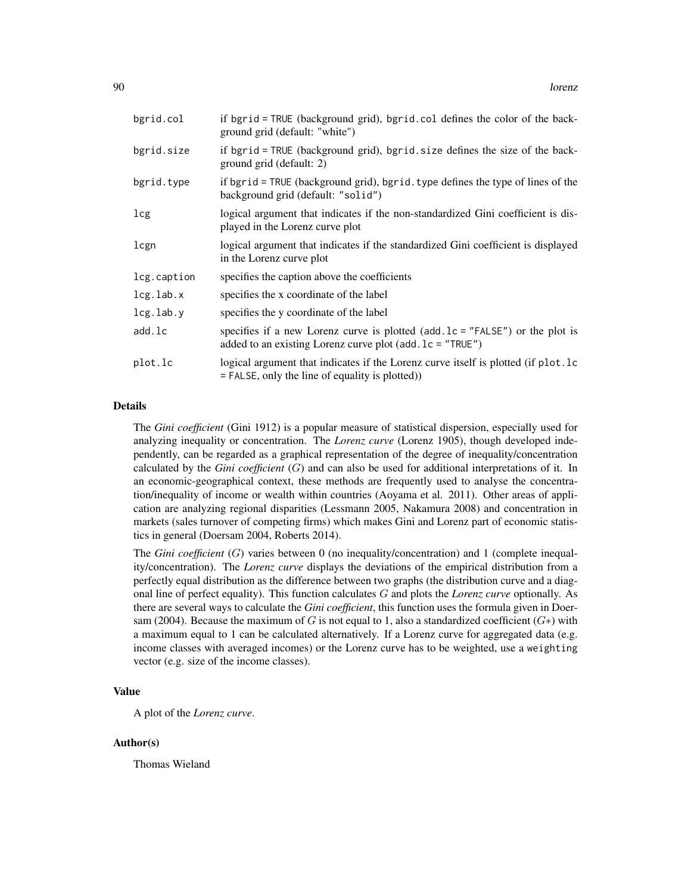| | |
|---|---|
| bgrid.col | if bgrid = TRUE (background grid), bgrid.col defines the color of the background grid (default: "white") |
| bgrid.size | if bgrid = TRUE (background grid), bgrid.size defines the size of the background grid (default: 2) |
| bgrid.type | if bgrid = TRUE (background grid), bgrid.type defines the type of lines of the background grid (default: "solid") |
| lcg | logical argument that indicates if the non-standardized Gini coefficient is displayed in the Lorenz curve plot |
| lcgn | logical argument that indicates if the standardized Gini coefficient is displayed in the Lorenz curve plot |
| lcg.caption | specifies the caption above the coefficients |
| lcg.lab.x | specifies the x coordinate of the label |
| lcg.lab.y | specifies the y coordinate of the label |
| add.lc | specifies if a new Lorenz curve is plotted (add.lc = "FALSE") or the plot is added to an existing Lorenz curve plot (add.lc = "TRUE") |
| plot.lc | logical argument that indicates if the Lorenz curve itself is plotted (if plot.lc = FALSE, only the line of equality is plotted)) |

## Details

The *Gini coefficient* (Gini 1912) is a popular measure of statistical dispersion, especially used for analyzing inequality or concentration. The *Lorenz curve* (Lorenz 1905), though developed independently, can be regarded as a graphical representation of the degree of inequality/concentration calculated by the *Gini coefficient* ($G$) and can also be used for additional interpretations of it. In an economic-geographical context, these methods are frequently used to analyse the concentration/inequality of income or wealth within countries (Aoyama et al. 2011). Other areas of application are analyzing regional disparities (Lessmann 2005, Nakamura 2008) and concentration in markets (sales turnover of competing firms) which makes Gini and Lorenz part of economic statistics in general (Doersam 2004, Roberts 2014).

The *Gini coefficient* ($G$) varies between 0 (no inequality/concentration) and 1 (complete inequality/concentration). The *Lorenz curve* displays the deviations of the empirical distribution from a perfectly equal distribution as the difference between two graphs (the distribution curve and a diagonal line of perfect equality). This function calculates $G$ and plots the *Lorenz curve* optionally. As there are several ways to calculate the *Gini coefficient*, this function uses the formula given in Doersam (2004). Because the maximum of $G$ is not equal to 1, also a standardized coefficient ($G*$) with a maximum equal to 1 can be calculated alternatively. If a Lorenz curve for aggregated data (e.g. income classes with averaged incomes) or the Lorenz curve has to be weighted, use a weighting vector (e.g. size of the income classes).

## Value

A plot of the *Lorenz curve*.

## Author(s)

Thomas Wieland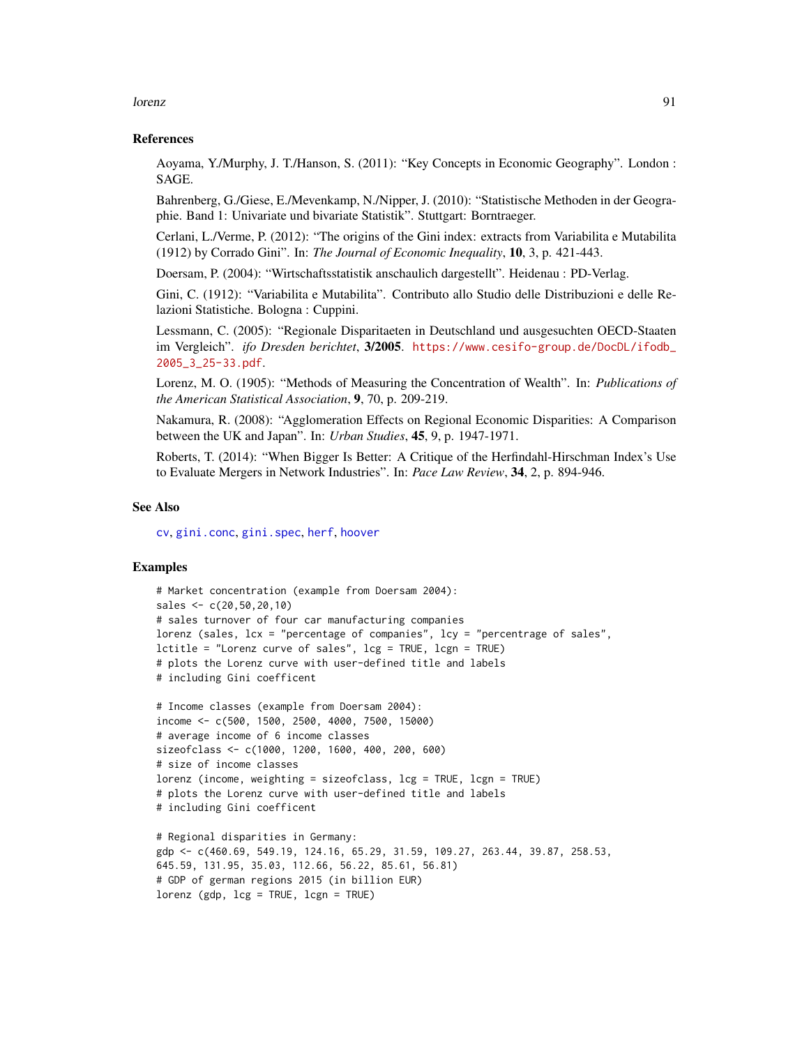## References

Aoyama, Y./Murphy, J. T./Hanson, S. (2011): "Key Concepts in Economic Geography". London : SAGE.

Bahrenberg, G./Giese, E./Mevenkamp, N./Nipper, J. (2010): "Statistische Methoden in der Geographie. Band 1: Univariate und bivariate Statistik". Stuttgart: Borntraeger.

Cerlani, L./Verme, P. (2012): "The origins of the Gini index: extracts from Variabilita e Mutabilita (1912) by Corrado Gini". In: *The Journal of Economic Inequality*, **10**, 3, p. 421-443.

Doersam, P. (2004): "Wirtschaftsstatistik anschaulich dargestellt". Heidenau : PD-Verlag.

Gini, C. (1912): "Variabilita e Mutabilita". Contributo allo Studio delle Distribuzioni e delle Relazioni Statistiche. Bologna : Cuppini.

Lessmann, C. (2005): "Regionale Disparitaeten in Deutschland und ausgesuchten OECD-Staaten im Vergleich". *ifo Dresden berichtet*, **3/2005**. https://www.cesifo-group.de/DocDL/ifodb_2005_3_25-33.pdf.

Lorenz, M. O. (1905): "Methods of Measuring the Concentration of Wealth". In: *Publications of the American Statistical Association*, **9**, 70, p. 209-219.

Nakamura, R. (2008): "Agglomeration Effects on Regional Economic Disparities: A Comparison between the UK and Japan". In: *Urban Studies*, **45**, 9, p. 1947-1971.

Roberts, T. (2014): "When Bigger Is Better: A Critique of the Herfindahl-Hirschman Index's Use to Evaluate Mergers in Network Industries". In: *Pace Law Review*, **34**, 2, p. 894-946.

## See Also

cv, gini.conc, gini.spec, herf, hoover

## Examples

```
# Market concentration (example from Doersam 2004):
sales <- c(20,50,20,10)
# sales turnover of four car manufacturing companies
lorenz (sales, lcx = "percentage of companies", lcy = "percentrage of sales",
lctitle = "Lorenz curve of sales", lcg = TRUE, lcgn = TRUE)
# plots the Lorenz curve with user-defined title and labels
# including Gini coefficent

# Income classes (example from Doersam 2004):
income <- c(500, 1500, 2500, 4000, 7500, 15000)
# average income of 6 income classes
sizeofclass <- c(1000, 1200, 1600, 400, 200, 600)
# size of income classes
lorenz (income, weighting = sizeofclass, lcg = TRUE, lcgn = TRUE)
# plots the Lorenz curve with user-defined title and labels
# including Gini coefficent

# Regional disparities in Germany:
gdp <- c(460.69, 549.19, 124.16, 65.29, 31.59, 109.27, 263.44, 39.87, 258.53,
645.59, 131.95, 35.03, 112.66, 56.22, 85.61, 56.81)
# GDP of german regions 2015 (in billion EUR)
lorenz (gdp, lcg = TRUE, lcgn = TRUE)
```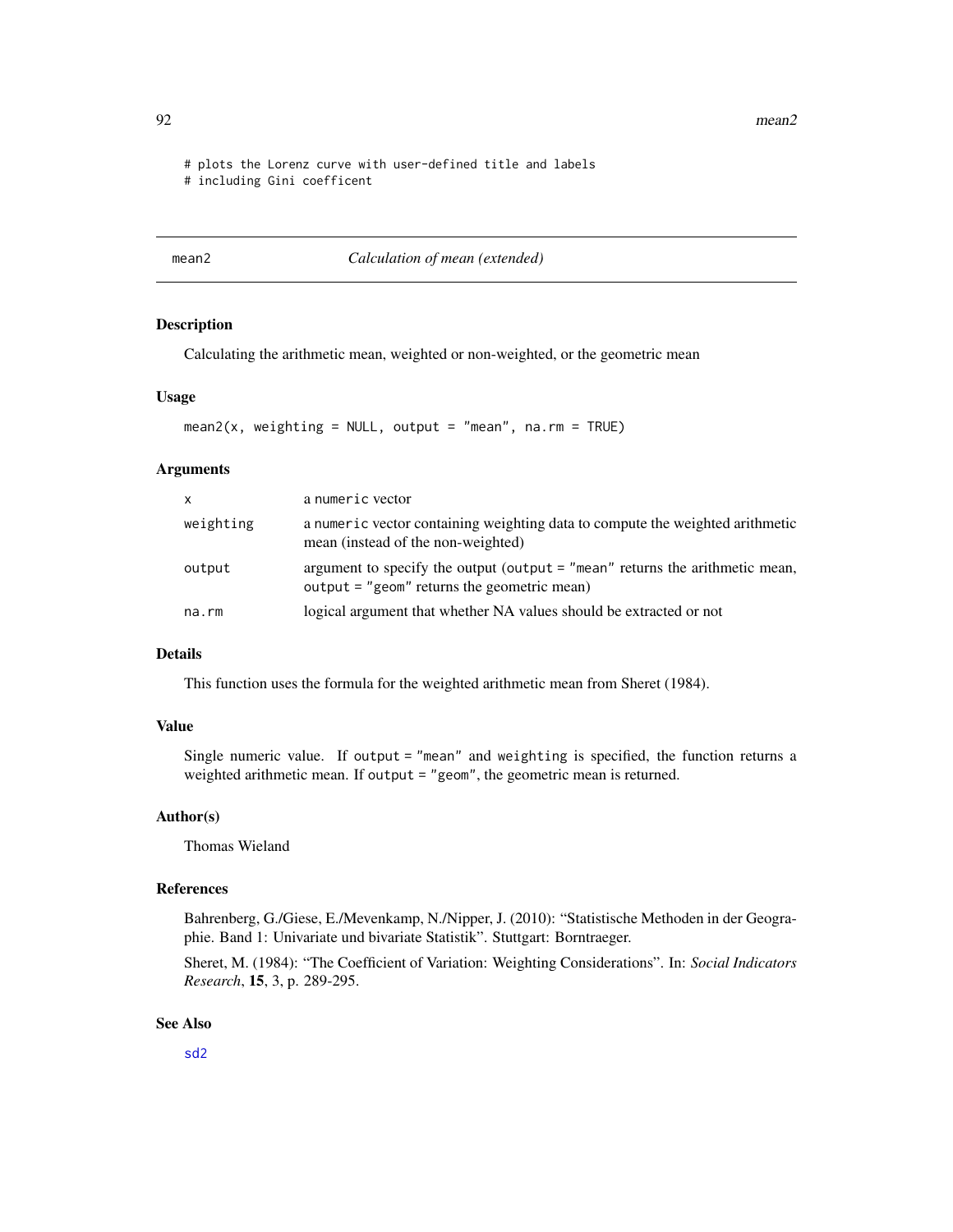```
# plots the Lorenz curve with user-defined title and labels
# including Gini coefficent
```

---

mean2 *Calculation of mean (extended)*

---

## Description

Calculating the arithmetic mean, weighted or non-weighted, or the geometric mean

## Usage

```
mean2(x, weighting = NULL, output = "mean", na.rm = TRUE)
```

## Arguments

| | |
|---|---|
| x | a numeric vector |
| weighting | a numeric vector containing weighting data to compute the weighted arithmetic mean (instead of the non-weighted) |
| output | argument to specify the output (output = "mean" returns the arithmetic mean, output = "geom" returns the geometric mean) |
| na.rm | logical argument that whether NA values should be extracted or not |

## Details

This function uses the formula for the weighted arithmetic mean from Sheret (1984).

## Value

Single numeric value. If output = "mean" and weighting is specified, the function returns a weighted arithmetic mean. If output = "geom", the geometric mean is returned.

## Author(s)

Thomas Wieland

## References

Bahrenberg, G./Giese, E./Mevenkamp, N./Nipper, J. (2010): "Statistische Methoden in der Geographie. Band 1: Univariate und bivariate Statistik". Stuttgart: Borntraeger.

Sheret, M. (1984): "The Coefficient of Variation: Weighting Considerations". In: *Social Indicators Research*, **15**, 3, p. 289-295.

## See Also

sd2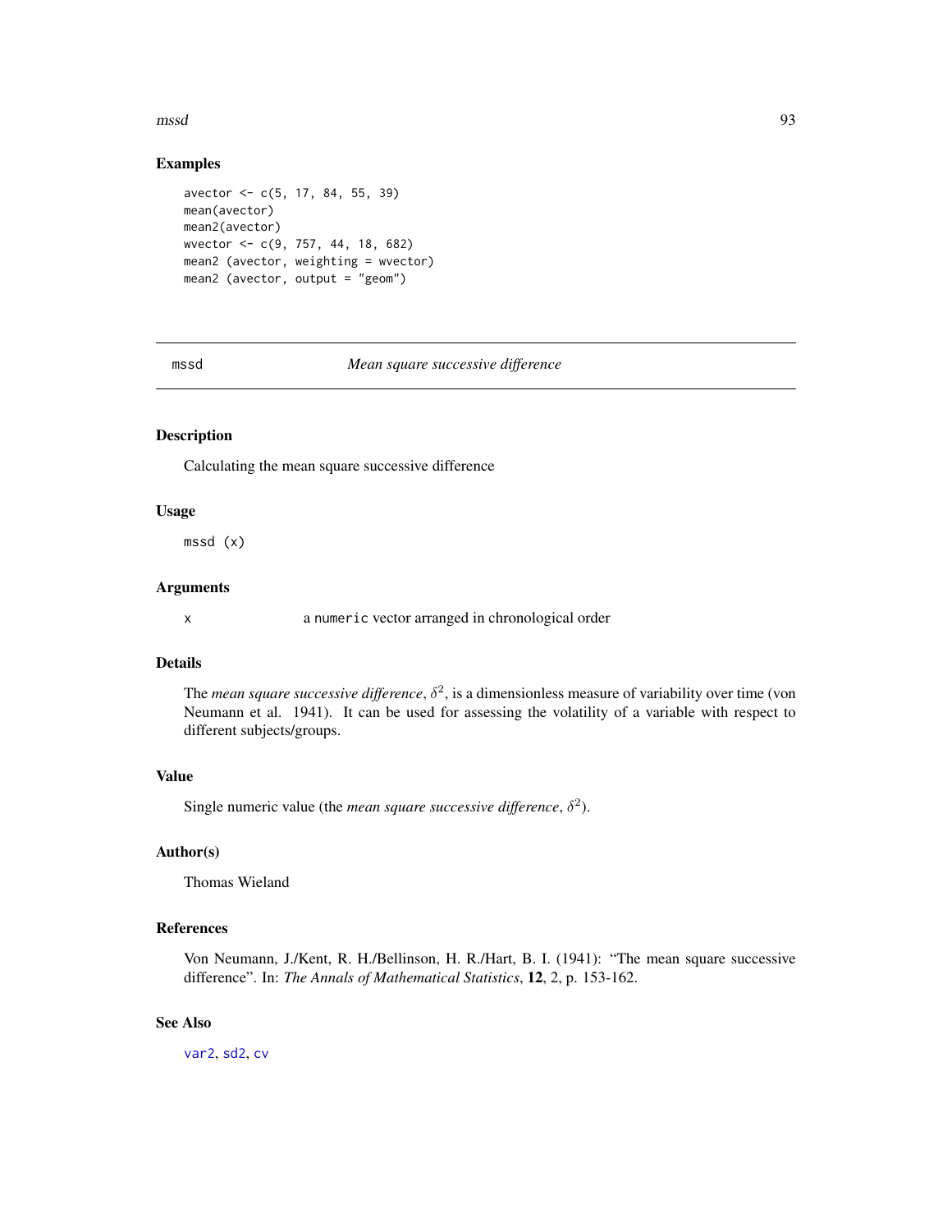## Examples

```
avector <- c(5, 17, 84, 55, 39)
mean(avector)
mean2(avector)
wvector <- c(9, 757, 44, 18, 682)
mean2 (avector, weighting = wvector)
mean2 (avector, output = "geom")
```

---

# mssd — *Mean square successive difference*

---

## Description

Calculating the mean square successive difference

## Usage

```
mssd (x)
```

## Arguments

| | |
|---|---|
| x | a `numeric` vector arranged in chronological order |

## Details

The *mean square successive difference*, $\delta^2$, is a dimensionless measure of variability over time (von Neumann et al. 1941). It can be used for assessing the volatility of a variable with respect to different subjects/groups.

## Value

Single numeric value (the *mean square successive difference*, $\delta^2$).

## Author(s)

Thomas Wieland

## References

Von Neumann, J./Kent, R. H./Bellinson, H. R./Hart, B. I. (1941): "The mean square successive difference". In: *The Annals of Mathematical Statistics*, **12**, 2, p. 153-162.

## See Also

`var2`, `sd2`, `cv`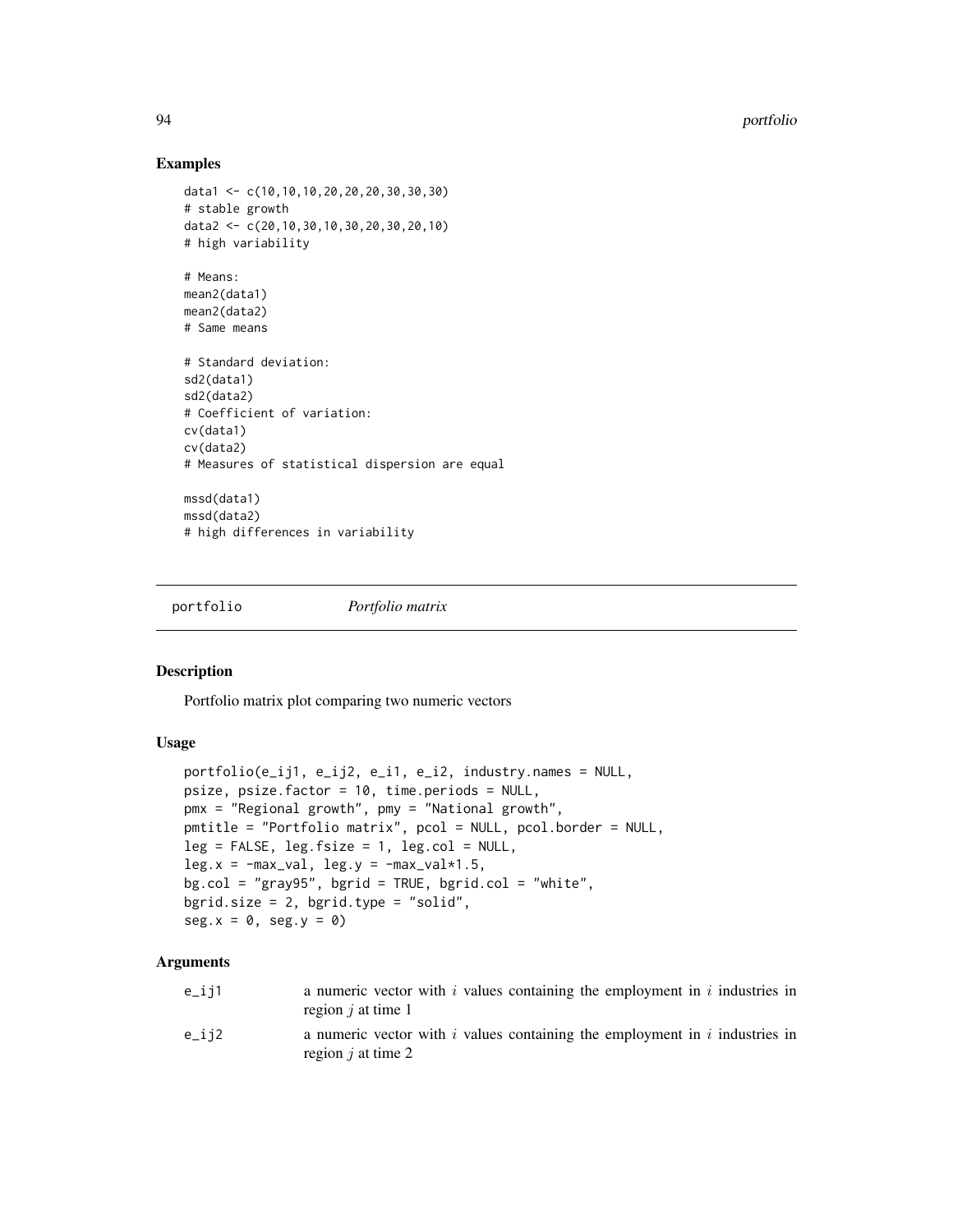## Examples

```
data1 <- c(10,10,10,20,20,20,30,30,30)
# stable growth
data2 <- c(20,10,30,10,30,20,30,20,10)
# high variability

# Means:
mean2(data1)
mean2(data2)
# Same means

# Standard deviation:
sd2(data1)
sd2(data2)
# Coefficient of variation:
cv(data1)
cv(data2)
# Measures of statistical dispersion are equal

mssd(data1)
mssd(data2)
# high differences in variability
```

---

# portfolio &nbsp;&nbsp;&nbsp;&nbsp; *Portfolio matrix*

---

## Description

Portfolio matrix plot comparing two numeric vectors

## Usage

```
portfolio(e_ij1, e_ij2, e_i1, e_i2, industry.names = NULL,
psize, psize.factor = 10, time.periods = NULL,
pmx = "Regional growth", pmy = "National growth",
pmtitle = "Portfolio matrix", pcol = NULL, pcol.border = NULL,
leg = FALSE, leg.fsize = 1, leg.col = NULL,
leg.x = -max_val, leg.y = -max_val*1.5,
bg.col = "gray95", bgrid = TRUE, bgrid.col = "white",
bgrid.size = 2, bgrid.type = "solid",
seg.x = 0, seg.y = 0)
```

## Arguments

| | |
|---|---|
| e_ij1 | a numeric vector with $i$ values containing the employment in $i$ industries in region $j$ at time 1 |
| e_ij2 | a numeric vector with $i$ values containing the employment in $i$ industries in region $j$ at time 2 |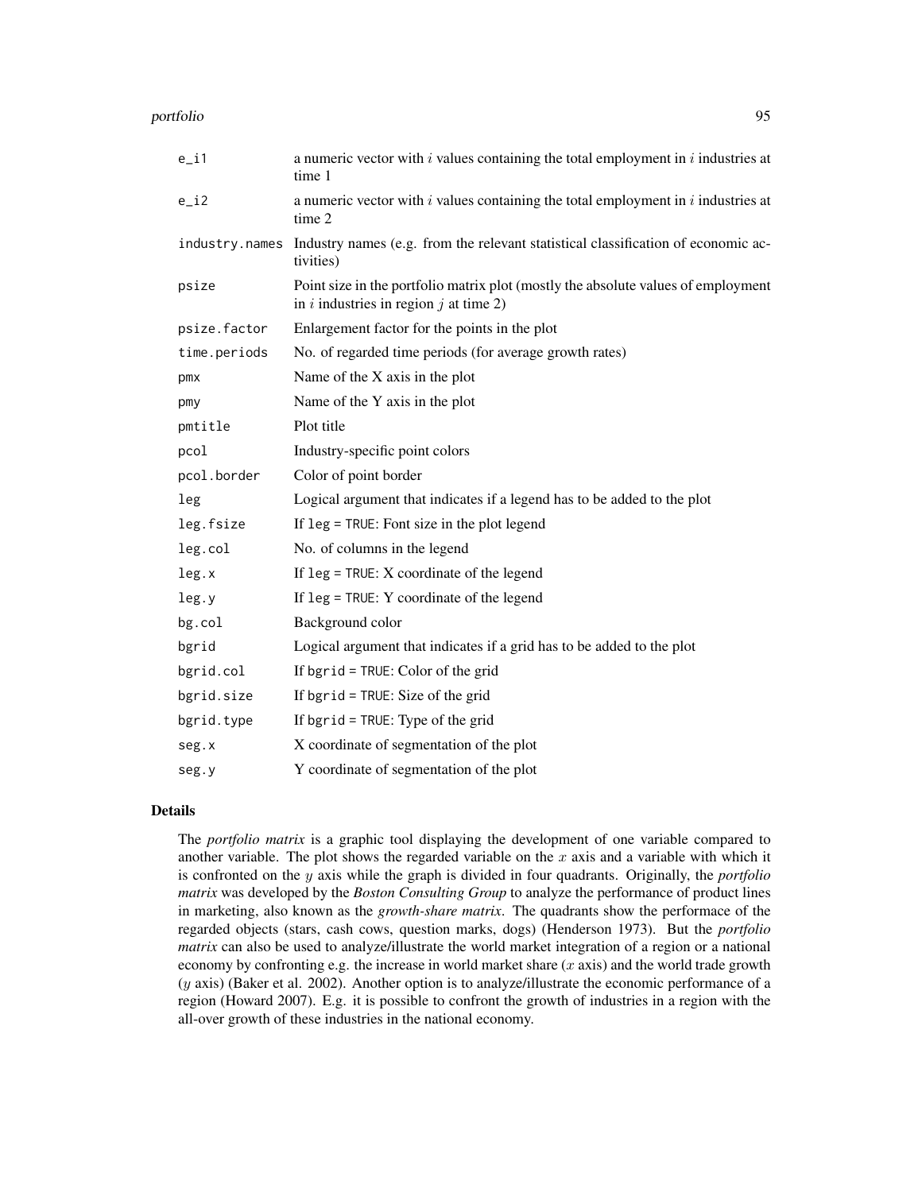| | |
|---|---|
| `e_i1` | a numeric vector with $i$ values containing the total employment in $i$ industries at time 1 |
| `e_i2` | a numeric vector with $i$ values containing the total employment in $i$ industries at time 2 |
| `industry.names` | Industry names (e.g. from the relevant statistical classification of economic activities) |
| `psize` | Point size in the portfolio matrix plot (mostly the absolute values of employment in $i$ industries in region $j$ at time 2) |
| `psize.factor` | Enlargement factor for the points in the plot |
| `time.periods` | No. of regarded time periods (for average growth rates) |
| `pmx` | Name of the X axis in the plot |
| `pmy` | Name of the Y axis in the plot |
| `pmtitle` | Plot title |
| `pcol` | Industry-specific point colors |
| `pcol.border` | Color of point border |
| `leg` | Logical argument that indicates if a legend has to be added to the plot |
| `leg.fsize` | If `leg = TRUE`: Font size in the plot legend |
| `leg.col` | No. of columns in the legend |
| `leg.x` | If `leg = TRUE`: X coordinate of the legend |
| `leg.y` | If `leg = TRUE`: Y coordinate of the legend |
| `bg.col` | Background color |
| `bgrid` | Logical argument that indicates if a grid has to be added to the plot |
| `bgrid.col` | If `bgrid = TRUE`: Color of the grid |
| `bgrid.size` | If `bgrid = TRUE`: Size of the grid |
| `bgrid.type` | If `bgrid = TRUE`: Type of the grid |
| `seg.x` | X coordinate of segmentation of the plot |
| `seg.y` | Y coordinate of segmentation of the plot |

## Details

The *portfolio matrix* is a graphic tool displaying the development of one variable compared to another variable. The plot shows the regarded variable on the $x$ axis and a variable with which it is confronted on the $y$ axis while the graph is divided in four quadrants. Originally, the *portfolio matrix* was developed by the *Boston Consulting Group* to analyze the performance of product lines in marketing, also known as the *growth-share matrix*. The quadrants show the performace of the regarded objects (stars, cash cows, question marks, dogs) (Henderson 1973). But the *portfolio matrix* can also be used to analyze/illustrate the world market integration of a region or a national economy by confronting e.g. the increase in world market share ($x$ axis) and the world trade growth ($y$ axis) (Baker et al. 2002). Another option is to analyze/illustrate the economic performance of a region (Howard 2007). E.g. it is possible to confront the growth of industries in a region with the all-over growth of these industries in the national economy.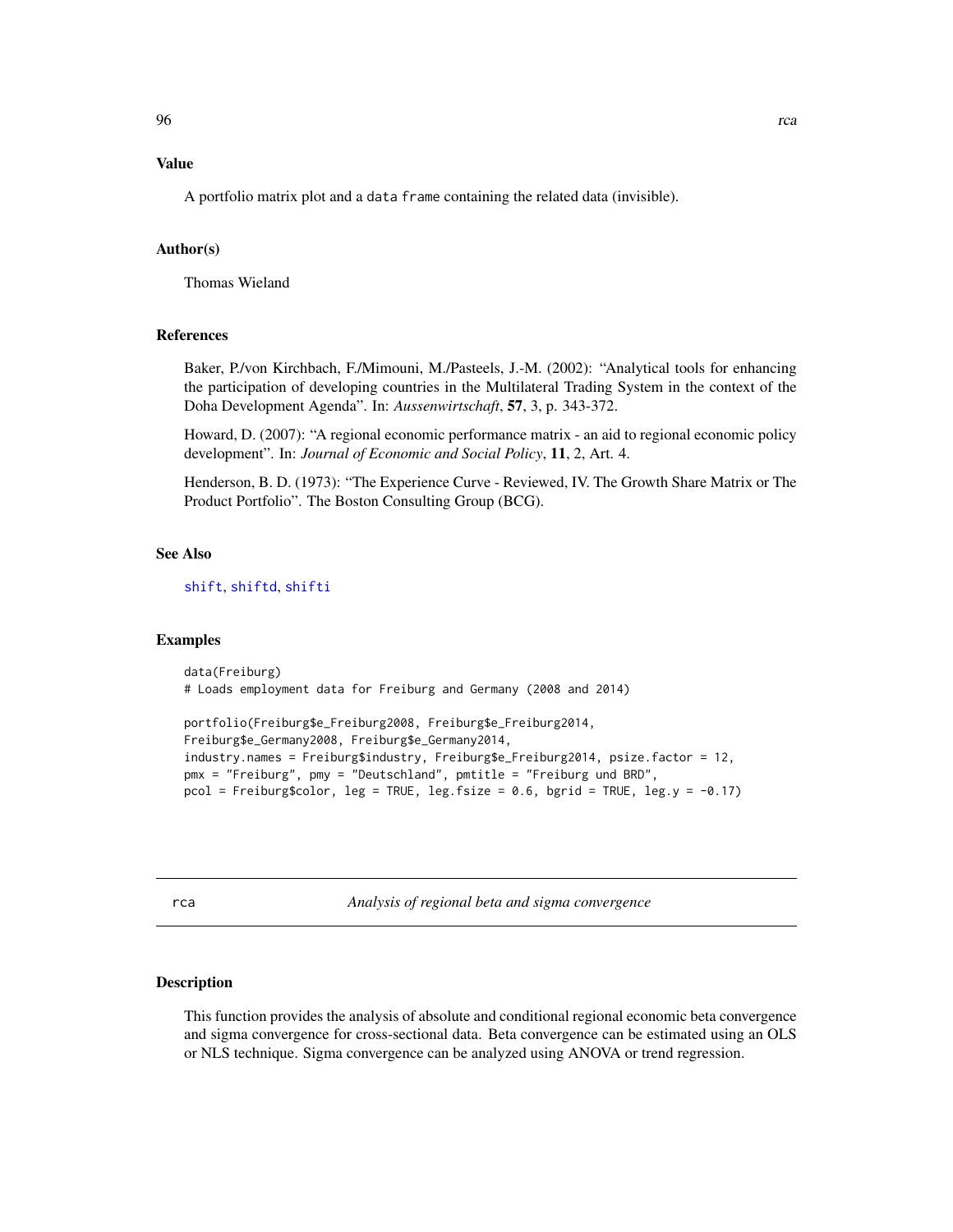### Value

A portfolio matrix plot and a `data frame` containing the related data (invisible).

### Author(s)

Thomas Wieland

### References

Baker, P./von Kirchbach, F./Mimouni, M./Pasteels, J.-M. (2002): "Analytical tools for enhancing the participation of developing countries in the Multilateral Trading System in the context of the Doha Development Agenda". In: *Aussenwirtschaft*, **57**, 3, p. 343-372.

Howard, D. (2007): "A regional economic performance matrix - an aid to regional economic policy development". In: *Journal of Economic and Social Policy*, **11**, 2, Art. 4.

Henderson, B. D. (1973): "The Experience Curve - Reviewed, IV. The Growth Share Matrix or The Product Portfolio". The Boston Consulting Group (BCG).

### See Also

`shift`, `shiftd`, `shifti`

### Examples

```
data(Freiburg)
# Loads employment data for Freiburg and Germany (2008 and 2014)

portfolio(Freiburg$e_Freiburg2008, Freiburg$e_Freiburg2014,
Freiburg$e_Germany2008, Freiburg$e_Germany2014,
industry.names = Freiburg$industry, Freiburg$e_Freiburg2014, psize.factor = 12,
pmx = "Freiburg", pmy = "Deutschland", pmtitle = "Freiburg und BRD",
pcol = Freiburg$color, leg = TRUE, leg.fsize = 0.6, bgrid = TRUE, leg.y = -0.17)
```

---

## rca — *Analysis of regional beta and sigma convergence*

### Description

This function provides the analysis of absolute and conditional regional economic beta convergence and sigma convergence for cross-sectional data. Beta convergence can be estimated using an OLS or NLS technique. Sigma convergence can be analyzed using ANOVA or trend regression.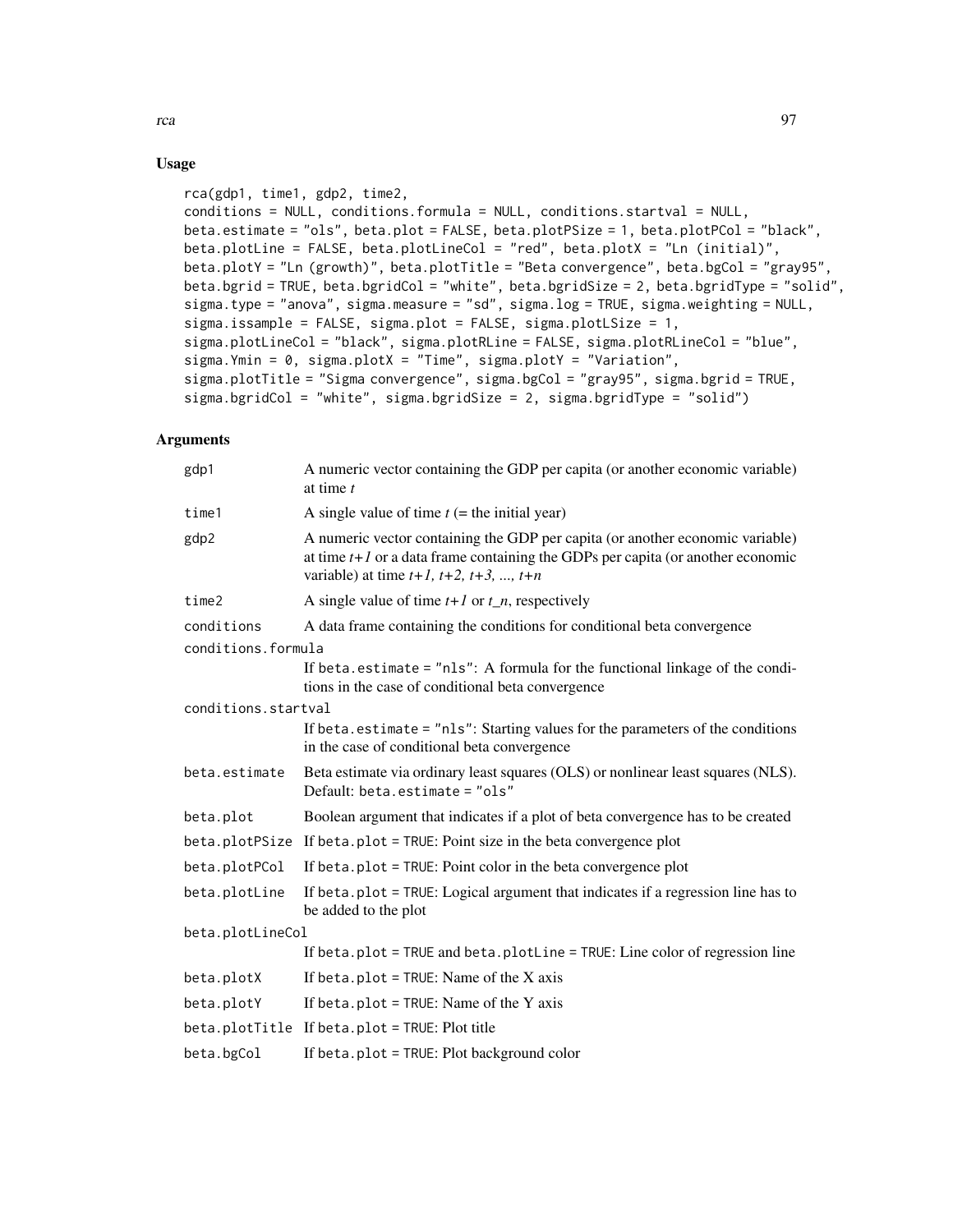## Usage

```
rca(gdp1, time1, gdp2, time2,
conditions = NULL, conditions.formula = NULL, conditions.startval = NULL,
beta.estimate = "ols", beta.plot = FALSE, beta.plotPSize = 1, beta.plotPCol = "black",
beta.plotLine = FALSE, beta.plotLineCol = "red", beta.plotX = "Ln (initial)",
beta.plotY = "Ln (growth)", beta.plotTitle = "Beta convergence", beta.bgCol = "gray95",
beta.bgrid = TRUE, beta.bgridCol = "white", beta.bgridSize = 2, beta.bgridType = "solid",
sigma.type = "anova", sigma.measure = "sd", sigma.log = TRUE, sigma.weighting = NULL,
sigma.issample = FALSE, sigma.plot = FALSE, sigma.plotLSize = 1,
sigma.plotLineCol = "black", sigma.plotRLine = FALSE, sigma.plotRLineCol = "blue",
sigma.Ymin = 0, sigma.plotX = "Time", sigma.plotY = "Variation",
sigma.plotTitle = "Sigma convergence", sigma.bgCol = "gray95", sigma.bgrid = TRUE,
sigma.bgridCol = "white", sigma.bgridSize = 2, sigma.bgridType = "solid")
```

## Arguments

| Argument | Description |
|---|---|
| `gdp1` | A numeric vector containing the GDP per capita (or another economic variable) at time *t* |
| `time1` | A single value of time *t* (= the initial year) |
| `gdp2` | A numeric vector containing the GDP per capita (or another economic variable) at time *t+1* or a data frame containing the GDPs per capita (or another economic variable) at time *t+1, t+2, t+3, ..., t+n* |
| `time2` | A single value of time *t+1* or *t_n*, respectively |
| `conditions` | A data frame containing the conditions for conditional beta convergence |
| `conditions.formula` | If `beta.estimate = "nls"`: A formula for the functional linkage of the conditions in the case of conditional beta convergence |
| `conditions.startval` | If `beta.estimate = "nls"`: Starting values for the parameters of the conditions in the case of conditional beta convergence |
| `beta.estimate` | Beta estimate via ordinary least squares (OLS) or nonlinear least squares (NLS). Default: `beta.estimate = "ols"` |
| `beta.plot` | Boolean argument that indicates if a plot of beta convergence has to be created |
| `beta.plotPSize` | If `beta.plot = TRUE`: Point size in the beta convergence plot |
| `beta.plotPCol` | If `beta.plot = TRUE`: Point color in the beta convergence plot |
| `beta.plotLine` | If `beta.plot = TRUE`: Logical argument that indicates if a regression line has to be added to the plot |
| `beta.plotLineCol` | If `beta.plot = TRUE` and `beta.plotLine = TRUE`: Line color of regression line |
| `beta.plotX` | If `beta.plot = TRUE`: Name of the X axis |
| `beta.plotY` | If `beta.plot = TRUE`: Name of the Y axis |
| `beta.plotTitle` | If `beta.plot = TRUE`: Plot title |
| `beta.bgCol` | If `beta.plot = TRUE`: Plot background color |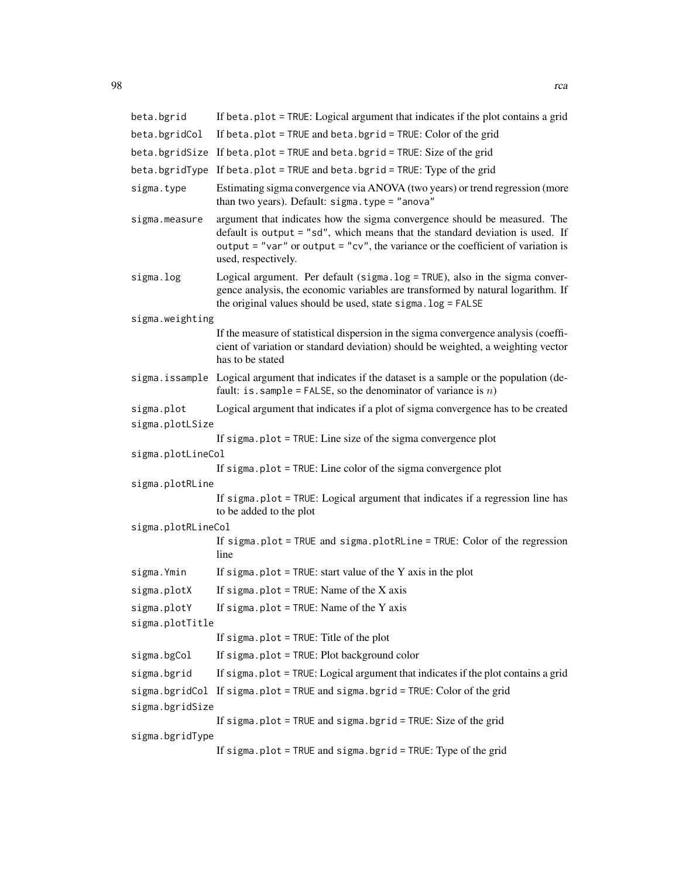| | |
|---|---|
| `beta.bgrid` | If `beta.plot = TRUE`: Logical argument that indicates if the plot contains a grid |
| `beta.bgridCol` | If `beta.plot = TRUE` and `beta.bgrid = TRUE`: Color of the grid |
| `beta.bgridSize` | If `beta.plot = TRUE` and `beta.bgrid = TRUE`: Size of the grid |
| `beta.bgridType` | If `beta.plot = TRUE` and `beta.bgrid = TRUE`: Type of the grid |
| `sigma.type` | Estimating sigma convergence via ANOVA (two years) or trend regression (more than two years). Default: `sigma.type = "anova"` |
| `sigma.measure` | argument that indicates how the sigma convergence should be measured. The default is `output = "sd"`, which means that the standard deviation is used. If `output = "var"` or `output = "cv"`, the variance or the coefficient of variation is used, respectively. |
| `sigma.log` | Logical argument. Per default (`sigma.log = TRUE`), also in the sigma convergence analysis, the economic variables are transformed by natural logarithm. If the original values should be used, state `sigma.log = FALSE` |
| `sigma.weighting` | If the measure of statistical dispersion in the sigma convergence analysis (coefficient of variation or standard deviation) should be weighted, a weighting vector has to be stated |
| `sigma.issample` | Logical argument that indicates if the dataset is a sample or the population (default: `is.sample = FALSE`, so the denominator of variance is $n$) |
| `sigma.plot` | Logical argument that indicates if a plot of sigma convergence has to be created |
| `sigma.plotLSize` | If `sigma.plot = TRUE`: Line size of the sigma convergence plot |
| `sigma.plotLineCol` | If `sigma.plot = TRUE`: Line color of the sigma convergence plot |
| `sigma.plotRLine` | If `sigma.plot = TRUE`: Logical argument that indicates if a regression line has to be added to the plot |
| `sigma.plotRLineCol` | If `sigma.plot = TRUE` and `sigma.plotRLine = TRUE`: Color of the regression line |
| `sigma.Ymin` | If `sigma.plot = TRUE`: start value of the Y axis in the plot |
| `sigma.plotX` | If `sigma.plot = TRUE`: Name of the X axis |
| `sigma.plotY` | If `sigma.plot = TRUE`: Name of the Y axis |
| `sigma.plotTitle` | If `sigma.plot = TRUE`: Title of the plot |
| `sigma.bgCol` | If `sigma.plot = TRUE`: Plot background color |
| `sigma.bgrid` | If `sigma.plot = TRUE`: Logical argument that indicates if the plot contains a grid |
| `sigma.bgridCol` | If `sigma.plot = TRUE` and `sigma.bgrid = TRUE`: Color of the grid |
| `sigma.bgridSize` | If `sigma.plot = TRUE` and `sigma.bgrid = TRUE`: Size of the grid |
| `sigma.bgridType` | If `sigma.plot = TRUE` and `sigma.bgrid = TRUE`: Type of the grid |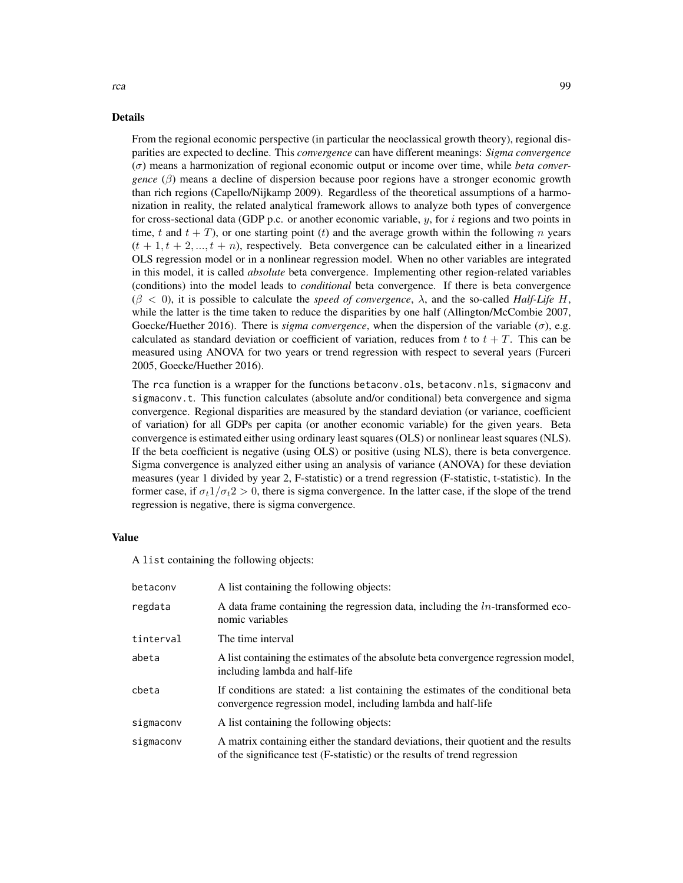## Details

From the regional economic perspective (in particular the neoclassical growth theory), regional disparities are expected to decline. This *convergence* can have different meanings: *Sigma convergence* ($\sigma$) means a harmonization of regional economic output or income over time, while *beta convergence* ($\beta$) means a decline of dispersion because poor regions have a stronger economic growth than rich regions (Capello/Nijkamp 2009). Regardless of the theoretical assumptions of a harmonization in reality, the related analytical framework allows to analyze both types of convergence for cross-sectional data (GDP p.c. or another economic variable, $y$, for $i$ regions and two points in time, $t$ and $t + T$), or one starting point ($t$) and the average growth within the following $n$ years ($t + 1, t + 2, ..., t + n$), respectively. Beta convergence can be calculated either in a linearized OLS regression model or in a nonlinear regression model. When no other variables are integrated in this model, it is called *absolute* beta convergence. Implementing other region-related variables (conditions) into the model leads to *conditional* beta convergence. If there is beta convergence ($\beta < 0$), it is possible to calculate the *speed of convergence*, $\lambda$, and the so-called *Half-Life* $H$, while the latter is the time taken to reduce the disparities by one half (Allington/McCombie 2007, Goecke/Huether 2016). There is *sigma convergence*, when the dispersion of the variable ($\sigma$), e.g. calculated as standard deviation or coefficient of variation, reduces from $t$ to $t + T$. This can be measured using ANOVA for two years or trend regression with respect to several years (Furceri 2005, Goecke/Huether 2016).

The `rca` function is a wrapper for the functions `betaconv.ols`, `betaconv.nls`, `sigmaconv` and `sigmaconv.t`. This function calculates (absolute and/or conditional) beta convergence and sigma convergence. Regional disparities are measured by the standard deviation (or variance, coefficient of variation) for all GDPs per capita (or another economic variable) for the given years. Beta convergence is estimated either using ordinary least squares (OLS) or nonlinear least squares (NLS). If the beta coefficient is negative (using OLS) or positive (using NLS), there is beta convergence. Sigma convergence is analyzed either using an analysis of variance (ANOVA) for these deviation measures (year 1 divided by year 2, F-statistic) or a trend regression (F-statistic, t-statistic). In the former case, if $\sigma_t 1/\sigma_t 2 > 0$, there is sigma convergence. In the latter case, if the slope of the trend regression is negative, there is sigma convergence.

## Value

A `list` containing the following objects:

| | |
|---|---|
| `betaconv` | A list containing the following objects: |
| `regdata` | A data frame containing the regression data, including the $ln$-transformed economic variables |
| `tinterval` | The time interval |
| `abeta` | A list containing the estimates of the absolute beta convergence regression model, including lambda and half-life |
| `cbeta` | If conditions are stated: a list containing the estimates of the conditional beta convergence regression model, including lambda and half-life |
| `sigmaconv` | A list containing the following objects: |
| `sigmaconv` | A matrix containing either the standard deviations, their quotient and the results of the significance test (F-statistic) or the results of trend regression |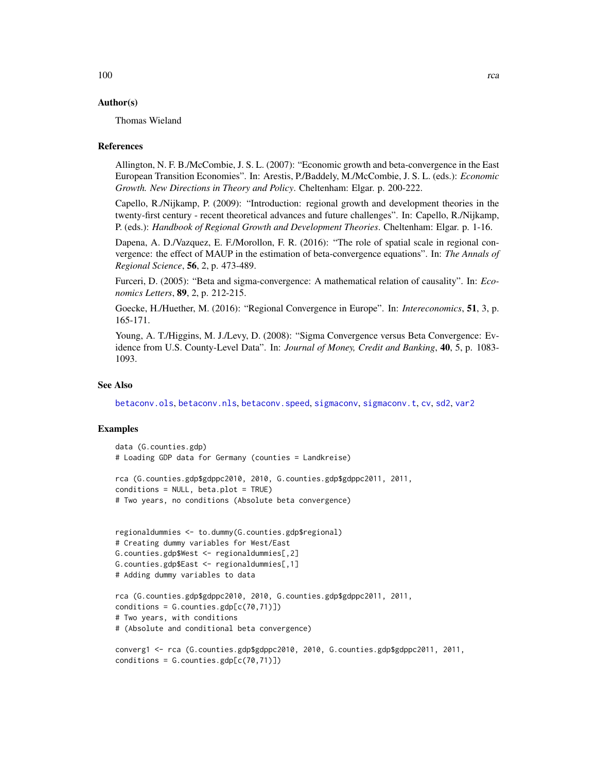## Author(s)

Thomas Wieland

## References

Allington, N. F. B./McCombie, J. S. L. (2007): "Economic growth and beta-convergence in the East European Transition Economies". In: Arestis, P./Baddely, M./McCombie, J. S. L. (eds.): *Economic Growth. New Directions in Theory and Policy*. Cheltenham: Elgar. p. 200-222.

Capello, R./Nijkamp, P. (2009): "Introduction: regional growth and development theories in the twenty-first century - recent theoretical advances and future challenges". In: Capello, R./Nijkamp, P. (eds.): *Handbook of Regional Growth and Development Theories*. Cheltenham: Elgar. p. 1-16.

Dapena, A. D./Vazquez, E. F./Morollon, F. R. (2016): "The role of spatial scale in regional convergence: the effect of MAUP in the estimation of beta-convergence equations". In: *The Annals of Regional Science*, **56**, 2, p. 473-489.

Furceri, D. (2005): "Beta and sigma-convergence: A mathematical relation of causality". In: *Economics Letters*, **89**, 2, p. 212-215.

Goecke, H./Huether, M. (2016): "Regional Convergence in Europe". In: *Intereconomics*, **51**, 3, p. 165-171.

Young, A. T./Higgins, M. J./Levy, D. (2008): "Sigma Convergence versus Beta Convergence: Evidence from U.S. County-Level Data". In: *Journal of Money, Credit and Banking*, **40**, 5, p. 1083-1093.

## See Also

betaconv.ols, betaconv.nls, betaconv.speed, sigmaconv, sigmaconv.t, cv, sd2, var2

## Examples

```
data (G.counties.gdp)
# Loading GDP data for Germany (counties = Landkreise)

rca (G.counties.gdp$gdppc2010, 2010, G.counties.gdp$gdppc2011, 2011,
conditions = NULL, beta.plot = TRUE)
# Two years, no conditions (Absolute beta convergence)


regionaldummies <- to.dummy(G.counties.gdp$regional)
# Creating dummy variables for West/East
G.counties.gdp$West <- regionaldummies[,2]
G.counties.gdp$East <- regionaldummies[,1]
# Adding dummy variables to data

rca (G.counties.gdp$gdppc2010, 2010, G.counties.gdp$gdppc2011, 2011,
conditions = G.counties.gdp[c(70,71)])
# Two years, with conditions
# (Absolute and conditional beta convergence)

converg1 <- rca (G.counties.gdp$gdppc2010, 2010, G.counties.gdp$gdppc2011, 2011,
conditions = G.counties.gdp[c(70,71)])
```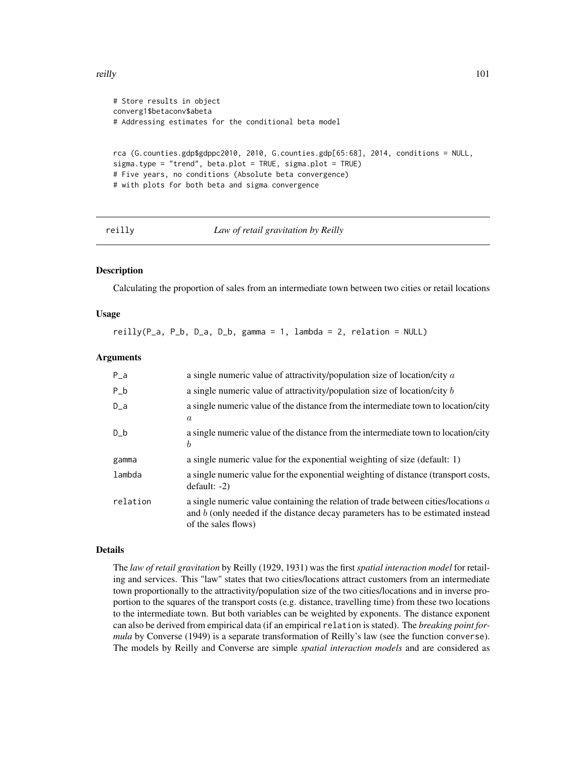```
# Store results in object
converg1$betaconv$abeta
# Addressing estimates for the conditional beta model


rca (G.counties.gdp$gdppc2010, 2010, G.counties.gdp[65:68], 2014, conditions = NULL,
sigma.type = "trend", beta.plot = TRUE, sigma.plot = TRUE)
# Five years, no conditions (Absolute beta convergence)
# with plots for both beta and sigma convergence
```

## reilly — *Law of retail gravitation by Reilly*

### Description

Calculating the proportion of sales from an intermediate town between two cities or retail locations

### Usage

```
reilly(P_a, P_b, D_a, D_b, gamma = 1, lambda = 2, relation = NULL)
```

### Arguments

| | |
|---|---|
| `P_a` | a single numeric value of attractivity/population size of location/city $a$ |
| `P_b` | a single numeric value of attractivity/population size of location/city $b$ |
| `D_a` | a single numeric value of the distance from the intermediate town to location/city $a$ |
| `D_b` | a single numeric value of the distance from the intermediate town to location/city $b$ |
| `gamma` | a single numeric value for the exponential weighting of size (default: 1) |
| `lambda` | a single numeric value for the exponential weighting of distance (transport costs, default: -2) |
| `relation` | a single numeric value containing the relation of trade between cities/locations $a$ and $b$ (only needed if the distance decay parameters has to be estimated instead of the sales flows) |

### Details

The *law of retail gravitation* by Reilly (1929, 1931) was the first *spatial interaction model* for retailing and services. This "law" states that two cities/locations attract customers from an intermediate town proportionally to the attractivity/population size of the two cities/locations and in inverse proportion to the squares of the transport costs (e.g. distance, travelling time) from these two locations to the intermediate town. But both variables can be weighted by exponents. The distance exponent can also be derived from empirical data (if an empirical `relation` is stated). The *breaking point formula* by Converse (1949) is a separate transformation of Reilly's law (see the function `converse`). The models by Reilly and Converse are simple *spatial interaction models* and are considered as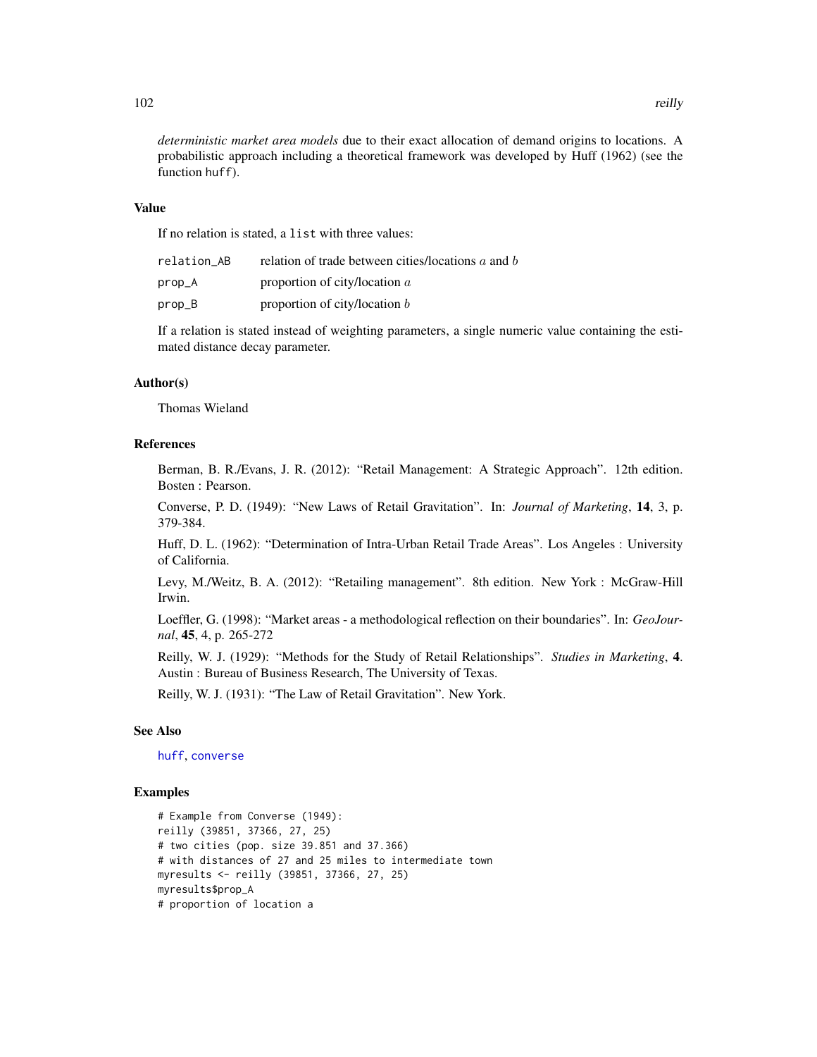*deterministic market area models* due to their exact allocation of demand origins to locations. A probabilistic approach including a theoretical framework was developed by Huff (1962) (see the function huff).

### Value

If no relation is stated, a list with three values:

| | |
|---|---|
| relation_AB | relation of trade between cities/locations $a$ and $b$ |
| prop_A | proportion of city/location $a$ |
| prop_B | proportion of city/location $b$ |

If a relation is stated instead of weighting parameters, a single numeric value containing the estimated distance decay parameter.

### Author(s)

Thomas Wieland

### References

Berman, B. R./Evans, J. R. (2012): "Retail Management: A Strategic Approach". 12th edition. Bosten : Pearson.

Converse, P. D. (1949): "New Laws of Retail Gravitation". In: *Journal of Marketing*, **14**, 3, p. 379-384.

Huff, D. L. (1962): "Determination of Intra-Urban Retail Trade Areas". Los Angeles : University of California.

Levy, M./Weitz, B. A. (2012): "Retailing management". 8th edition. New York : McGraw-Hill Irwin.

Loeffler, G. (1998): "Market areas - a methodological reflection on their boundaries". In: *GeoJournal*, **45**, 4, p. 265-272

Reilly, W. J. (1929): "Methods for the Study of Retail Relationships". *Studies in Marketing*, **4**. Austin : Bureau of Business Research, The University of Texas.

Reilly, W. J. (1931): "The Law of Retail Gravitation". New York.

### See Also

huff, converse

### Examples

```
# Example from Converse (1949):
reilly (39851, 37366, 27, 25)
# two cities (pop. size 39.851 and 37.366)
# with distances of 27 and 25 miles to intermediate town
myresults <- reilly (39851, 37366, 27, 25)
myresults$prop_A
# proportion of location a
```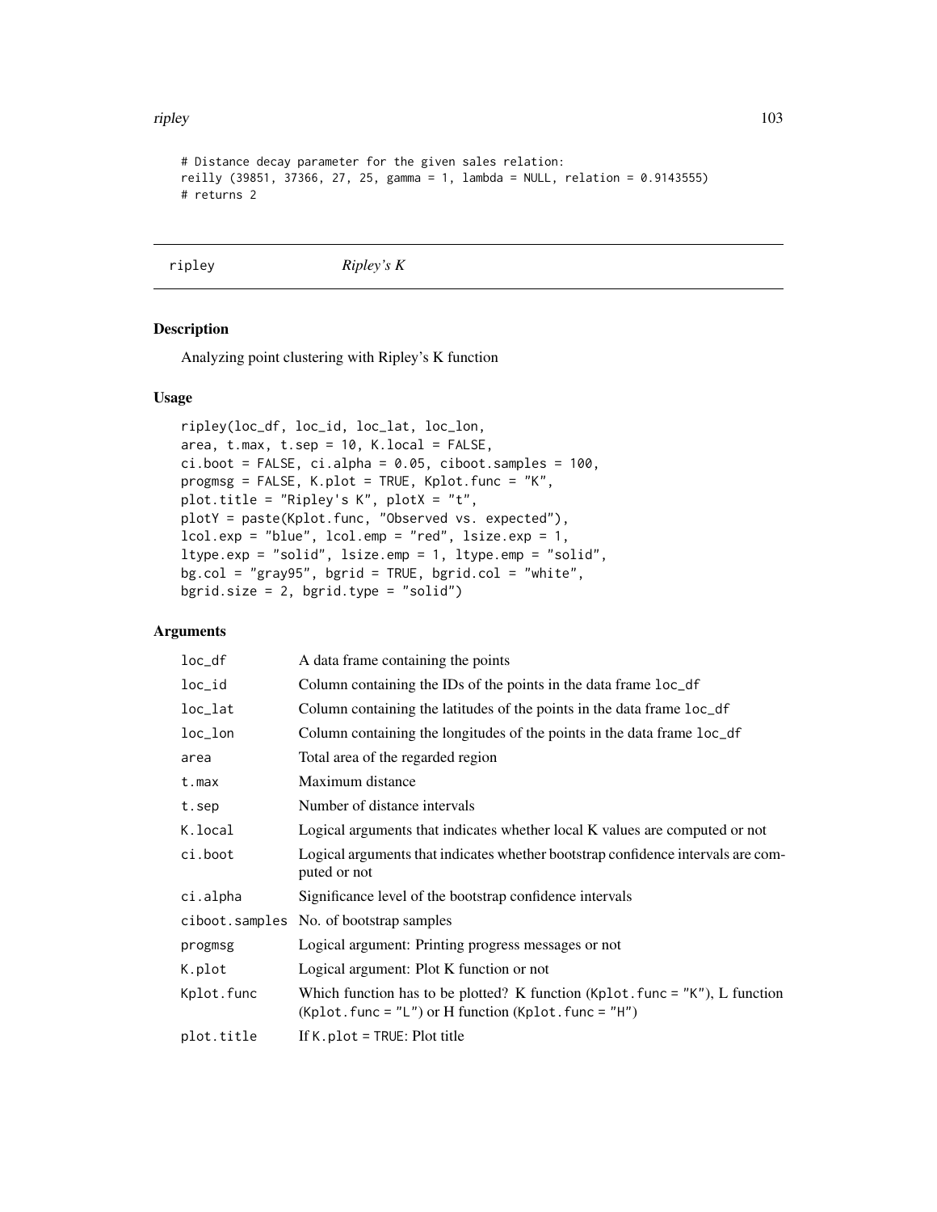```
# Distance decay parameter for the given sales relation:
reilly (39851, 37366, 27, 25, gamma = 1, lambda = NULL, relation = 0.9143555)
# returns 2
```

# ripley *Ripley's K*

## Description

Analyzing point clustering with Ripley's K function

## Usage

```
ripley(loc_df, loc_id, loc_lat, loc_lon,
area, t.max, t.sep = 10, K.local = FALSE,
ci.boot = FALSE, ci.alpha = 0.05, ciboot.samples = 100,
progmsg = FALSE, K.plot = TRUE, Kplot.func = "K",
plot.title = "Ripley's K", plotX = "t",
plotY = paste(Kplot.func, "Observed vs. expected"),
lcol.exp = "blue", lcol.emp = "red", lsize.exp = 1,
ltype.exp = "solid", lsize.emp = 1, ltype.emp = "solid",
bg.col = "gray95", bgrid = TRUE, bgrid.col = "white",
bgrid.size = 2, bgrid.type = "solid")
```

## Arguments

| | |
|---|---|
| `loc_df` | A data frame containing the points |
| `loc_id` | Column containing the IDs of the points in the data frame `loc_df` |
| `loc_lat` | Column containing the latitudes of the points in the data frame `loc_df` |
| `loc_lon` | Column containing the longitudes of the points in the data frame `loc_df` |
| `area` | Total area of the regarded region |
| `t.max` | Maximum distance |
| `t.sep` | Number of distance intervals |
| `K.local` | Logical arguments that indicates whether local K values are computed or not |
| `ci.boot` | Logical arguments that indicates whether bootstrap confidence intervals are computed or not |
| `ci.alpha` | Significance level of the bootstrap confidence intervals |
| `ciboot.samples` | No. of bootstrap samples |
| `progmsg` | Logical argument: Printing progress messages or not |
| `K.plot` | Logical argument: Plot K function or not |
| `Kplot.func` | Which function has to be plotted? K function (`Kplot.func = "K"`), L function (`Kplot.func = "L"`) or H function (`Kplot.func = "H"`) |
| `plot.title` | If `K.plot = TRUE`: Plot title |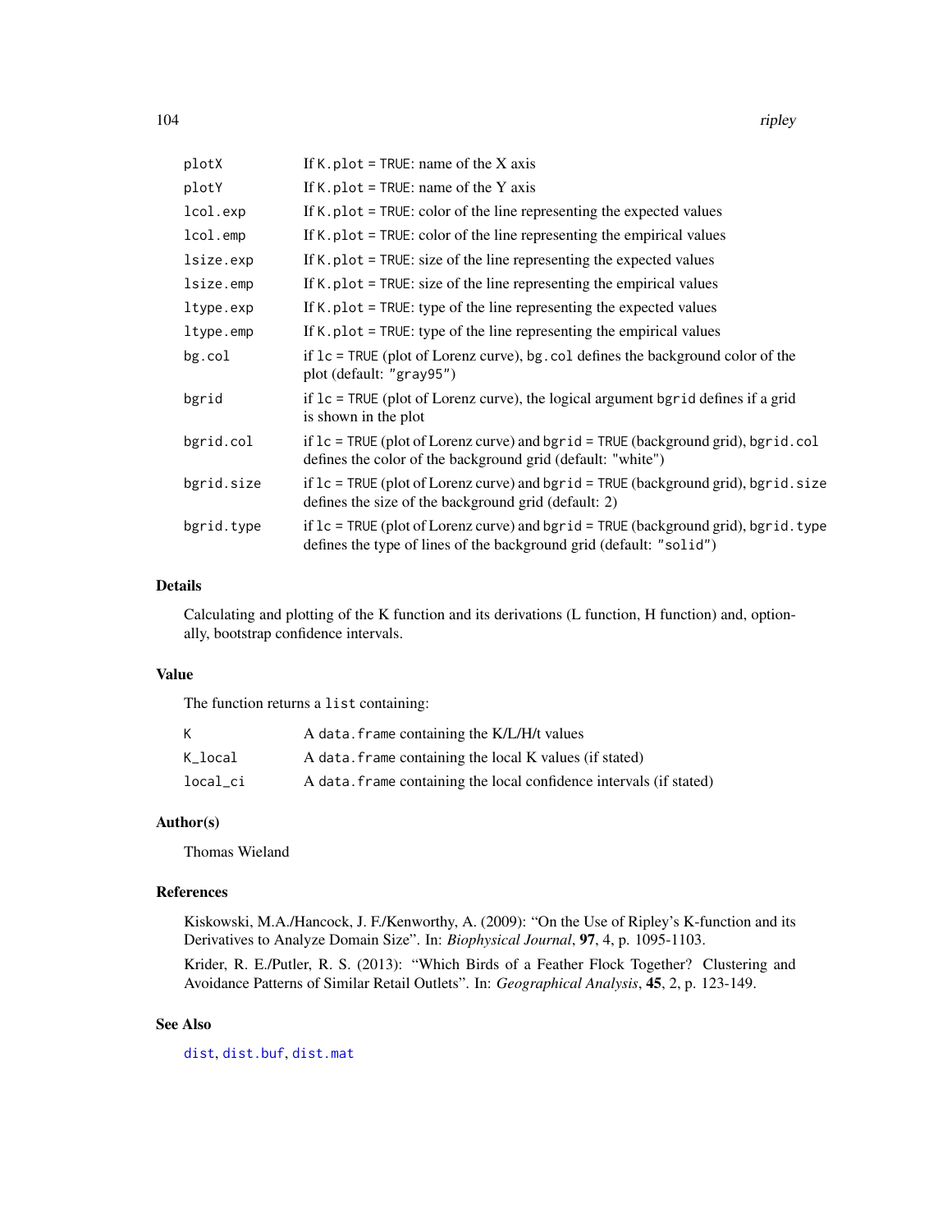| | |
|---|---|
| plotX | If K.plot = TRUE: name of the X axis |
| plotY | If K.plot = TRUE: name of the Y axis |
| lcol.exp | If K.plot = TRUE: color of the line representing the expected values |
| lcol.emp | If K.plot = TRUE: color of the line representing the empirical values |
| lsize.exp | If K.plot = TRUE: size of the line representing the expected values |
| lsize.emp | If K.plot = TRUE: size of the line representing the empirical values |
| ltype.exp | If K.plot = TRUE: type of the line representing the expected values |
| ltype.emp | If K.plot = TRUE: type of the line representing the empirical values |
| bg.col | if lc = TRUE (plot of Lorenz curve), bg.col defines the background color of the plot (default: "gray95") |
| bgrid | if lc = TRUE (plot of Lorenz curve), the logical argument bgrid defines if a grid is shown in the plot |
| bgrid.col | if lc = TRUE (plot of Lorenz curve) and bgrid = TRUE (background grid), bgrid.col defines the color of the background grid (default: "white") |
| bgrid.size | if lc = TRUE (plot of Lorenz curve) and bgrid = TRUE (background grid), bgrid.size defines the size of the background grid (default: 2) |
| bgrid.type | if lc = TRUE (plot of Lorenz curve) and bgrid = TRUE (background grid), bgrid.type defines the type of lines of the background grid (default: "solid") |

### Details

Calculating and plotting of the K function and its derivations (L function, H function) and, optionally, bootstrap confidence intervals.

### Value

The function returns a list containing:

| | |
|---|---|
| K | A data.frame containing the K/L/H/t values |
| K_local | A data.frame containing the local K values (if stated) |
| local_ci | A data.frame containing the local confidence intervals (if stated) |

### Author(s)

Thomas Wieland

### References

Kiskowski, M.A./Hancock, J. F./Kenworthy, A. (2009): "On the Use of Ripley's K-function and its Derivatives to Analyze Domain Size". In: *Biophysical Journal*, **97**, 4, p. 1095-1103.

Krider, R. E./Putler, R. S. (2013): "Which Birds of a Feather Flock Together? Clustering and Avoidance Patterns of Similar Retail Outlets". In: *Geographical Analysis*, **45**, 2, p. 123-149.

### See Also

dist, dist.buf, dist.mat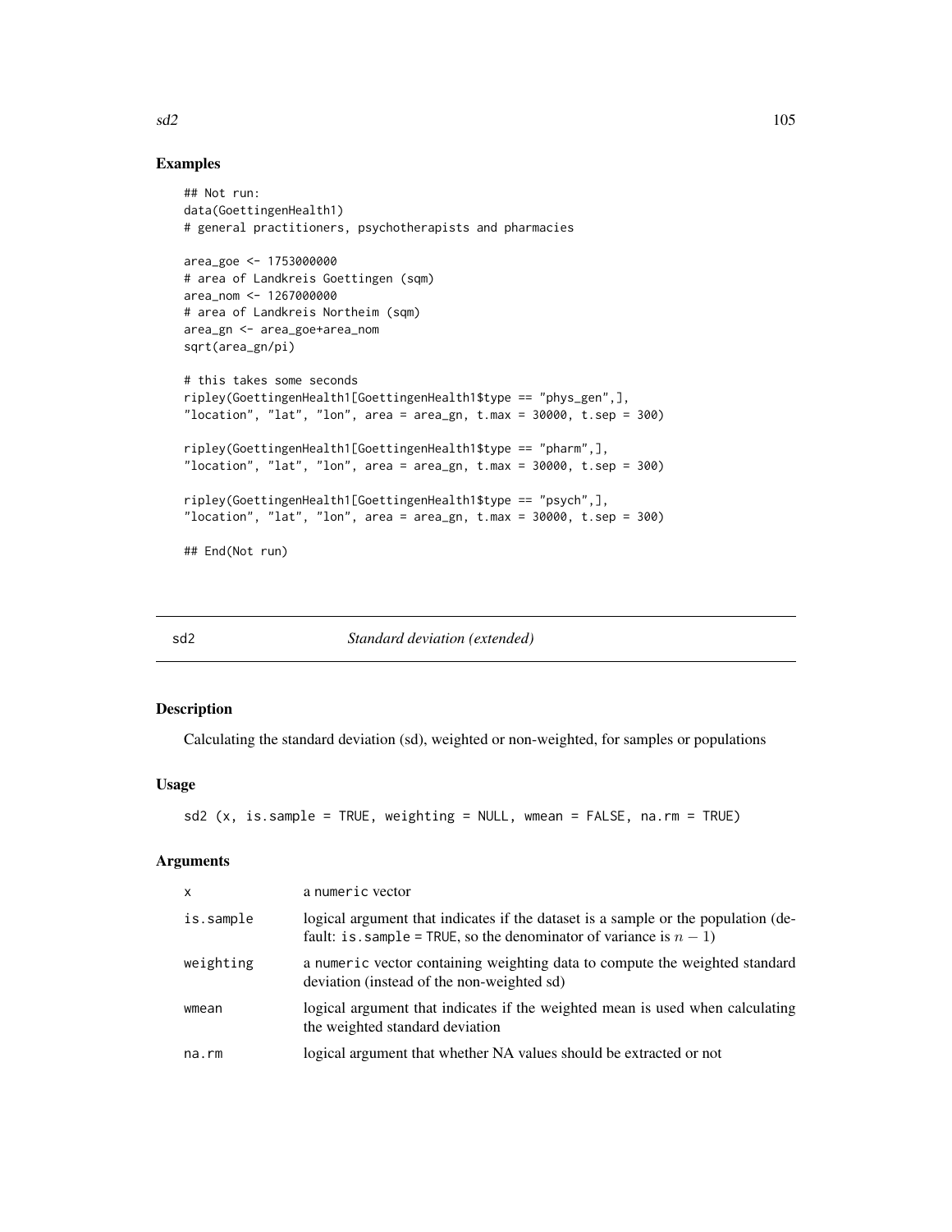## Examples

```
## Not run:
data(GoettingenHealth1)
# general practitioners, psychotherapists and pharmacies

area_goe <- 1753000000
# area of Landkreis Goettingen (sqm)
area_nom <- 1267000000
# area of Landkreis Northeim (sqm)
area_gn <- area_goe+area_nom
sqrt(area_gn/pi)

# this takes some seconds
ripley(GoettingenHealth1[GoettingenHealth1$type == "phys_gen",],
"location", "lat", "lon", area = area_gn, t.max = 30000, t.sep = 300)

ripley(GoettingenHealth1[GoettingenHealth1$type == "pharm",],
"location", "lat", "lon", area = area_gn, t.max = 30000, t.sep = 300)

ripley(GoettingenHealth1[GoettingenHealth1$type == "psych",],
"location", "lat", "lon", area = area_gn, t.max = 30000, t.sep = 300)

## End(Not run)
```

---

# sd2 *Standard deviation (extended)*

---

## Description

Calculating the standard deviation (sd), weighted or non-weighted, for samples or populations

## Usage

```
sd2 (x, is.sample = TRUE, weighting = NULL, wmean = FALSE, na.rm = TRUE)
```

## Arguments

| | |
|---|---|
| x | a numeric vector |
| is.sample | logical argument that indicates if the dataset is a sample or the population (default: is.sample = TRUE, so the denominator of variance is $n - 1$) |
| weighting | a numeric vector containing weighting data to compute the weighted standard deviation (instead of the non-weighted sd) |
| wmean | logical argument that indicates if the weighted mean is used when calculating the weighted standard deviation |
| na.rm | logical argument that whether NA values should be extracted or not |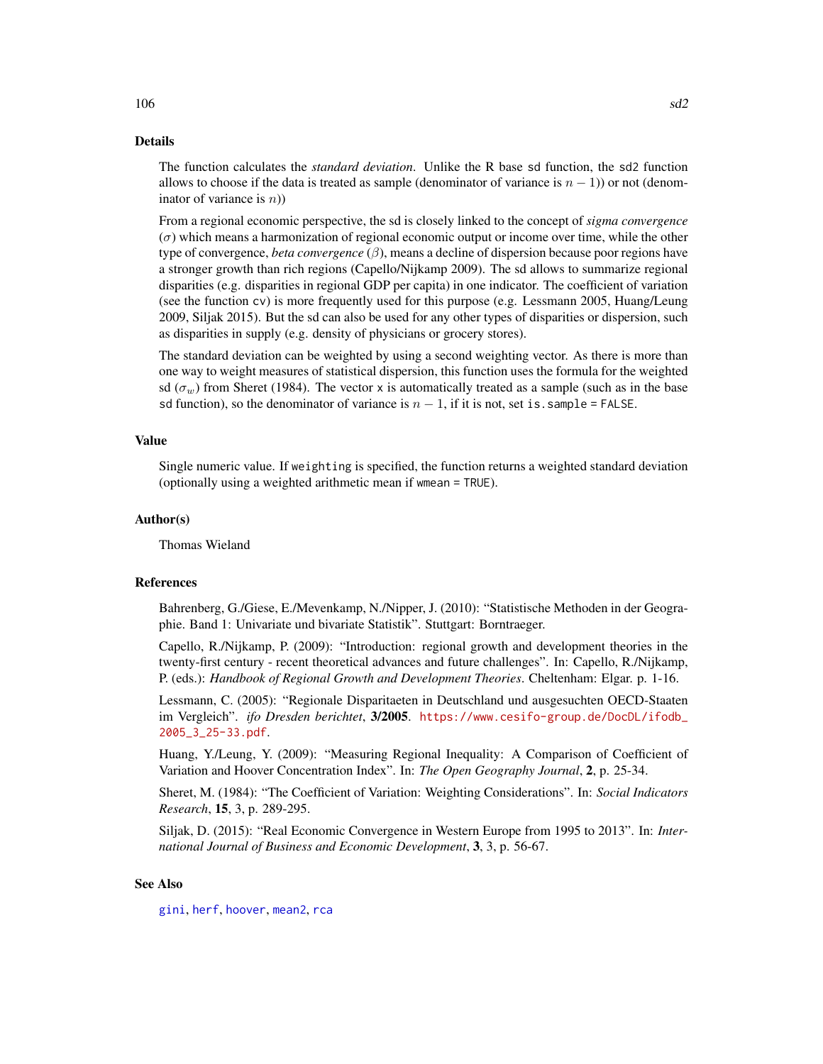## Details

The function calculates the *standard deviation*. Unlike the R base `sd` function, the `sd2` function allows to choose if the data is treated as sample (denominator of variance is $n-1$)) or not (denominator of variance is $n$))

From a regional economic perspective, the sd is closely linked to the concept of *sigma convergence* ($\sigma$) which means a harmonization of regional economic output or income over time, while the other type of convergence, *beta convergence* ($\beta$), means a decline of dispersion because poor regions have a stronger growth than rich regions (Capello/Nijkamp 2009). The sd allows to summarize regional disparities (e.g. disparities in regional GDP per capita) in one indicator. The coefficient of variation (see the function `cv`) is more frequently used for this purpose (e.g. Lessmann 2005, Huang/Leung 2009, Siljak 2015). But the sd can also be used for any other types of disparities or dispersion, such as disparities in supply (e.g. density of physicians or grocery stores).

The standard deviation can be weighted by using a second weighting vector. As there is more than one way to weight measures of statistical dispersion, this function uses the formula for the weighted sd ($\sigma_w$) from Sheret (1984). The vector `x` is automatically treated as a sample (such as in the base `sd` function), so the denominator of variance is $n-1$, if it is not, set `is.sample = FALSE`.

## Value

Single numeric value. If `weighting` is specified, the function returns a weighted standard deviation (optionally using a weighted arithmetic mean if `wmean = TRUE`).

## Author(s)

Thomas Wieland

## References

Bahrenberg, G./Giese, E./Mevenkamp, N./Nipper, J. (2010): "Statistische Methoden in der Geographie. Band 1: Univariate und bivariate Statistik". Stuttgart: Borntraeger.

Capello, R./Nijkamp, P. (2009): "Introduction: regional growth and development theories in the twenty-first century - recent theoretical advances and future challenges". In: Capello, R./Nijkamp, P. (eds.): *Handbook of Regional Growth and Development Theories*. Cheltenham: Elgar. p. 1-16.

Lessmann, C. (2005): "Regionale Disparitaeten in Deutschland und ausgesuchten OECD-Staaten im Vergleich". *ifo Dresden berichtet*, **3/2005**. https://www.cesifo-group.de/DocDL/ifodb_2005_3_25-33.pdf.

Huang, Y./Leung, Y. (2009): "Measuring Regional Inequality: A Comparison of Coefficient of Variation and Hoover Concentration Index". In: *The Open Geography Journal*, **2**, p. 25-34.

Sheret, M. (1984): "The Coefficient of Variation: Weighting Considerations". In: *Social Indicators Research*, **15**, 3, p. 289-295.

Siljak, D. (2015): "Real Economic Convergence in Western Europe from 1995 to 2013". In: *International Journal of Business and Economic Development*, **3**, 3, p. 56-67.

## See Also

`gini`, `herf`, `hoover`, `mean2`, `rca`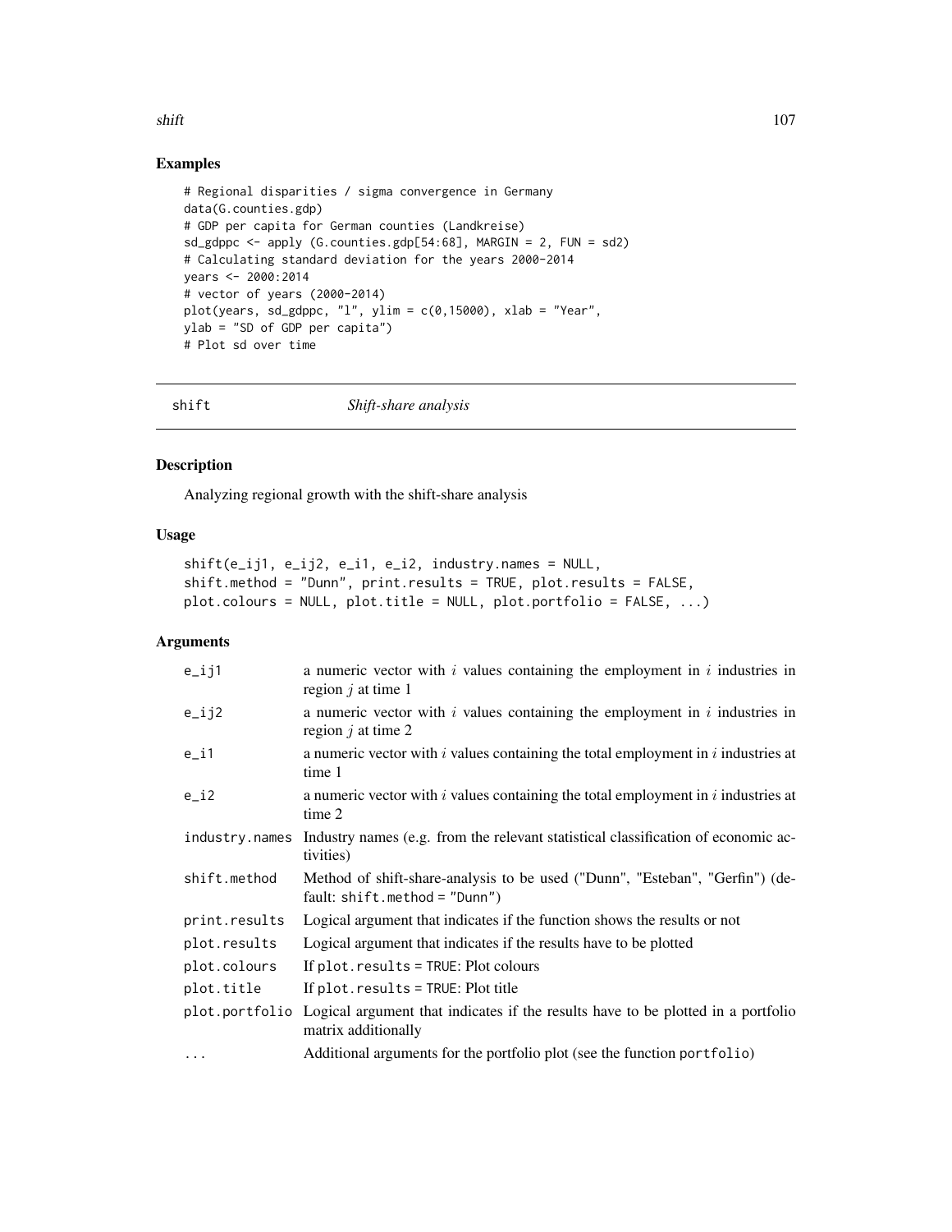## Examples

```
# Regional disparities / sigma convergence in Germany
data(G.counties.gdp)
# GDP per capita for German counties (Landkreise)
sd_gdppc <- apply (G.counties.gdp[54:68], MARGIN = 2, FUN = sd2)
# Calculating standard deviation for the years 2000-2014
years <- 2000:2014
# vector of years (2000-2014)
plot(years, sd_gdppc, "l", ylim = c(0,15000), xlab = "Year",
ylab = "SD of GDP per capita")
# Plot sd over time
```

---

# shift — *Shift-share analysis*

---

## Description

Analyzing regional growth with the shift-share analysis

## Usage

```
shift(e_ij1, e_ij2, e_i1, e_i2, industry.names = NULL,
shift.method = "Dunn", print.results = TRUE, plot.results = FALSE,
plot.colours = NULL, plot.title = NULL, plot.portfolio = FALSE, ...)
```

## Arguments

| | |
|---|---|
| `e_ij1` | a numeric vector with $i$ values containing the employment in $i$ industries in region $j$ at time 1 |
| `e_ij2` | a numeric vector with $i$ values containing the employment in $i$ industries in region $j$ at time 2 |
| `e_i1` | a numeric vector with $i$ values containing the total employment in $i$ industries at time 1 |
| `e_i2` | a numeric vector with $i$ values containing the total employment in $i$ industries at time 2 |
| `industry.names` | Industry names (e.g. from the relevant statistical classification of economic activities) |
| `shift.method` | Method of shift-share-analysis to be used ("Dunn", "Esteban", "Gerfin") (default: `shift.method = "Dunn"`) |
| `print.results` | Logical argument that indicates if the function shows the results or not |
| `plot.results` | Logical argument that indicates if the results have to be plotted |
| `plot.colours` | If `plot.results = TRUE`: Plot colours |
| `plot.title` | If `plot.results = TRUE`: Plot title |
| `plot.portfolio` | Logical argument that indicates if the results have to be plotted in a portfolio matrix additionally |
| `...` | Additional arguments for the portfolio plot (see the function `portfolio`) |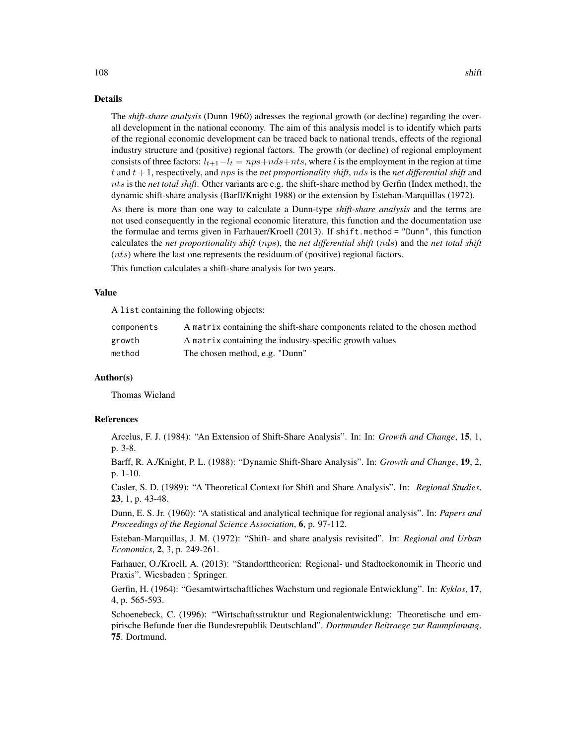## Details

The *shift-share analysis* (Dunn 1960) adresses the regional growth (or decline) regarding the overall development in the national economy. The aim of this analysis model is to identify which parts of the regional economic development can be traced back to national trends, effects of the regional industry structure and (positive) regional factors. The growth (or decline) of regional employment consists of three factors: $l_{t+1} - l_t = nps + nds + nts$, where $l$ is the employment in the region at time $t$ and $t+1$, respectively, and $nps$ is the *net proportionality shift*, $nds$ is the *net differential shift* and $nts$ is the *net total shift*. Other variants are e.g. the shift-share method by Gerfin (Index method), the dynamic shift-share analysis (Barff/Knight 1988) or the extension by Esteban-Marquillas (1972).

As there is more than one way to calculate a Dunn-type *shift-share analysis* and the terms are not used consequently in the regional economic literature, this function and the documentation use the formulae and terms given in Farhauer/Kroell (2013). If `shift.method = "Dunn"`, this function calculates the *net proportionality shift* ($nps$), the *net differential shift* ($nds$) and the *net total shift* ($nts$) where the last one represents the residuum of (positive) regional factors.

This function calculates a shift-share analysis for two years.

## Value

A `list` containing the following objects:

| | |
|---|---|
| `components` | A `matrix` containing the shift-share components related to the chosen method |
| `growth` | A `matrix` containing the industry-specific growth values |
| `method` | The chosen method, e.g. "Dunn" |

## Author(s)

Thomas Wieland

## References

Arcelus, F. J. (1984): "An Extension of Shift-Share Analysis". In: In: *Growth and Change*, **15**, 1, p. 3-8.

Barff, R. A./Knight, P. L. (1988): "Dynamic Shift-Share Analysis". In: *Growth and Change*, **19**, 2, p. 1-10.

Casler, S. D. (1989): "A Theoretical Context for Shift and Share Analysis". In: *Regional Studies*, **23**, 1, p. 43-48.

Dunn, E. S. Jr. (1960): "A statistical and analytical technique for regional analysis". In: *Papers and Proceedings of the Regional Science Association*, **6**, p. 97-112.

Esteban-Marquillas, J. M. (1972): "Shift- and share analysis revisited". In: *Regional and Urban Economics*, **2**, 3, p. 249-261.

Farhauer, O./Kroell, A. (2013): "Standorttheorien: Regional- und Stadtoekonomik in Theorie und Praxis". Wiesbaden : Springer.

Gerfin, H. (1964): "Gesamtwirtschaftliches Wachstum und regionale Entwicklung". In: *Kyklos*, **17**, 4, p. 565-593.

Schoenebeck, C. (1996): "Wirtschaftsstruktur und Regionalentwicklung: Theoretische und empirische Befunde fuer die Bundesrepublik Deutschland". *Dortmunder Beitraege zur Raumplanung*, **75**. Dortmund.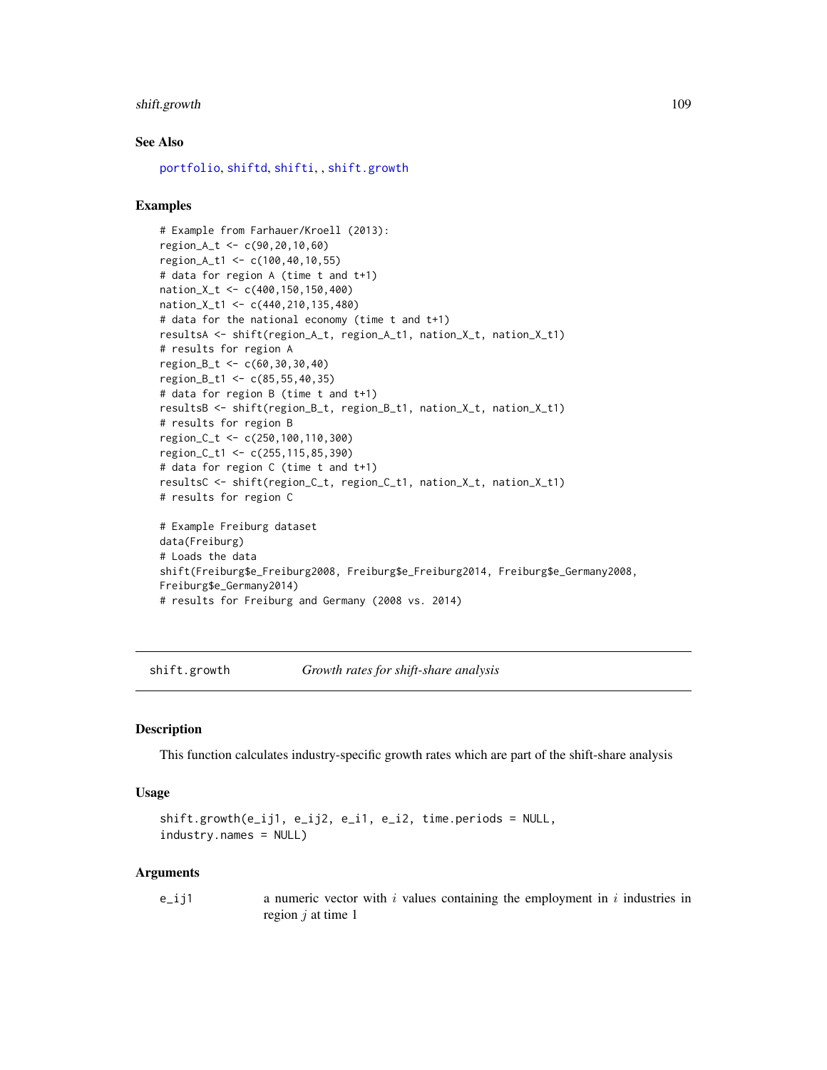### See Also

portfolio, shiftd, shifti, , shift.growth

### Examples

```
# Example from Farhauer/Kroell (2013):
region_A_t <- c(90,20,10,60)
region_A_t1 <- c(100,40,10,55)
# data for region A (time t and t+1)
nation_X_t <- c(400,150,150,400)
nation_X_t1 <- c(440,210,135,480)
# data for the national economy (time t and t+1)
resultsA <- shift(region_A_t, region_A_t1, nation_X_t, nation_X_t1)
# results for region A
region_B_t <- c(60,30,30,40)
region_B_t1 <- c(85,55,40,35)
# data for region B (time t and t+1)
resultsB <- shift(region_B_t, region_B_t1, nation_X_t, nation_X_t1)
# results for region B
region_C_t <- c(250,100,110,300)
region_C_t1 <- c(255,115,85,390)
# data for region C (time t and t+1)
resultsC <- shift(region_C_t, region_C_t1, nation_X_t, nation_X_t1)
# results for region C

# Example Freiburg dataset
data(Freiburg)
# Loads the data
shift(Freiburg$e_Freiburg2008, Freiburg$e_Freiburg2014, Freiburg$e_Germany2008,
Freiburg$e_Germany2014)
# results for Freiburg and Germany (2008 vs. 2014)
```

---

## shift.growth — *Growth rates for shift-share analysis*

### Description

This function calculates industry-specific growth rates which are part of the shift-share analysis

### Usage

```
shift.growth(e_ij1, e_ij2, e_i1, e_i2, time.periods = NULL,
industry.names = NULL)
```

### Arguments

| | |
|---|---|
| e_ij1 | a numeric vector with $i$ values containing the employment in $i$ industries in region $j$ at time 1 |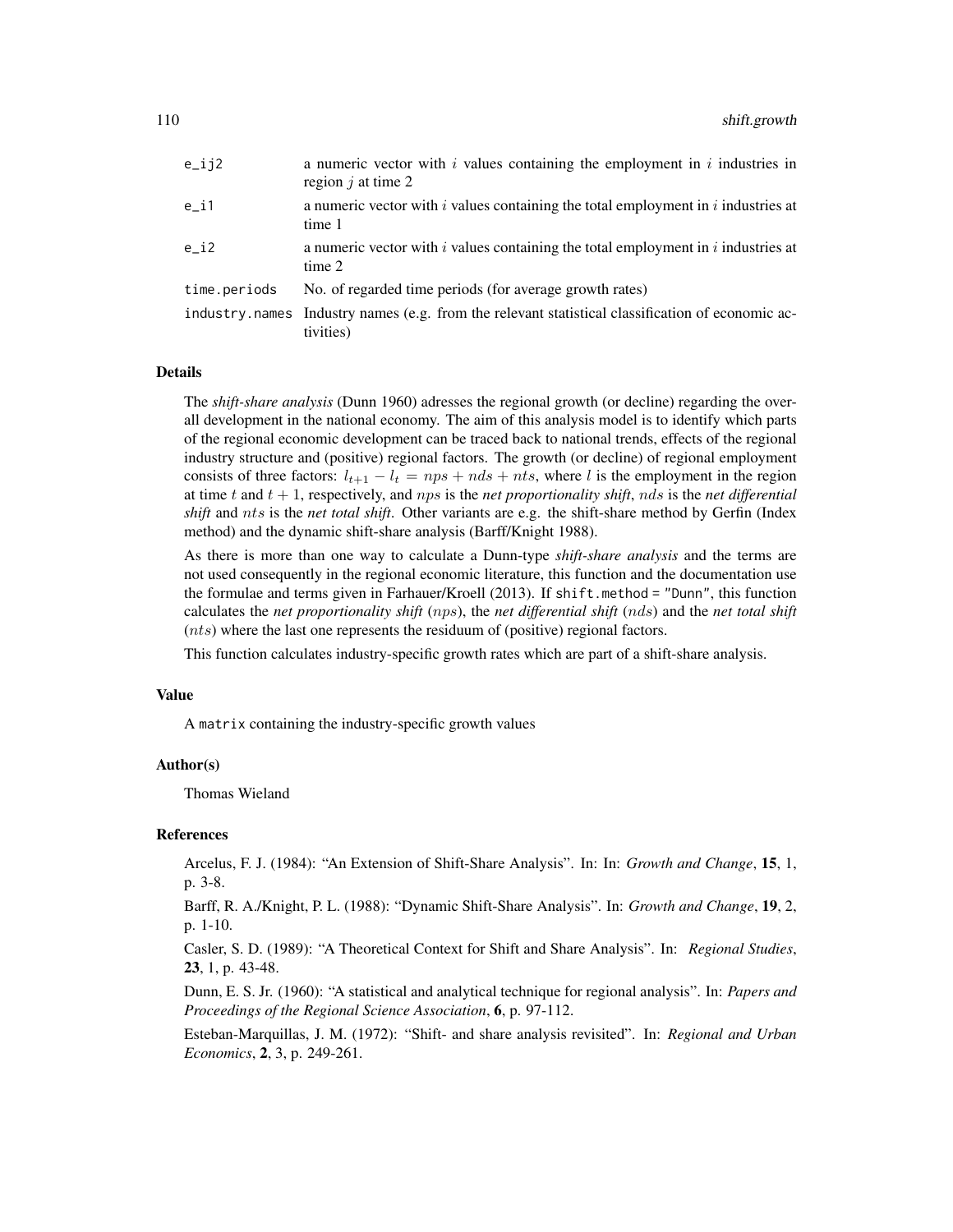| | |
|---|---|
| e_ij2 | a numeric vector with $i$ values containing the employment in $i$ industries in region $j$ at time 2 |
| e_i1 | a numeric vector with $i$ values containing the total employment in $i$ industries at time 1 |
| e_i2 | a numeric vector with $i$ values containing the total employment in $i$ industries at time 2 |
| time.periods | No. of regarded time periods (for average growth rates) |
| industry.names | Industry names (e.g. from the relevant statistical classification of economic activities) |

## Details

The *shift-share analysis* (Dunn 1960) adresses the regional growth (or decline) regarding the overall development in the national economy. The aim of this analysis model is to identify which parts of the regional economic development can be traced back to national trends, effects of the regional industry structure and (positive) regional factors. The growth (or decline) of regional employment consists of three factors: $l_{t+1} - l_t = nps + nds + nts$, where $l$ is the employment in the region at time $t$ and $t+1$, respectively, and $nps$ is the *net proportionality shift*, $nds$ is the *net differential shift* and $nts$ is the *net total shift*. Other variants are e.g. the shift-share method by Gerfin (Index method) and the dynamic shift-share analysis (Barff/Knight 1988).

As there is more than one way to calculate a Dunn-type *shift-share analysis* and the terms are not used consequently in the regional economic literature, this function and the documentation use the formulae and terms given in Farhauer/Kroell (2013). If shift.method = "Dunn", this function calculates the *net proportionality shift* ($nps$), the *net differential shift* ($nds$) and the *net total shift* ($nts$) where the last one represents the residuum of (positive) regional factors.

This function calculates industry-specific growth rates which are part of a shift-share analysis.

## Value

A matrix containing the industry-specific growth values

## Author(s)

Thomas Wieland

## References

Arcelus, F. J. (1984): "An Extension of Shift-Share Analysis". In: In: *Growth and Change*, **15**, 1, p. 3-8.

Barff, R. A./Knight, P. L. (1988): "Dynamic Shift-Share Analysis". In: *Growth and Change*, **19**, 2, p. 1-10.

Casler, S. D. (1989): "A Theoretical Context for Shift and Share Analysis". In: *Regional Studies*, **23**, 1, p. 43-48.

Dunn, E. S. Jr. (1960): "A statistical and analytical technique for regional analysis". In: *Papers and Proceedings of the Regional Science Association*, **6**, p. 97-112.

Esteban-Marquillas, J. M. (1972): "Shift- and share analysis revisited". In: *Regional and Urban Economics*, **2**, 3, p. 249-261.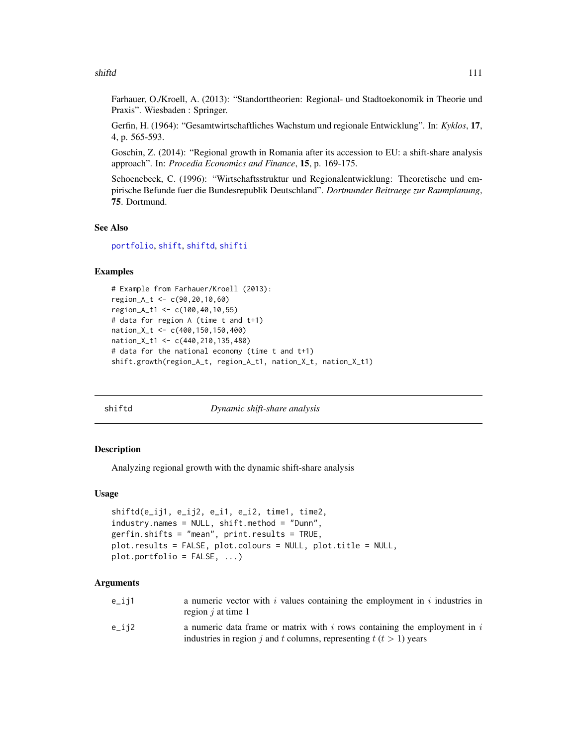Farhauer, O./Kroell, A. (2013): "Standorttheorien: Regional- und Stadtoekonomik in Theorie und Praxis". Wiesbaden : Springer.

Gerfin, H. (1964): "Gesamtwirtschaftliches Wachstum und regionale Entwicklung". In: *Kyklos*, **17**, 4, p. 565-593.

Goschin, Z. (2014): "Regional growth in Romania after its accession to EU: a shift-share analysis approach". In: *Procedia Economics and Finance*, **15**, p. 169-175.

Schoenebeck, C. (1996): "Wirtschaftsstruktur und Regionalentwicklung: Theoretische und empirische Befunde fuer die Bundesrepublik Deutschland". *Dortmunder Beitraege zur Raumplanung*, **75**. Dortmund.

### See Also

portfolio, shift, shiftd, shifti

### Examples

```
# Example from Farhauer/Kroell (2013):
region_A_t <- c(90,20,10,60)
region_A_t1 <- c(100,40,10,55)
# data for region A (time t and t+1)
nation_X_t <- c(400,150,150,400)
nation_X_t1 <- c(440,210,135,480)
# data for the national economy (time t and t+1)
shift.growth(region_A_t, region_A_t1, nation_X_t, nation_X_t1)
```

---

## shiftd — *Dynamic shift-share analysis*

### Description

Analyzing regional growth with the dynamic shift-share analysis

### Usage

```
shiftd(e_ij1, e_ij2, e_i1, e_i2, time1, time2,
industry.names = NULL, shift.method = "Dunn",
gerfin.shifts = "mean", print.results = TRUE,
plot.results = FALSE, plot.colours = NULL, plot.title = NULL,
plot.portfolio = FALSE, ...)
```

### Arguments

| | |
|---|---|
| e_ij1 | a numeric vector with $i$ values containing the employment in $i$ industries in region $j$ at time 1 |
| e_ij2 | a numeric data frame or matrix with $i$ rows containing the employment in $i$ industries in region $j$ and $t$ columns, representing $t$ ($t > 1$) years |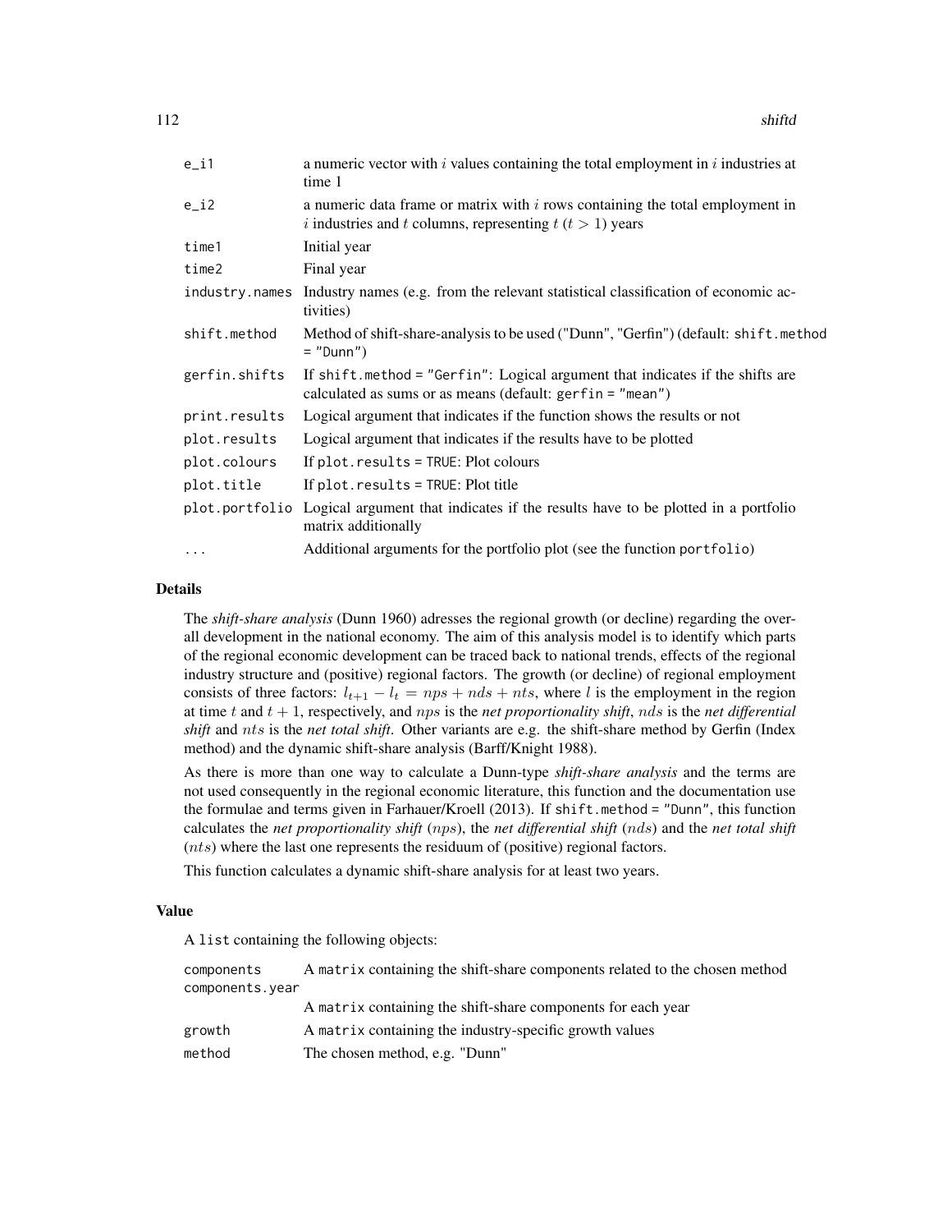| | |
|---|---|
| e_i1 | a numeric vector with $i$ values containing the total employment in $i$ industries at time 1 |
| e_i2 | a numeric data frame or matrix with $i$ rows containing the total employment in $i$ industries and $t$ columns, representing $t$ ($t > 1$) years |
| time1 | Initial year |
| time2 | Final year |
| industry.names | Industry names (e.g. from the relevant statistical classification of economic activities) |
| shift.method | Method of shift-share-analysis to be used ("Dunn", "Gerfin") (default: `shift.method = "Dunn"`) |
| gerfin.shifts | If `shift.method = "Gerfin"`: Logical argument that indicates if the shifts are calculated as sums or as means (default: `gerfin = "mean"`) |
| print.results | Logical argument that indicates if the function shows the results or not |
| plot.results | Logical argument that indicates if the results have to be plotted |
| plot.colours | If `plot.results = TRUE`: Plot colours |
| plot.title | If `plot.results = TRUE`: Plot title |
| plot.portfolio | Logical argument that indicates if the results have to be plotted in a portfolio matrix additionally |
| ... | Additional arguments for the portfolio plot (see the function `portfolio`) |

## Details

The *shift-share analysis* (Dunn 1960) adresses the regional growth (or decline) regarding the overall development in the national economy. The aim of this analysis model is to identify which parts of the regional economic development can be traced back to national trends, effects of the regional industry structure and (positive) regional factors. The growth (or decline) of regional employment consists of three factors: $l_{t+1} - l_t = nps + nds + nts$, where $l$ is the employment in the region at time $t$ and $t + 1$, respectively, and $nps$ is the *net proportionality shift*, $nds$ is the *net differential shift* and $nts$ is the *net total shift*. Other variants are e.g. the shift-share method by Gerfin (Index method) and the dynamic shift-share analysis (Barff/Knight 1988).

As there is more than one way to calculate a Dunn-type *shift-share analysis* and the terms are not used consequently in the regional economic literature, this function and the documentation use the formulae and terms given in Farhauer/Kroell (2013). If `shift.method = "Dunn"`, this function calculates the *net proportionality shift* ($nps$), the *net differential shift* ($nds$) and the *net total shift* ($nts$) where the last one represents the residuum of (positive) regional factors.

This function calculates a dynamic shift-share analysis for at least two years.

## Value

A `list` containing the following objects:

| | |
|---|---|
| components | A `matrix` containing the shift-share components related to the chosen method |
| components.year | A `matrix` containing the shift-share components for each year |
| growth | A `matrix` containing the industry-specific growth values |
| method | The chosen method, e.g. "Dunn" |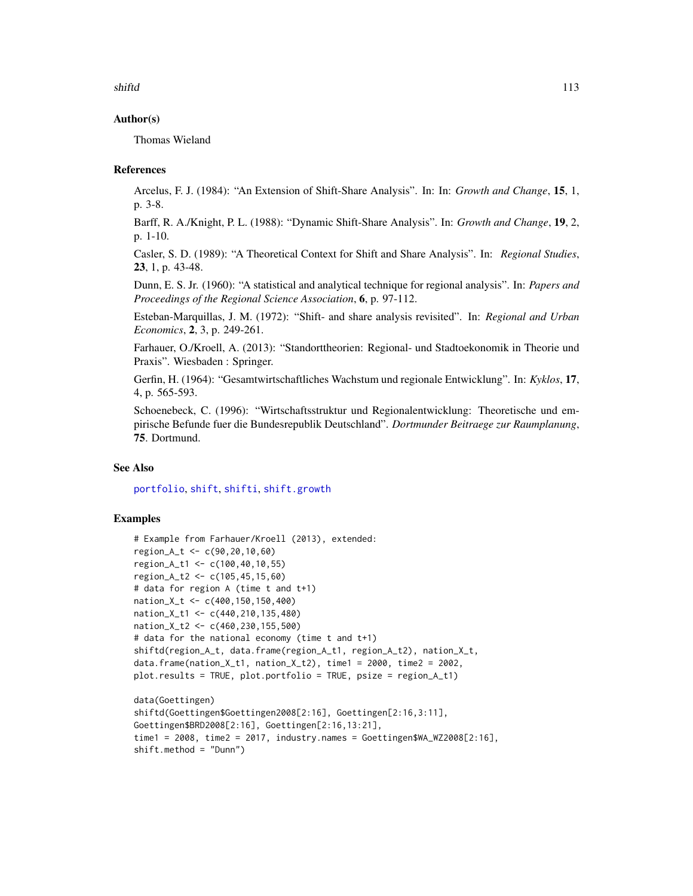## Author(s)

Thomas Wieland

## References

Arcelus, F. J. (1984): "An Extension of Shift-Share Analysis". In: In: *Growth and Change*, **15**, 1, p. 3-8.

Barff, R. A./Knight, P. L. (1988): "Dynamic Shift-Share Analysis". In: *Growth and Change*, **19**, 2, p. 1-10.

Casler, S. D. (1989): "A Theoretical Context for Shift and Share Analysis". In: *Regional Studies*, **23**, 1, p. 43-48.

Dunn, E. S. Jr. (1960): "A statistical and analytical technique for regional analysis". In: *Papers and Proceedings of the Regional Science Association*, **6**, p. 97-112.

Esteban-Marquillas, J. M. (1972): "Shift- and share analysis revisited". In: *Regional and Urban Economics*, **2**, 3, p. 249-261.

Farhauer, O./Kroell, A. (2013): "Standorttheorien: Regional- und Stadtoekonomik in Theorie und Praxis". Wiesbaden : Springer.

Gerfin, H. (1964): "Gesamtwirtschaftliches Wachstum und regionale Entwicklung". In: *Kyklos*, **17**, 4, p. 565-593.

Schoenebeck, C. (1996): "Wirtschaftsstruktur und Regionalentwicklung: Theoretische und empirische Befunde fuer die Bundesrepublik Deutschland". *Dortmunder Beitraege zur Raumplanung*, **75**. Dortmund.

## See Also

portfolio, shift, shifti, shift.growth

## Examples

```
# Example from Farhauer/Kroell (2013), extended:
region_A_t <- c(90,20,10,60)
region_A_t1 <- c(100,40,10,55)
region_A_t2 <- c(105,45,15,60)
# data for region A (time t and t+1)
nation_X_t <- c(400,150,150,400)
nation_X_t1 <- c(440,210,135,480)
nation_X_t2 <- c(460,230,155,500)
# data for the national economy (time t and t+1)
shiftd(region_A_t, data.frame(region_A_t1, region_A_t2), nation_X_t,
data.frame(nation_X_t1, nation_X_t2), time1 = 2000, time2 = 2002,
plot.results = TRUE, plot.portfolio = TRUE, psize = region_A_t1)

data(Goettingen)
shiftd(Goettingen$Goettingen2008[2:16], Goettingen[2:16,3:11],
Goettingen$BRD2008[2:16], Goettingen[2:16,13:21],
time1 = 2008, time2 = 2017, industry.names = Goettingen$WA_WZ2008[2:16],
shift.method = "Dunn")
```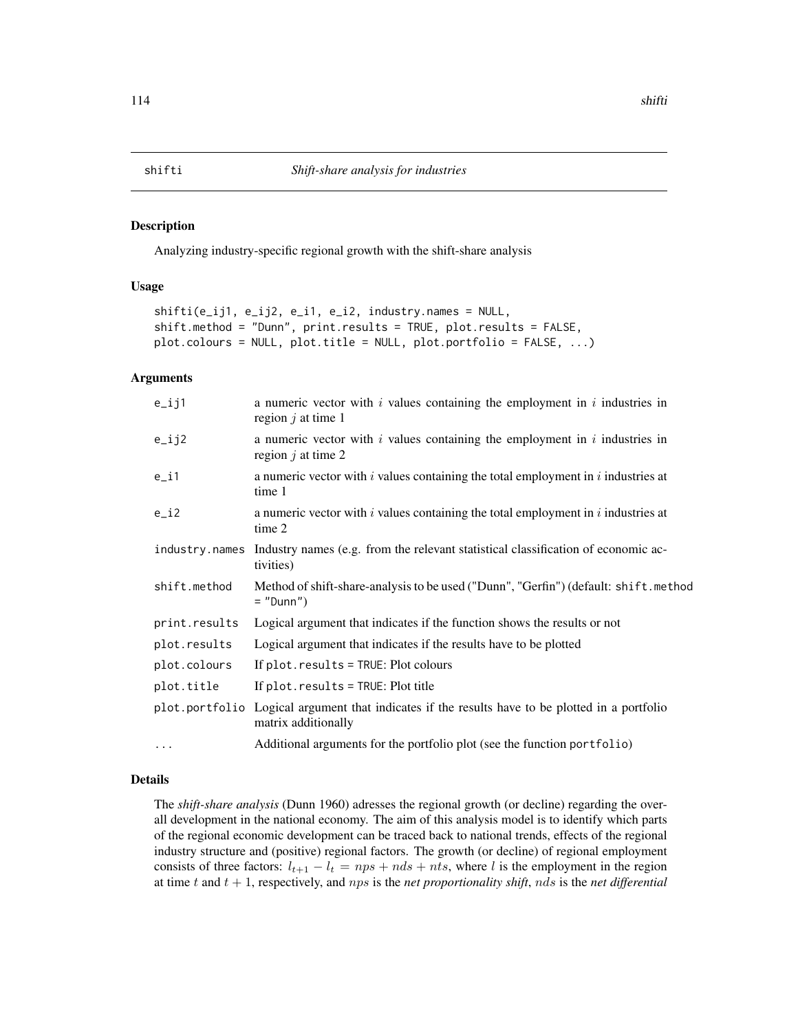# shifti — *Shift-share analysis for industries*

## Description

Analyzing industry-specific regional growth with the shift-share analysis

## Usage

```
shifti(e_ij1, e_ij2, e_i1, e_i2, industry.names = NULL,
shift.method = "Dunn", print.results = TRUE, plot.results = FALSE,
plot.colours = NULL, plot.title = NULL, plot.portfolio = FALSE, ...)
```

## Arguments

| Argument | Description |
|---|---|
| `e_ij1` | a numeric vector with $i$ values containing the employment in $i$ industries in region $j$ at time 1 |
| `e_ij2` | a numeric vector with $i$ values containing the employment in $i$ industries in region $j$ at time 2 |
| `e_i1` | a numeric vector with $i$ values containing the total employment in $i$ industries at time 1 |
| `e_i2` | a numeric vector with $i$ values containing the total employment in $i$ industries at time 2 |
| `industry.names` | Industry names (e.g. from the relevant statistical classification of economic activities) |
| `shift.method` | Method of shift-share-analysis to be used ("Dunn", "Gerfin") (default: `shift.method = "Dunn"`) |
| `print.results` | Logical argument that indicates if the function shows the results or not |
| `plot.results` | Logical argument that indicates if the results have to be plotted |
| `plot.colours` | If `plot.results = TRUE`: Plot colours |
| `plot.title` | If `plot.results = TRUE`: Plot title |
| `plot.portfolio` | Logical argument that indicates if the results have to be plotted in a portfolio matrix additionally |
| `...` | Additional arguments for the portfolio plot (see the function `portfolio`) |

## Details

The *shift-share analysis* (Dunn 1960) adresses the regional growth (or decline) regarding the overall development in the national economy. The aim of this analysis model is to identify which parts of the regional economic development can be traced back to national trends, effects of the regional industry structure and (positive) regional factors. The growth (or decline) of regional employment consists of three factors: $l_{t+1} - l_t = nps + nds + nts$, where $l$ is the employment in the region at time $t$ and $t+1$, respectively, and $nps$ is the *net proportionality shift*, $nds$ is the *net differential*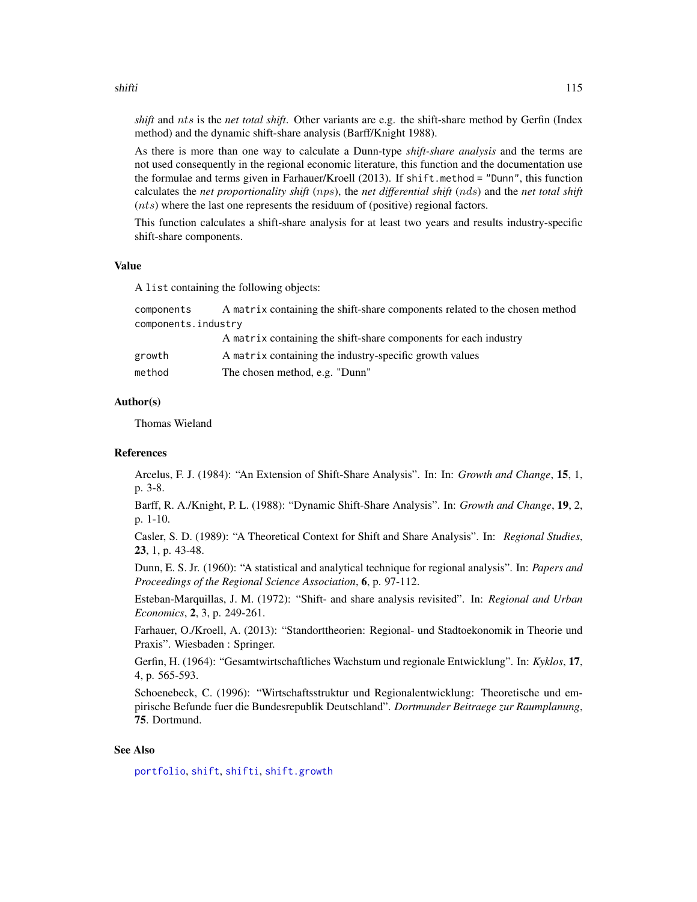*shift* and $nts$ is the *net total shift*. Other variants are e.g. the shift-share method by Gerfin (Index method) and the dynamic shift-share analysis (Barff/Knight 1988).

As there is more than one way to calculate a Dunn-type *shift-share analysis* and the terms are not used consequently in the regional economic literature, this function and the documentation use the formulae and terms given in Farhauer/Kroell (2013). If `shift.method = "Dunn"`, this function calculates the *net proportionality shift* ($nps$), the *net differential shift* ($nds$) and the *net total shift* ($nts$) where the last one represents the residuum of (positive) regional factors.

This function calculates a shift-share analysis for at least two years and results industry-specific shift-share components.

### Value

A `list` containing the following objects:

| | |
|---|---|
| `components` | A `matrix` containing the shift-share components related to the chosen method |
| `components.industry` | A `matrix` containing the shift-share components for each industry |
| `growth` | A `matrix` containing the industry-specific growth values |
| `method` | The chosen method, e.g. "Dunn" |

### Author(s)

Thomas Wieland

### References

Arcelus, F. J. (1984): "An Extension of Shift-Share Analysis". In: In: *Growth and Change*, **15**, 1, p. 3-8.

Barff, R. A./Knight, P. L. (1988): "Dynamic Shift-Share Analysis". In: *Growth and Change*, **19**, 2, p. 1-10.

Casler, S. D. (1989): "A Theoretical Context for Shift and Share Analysis". In: *Regional Studies*, **23**, 1, p. 43-48.

Dunn, E. S. Jr. (1960): "A statistical and analytical technique for regional analysis". In: *Papers and Proceedings of the Regional Science Association*, **6**, p. 97-112.

Esteban-Marquillas, J. M. (1972): "Shift- and share analysis revisited". In: *Regional and Urban Economics*, **2**, 3, p. 249-261.

Farhauer, O./Kroell, A. (2013): "Standorttheorien: Regional- und Stadtoekonomik in Theorie und Praxis". Wiesbaden : Springer.

Gerfin, H. (1964): "Gesamtwirtschaftliches Wachstum und regionale Entwicklung". In: *Kyklos*, **17**, 4, p. 565-593.

Schoenebeck, C. (1996): "Wirtschaftsstruktur und Regionalentwicklung: Theoretische und empirische Befunde fuer die Bundesrepublik Deutschland". *Dortmunder Beitraege zur Raumplanung*, **75**. Dortmund.

### See Also

`portfolio`, `shift`, `shifti`, `shift.growth`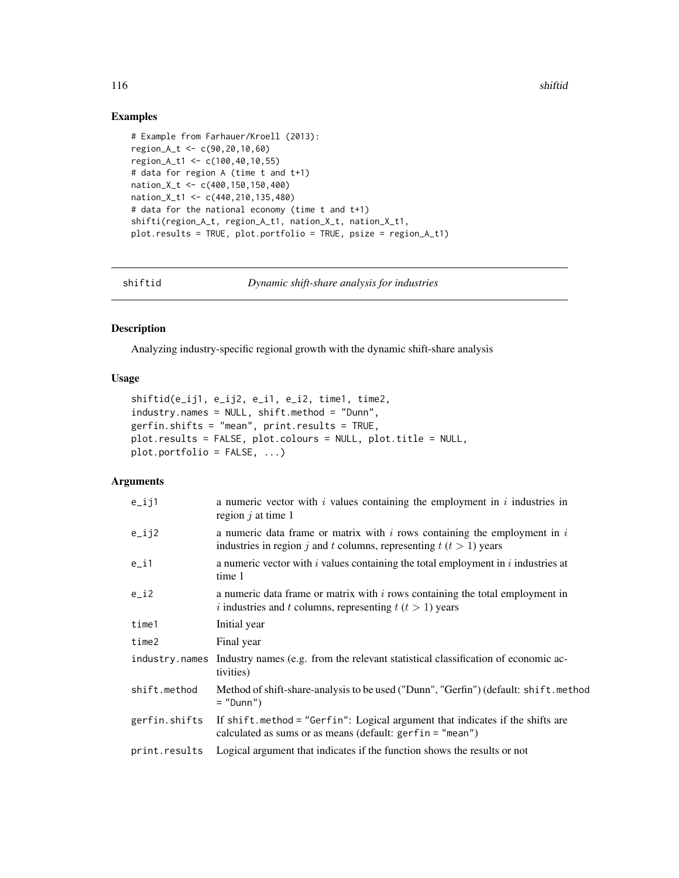## Examples

```
# Example from Farhauer/Kroell (2013):
region_A_t <- c(90,20,10,60)
region_A_t1 <- c(100,40,10,55)
# data for region A (time t and t+1)
nation_X_t <- c(400,150,150,400)
nation_X_t1 <- c(440,210,135,480)
# data for the national economy (time t and t+1)
shifti(region_A_t, region_A_t1, nation_X_t, nation_X_t1,
plot.results = TRUE, plot.portfolio = TRUE, psize = region_A_t1)
```

---

# shiftid — *Dynamic shift-share analysis for industries*

---

## Description

Analyzing industry-specific regional growth with the dynamic shift-share analysis

## Usage

```
shiftid(e_ij1, e_ij2, e_i1, e_i2, time1, time2,
industry.names = NULL, shift.method = "Dunn",
gerfin.shifts = "mean", print.results = TRUE,
plot.results = FALSE, plot.colours = NULL, plot.title = NULL,
plot.portfolio = FALSE, ...)
```

## Arguments

| | |
|---|---|
| `e_ij1` | a numeric vector with $i$ values containing the employment in $i$ industries in region $j$ at time 1 |
| `e_ij2` | a numeric data frame or matrix with $i$ rows containing the employment in $i$ industries in region $j$ and $t$ columns, representing $t$ ($t > 1$) years |
| `e_i1` | a numeric vector with $i$ values containing the total employment in $i$ industries at time 1 |
| `e_i2` | a numeric data frame or matrix with $i$ rows containing the total employment in $i$ industries and $t$ columns, representing $t$ ($t > 1$) years |
| `time1` | Initial year |
| `time2` | Final year |
| `industry.names` | Industry names (e.g. from the relevant statistical classification of economic activities) |
| `shift.method` | Method of shift-share-analysis to be used ("Dunn", "Gerfin") (default: `shift.method = "Dunn"`) |
| `gerfin.shifts` | If `shift.method = "Gerfin"`: Logical argument that indicates if the shifts are calculated as sums or as means (default: `gerfin = "mean"`) |
| `print.results` | Logical argument that indicates if the function shows the results or not |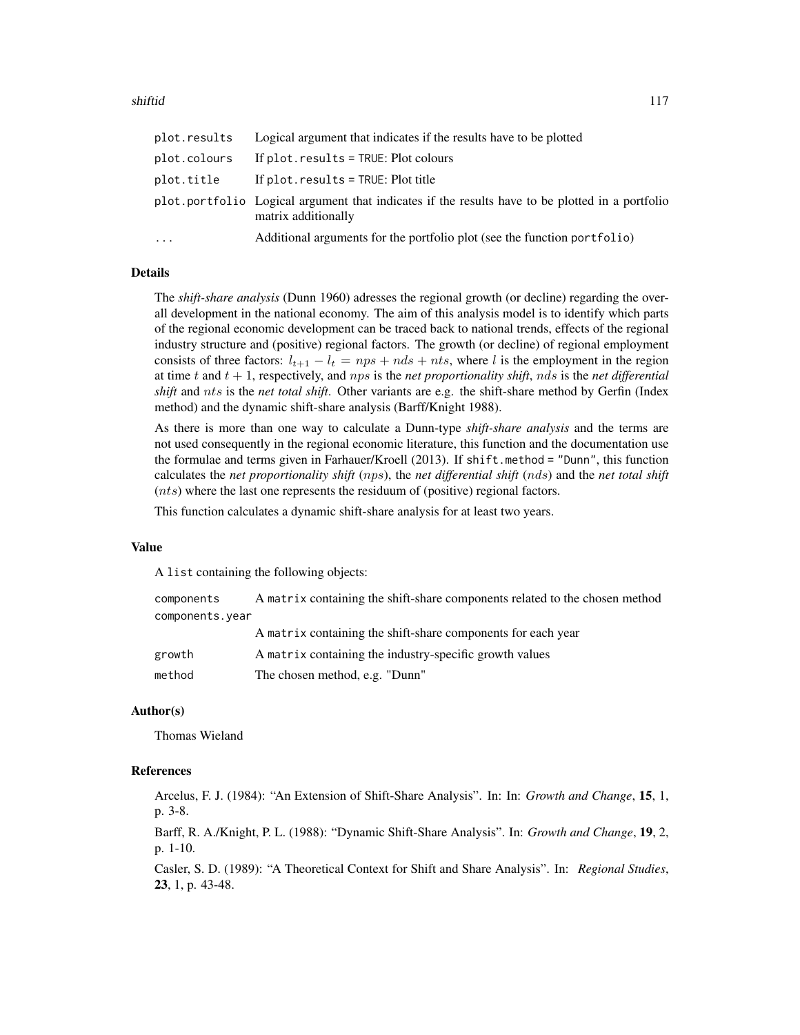| | |
|---|---|
| plot.results | Logical argument that indicates if the results have to be plotted |
| plot.colours | If plot.results = TRUE: Plot colours |
| plot.title | If plot.results = TRUE: Plot title |
| plot.portfolio | Logical argument that indicates if the results have to be plotted in a portfolio matrix additionally |
| ... | Additional arguments for the portfolio plot (see the function portfolio) |

## Details

The *shift-share analysis* (Dunn 1960) adresses the regional growth (or decline) regarding the overall development in the national economy. The aim of this analysis model is to identify which parts of the regional economic development can be traced back to national trends, effects of the regional industry structure and (positive) regional factors. The growth (or decline) of regional employment consists of three factors: $l_{t+1} - l_t = nps + nds + nts$, where $l$ is the employment in the region at time $t$ and $t + 1$, respectively, and $nps$ is the *net proportionality shift*, $nds$ is the *net differential shift* and $nts$ is the *net total shift*. Other variants are e.g. the shift-share method by Gerfin (Index method) and the dynamic shift-share analysis (Barff/Knight 1988).

As there is more than one way to calculate a Dunn-type *shift-share analysis* and the terms are not used consequently in the regional economic literature, this function and the documentation use the formulae and terms given in Farhauer/Kroell (2013). If shift.method = "Dunn", this function calculates the *net proportionality shift* ($nps$), the *net differential shift* ($nds$) and the *net total shift* ($nts$) where the last one represents the residuum of (positive) regional factors.

This function calculates a dynamic shift-share analysis for at least two years.

## Value

A list containing the following objects:

| | |
|---|---|
| components | A matrix containing the shift-share components related to the chosen method |
| components.year | A matrix containing the shift-share components for each year |
| growth | A matrix containing the industry-specific growth values |
| method | The chosen method, e.g. "Dunn" |

## Author(s)

Thomas Wieland

## References

Arcelus, F. J. (1984): "An Extension of Shift-Share Analysis". In: In: *Growth and Change*, **15**, 1, p. 3-8.

Barff, R. A./Knight, P. L. (1988): "Dynamic Shift-Share Analysis". In: *Growth and Change*, **19**, 2, p. 1-10.

Casler, S. D. (1989): "A Theoretical Context for Shift and Share Analysis". In: *Regional Studies*, **23**, 1, p. 43-48.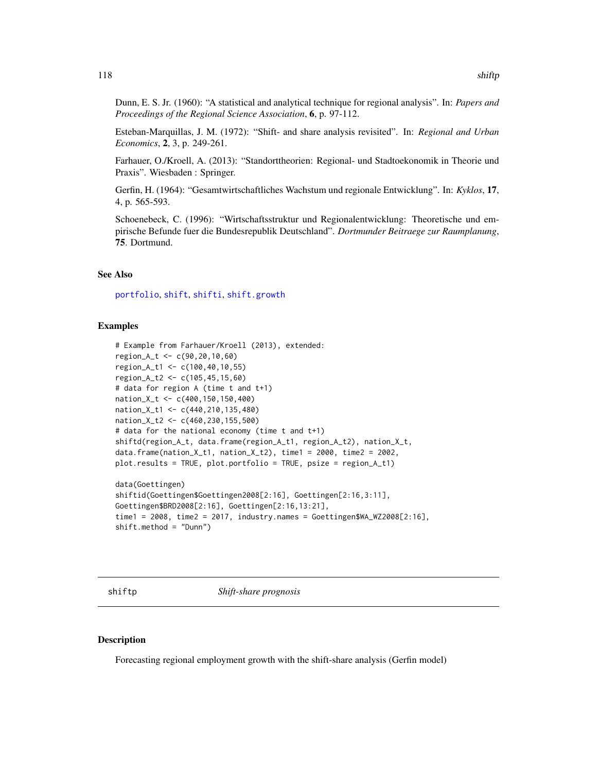Dunn, E. S. Jr. (1960): "A statistical and analytical technique for regional analysis". In: *Papers and Proceedings of the Regional Science Association*, **6**, p. 97-112.

Esteban-Marquillas, J. M. (1972): "Shift- and share analysis revisited". In: *Regional and Urban Economics*, **2**, 3, p. 249-261.

Farhauer, O./Kroell, A. (2013): "Standorttheorien: Regional- und Stadtoekonomik in Theorie und Praxis". Wiesbaden : Springer.

Gerfin, H. (1964): "Gesamtwirtschaftliches Wachstum und regionale Entwicklung". In: *Kyklos*, **17**, 4, p. 565-593.

Schoenebeck, C. (1996): "Wirtschaftsstruktur und Regionalentwicklung: Theoretische und empirische Befunde fuer die Bundesrepublik Deutschland". *Dortmunder Beitraege zur Raumplanung*, **75**. Dortmund.

### See Also

portfolio, shift, shifti, shift.growth

### Examples

```
# Example from Farhauer/Kroell (2013), extended:
region_A_t <- c(90,20,10,60)
region_A_t1 <- c(100,40,10,55)
region_A_t2 <- c(105,45,15,60)
# data for region A (time t and t+1)
nation_X_t <- c(400,150,150,400)
nation_X_t1 <- c(440,210,135,480)
nation_X_t2 <- c(460,230,155,500)
# data for the national economy (time t and t+1)
shiftd(region_A_t, data.frame(region_A_t1, region_A_t2), nation_X_t,
data.frame(nation_X_t1, nation_X_t2), time1 = 2000, time2 = 2002,
plot.results = TRUE, plot.portfolio = TRUE, psize = region_A_t1)

data(Goettingen)
shiftid(Goettingen$Goettingen2008[2:16], Goettingen[2:16,3:11],
Goettingen$BRD2008[2:16], Goettingen[2:16,13:21],
time1 = 2008, time2 = 2017, industry.names = Goettingen$WA_WZ2008[2:16],
shift.method = "Dunn")
```

## shiftp *Shift-share prognosis*

### Description

Forecasting regional employment growth with the shift-share analysis (Gerfin model)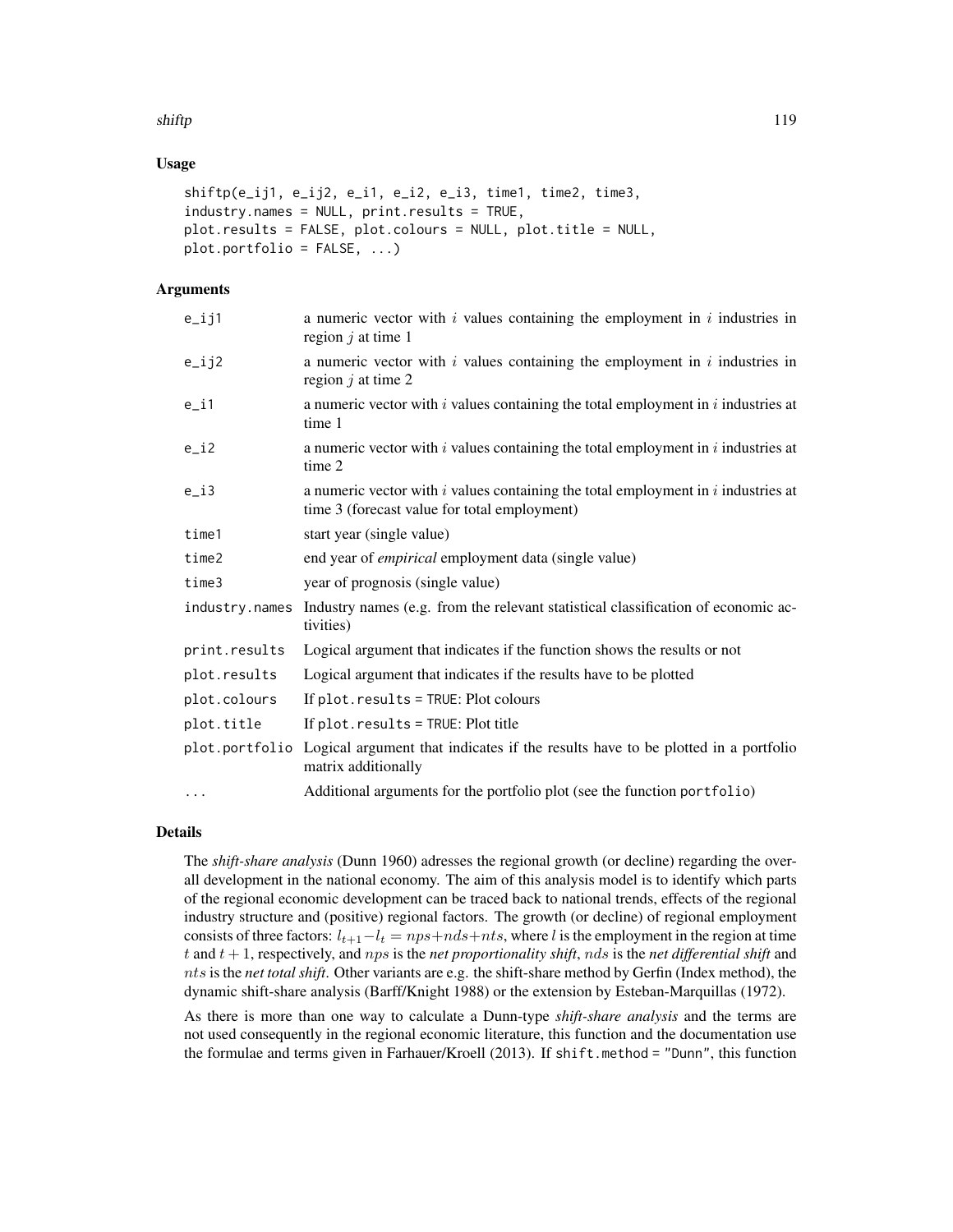### Usage

```
shiftp(e_ij1, e_ij2, e_i1, e_i2, e_i3, time1, time2, time3,
industry.names = NULL, print.results = TRUE,
plot.results = FALSE, plot.colours = NULL, plot.title = NULL,
plot.portfolio = FALSE, ...)
```

### Arguments

| | |
|---|---|
| `e_ij1` | a numeric vector with $i$ values containing the employment in $i$ industries in region $j$ at time 1 |
| `e_ij2` | a numeric vector with $i$ values containing the employment in $i$ industries in region $j$ at time 2 |
| `e_i1` | a numeric vector with $i$ values containing the total employment in $i$ industries at time 1 |
| `e_i2` | a numeric vector with $i$ values containing the total employment in $i$ industries at time 2 |
| `e_i3` | a numeric vector with $i$ values containing the total employment in $i$ industries at time 3 (forecast value for total employment) |
| `time1` | start year (single value) |
| `time2` | end year of *empirical* employment data (single value) |
| `time3` | year of prognosis (single value) |
| `industry.names` | Industry names (e.g. from the relevant statistical classification of economic activities) |
| `print.results` | Logical argument that indicates if the function shows the results or not |
| `plot.results` | Logical argument that indicates if the results have to be plotted |
| `plot.colours` | If `plot.results = TRUE`: Plot colours |
| `plot.title` | If `plot.results = TRUE`: Plot title |
| `plot.portfolio` | Logical argument that indicates if the results have to be plotted in a portfolio matrix additionally |
| `...` | Additional arguments for the portfolio plot (see the function `portfolio`) |

### Details

The *shift-share analysis* (Dunn 1960) adresses the regional growth (or decline) regarding the overall development in the national economy. The aim of this analysis model is to identify which parts of the regional economic development can be traced back to national trends, effects of the regional industry structure and (positive) regional factors. The growth (or decline) of regional employment consists of three factors: $l_{t+1} - l_t = nps + nds + nts$, where $l$ is the employment in the region at time $t$ and $t+1$, respectively, and $nps$ is the *net proportionality shift*, $nds$ is the *net differential shift* and $nts$ is the *net total shift*. Other variants are e.g. the shift-share method by Gerfin (Index method), the dynamic shift-share analysis (Barff/Knight 1988) or the extension by Esteban-Marquillas (1972).

As there is more than one way to calculate a Dunn-type *shift-share analysis* and the terms are not used consequently in the regional economic literature, this function and the documentation use the formulae and terms given in Farhauer/Kroell (2013). If `shift.method = "Dunn"`, this function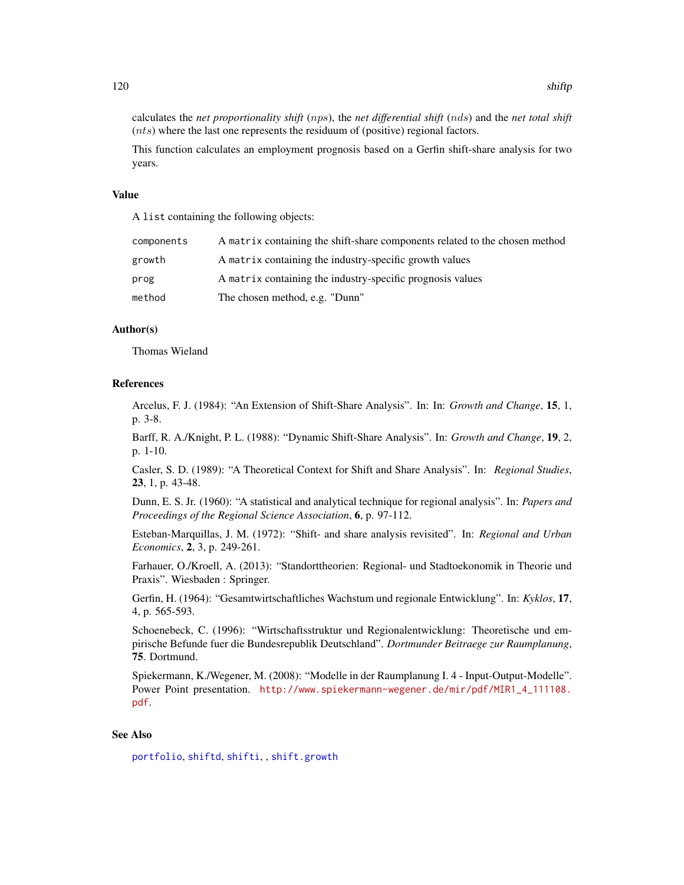calculates the *net proportionality shift* ($nps$), the *net differential shift* ($nds$) and the *net total shift* ($nts$) where the last one represents the residuum of (positive) regional factors.

This function calculates an employment prognosis based on a Gerfin shift-share analysis for two years.

## Value

A `list` containing the following objects:

| | |
|---|---|
| `components` | A `matrix` containing the shift-share components related to the chosen method |
| `growth` | A `matrix` containing the industry-specific growth values |
| `prog` | A `matrix` containing the industry-specific prognosis values |
| `method` | The chosen method, e.g. "Dunn" |

## Author(s)

Thomas Wieland

## References

Arcelus, F. J. (1984): "An Extension of Shift-Share Analysis". In: In: *Growth and Change*, **15**, 1, p. 3-8.

Barff, R. A./Knight, P. L. (1988): "Dynamic Shift-Share Analysis". In: *Growth and Change*, **19**, 2, p. 1-10.

Casler, S. D. (1989): "A Theoretical Context for Shift and Share Analysis". In: *Regional Studies*, **23**, 1, p. 43-48.

Dunn, E. S. Jr. (1960): "A statistical and analytical technique for regional analysis". In: *Papers and Proceedings of the Regional Science Association*, **6**, p. 97-112.

Esteban-Marquillas, J. M. (1972): "Shift- and share analysis revisited". In: *Regional and Urban Economics*, **2**, 3, p. 249-261.

Farhauer, O./Kroell, A. (2013): "Standorttheorien: Regional- und Stadtoekonomik in Theorie und Praxis". Wiesbaden : Springer.

Gerfin, H. (1964): "Gesamtwirtschaftliches Wachstum und regionale Entwicklung". In: *Kyklos*, **17**, 4, p. 565-593.

Schoenebeck, C. (1996): "Wirtschaftsstruktur und Regionalentwicklung: Theoretische und empirische Befunde fuer die Bundesrepublik Deutschland". *Dortmunder Beitraege zur Raumplanung*, **75**. Dortmund.

Spiekermann, K./Wegener, M. (2008): "Modelle in der Raumplanung I. 4 - Input-Output-Modelle". Power Point presentation. http://www.spiekermann-wegener.de/mir/pdf/MIR1_4_111108.pdf.

## See Also

`portfolio`, `shiftd`, `shifti`, , `shift.growth`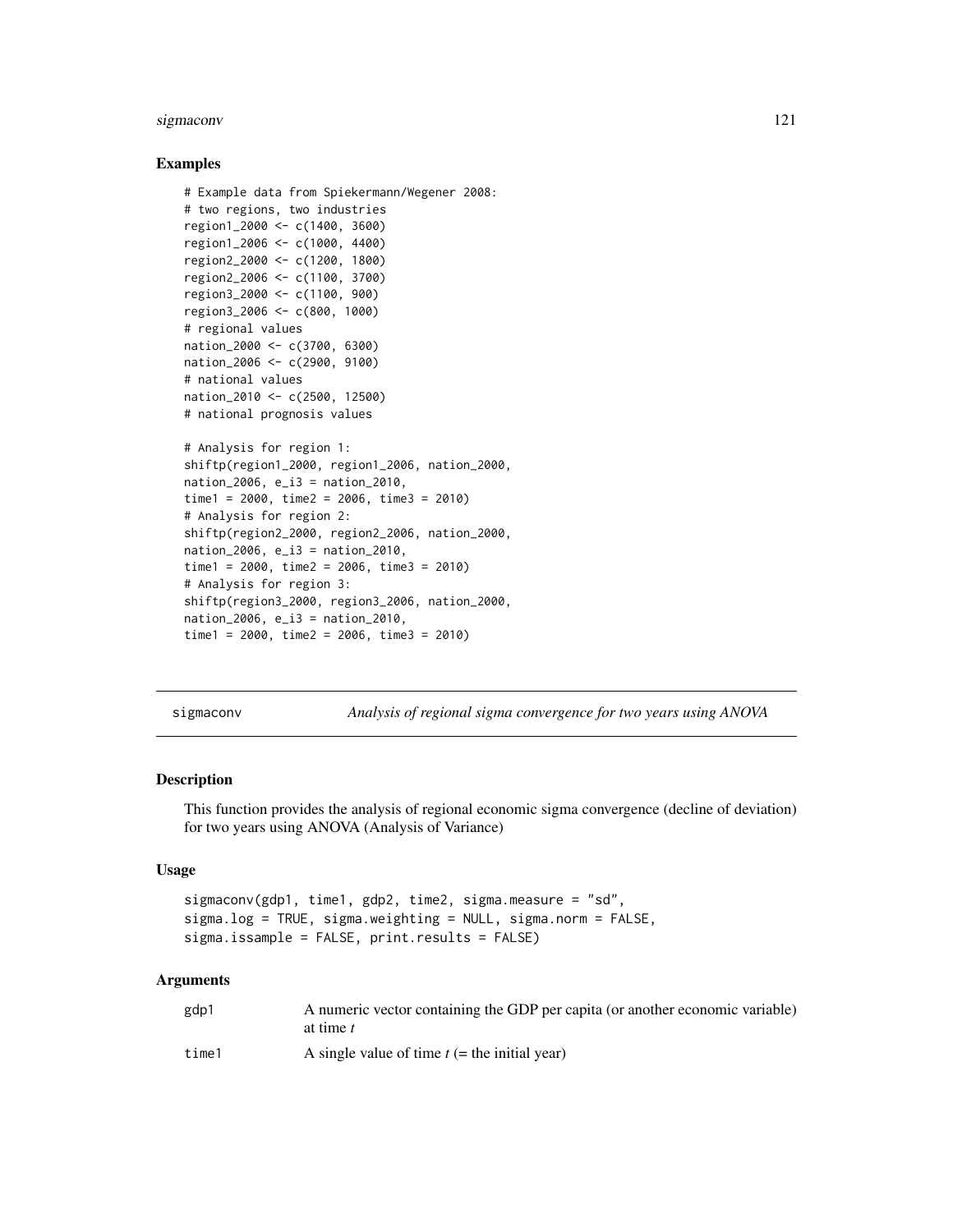## Examples

```
# Example data from Spiekermann/Wegener 2008:
# two regions, two industries
region1_2000 <- c(1400, 3600)
region1_2006 <- c(1000, 4400)
region2_2000 <- c(1200, 1800)
region2_2006 <- c(1100, 3700)
region3_2000 <- c(1100, 900)
region3_2006 <- c(800, 1000)
# regional values
nation_2000 <- c(3700, 6300)
nation_2006 <- c(2900, 9100)
# national values
nation_2010 <- c(2500, 12500)
# national prognosis values

# Analysis for region 1:
shiftp(region1_2000, region1_2006, nation_2000,
nation_2006, e_i3 = nation_2010,
time1 = 2000, time2 = 2006, time3 = 2010)
# Analysis for region 2:
shiftp(region2_2000, region2_2006, nation_2000,
nation_2006, e_i3 = nation_2010,
time1 = 2000, time2 = 2006, time3 = 2010)
# Analysis for region 3:
shiftp(region3_2000, region3_2006, nation_2000,
nation_2006, e_i3 = nation_2010,
time1 = 2000, time2 = 2006, time3 = 2010)
```

---

# sigmaconv — *Analysis of regional sigma convergence for two years using ANOVA*

## Description

This function provides the analysis of regional economic sigma convergence (decline of deviation) for two years using ANOVA (Analysis of Variance)

## Usage

```
sigmaconv(gdp1, time1, gdp2, time2, sigma.measure = "sd",
sigma.log = TRUE, sigma.weighting = NULL, sigma.norm = FALSE,
sigma.issample = FALSE, print.results = FALSE)
```

## Arguments

| | |
|---|---|
| gdp1 | A numeric vector containing the GDP per capita (or another economic variable) at time *t* |
| time1 | A single value of time *t* (= the initial year) |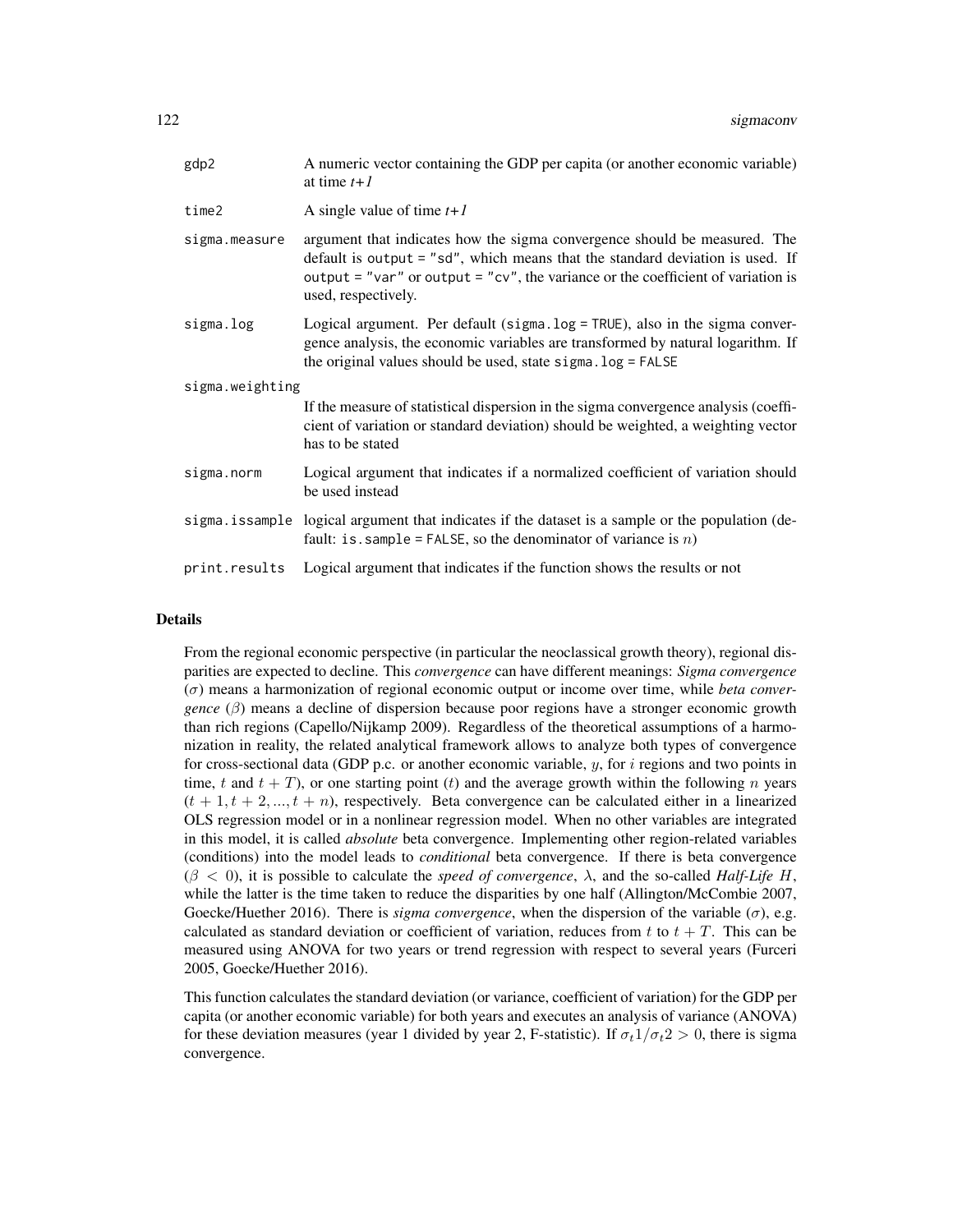| | |
|---|---|
| `gdp2` | A numeric vector containing the GDP per capita (or another economic variable) at time *t+1* |
| `time2` | A single value of time *t+1* |
| `sigma.measure` | argument that indicates how the sigma convergence should be measured. The default is `output = "sd"`, which means that the standard deviation is used. If `output = "var"` or `output = "cv"`, the variance or the coefficient of variation is used, respectively. |
| `sigma.log` | Logical argument. Per default (`sigma.log = TRUE`), also in the sigma convergence analysis, the economic variables are transformed by natural logarithm. If the original values should be used, state `sigma.log = FALSE` |
| `sigma.weighting` | If the measure of statistical dispersion in the sigma convergence analysis (coefficient of variation or standard deviation) should be weighted, a weighting vector has to be stated |
| `sigma.norm` | Logical argument that indicates if a normalized coefficient of variation should be used instead |
| `sigma.issample` | logical argument that indicates if the dataset is a sample or the population (default: `is.sample = FALSE`, so the denominator of variance is $n$) |
| `print.results` | Logical argument that indicates if the function shows the results or not |

## Details

From the regional economic perspective (in particular the neoclassical growth theory), regional disparities are expected to decline. This *convergence* can have different meanings: *Sigma convergence* ($\sigma$) means a harmonization of regional economic output or income over time, while *beta convergence* ($\beta$) means a decline of dispersion because poor regions have a stronger economic growth than rich regions (Capello/Nijkamp 2009). Regardless of the theoretical assumptions of a harmonization in reality, the related analytical framework allows to analyze both types of convergence for cross-sectional data (GDP p.c. or another economic variable, $y$, for $i$ regions and two points in time, $t$ and $t + T$), or one starting point ($t$) and the average growth within the following $n$ years ($t + 1, t + 2, ..., t + n$), respectively. Beta convergence can be calculated either in a linearized OLS regression model or in a nonlinear regression model. When no other variables are integrated in this model, it is called *absolute* beta convergence. Implementing other region-related variables (conditions) into the model leads to *conditional* beta convergence. If there is beta convergence ($\beta < 0$), it is possible to calculate the *speed of convergence*, $\lambda$, and the so-called *Half-Life* $H$, while the latter is the time taken to reduce the disparities by one half (Allington/McCombie 2007, Goecke/Huether 2016). There is *sigma convergence*, when the dispersion of the variable ($\sigma$), e.g. calculated as standard deviation or coefficient of variation, reduces from $t$ to $t + T$. This can be measured using ANOVA for two years or trend regression with respect to several years (Furceri 2005, Goecke/Huether 2016).

This function calculates the standard deviation (or variance, coefficient of variation) for the GDP per capita (or another economic variable) for both years and executes an analysis of variance (ANOVA) for these deviation measures (year 1 divided by year 2, F-statistic). If $\sigma_t 1/\sigma_t 2 > 0$, there is sigma convergence.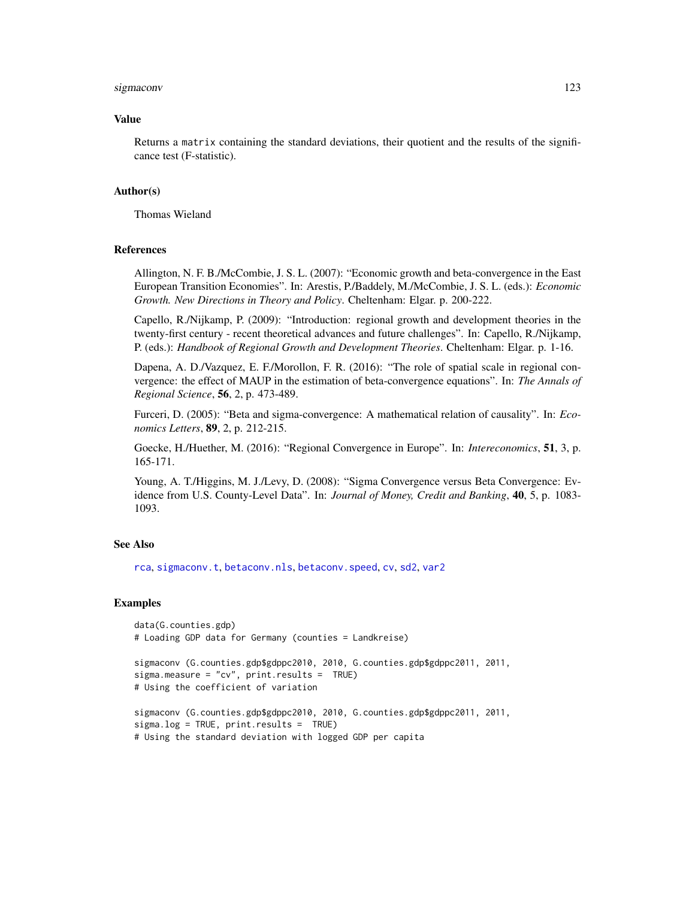### Value

Returns a `matrix` containing the standard deviations, their quotient and the results of the significance test (F-statistic).

### Author(s)

Thomas Wieland

### References

Allington, N. F. B./McCombie, J. S. L. (2007): "Economic growth and beta-convergence in the East European Transition Economies". In: Arestis, P./Baddely, M./McCombie, J. S. L. (eds.): *Economic Growth. New Directions in Theory and Policy*. Cheltenham: Elgar. p. 200-222.

Capello, R./Nijkamp, P. (2009): "Introduction: regional growth and development theories in the twenty-first century - recent theoretical advances and future challenges". In: Capello, R./Nijkamp, P. (eds.): *Handbook of Regional Growth and Development Theories*. Cheltenham: Elgar. p. 1-16.

Dapena, A. D./Vazquez, E. F./Morollon, F. R. (2016): "The role of spatial scale in regional convergence: the effect of MAUP in the estimation of beta-convergence equations". In: *The Annals of Regional Science*, **56**, 2, p. 473-489.

Furceri, D. (2005): "Beta and sigma-convergence: A mathematical relation of causality". In: *Economics Letters*, **89**, 2, p. 212-215.

Goecke, H./Huether, M. (2016): "Regional Convergence in Europe". In: *Intereconomics*, **51**, 3, p. 165-171.

Young, A. T./Higgins, M. J./Levy, D. (2008): "Sigma Convergence versus Beta Convergence: Evidence from U.S. County-Level Data". In: *Journal of Money, Credit and Banking*, **40**, 5, p. 1083-1093.

### See Also

rca, sigmaconv.t, betaconv.nls, betaconv.speed, cv, sd2, var2

### Examples

```
data(G.counties.gdp)
# Loading GDP data for Germany (counties = Landkreise)

sigmaconv (G.counties.gdp$gdppc2010, 2010, G.counties.gdp$gdppc2011, 2011,
sigma.measure = "cv", print.results =  TRUE)
# Using the coefficient of variation

sigmaconv (G.counties.gdp$gdppc2010, 2010, G.counties.gdp$gdppc2011, 2011,
sigma.log = TRUE, print.results =  TRUE)
# Using the standard deviation with logged GDP per capita
```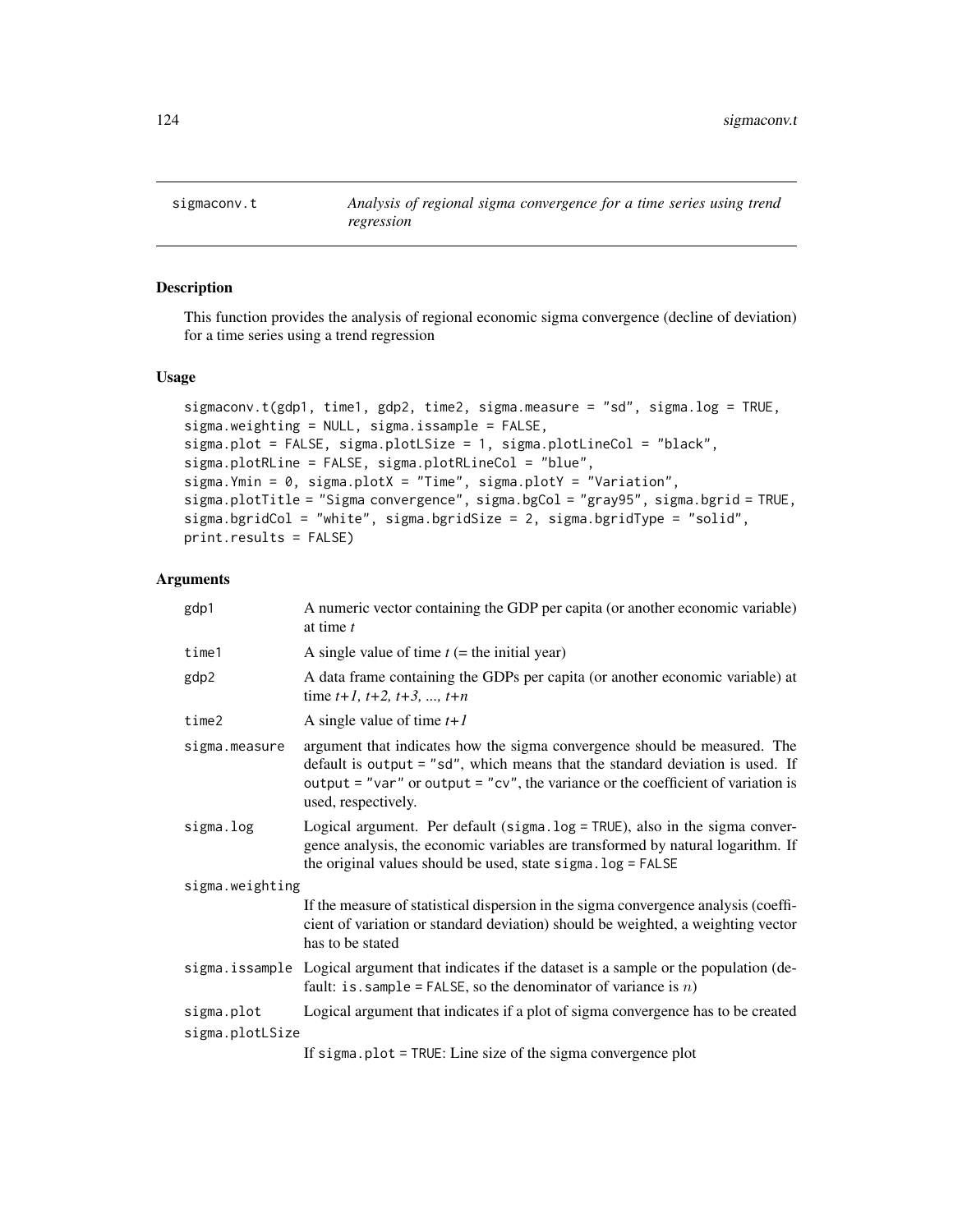## sigmaconv.t — *Analysis of regional sigma convergence for a time series using trend regression*

### Description

This function provides the analysis of regional economic sigma convergence (decline of deviation) for a time series using a trend regression

### Usage

```
sigmaconv.t(gdp1, time1, gdp2, time2, sigma.measure = "sd", sigma.log = TRUE,
sigma.weighting = NULL, sigma.issample = FALSE,
sigma.plot = FALSE, sigma.plotLSize = 1, sigma.plotLineCol = "black",
sigma.plotRLine = FALSE, sigma.plotRLineCol = "blue",
sigma.Ymin = 0, sigma.plotX = "Time", sigma.plotY = "Variation",
sigma.plotTitle = "Sigma convergence", sigma.bgCol = "gray95", sigma.bgrid = TRUE,
sigma.bgridCol = "white", sigma.bgridSize = 2, sigma.bgridType = "solid",
print.results = FALSE)
```

### Arguments

| | |
|---|---|
| `gdp1` | A numeric vector containing the GDP per capita (or another economic variable) at time *t* |
| `time1` | A single value of time *t* (= the initial year) |
| `gdp2` | A data frame containing the GDPs per capita (or another economic variable) at time *t+1, t+2, t+3, ..., t+n* |
| `time2` | A single value of time *t+1* |
| `sigma.measure` | argument that indicates how the sigma convergence should be measured. The default is `output = "sd"`, which means that the standard deviation is used. If `output = "var"` or `output = "cv"`, the variance or the coefficient of variation is used, respectively. |
| `sigma.log` | Logical argument. Per default (`sigma.log = TRUE`), also in the sigma convergence analysis, the economic variables are transformed by natural logarithm. If the original values should be used, state `sigma.log = FALSE` |
| `sigma.weighting` | If the measure of statistical dispersion in the sigma convergence analysis (coefficient of variation or standard deviation) should be weighted, a weighting vector has to be stated |
| `sigma.issample` | Logical argument that indicates if the dataset is a sample or the population (default: `is.sample = FALSE`, so the denominator of variance is $n$) |
| `sigma.plot` | Logical argument that indicates if a plot of sigma convergence has to be created |
| `sigma.plotLSize` | If `sigma.plot = TRUE`: Line size of the sigma convergence plot |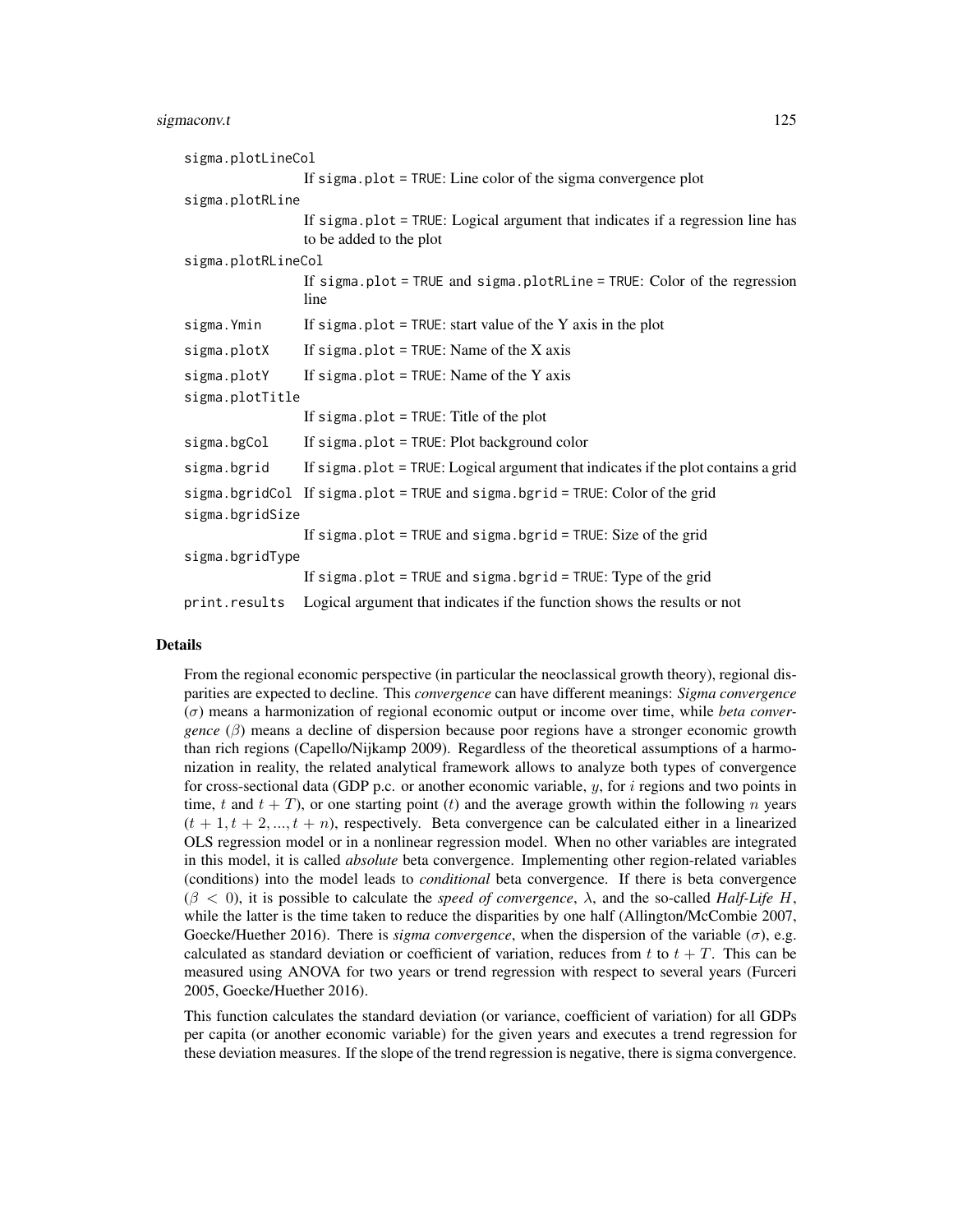`sigma.plotLineCol`
: If `sigma.plot = TRUE`: Line color of the sigma convergence plot

`sigma.plotRLine`
: If `sigma.plot = TRUE`: Logical argument that indicates if a regression line has to be added to the plot

`sigma.plotRLineCol`
: If `sigma.plot = TRUE` and `sigma.plotRLine = TRUE`: Color of the regression line

`sigma.Ymin`
: If `sigma.plot = TRUE`: start value of the Y axis in the plot

`sigma.plotX`
: If `sigma.plot = TRUE`: Name of the X axis

`sigma.plotY`
: If `sigma.plot = TRUE`: Name of the Y axis

`sigma.plotTitle`
: If `sigma.plot = TRUE`: Title of the plot

`sigma.bgCol`
: If `sigma.plot = TRUE`: Plot background color

`sigma.bgrid`
: If `sigma.plot = TRUE`: Logical argument that indicates if the plot contains a grid

`sigma.bgridCol`
: If `sigma.plot = TRUE` and `sigma.bgrid = TRUE`: Color of the grid

`sigma.bgridSize`
: If `sigma.plot = TRUE` and `sigma.bgrid = TRUE`: Size of the grid

`sigma.bgridType`
: If `sigma.plot = TRUE` and `sigma.bgrid = TRUE`: Type of the grid

`print.results`
: Logical argument that indicates if the function shows the results or not

## Details

From the regional economic perspective (in particular the neoclassical growth theory), regional disparities are expected to decline. This *convergence* can have different meanings: *Sigma convergence* ($\sigma$) means a harmonization of regional economic output or income over time, while *beta convergence* ($\beta$) means a decline of dispersion because poor regions have a stronger economic growth than rich regions (Capello/Nijkamp 2009). Regardless of the theoretical assumptions of a harmonization in reality, the related analytical framework allows to analyze both types of convergence for cross-sectional data (GDP p.c. or another economic variable, $y$, for $i$ regions and two points in time, $t$ and $t + T$), or one starting point ($t$) and the average growth within the following $n$ years ($t + 1, t + 2, ..., t + n$), respectively. Beta convergence can be calculated either in a linearized OLS regression model or in a nonlinear regression model. When no other variables are integrated in this model, it is called *absolute* beta convergence. Implementing other region-related variables (conditions) into the model leads to *conditional* beta convergence. If there is beta convergence ($\beta < 0$), it is possible to calculate the *speed of convergence*, $\lambda$, and the so-called *Half-Life* $H$, while the latter is the time taken to reduce the disparities by one half (Allington/McCombie 2007, Goecke/Huether 2016). There is *sigma convergence*, when the dispersion of the variable ($\sigma$), e.g. calculated as standard deviation or coefficient of variation, reduces from $t$ to $t + T$. This can be measured using ANOVA for two years or trend regression with respect to several years (Furceri 2005, Goecke/Huether 2016).

This function calculates the standard deviation (or variance, coefficient of variation) for all GDPs per capita (or another economic variable) for the given years and executes a trend regression for these deviation measures. If the slope of the trend regression is negative, there is sigma convergence.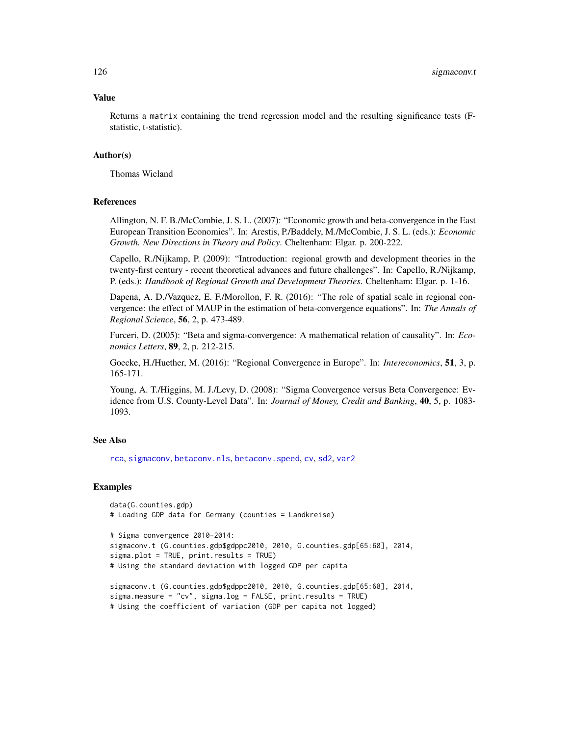## Value

Returns a `matrix` containing the trend regression model and the resulting significance tests (F-statistic, t-statistic).

## Author(s)

Thomas Wieland

## References

Allington, N. F. B./McCombie, J. S. L. (2007): "Economic growth and beta-convergence in the East European Transition Economies". In: Arestis, P./Baddely, M./McCombie, J. S. L. (eds.): *Economic Growth. New Directions in Theory and Policy*. Cheltenham: Elgar. p. 200-222.

Capello, R./Nijkamp, P. (2009): "Introduction: regional growth and development theories in the twenty-first century - recent theoretical advances and future challenges". In: Capello, R./Nijkamp, P. (eds.): *Handbook of Regional Growth and Development Theories*. Cheltenham: Elgar. p. 1-16.

Dapena, A. D./Vazquez, E. F./Morollon, F. R. (2016): "The role of spatial scale in regional convergence: the effect of MAUP in the estimation of beta-convergence equations". In: *The Annals of Regional Science*, **56**, 2, p. 473-489.

Furceri, D. (2005): "Beta and sigma-convergence: A mathematical relation of causality". In: *Economics Letters*, **89**, 2, p. 212-215.

Goecke, H./Huether, M. (2016): "Regional Convergence in Europe". In: *Intereconomics*, **51**, 3, p. 165-171.

Young, A. T./Higgins, M. J./Levy, D. (2008): "Sigma Convergence versus Beta Convergence: Evidence from U.S. County-Level Data". In: *Journal of Money, Credit and Banking*, **40**, 5, p. 1083-1093.

## See Also

rca, sigmaconv, betaconv.nls, betaconv.speed, cv, sd2, var2

## Examples

```
data(G.counties.gdp)
# Loading GDP data for Germany (counties = Landkreise)

# Sigma convergence 2010-2014:
sigmaconv.t (G.counties.gdp$gdppc2010, 2010, G.counties.gdp[65:68], 2014,
sigma.plot = TRUE, print.results = TRUE)
# Using the standard deviation with logged GDP per capita

sigmaconv.t (G.counties.gdp$gdppc2010, 2010, G.counties.gdp[65:68], 2014,
sigma.measure = "cv", sigma.log = FALSE, print.results = TRUE)
# Using the coefficient of variation (GDP per capita not logged)
```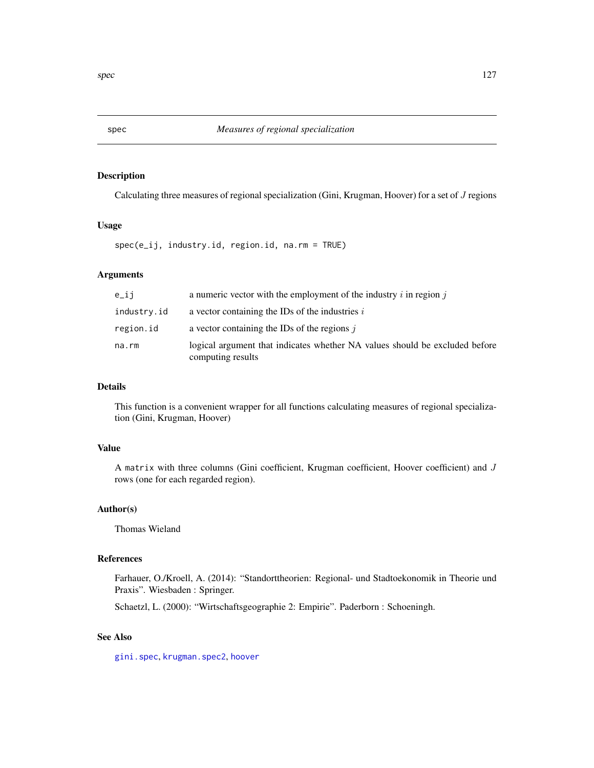# spec — *Measures of regional specialization*

## Description

Calculating three measures of regional specialization (Gini, Krugman, Hoover) for a set of $J$ regions

## Usage

```
spec(e_ij, industry.id, region.id, na.rm = TRUE)
```

## Arguments

| | |
|---|---|
| `e_ij` | a numeric vector with the employment of the industry $i$ in region $j$ |
| `industry.id` | a vector containing the IDs of the industries $i$ |
| `region.id` | a vector containing the IDs of the regions $j$ |
| `na.rm` | logical argument that indicates whether NA values should be excluded before computing results |

## Details

This function is a convenient wrapper for all functions calculating measures of regional specialization (Gini, Krugman, Hoover)

## Value

A `matrix` with three columns (Gini coefficient, Krugman coefficient, Hoover coefficient) and $J$ rows (one for each regarded region).

## Author(s)

Thomas Wieland

## References

Farhauer, O./Kroell, A. (2014): "Standorttheorien: Regional- und Stadtoekonomik in Theorie und Praxis". Wiesbaden : Springer.

Schaetzl, L. (2000): "Wirtschaftsgeographie 2: Empirie". Paderborn : Schoeningh.

## See Also

`gini.spec`, `krugman.spec2`, `hoover`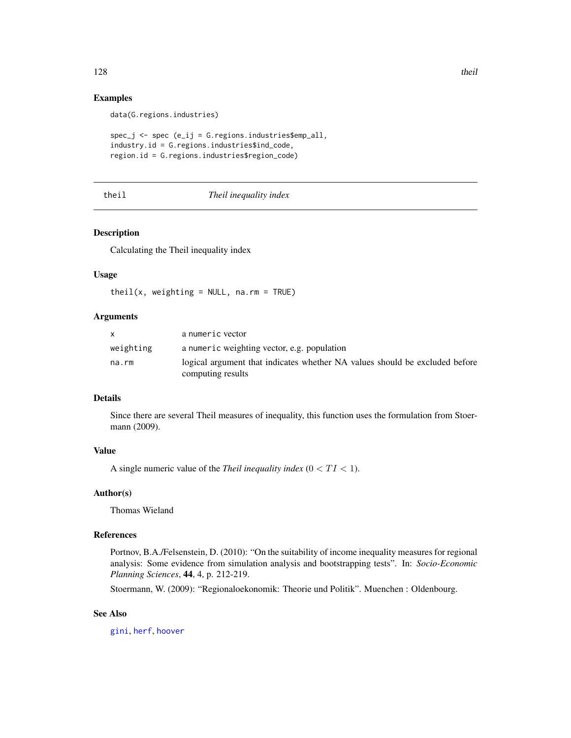### Examples

```
data(G.regions.industries)

spec_j <- spec (e_ij = G.regions.industries$emp_all,
industry.id = G.regions.industries$ind_code,
region.id = G.regions.industries$region_code)
```

---

## theil — *Theil inequality index*

---

### Description

Calculating the Theil inequality index

### Usage

```
theil(x, weighting = NULL, na.rm = TRUE)
```

### Arguments

| | |
|---|---|
| x | a numeric vector |
| weighting | a numeric weighting vector, e.g. population |
| na.rm | logical argument that indicates whether NA values should be excluded before computing results |

### Details

Since there are several Theil measures of inequality, this function uses the formulation from Stoermann (2009).

### Value

A single numeric value of the *Theil inequality index* ($0 < TI < 1$).

### Author(s)

Thomas Wieland

### References

Portnov, B.A./Felsenstein, D. (2010): "On the suitability of income inequality measures for regional analysis: Some evidence from simulation analysis and bootstrapping tests". In: *Socio-Economic Planning Sciences*, **44**, 4, p. 212-219.

Stoermann, W. (2009): "Regionaloekonomik: Theorie und Politik". Muenchen : Oldenbourg.

### See Also

gini, herf, hoover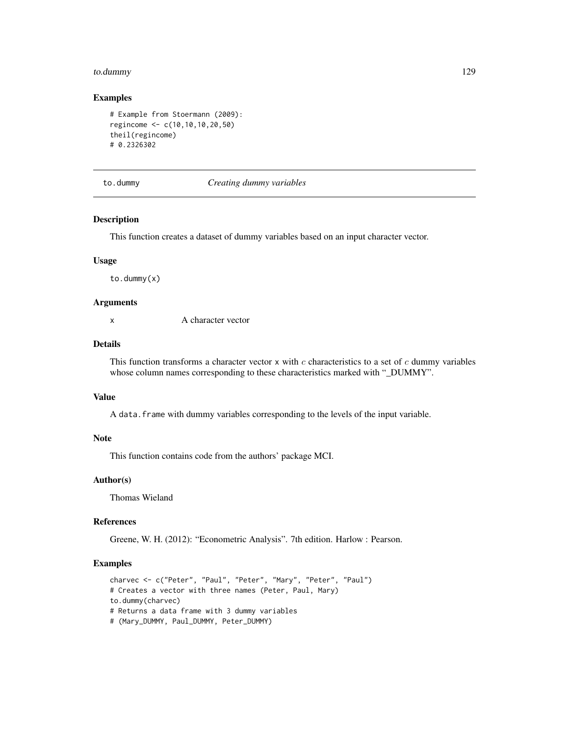### Examples

```
# Example from Stoermann (2009):
regincome <- c(10,10,10,20,50)
theil(regincome)
# 0.2326302
```

## to.dummy    *Creating dummy variables*

### Description

This function creates a dataset of dummy variables based on an input character vector.

### Usage

```
to.dummy(x)
```

### Arguments

x    A character vector

### Details

This function transforms a character vector `x` with $c$ characteristics to a set of $c$ dummy variables whose column names corresponding to these characteristics marked with "_DUMMY".

### Value

A `data.frame` with dummy variables corresponding to the levels of the input variable.

### Note

This function contains code from the authors' package MCI.

### Author(s)

Thomas Wieland

### References

Greene, W. H. (2012): "Econometric Analysis". 7th edition. Harlow : Pearson.

### Examples

```
charvec <- c("Peter", "Paul", "Peter", "Mary", "Peter", "Paul")
# Creates a vector with three names (Peter, Paul, Mary)
to.dummy(charvec)
# Returns a data frame with 3 dummy variables
# (Mary_DUMMY, Paul_DUMMY, Peter_DUMMY)
```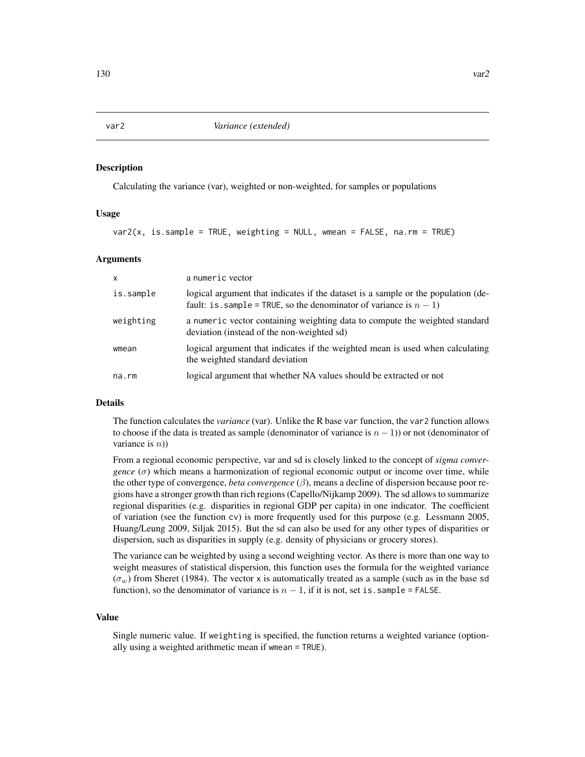# var2 — *Variance (extended)*

## Description

Calculating the variance (var), weighted or non-weighted, for samples or populations

## Usage

```
var2(x, is.sample = TRUE, weighting = NULL, wmean = FALSE, na.rm = TRUE)
```

## Arguments

| | |
|---|---|
| x | a numeric vector |
| is.sample | logical argument that indicates if the dataset is a sample or the population (default: is.sample = TRUE, so the denominator of variance is $n-1$) |
| weighting | a numeric vector containing weighting data to compute the weighted standard deviation (instead of the non-weighted sd) |
| wmean | logical argument that indicates if the weighted mean is used when calculating the weighted standard deviation |
| na.rm | logical argument that whether NA values should be extracted or not |

## Details

The function calculates the *variance* (var). Unlike the R base var function, the var2 function allows to choose if the data is treated as sample (denominator of variance is $n-1$)) or not (denominator of variance is $n$))

From a regional economic perspective, var and sd is closely linked to the concept of *sigma convergence* ($\sigma$) which means a harmonization of regional economic output or income over time, while the other type of convergence, *beta convergence* ($\beta$), means a decline of dispersion because poor regions have a stronger growth than rich regions (Capello/Nijkamp 2009). The sd allows to summarize regional disparities (e.g. disparities in regional GDP per capita) in one indicator. The coefficient of variation (see the function cv) is more frequently used for this purpose (e.g. Lessmann 2005, Huang/Leung 2009, Siljak 2015). But the sd can also be used for any other types of disparities or dispersion, such as disparities in supply (e.g. density of physicians or grocery stores).

The variance can be weighted by using a second weighting vector. As there is more than one way to weight measures of statistical dispersion, this function uses the formula for the weighted variance ($\sigma_w$) from Sheret (1984). The vector x is automatically treated as a sample (such as in the base sd function), so the denominator of variance is $n-1$, if it is not, set is.sample = FALSE.

## Value

Single numeric value. If weighting is specified, the function returns a weighted variance (optionally using a weighted arithmetic mean if wmean = TRUE).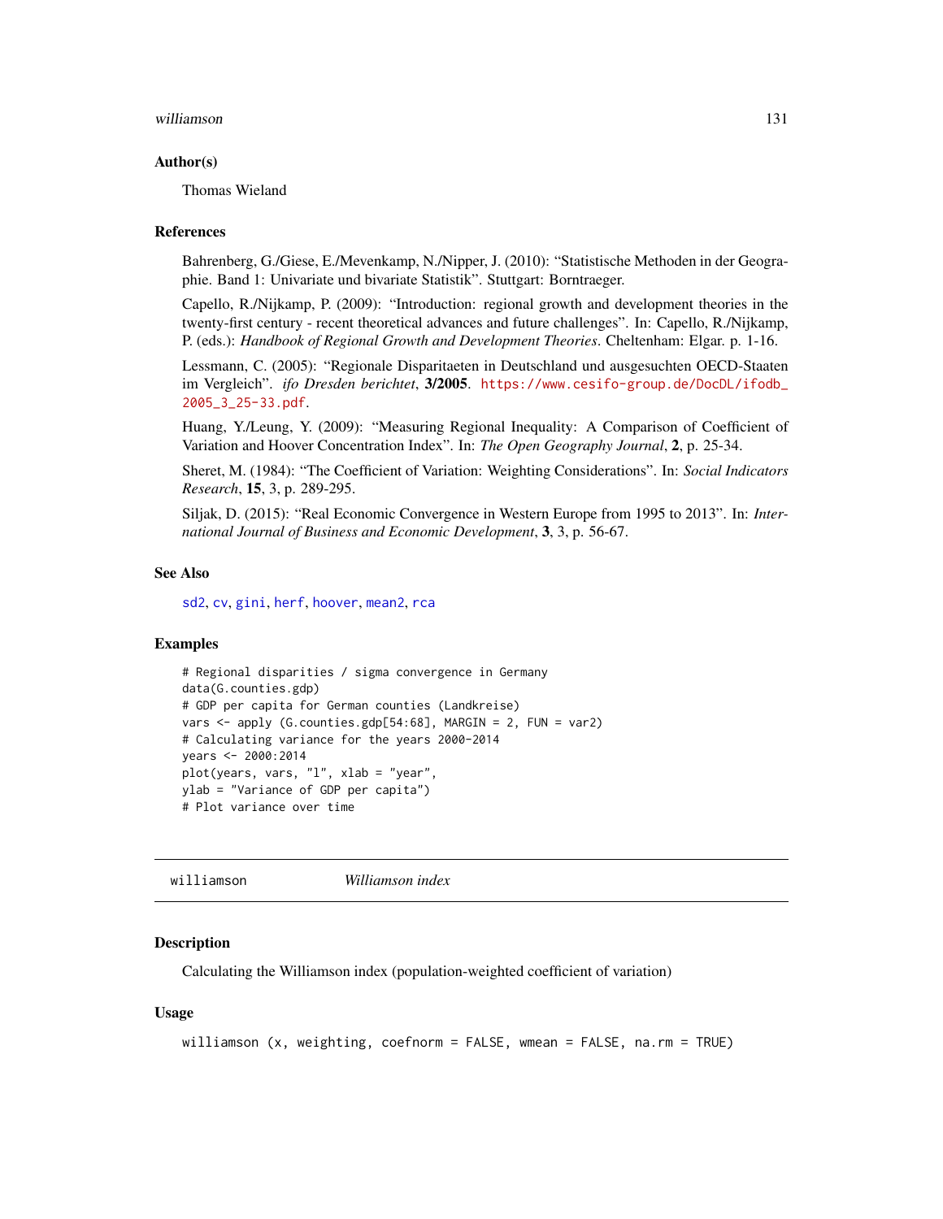## Author(s)

Thomas Wieland

## References

Bahrenberg, G./Giese, E./Mevenkamp, N./Nipper, J. (2010): "Statistische Methoden in der Geographie. Band 1: Univariate und bivariate Statistik". Stuttgart: Borntraeger.

Capello, R./Nijkamp, P. (2009): "Introduction: regional growth and development theories in the twenty-first century - recent theoretical advances and future challenges". In: Capello, R./Nijkamp, P. (eds.): *Handbook of Regional Growth and Development Theories*. Cheltenham: Elgar. p. 1-16.

Lessmann, C. (2005): "Regionale Disparitaeten in Deutschland und ausgesuchten OECD-Staaten im Vergleich". *ifo Dresden berichtet*, **3/2005**. https://www.cesifo-group.de/DocDL/ifodb_2005_3_25-33.pdf.

Huang, Y./Leung, Y. (2009): "Measuring Regional Inequality: A Comparison of Coefficient of Variation and Hoover Concentration Index". In: *The Open Geography Journal*, **2**, p. 25-34.

Sheret, M. (1984): "The Coefficient of Variation: Weighting Considerations". In: *Social Indicators Research*, **15**, 3, p. 289-295.

Siljak, D. (2015): "Real Economic Convergence in Western Europe from 1995 to 2013". In: *International Journal of Business and Economic Development*, **3**, 3, p. 56-67.

## See Also

sd2, cv, gini, herf, hoover, mean2, rca

## Examples

```
# Regional disparities / sigma convergence in Germany
data(G.counties.gdp)
# GDP per capita for German counties (Landkreise)
vars <- apply (G.counties.gdp[54:68], MARGIN = 2, FUN = var2)
# Calculating variance for the years 2000-2014
years <- 2000:2014
plot(years, vars, "l", xlab = "year",
ylab = "Variance of GDP per capita")
# Plot variance over time
```

---

# williamson *Williamson index*

## Description

Calculating the Williamson index (population-weighted coefficient of variation)

## Usage

```
williamson (x, weighting, coefnorm = FALSE, wmean = FALSE, na.rm = TRUE)
```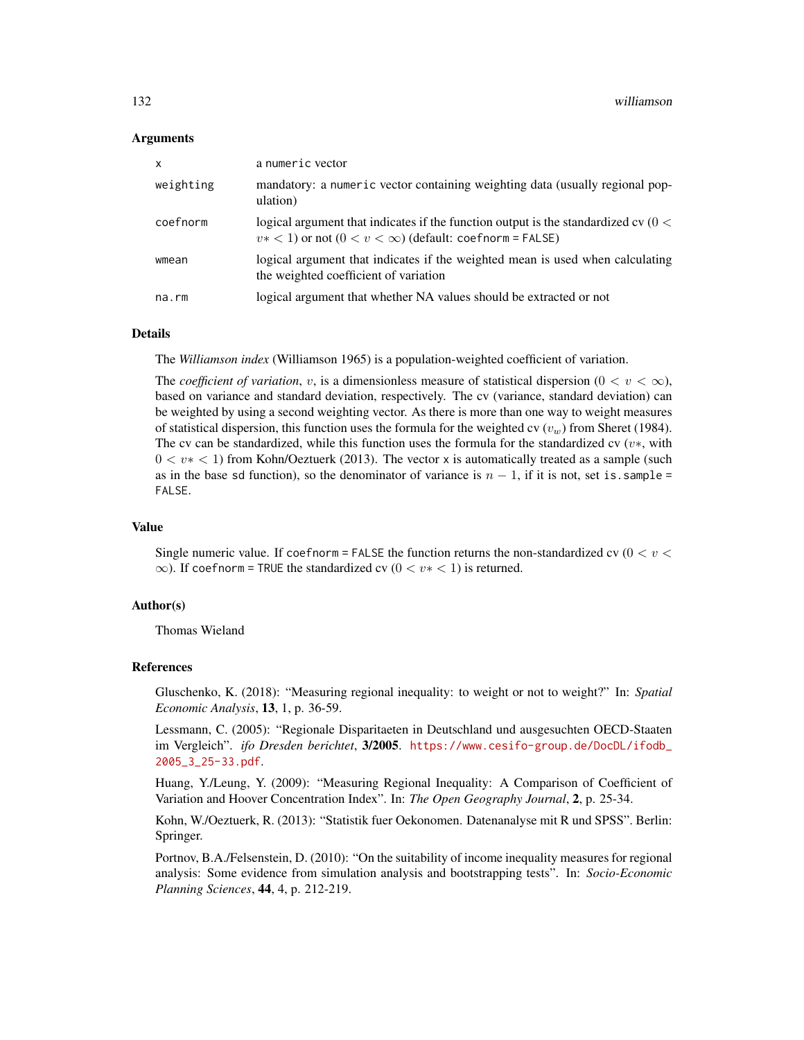### Arguments

| | |
|---|---|
| `x` | a `numeric` vector |
| `weighting` | mandatory: a `numeric` vector containing weighting data (usually regional population) |
| `coefnorm` | logical argument that indicates if the function output is the standardized cv ($0 < v* < 1$) or not ($0 < v < \infty$) (default: `coefnorm = FALSE`) |
| `wmean` | logical argument that indicates if the weighted mean is used when calculating the weighted coefficient of variation |
| `na.rm` | logical argument that whether NA values should be extracted or not |

### Details

The *Williamson index* (Williamson 1965) is a population-weighted coefficient of variation.

The *coefficient of variation*, $v$, is a dimensionless measure of statistical dispersion ($0 < v < \infty$), based on variance and standard deviation, respectively. The cv (variance, standard deviation) can be weighted by using a second weighting vector. As there is more than one way to weight measures of statistical dispersion, this function uses the formula for the weighted cv ($v_w$) from Sheret (1984). The cv can be standardized, while this function uses the formula for the standardized cv ($v*$, with $0 < v* < 1$) from Kohn/Oeztuerk (2013). The vector `x` is automatically treated as a sample (such as in the base `sd` function), so the denominator of variance is $n - 1$, if it is not, set `is.sample = FALSE`.

### Value

Single numeric value. If `coefnorm = FALSE` the function returns the non-standardized cv ($0 < v < \infty$). If `coefnorm = TRUE` the standardized cv ($0 < v* < 1$) is returned.

### Author(s)

Thomas Wieland

### References

Gluschenko, K. (2018): "Measuring regional inequality: to weight or not to weight?" In: *Spatial Economic Analysis*, **13**, 1, p. 36-59.

Lessmann, C. (2005): "Regionale Disparitaeten in Deutschland und ausgesuchten OECD-Staaten im Vergleich". *ifo Dresden berichtet*, **3/2005**. https://www.cesifo-group.de/DocDL/ifodb_2005_3_25-33.pdf.

Huang, Y./Leung, Y. (2009): "Measuring Regional Inequality: A Comparison of Coefficient of Variation and Hoover Concentration Index". In: *The Open Geography Journal*, **2**, p. 25-34.

Kohn, W./Oeztuerk, R. (2013): "Statistik fuer Oekonomen. Datenanalyse mit R und SPSS". Berlin: Springer.

Portnov, B.A./Felsenstein, D. (2010): "On the suitability of income inequality measures for regional analysis: Some evidence from simulation analysis and bootstrapping tests". In: *Socio-Economic Planning Sciences*, **44**, 4, p. 212-219.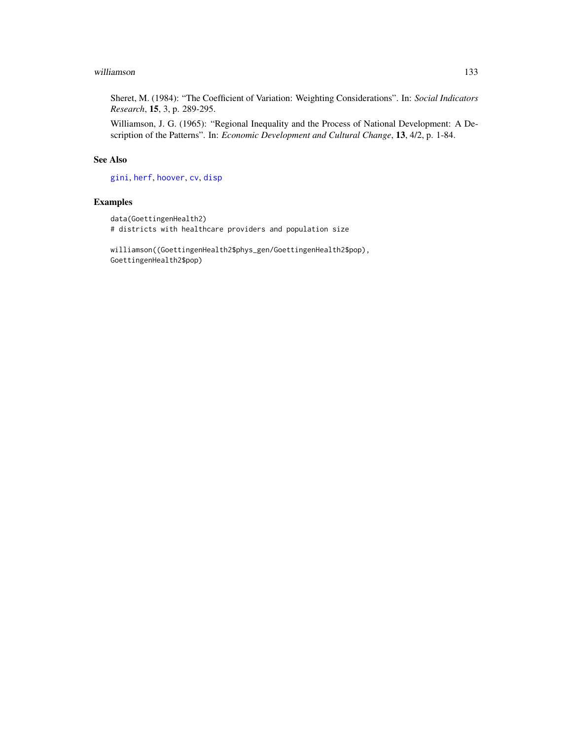Sheret, M. (1984): "The Coefficient of Variation: Weighting Considerations". In: *Social Indicators Research*, **15**, 3, p. 289-295.

Williamson, J. G. (1965): "Regional Inequality and the Process of National Development: A Description of the Patterns". In: *Economic Development and Cultural Change*, **13**, 4/2, p. 1-84.

## See Also

gini, herf, hoover, cv, disp

## Examples

```
data(GoettingenHealth2)
# districts with healthcare providers and population size

williamson((GoettingenHealth2$phys_gen/GoettingenHealth2$pop),
GoettingenHealth2$pop)
```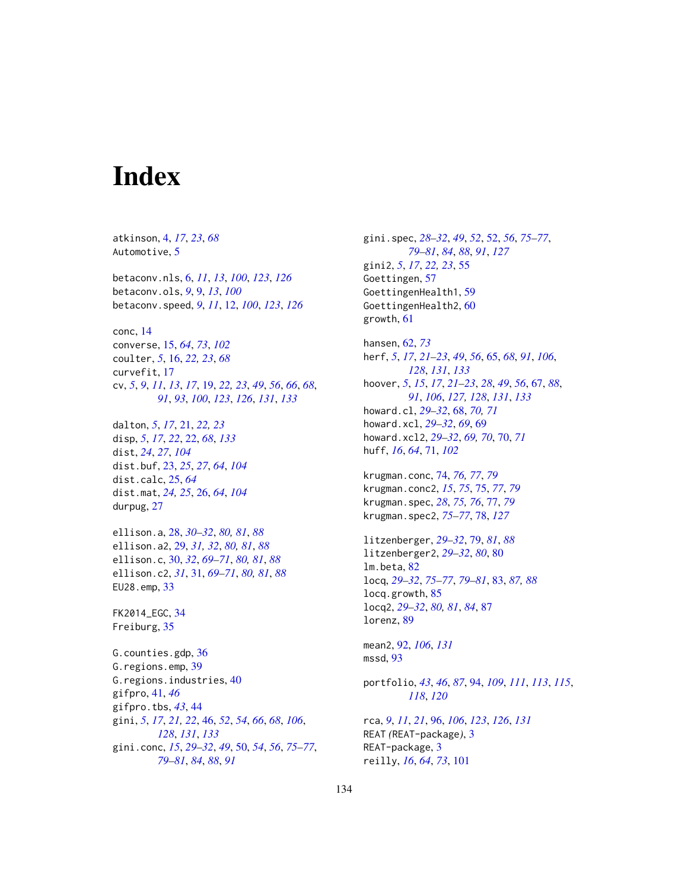# Index

atkinson, 4, *17*, *23*, *68*
Automotive, 5

betaconv.nls, 6, *11*, *13*, *100*, *123*, *126*
betaconv.ols, *9*, 9, *13*, *100*
betaconv.speed, *9*, *11*, 12, *100*, *123*, *126*

conc, 14
converse, 15, *64*, *73*, *102*
coulter, *5*, 16, *22*, *23*, *68*
curvefit, 17
cv, *5*, *9*, *11*, *13*, *17*, 19, *22*, *23*, *49*, *56*, *66*, *68*, *91*, *93*, *100*, *123*, *126*, *131*, *133*

dalton, *5*, *17*, 21, *22*, *23*
disp, *5*, *17*, *22*, 22, *68*, *133*
dist, *24*, *27*, *104*
dist.buf, 23, *25*, *27*, *64*, *104*
dist.calc, 25, *64*
dist.mat, *24*, *25*, 26, *64*, *104*
durpug, 27

ellison.a, 28, *30–32*, *80*, *81*, *88*
ellison.a2, 29, *31*, *32*, *80*, *81*, *88*
ellison.c, 30, *32*, *69–71*, *80*, *81*, *88*
ellison.c2, *31*, 31, *69–71*, *80*, *81*, *88*
EU28.emp, 33

FK2014_EGC, 34
Freiburg, 35

G.counties.gdp, 36
G.regions.emp, 39
G.regions.industries, 40
gifpro, 41, *46*
gifpro.tbs, *43*, 44
gini, *5*, *17*, *21*, *22*, 46, *52*, *54*, *66*, *68*, *106*, *128*, *131*, *133*
gini.conc, *15*, *29–32*, *49*, 50, *54*, *56*, *75–77*, *79–81*, *84*, *88*, *91*
gini.spec, *28–32*, *49*, *52*, 52, *56*, *75–77*, *79–81*, *84*, *88*, *91*, *127*
gini2, *5*, *17*, *22*, *23*, 55
Goettingen, 57
GoettingenHealth1, 59
GoettingenHealth2, 60
growth, 61

hansen, 62, *73*
herf, *5*, *17*, *21–23*, *49*, *56*, 65, *68*, *91*, *106*, *128*, *131*, *133*
hoover, *5*, *15*, *17*, *21–23*, *28*, *49*, *56*, 67, *88*, *91*, *106*, *127*, *128*, *131*, *133*
howard.cl, *29–32*, 68, *70*, *71*
howard.xcl, *29–32*, *69*, 69
howard.xcl2, *29–32*, *69*, *70*, 70, *71*
huff, *16*, *64*, 71, *102*

krugman.conc, 74, *76*, *77*, *79*
krugman.conc2, *15*, *75*, 75, *77*, *79*
krugman.spec, *28*, *75*, *76*, 77, *79*
krugman.spec2, *75–77*, 78, *127*

litzenberger, *29–32*, 79, *81*, *88*
litzenberger2, *29–32*, *80*, 80
lm.beta, 82
locq, *29–32*, *75–77*, *79–81*, 83, *87*, *88*
locq.growth, 85
locq2, *29–32*, *80*, *81*, *84*, 87
lorenz, 89

mean2, 92, *106*, *131*
mssd, 93

portfolio, *43*, *46*, *87*, 94, *109*, *111*, *113*, *115*, *118*, *120*

rca, *9*, *11*, *21*, 96, *106*, *123*, *126*, *131*
REAT *(*REAT-package*)*, 3
REAT-package, 3
reilly, *16*, *64*, *73*, 101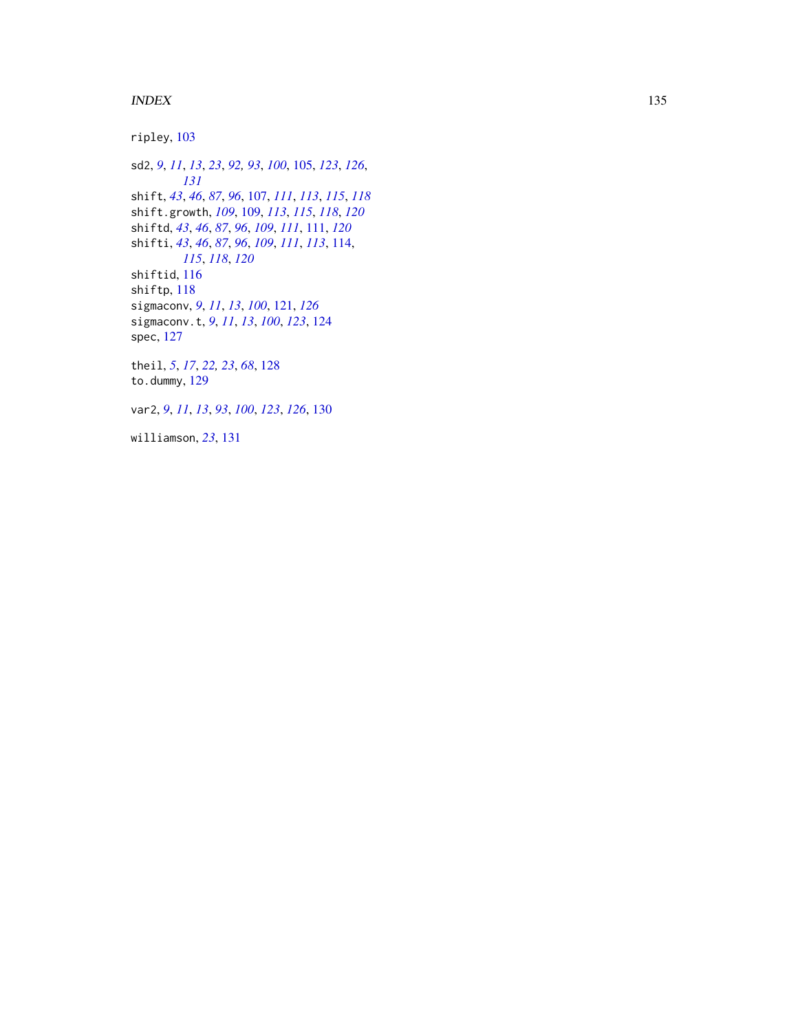ripley, 103

sd2, *9*, *11*, *13*, *23*, *92, 93*, *100*, 105, *123*, *126*, *131*
shift, *43*, *46*, *87*, *96*, 107, *111*, *113*, *115*, *118*
shift.growth, *109*, 109, *113*, *115*, *118*, *120*
shiftd, *43*, *46*, *87*, *96*, *109*, *111*, 111, *120*
shifti, *43*, *46*, *87*, *96*, *109*, *111*, *113*, 114, *115*, *118*, *120*
shiftid, 116
shiftp, 118
sigmaconv, *9*, *11*, *13*, *100*, 121, *126*
sigmaconv.t, *9*, *11*, *13*, *100*, *123*, 124
spec, 127

theil, *5*, *17*, *22, 23*, *68*, 128
to.dummy, 129

var2, *9*, *11*, *13*, *93*, *100*, *123*, *126*, 130

williamson, *23*, 131